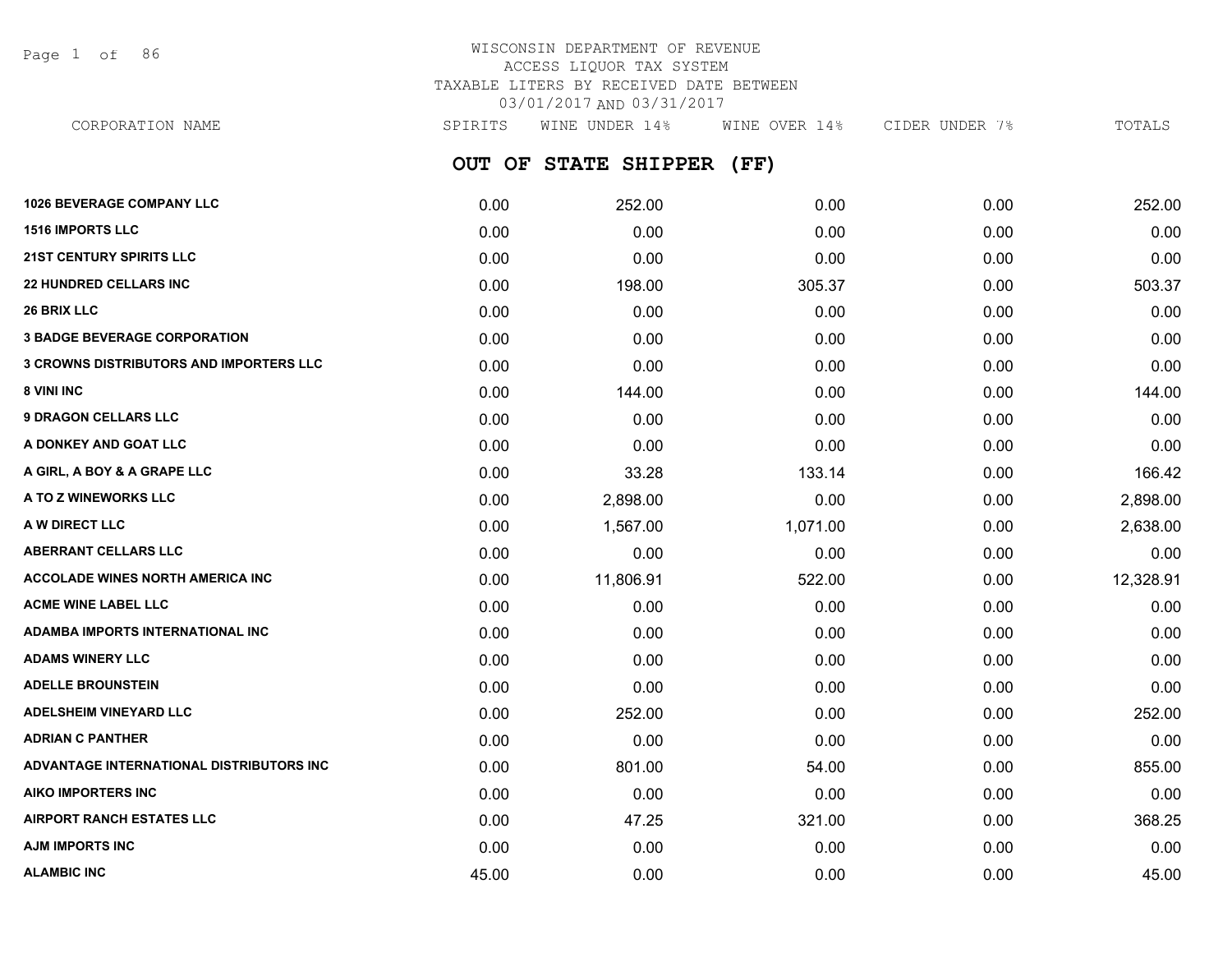# WISCONSIN DEPARTMENT OF REVENUE
## ACCESS LIQUOR TAX SYSTEM
## TAXABLE LITERS BY RECEIVED DATE BETWEEN 03/01/2017 AND 03/31/2017

## OUT OF STATE SHIPPER (FF)

| CORPORATION NAME | SPIRITS | WINE UNDER 14% | WINE OVER 14% | CIDER UNDER 7% | TOTALS |
|---|---|---|---|---|---|
| 1026 BEVERAGE COMPANY LLC | 0.00 | 252.00 | 0.00 | 0.00 | 252.00 |
| 1516 IMPORTS LLC | 0.00 | 0.00 | 0.00 | 0.00 | 0.00 |
| 21ST CENTURY SPIRITS LLC | 0.00 | 0.00 | 0.00 | 0.00 | 0.00 |
| 22 HUNDRED CELLARS INC | 0.00 | 198.00 | 305.37 | 0.00 | 503.37 |
| 26 BRIX LLC | 0.00 | 0.00 | 0.00 | 0.00 | 0.00 |
| 3 BADGE BEVERAGE CORPORATION | 0.00 | 0.00 | 0.00 | 0.00 | 0.00 |
| 3 CROWNS DISTRIBUTORS AND IMPORTERS LLC | 0.00 | 0.00 | 0.00 | 0.00 | 0.00 |
| 8 VINI INC | 0.00 | 144.00 | 0.00 | 0.00 | 144.00 |
| 9 DRAGON CELLARS LLC | 0.00 | 0.00 | 0.00 | 0.00 | 0.00 |
| A DONKEY AND GOAT LLC | 0.00 | 0.00 | 0.00 | 0.00 | 0.00 |
| A GIRL, A BOY & A GRAPE LLC | 0.00 | 33.28 | 133.14 | 0.00 | 166.42 |
| A TO Z WINEWORKS LLC | 0.00 | 2,898.00 | 0.00 | 0.00 | 2,898.00 |
| A W DIRECT LLC | 0.00 | 1,567.00 | 1,071.00 | 0.00 | 2,638.00 |
| ABERRANT CELLARS LLC | 0.00 | 0.00 | 0.00 | 0.00 | 0.00 |
| ACCOLADE WINES NORTH AMERICA INC | 0.00 | 11,806.91 | 522.00 | 0.00 | 12,328.91 |
| ACME WINE LABEL LLC | 0.00 | 0.00 | 0.00 | 0.00 | 0.00 |
| ADAMBA IMPORTS INTERNATIONAL INC | 0.00 | 0.00 | 0.00 | 0.00 | 0.00 |
| ADAMS WINERY LLC | 0.00 | 0.00 | 0.00 | 0.00 | 0.00 |
| ADELLE BROUNSTEIN | 0.00 | 0.00 | 0.00 | 0.00 | 0.00 |
| ADELSHEIM VINEYARD LLC | 0.00 | 252.00 | 0.00 | 0.00 | 252.00 |
| ADRIAN C PANTHER | 0.00 | 0.00 | 0.00 | 0.00 | 0.00 |
| ADVANTAGE INTERNATIONAL DISTRIBUTORS INC | 0.00 | 801.00 | 54.00 | 0.00 | 855.00 |
| AIKO IMPORTERS INC | 0.00 | 0.00 | 0.00 | 0.00 | 0.00 |
| AIRPORT RANCH ESTATES LLC | 0.00 | 47.25 | 321.00 | 0.00 | 368.25 |
| AJM IMPORTS INC | 0.00 | 0.00 | 0.00 | 0.00 | 0.00 |
| ALAMBIC INC | 45.00 | 0.00 | 0.00 | 0.00 | 45.00 |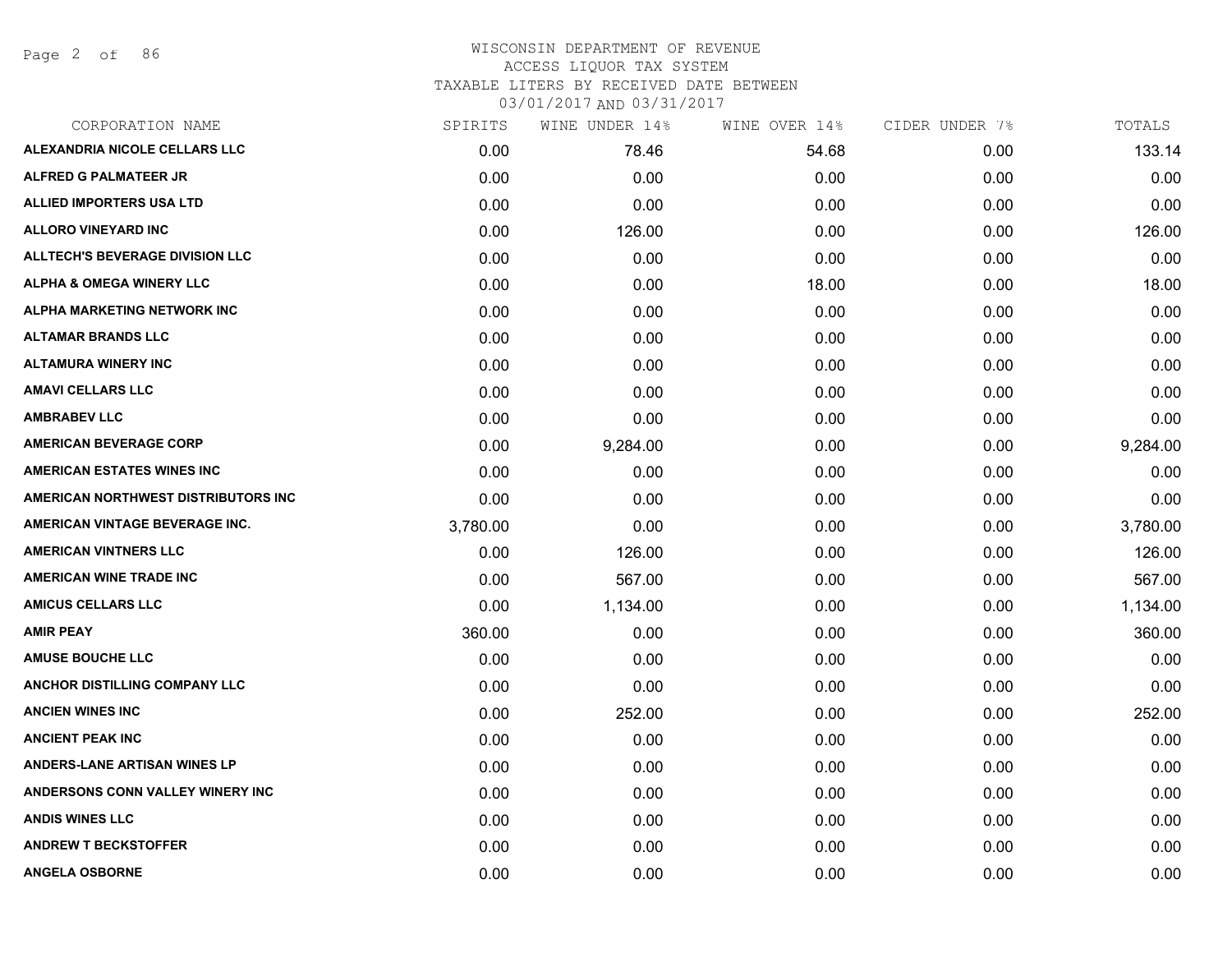WISCONSIN DEPARTMENT OF REVENUE
ACCESS LIQUOR TAX SYSTEM
TAXABLE LITERS BY RECEIVED DATE BETWEEN
03/01/2017 AND 03/31/2017

| CORPORATION NAME | SPIRITS | WINE UNDER 14% | WINE OVER 14% | CIDER UNDER 7% | TOTALS |
|---|---|---|---|---|---|
| ALEXANDRIA NICOLE CELLARS LLC | 0.00 | 78.46 | 54.68 | 0.00 | 133.14 |
| ALFRED G PALMATEER JR | 0.00 | 0.00 | 0.00 | 0.00 | 0.00 |
| ALLIED IMPORTERS USA LTD | 0.00 | 0.00 | 0.00 | 0.00 | 0.00 |
| ALLORO VINEYARD INC | 0.00 | 126.00 | 0.00 | 0.00 | 126.00 |
| ALLTECH'S BEVERAGE DIVISION LLC | 0.00 | 0.00 | 0.00 | 0.00 | 0.00 |
| ALPHA & OMEGA WINERY LLC | 0.00 | 0.00 | 18.00 | 0.00 | 18.00 |
| ALPHA MARKETING NETWORK INC | 0.00 | 0.00 | 0.00 | 0.00 | 0.00 |
| ALTAMAR BRANDS LLC | 0.00 | 0.00 | 0.00 | 0.00 | 0.00 |
| ALTAMURA WINERY INC | 0.00 | 0.00 | 0.00 | 0.00 | 0.00 |
| AMAVI CELLARS LLC | 0.00 | 0.00 | 0.00 | 0.00 | 0.00 |
| AMBRABEV LLC | 0.00 | 0.00 | 0.00 | 0.00 | 0.00 |
| AMERICAN BEVERAGE CORP | 0.00 | 9,284.00 | 0.00 | 0.00 | 9,284.00 |
| AMERICAN ESTATES WINES INC | 0.00 | 0.00 | 0.00 | 0.00 | 0.00 |
| AMERICAN NORTHWEST DISTRIBUTORS INC | 0.00 | 0.00 | 0.00 | 0.00 | 0.00 |
| AMERICAN VINTAGE BEVERAGE INC. | 3,780.00 | 0.00 | 0.00 | 0.00 | 3,780.00 |
| AMERICAN VINTNERS LLC | 0.00 | 126.00 | 0.00 | 0.00 | 126.00 |
| AMERICAN WINE TRADE INC | 0.00 | 567.00 | 0.00 | 0.00 | 567.00 |
| AMICUS CELLARS LLC | 0.00 | 1,134.00 | 0.00 | 0.00 | 1,134.00 |
| AMIR PEAY | 360.00 | 0.00 | 0.00 | 0.00 | 360.00 |
| AMUSE BOUCHE LLC | 0.00 | 0.00 | 0.00 | 0.00 | 0.00 |
| ANCHOR DISTILLING COMPANY LLC | 0.00 | 0.00 | 0.00 | 0.00 | 0.00 |
| ANCIEN WINES INC | 0.00 | 252.00 | 0.00 | 0.00 | 252.00 |
| ANCIENT PEAK INC | 0.00 | 0.00 | 0.00 | 0.00 | 0.00 |
| ANDERS-LANE ARTISAN WINES LP | 0.00 | 0.00 | 0.00 | 0.00 | 0.00 |
| ANDERSONS CONN VALLEY WINERY INC | 0.00 | 0.00 | 0.00 | 0.00 | 0.00 |
| ANDIS WINES LLC | 0.00 | 0.00 | 0.00 | 0.00 | 0.00 |
| ANDREW T BECKSTOFFER | 0.00 | 0.00 | 0.00 | 0.00 | 0.00 |
| ANGELA OSBORNE | 0.00 | 0.00 | 0.00 | 0.00 | 0.00 |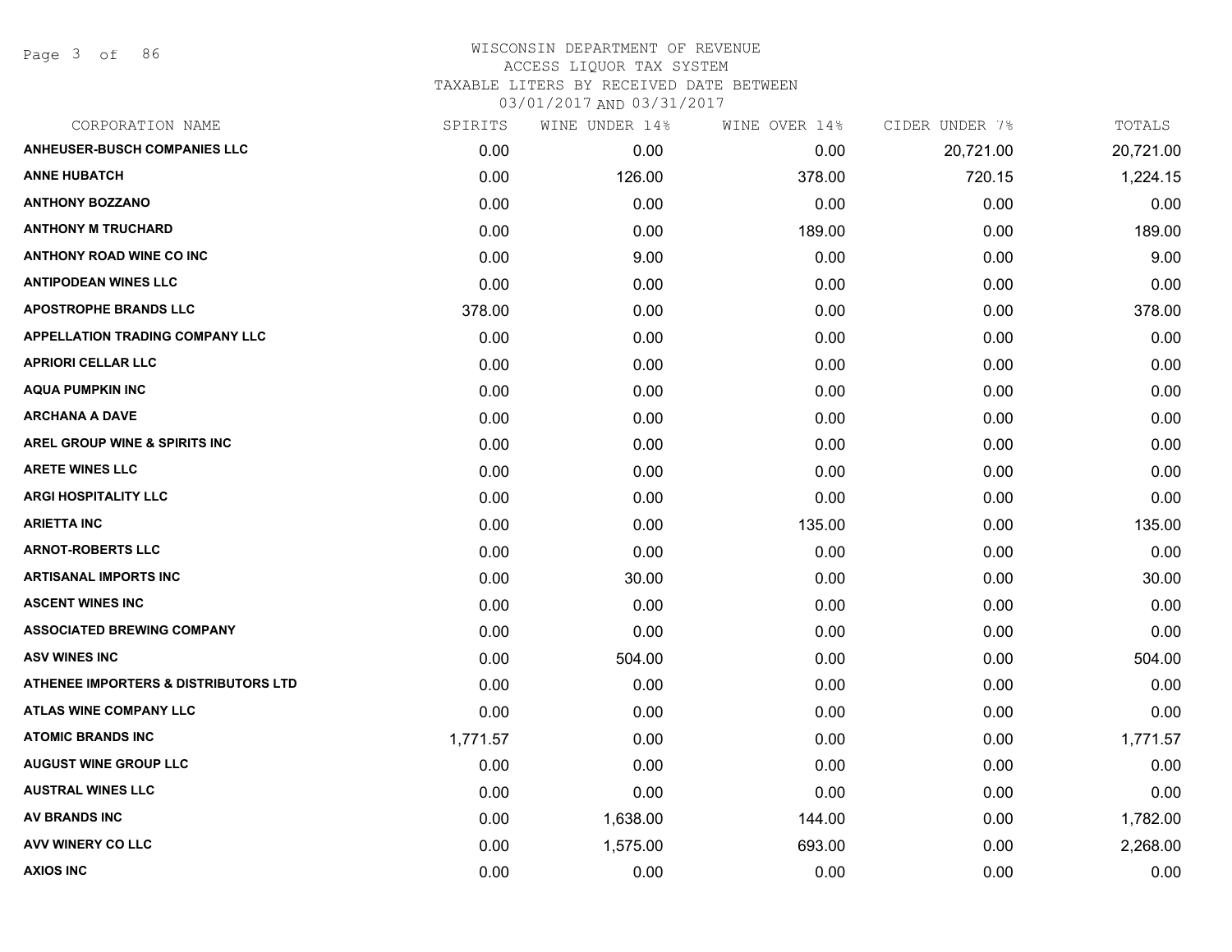# WISCONSIN DEPARTMENT OF REVENUE
## ACCESS LIQUOR TAX SYSTEM
### TAXABLE LITERS BY RECEIVED DATE BETWEEN 03/01/2017 AND 03/31/2017

| CORPORATION NAME | SPIRITS | WINE UNDER 14% | WINE OVER 14% | CIDER UNDER 7% | TOTALS |
|---|---|---|---|---|---|
| ANHEUSER-BUSCH COMPANIES LLC | 0.00 | 0.00 | 0.00 | 20,721.00 | 20,721.00 |
| ANNE HUBATCH | 0.00 | 126.00 | 378.00 | 720.15 | 1,224.15 |
| ANTHONY BOZZANO | 0.00 | 0.00 | 0.00 | 0.00 | 0.00 |
| ANTHONY M TRUCHARD | 0.00 | 0.00 | 189.00 | 0.00 | 189.00 |
| ANTHONY ROAD WINE CO INC | 0.00 | 9.00 | 0.00 | 0.00 | 9.00 |
| ANTIPODEAN WINES LLC | 0.00 | 0.00 | 0.00 | 0.00 | 0.00 |
| APOSTROPHE BRANDS LLC | 378.00 | 0.00 | 0.00 | 0.00 | 378.00 |
| APPELLATION TRADING COMPANY LLC | 0.00 | 0.00 | 0.00 | 0.00 | 0.00 |
| APRIORI CELLAR LLC | 0.00 | 0.00 | 0.00 | 0.00 | 0.00 |
| AQUA PUMPKIN INC | 0.00 | 0.00 | 0.00 | 0.00 | 0.00 |
| ARCHANA A DAVE | 0.00 | 0.00 | 0.00 | 0.00 | 0.00 |
| AREL GROUP WINE & SPIRITS INC | 0.00 | 0.00 | 0.00 | 0.00 | 0.00 |
| ARETE WINES LLC | 0.00 | 0.00 | 0.00 | 0.00 | 0.00 |
| ARGI HOSPITALITY LLC | 0.00 | 0.00 | 0.00 | 0.00 | 0.00 |
| ARIETTA INC | 0.00 | 0.00 | 135.00 | 0.00 | 135.00 |
| ARNOT-ROBERTS LLC | 0.00 | 0.00 | 0.00 | 0.00 | 0.00 |
| ARTISANAL IMPORTS INC | 0.00 | 30.00 | 0.00 | 0.00 | 30.00 |
| ASCENT WINES INC | 0.00 | 0.00 | 0.00 | 0.00 | 0.00 |
| ASSOCIATED BREWING COMPANY | 0.00 | 0.00 | 0.00 | 0.00 | 0.00 |
| ASV WINES INC | 0.00 | 504.00 | 0.00 | 0.00 | 504.00 |
| ATHENEE IMPORTERS & DISTRIBUTORS LTD | 0.00 | 0.00 | 0.00 | 0.00 | 0.00 |
| ATLAS WINE COMPANY LLC | 0.00 | 0.00 | 0.00 | 0.00 | 0.00 |
| ATOMIC BRANDS INC | 1,771.57 | 0.00 | 0.00 | 0.00 | 1,771.57 |
| AUGUST WINE GROUP LLC | 0.00 | 0.00 | 0.00 | 0.00 | 0.00 |
| AUSTRAL WINES LLC | 0.00 | 0.00 | 0.00 | 0.00 | 0.00 |
| AV BRANDS INC | 0.00 | 1,638.00 | 144.00 | 0.00 | 1,782.00 |
| AVV WINERY CO LLC | 0.00 | 1,575.00 | 693.00 | 0.00 | 2,268.00 |
| AXIOS INC | 0.00 | 0.00 | 0.00 | 0.00 | 0.00 |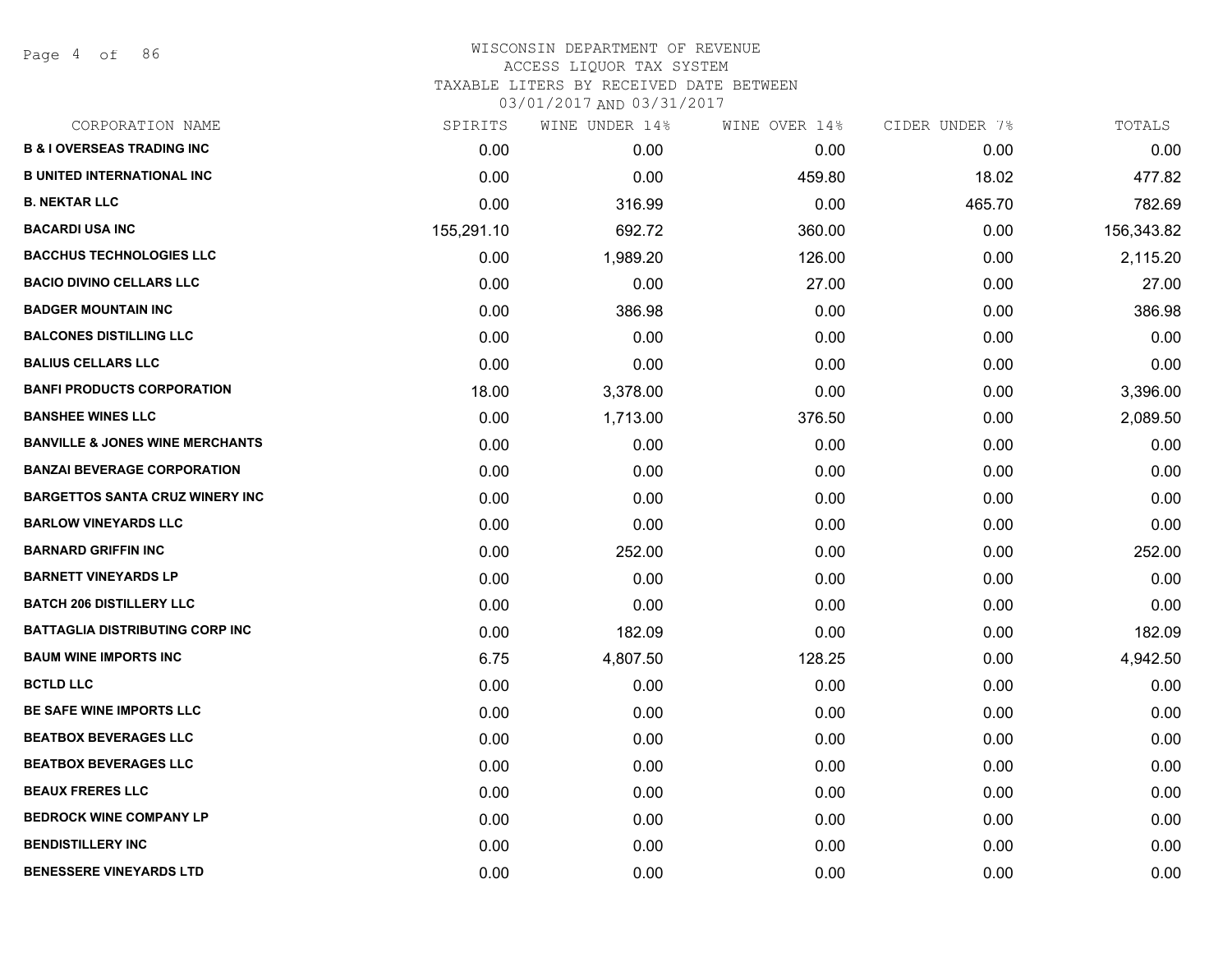WISCONSIN DEPARTMENT OF REVENUE
ACCESS LIQUOR TAX SYSTEM
TAXABLE LITERS BY RECEIVED DATE BETWEEN
03/01/2017 AND 03/31/2017

| CORPORATION NAME | SPIRITS | WINE UNDER 14% | WINE OVER 14% | CIDER UNDER 7% | TOTALS |
|---|---|---|---|---|---|
| **B & I OVERSEAS TRADING INC** | 0.00 | 0.00 | 0.00 | 0.00 | 0.00 |
| **B UNITED INTERNATIONAL INC** | 0.00 | 0.00 | 459.80 | 18.02 | 477.82 |
| **B. NEKTAR LLC** | 0.00 | 316.99 | 0.00 | 465.70 | 782.69 |
| **BACARDI USA INC** | 155,291.10 | 692.72 | 360.00 | 0.00 | 156,343.82 |
| **BACCHUS TECHNOLOGIES LLC** | 0.00 | 1,989.20 | 126.00 | 0.00 | 2,115.20 |
| **BACIO DIVINO CELLARS LLC** | 0.00 | 0.00 | 27.00 | 0.00 | 27.00 |
| **BADGER MOUNTAIN INC** | 0.00 | 386.98 | 0.00 | 0.00 | 386.98 |
| **BALCONES DISTILLING LLC** | 0.00 | 0.00 | 0.00 | 0.00 | 0.00 |
| **BALIUS CELLARS LLC** | 0.00 | 0.00 | 0.00 | 0.00 | 0.00 |
| **BANFI PRODUCTS CORPORATION** | 18.00 | 3,378.00 | 0.00 | 0.00 | 3,396.00 |
| **BANSHEE WINES LLC** | 0.00 | 1,713.00 | 376.50 | 0.00 | 2,089.50 |
| **BANVILLE & JONES WINE MERCHANTS** | 0.00 | 0.00 | 0.00 | 0.00 | 0.00 |
| **BANZAI BEVERAGE CORPORATION** | 0.00 | 0.00 | 0.00 | 0.00 | 0.00 |
| **BARGETTOS SANTA CRUZ WINERY INC** | 0.00 | 0.00 | 0.00 | 0.00 | 0.00 |
| **BARLOW VINEYARDS LLC** | 0.00 | 0.00 | 0.00 | 0.00 | 0.00 |
| **BARNARD GRIFFIN INC** | 0.00 | 252.00 | 0.00 | 0.00 | 252.00 |
| **BARNETT VINEYARDS LP** | 0.00 | 0.00 | 0.00 | 0.00 | 0.00 |
| **BATCH 206 DISTILLERY LLC** | 0.00 | 0.00 | 0.00 | 0.00 | 0.00 |
| **BATTAGLIA DISTRIBUTING CORP INC** | 0.00 | 182.09 | 0.00 | 0.00 | 182.09 |
| **BAUM WINE IMPORTS INC** | 6.75 | 4,807.50 | 128.25 | 0.00 | 4,942.50 |
| **BCTLD LLC** | 0.00 | 0.00 | 0.00 | 0.00 | 0.00 |
| **BE SAFE WINE IMPORTS LLC** | 0.00 | 0.00 | 0.00 | 0.00 | 0.00 |
| **BEATBOX BEVERAGES LLC** | 0.00 | 0.00 | 0.00 | 0.00 | 0.00 |
| **BEATBOX BEVERAGES LLC** | 0.00 | 0.00 | 0.00 | 0.00 | 0.00 |
| **BEAUX FRERES LLC** | 0.00 | 0.00 | 0.00 | 0.00 | 0.00 |
| **BEDROCK WINE COMPANY LP** | 0.00 | 0.00 | 0.00 | 0.00 | 0.00 |
| **BENDISTILLERY INC** | 0.00 | 0.00 | 0.00 | 0.00 | 0.00 |
| **BENESSERE VINEYARDS LTD** | 0.00 | 0.00 | 0.00 | 0.00 | 0.00 |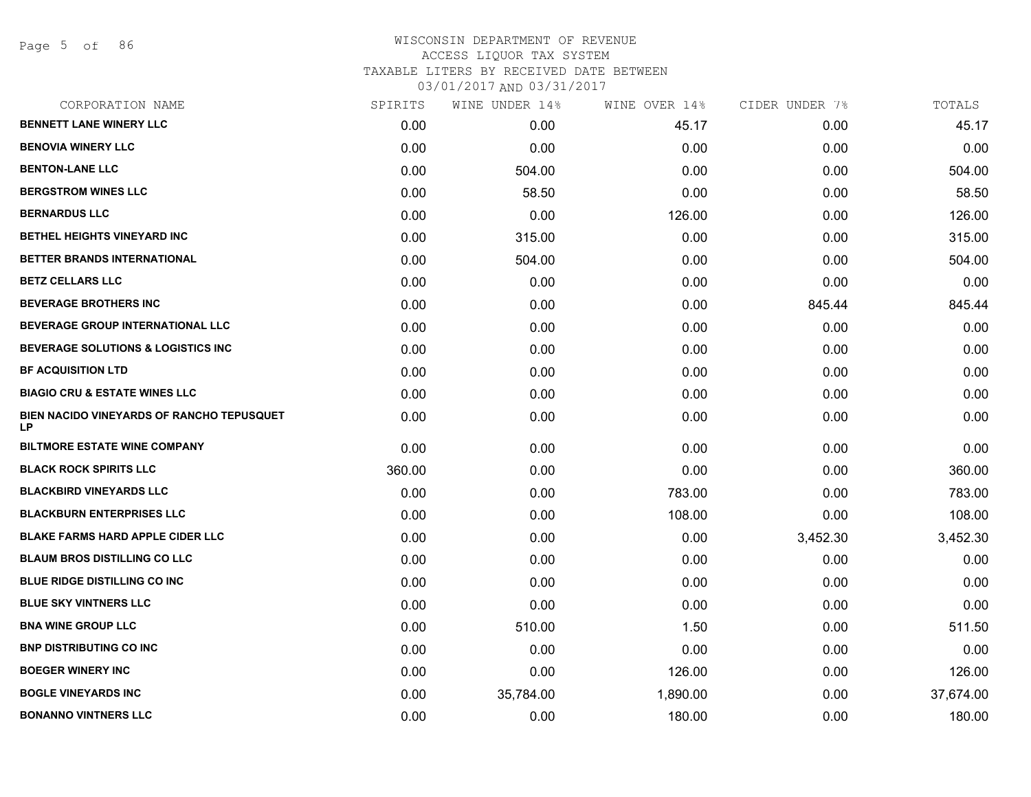# WISCONSIN DEPARTMENT OF REVENUE
## ACCESS LIQUOR TAX SYSTEM
## TAXABLE LITERS BY RECEIVED DATE BETWEEN 03/01/2017 AND 03/31/2017

| CORPORATION NAME | SPIRITS | WINE UNDER 14% | WINE OVER 14% | CIDER UNDER 7% | TOTALS |
|---|---|---|---|---|---|
| BENNETT LANE WINERY LLC | 0.00 | 0.00 | 45.17 | 0.00 | 45.17 |
| BENOVIA WINERY LLC | 0.00 | 0.00 | 0.00 | 0.00 | 0.00 |
| BENTON-LANE LLC | 0.00 | 504.00 | 0.00 | 0.00 | 504.00 |
| BERGSTROM WINES LLC | 0.00 | 58.50 | 0.00 | 0.00 | 58.50 |
| BERNARDUS LLC | 0.00 | 0.00 | 126.00 | 0.00 | 126.00 |
| BETHEL HEIGHTS VINEYARD INC | 0.00 | 315.00 | 0.00 | 0.00 | 315.00 |
| BETTER BRANDS INTERNATIONAL | 0.00 | 504.00 | 0.00 | 0.00 | 504.00 |
| BETZ CELLARS LLC | 0.00 | 0.00 | 0.00 | 0.00 | 0.00 |
| BEVERAGE BROTHERS INC | 0.00 | 0.00 | 0.00 | 845.44 | 845.44 |
| BEVERAGE GROUP INTERNATIONAL LLC | 0.00 | 0.00 | 0.00 | 0.00 | 0.00 |
| BEVERAGE SOLUTIONS & LOGISTICS INC | 0.00 | 0.00 | 0.00 | 0.00 | 0.00 |
| BF ACQUISITION LTD | 0.00 | 0.00 | 0.00 | 0.00 | 0.00 |
| BIAGIO CRU & ESTATE WINES LLC | 0.00 | 0.00 | 0.00 | 0.00 | 0.00 |
| BIEN NACIDO VINEYARDS OF RANCHO TEPUSQUET LP | 0.00 | 0.00 | 0.00 | 0.00 | 0.00 |
| BILTMORE ESTATE WINE COMPANY | 0.00 | 0.00 | 0.00 | 0.00 | 0.00 |
| BLACK ROCK SPIRITS LLC | 360.00 | 0.00 | 0.00 | 0.00 | 360.00 |
| BLACKBIRD VINEYARDS LLC | 0.00 | 0.00 | 783.00 | 0.00 | 783.00 |
| BLACKBURN ENTERPRISES LLC | 0.00 | 0.00 | 108.00 | 0.00 | 108.00 |
| BLAKE FARMS HARD APPLE CIDER LLC | 0.00 | 0.00 | 0.00 | 3,452.30 | 3,452.30 |
| BLAUM BROS DISTILLING CO LLC | 0.00 | 0.00 | 0.00 | 0.00 | 0.00 |
| BLUE RIDGE DISTILLING CO INC | 0.00 | 0.00 | 0.00 | 0.00 | 0.00 |
| BLUE SKY VINTNERS LLC | 0.00 | 0.00 | 0.00 | 0.00 | 0.00 |
| BNA WINE GROUP LLC | 0.00 | 510.00 | 1.50 | 0.00 | 511.50 |
| BNP DISTRIBUTING CO INC | 0.00 | 0.00 | 0.00 | 0.00 | 0.00 |
| BOEGER WINERY INC | 0.00 | 0.00 | 126.00 | 0.00 | 126.00 |
| BOGLE VINEYARDS INC | 0.00 | 35,784.00 | 1,890.00 | 0.00 | 37,674.00 |
| BONANNO VINTNERS LLC | 0.00 | 0.00 | 180.00 | 0.00 | 180.00 |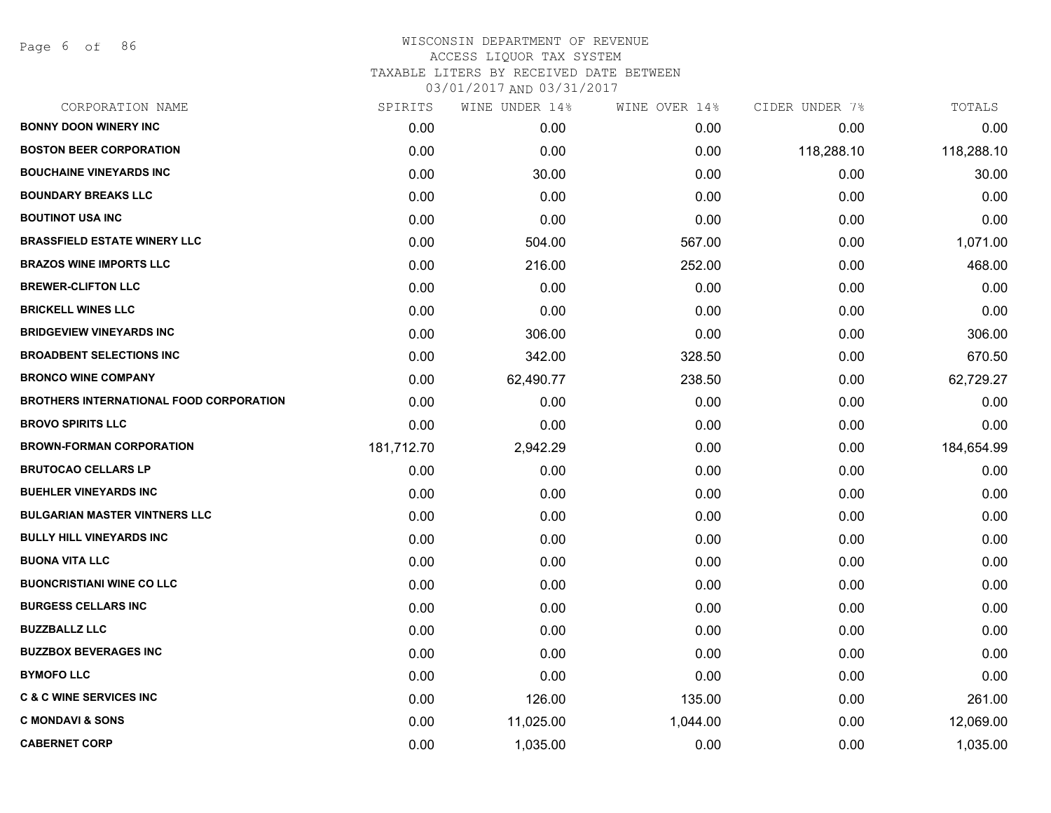WISCONSIN DEPARTMENT OF REVENUE
ACCESS LIQUOR TAX SYSTEM
TAXABLE LITERS BY RECEIVED DATE BETWEEN
03/01/2017 AND 03/31/2017

| CORPORATION NAME | SPIRITS | WINE UNDER 14% | WINE OVER 14% | CIDER UNDER 7% | TOTALS |
|---|---|---|---|---|---|
| BONNY DOON WINERY INC | 0.00 | 0.00 | 0.00 | 0.00 | 0.00 |
| BOSTON BEER CORPORATION | 0.00 | 0.00 | 0.00 | 118,288.10 | 118,288.10 |
| BOUCHAINE VINEYARDS INC | 0.00 | 30.00 | 0.00 | 0.00 | 30.00 |
| BOUNDARY BREAKS LLC | 0.00 | 0.00 | 0.00 | 0.00 | 0.00 |
| BOUTINOT USA INC | 0.00 | 0.00 | 0.00 | 0.00 | 0.00 |
| BRASSFIELD ESTATE WINERY LLC | 0.00 | 504.00 | 567.00 | 0.00 | 1,071.00 |
| BRAZOS WINE IMPORTS LLC | 0.00 | 216.00 | 252.00 | 0.00 | 468.00 |
| BREWER-CLIFTON LLC | 0.00 | 0.00 | 0.00 | 0.00 | 0.00 |
| BRICKELL WINES LLC | 0.00 | 0.00 | 0.00 | 0.00 | 0.00 |
| BRIDGEVIEW VINEYARDS INC | 0.00 | 306.00 | 0.00 | 0.00 | 306.00 |
| BROADBENT SELECTIONS INC | 0.00 | 342.00 | 328.50 | 0.00 | 670.50 |
| BRONCO WINE COMPANY | 0.00 | 62,490.77 | 238.50 | 0.00 | 62,729.27 |
| BROTHERS INTERNATIONAL FOOD CORPORATION | 0.00 | 0.00 | 0.00 | 0.00 | 0.00 |
| BROVO SPIRITS LLC | 0.00 | 0.00 | 0.00 | 0.00 | 0.00 |
| BROWN-FORMAN CORPORATION | 181,712.70 | 2,942.29 | 0.00 | 0.00 | 184,654.99 |
| BRUTOCAO CELLARS LP | 0.00 | 0.00 | 0.00 | 0.00 | 0.00 |
| BUEHLER VINEYARDS INC | 0.00 | 0.00 | 0.00 | 0.00 | 0.00 |
| BULGARIAN MASTER VINTNERS LLC | 0.00 | 0.00 | 0.00 | 0.00 | 0.00 |
| BULLY HILL VINEYARDS INC | 0.00 | 0.00 | 0.00 | 0.00 | 0.00 |
| BUONA VITA LLC | 0.00 | 0.00 | 0.00 | 0.00 | 0.00 |
| BUONCRISTIANI WINE CO LLC | 0.00 | 0.00 | 0.00 | 0.00 | 0.00 |
| BURGESS CELLARS INC | 0.00 | 0.00 | 0.00 | 0.00 | 0.00 |
| BUZZBALLZ LLC | 0.00 | 0.00 | 0.00 | 0.00 | 0.00 |
| BUZZBOX BEVERAGES INC | 0.00 | 0.00 | 0.00 | 0.00 | 0.00 |
| BYMOFO LLC | 0.00 | 0.00 | 0.00 | 0.00 | 0.00 |
| C & C WINE SERVICES INC | 0.00 | 126.00 | 135.00 | 0.00 | 261.00 |
| C MONDAVI & SONS | 0.00 | 11,025.00 | 1,044.00 | 0.00 | 12,069.00 |
| CABERNET CORP | 0.00 | 1,035.00 | 0.00 | 0.00 | 1,035.00 |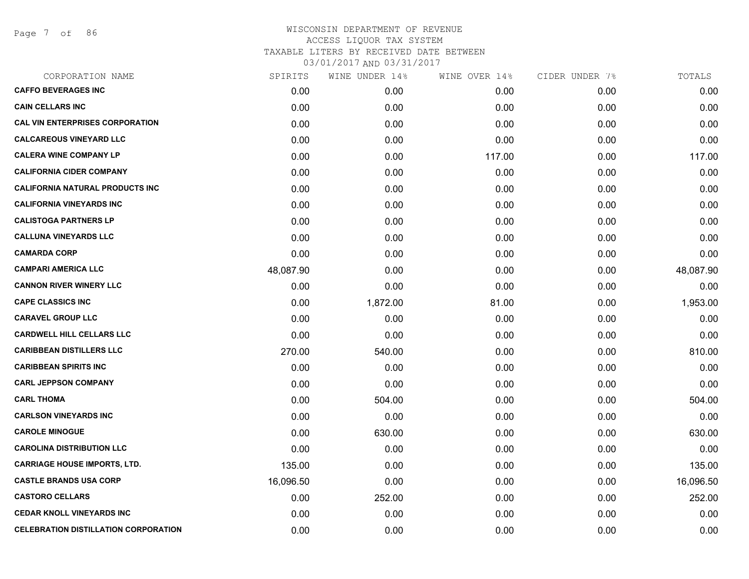WISCONSIN DEPARTMENT OF REVENUE
ACCESS LIQUOR TAX SYSTEM
TAXABLE LITERS BY RECEIVED DATE BETWEEN
03/01/2017 AND 03/31/2017

| CORPORATION NAME | SPIRITS | WINE UNDER 14% | WINE OVER 14% | CIDER UNDER 7% | TOTALS |
|---|---|---|---|---|---|
| **CAFFO BEVERAGES INC** | 0.00 | 0.00 | 0.00 | 0.00 | 0.00 |
| **CAIN CELLARS INC** | 0.00 | 0.00 | 0.00 | 0.00 | 0.00 |
| **CAL VIN ENTERPRISES CORPORATION** | 0.00 | 0.00 | 0.00 | 0.00 | 0.00 |
| **CALCAREOUS VINEYARD LLC** | 0.00 | 0.00 | 0.00 | 0.00 | 0.00 |
| **CALERA WINE COMPANY LP** | 0.00 | 0.00 | 117.00 | 0.00 | 117.00 |
| **CALIFORNIA CIDER COMPANY** | 0.00 | 0.00 | 0.00 | 0.00 | 0.00 |
| **CALIFORNIA NATURAL PRODUCTS INC** | 0.00 | 0.00 | 0.00 | 0.00 | 0.00 |
| **CALIFORNIA VINEYARDS INC** | 0.00 | 0.00 | 0.00 | 0.00 | 0.00 |
| **CALISTOGA PARTNERS LP** | 0.00 | 0.00 | 0.00 | 0.00 | 0.00 |
| **CALLUNA VINEYARDS LLC** | 0.00 | 0.00 | 0.00 | 0.00 | 0.00 |
| **CAMARDA CORP** | 0.00 | 0.00 | 0.00 | 0.00 | 0.00 |
| **CAMPARI AMERICA LLC** | 48,087.90 | 0.00 | 0.00 | 0.00 | 48,087.90 |
| **CANNON RIVER WINERY LLC** | 0.00 | 0.00 | 0.00 | 0.00 | 0.00 |
| **CAPE CLASSICS INC** | 0.00 | 1,872.00 | 81.00 | 0.00 | 1,953.00 |
| **CARAVEL GROUP LLC** | 0.00 | 0.00 | 0.00 | 0.00 | 0.00 |
| **CARDWELL HILL CELLARS LLC** | 0.00 | 0.00 | 0.00 | 0.00 | 0.00 |
| **CARIBBEAN DISTILLERS LLC** | 270.00 | 540.00 | 0.00 | 0.00 | 810.00 |
| **CARIBBEAN SPIRITS INC** | 0.00 | 0.00 | 0.00 | 0.00 | 0.00 |
| **CARL JEPPSON COMPANY** | 0.00 | 0.00 | 0.00 | 0.00 | 0.00 |
| **CARL THOMA** | 0.00 | 504.00 | 0.00 | 0.00 | 504.00 |
| **CARLSON VINEYARDS INC** | 0.00 | 0.00 | 0.00 | 0.00 | 0.00 |
| **CAROLE MINOGUE** | 0.00 | 630.00 | 0.00 | 0.00 | 630.00 |
| **CAROLINA DISTRIBUTION LLC** | 0.00 | 0.00 | 0.00 | 0.00 | 0.00 |
| **CARRIAGE HOUSE IMPORTS, LTD.** | 135.00 | 0.00 | 0.00 | 0.00 | 135.00 |
| **CASTLE BRANDS USA CORP** | 16,096.50 | 0.00 | 0.00 | 0.00 | 16,096.50 |
| **CASTORO CELLARS** | 0.00 | 252.00 | 0.00 | 0.00 | 252.00 |
| **CEDAR KNOLL VINEYARDS INC** | 0.00 | 0.00 | 0.00 | 0.00 | 0.00 |
| **CELEBRATION DISTILLATION CORPORATION** | 0.00 | 0.00 | 0.00 | 0.00 | 0.00 |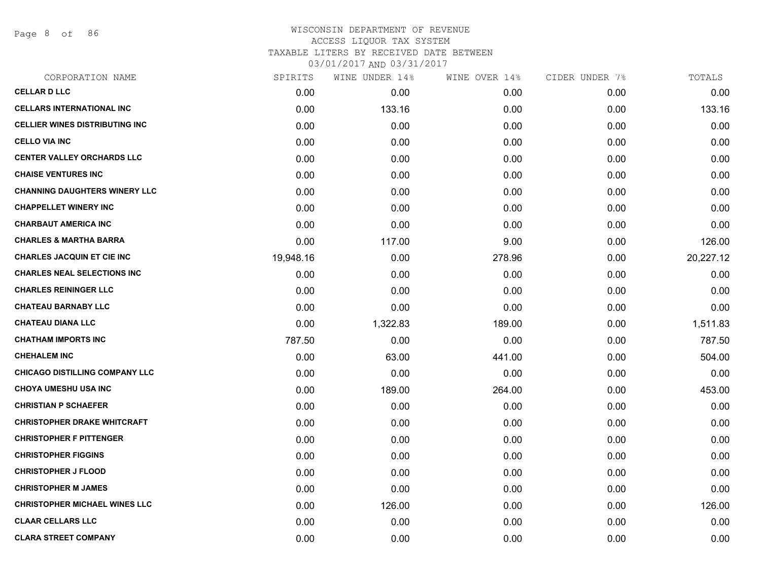# WISCONSIN DEPARTMENT OF REVENUE
## ACCESS LIQUOR TAX SYSTEM
### TAXABLE LITERS BY RECEIVED DATE BETWEEN 03/01/2017 AND 03/31/2017

| CORPORATION NAME | SPIRITS | WINE UNDER 14% | WINE OVER 14% | CIDER UNDER 7% | TOTALS |
|---|---|---|---|---|---|
| CELLAR D LLC | 0.00 | 0.00 | 0.00 | 0.00 | 0.00 |
| CELLARS INTERNATIONAL INC | 0.00 | 133.16 | 0.00 | 0.00 | 133.16 |
| CELLIER WINES DISTRIBUTING INC | 0.00 | 0.00 | 0.00 | 0.00 | 0.00 |
| CELLO VIA INC | 0.00 | 0.00 | 0.00 | 0.00 | 0.00 |
| CENTER VALLEY ORCHARDS LLC | 0.00 | 0.00 | 0.00 | 0.00 | 0.00 |
| CHAISE VENTURES INC | 0.00 | 0.00 | 0.00 | 0.00 | 0.00 |
| CHANNING DAUGHTERS WINERY LLC | 0.00 | 0.00 | 0.00 | 0.00 | 0.00 |
| CHAPPELLET WINERY INC | 0.00 | 0.00 | 0.00 | 0.00 | 0.00 |
| CHARBAUT AMERICA INC | 0.00 | 0.00 | 0.00 | 0.00 | 0.00 |
| CHARLES & MARTHA BARRA | 0.00 | 117.00 | 9.00 | 0.00 | 126.00 |
| CHARLES JACQUIN ET CIE INC | 19,948.16 | 0.00 | 278.96 | 0.00 | 20,227.12 |
| CHARLES NEAL SELECTIONS INC | 0.00 | 0.00 | 0.00 | 0.00 | 0.00 |
| CHARLES REININGER LLC | 0.00 | 0.00 | 0.00 | 0.00 | 0.00 |
| CHATEAU BARNABY LLC | 0.00 | 0.00 | 0.00 | 0.00 | 0.00 |
| CHATEAU DIANA LLC | 0.00 | 1,322.83 | 189.00 | 0.00 | 1,511.83 |
| CHATHAM IMPORTS INC | 787.50 | 0.00 | 0.00 | 0.00 | 787.50 |
| CHEHALEM INC | 0.00 | 63.00 | 441.00 | 0.00 | 504.00 |
| CHICAGO DISTILLING COMPANY LLC | 0.00 | 0.00 | 0.00 | 0.00 | 0.00 |
| CHOYA UMESHU USA INC | 0.00 | 189.00 | 264.00 | 0.00 | 453.00 |
| CHRISTIAN P SCHAEFER | 0.00 | 0.00 | 0.00 | 0.00 | 0.00 |
| CHRISTOPHER DRAKE WHITCRAFT | 0.00 | 0.00 | 0.00 | 0.00 | 0.00 |
| CHRISTOPHER F PITTENGER | 0.00 | 0.00 | 0.00 | 0.00 | 0.00 |
| CHRISTOPHER FIGGINS | 0.00 | 0.00 | 0.00 | 0.00 | 0.00 |
| CHRISTOPHER J FLOOD | 0.00 | 0.00 | 0.00 | 0.00 | 0.00 |
| CHRISTOPHER M JAMES | 0.00 | 0.00 | 0.00 | 0.00 | 0.00 |
| CHRISTOPHER MICHAEL WINES LLC | 0.00 | 126.00 | 0.00 | 0.00 | 126.00 |
| CLAAR CELLARS LLC | 0.00 | 0.00 | 0.00 | 0.00 | 0.00 |
| CLARA STREET COMPANY | 0.00 | 0.00 | 0.00 | 0.00 | 0.00 |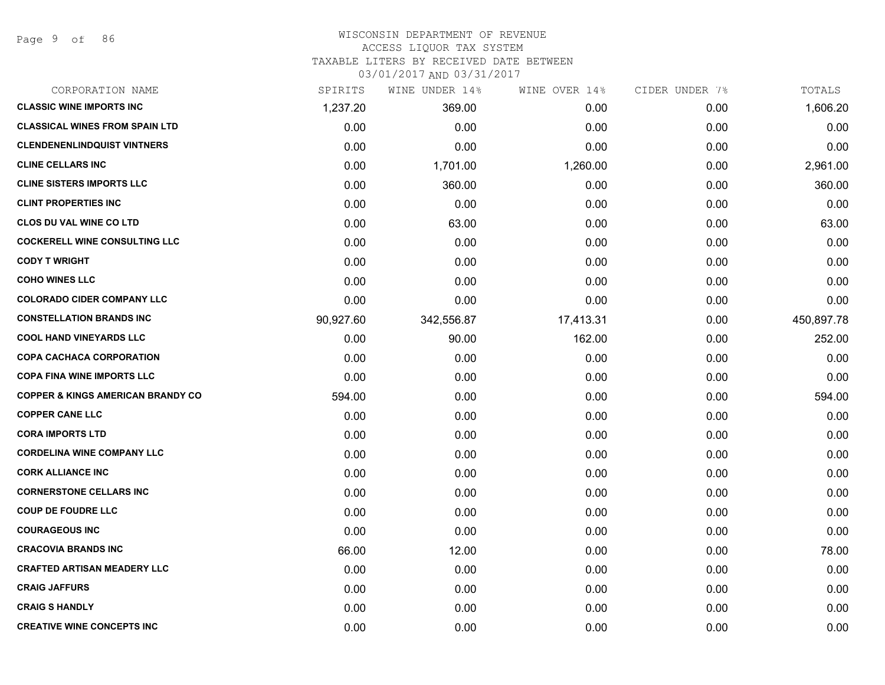WISCONSIN DEPARTMENT OF REVENUE
ACCESS LIQUOR TAX SYSTEM
TAXABLE LITERS BY RECEIVED DATE BETWEEN
03/01/2017 AND 03/31/2017

| CORPORATION NAME | SPIRITS | WINE UNDER 14% | WINE OVER 14% | CIDER UNDER 7% | TOTALS |
|---|---|---|---|---|---|
| CLASSIC WINE IMPORTS INC | 1,237.20 | 369.00 | 0.00 | 0.00 | 1,606.20 |
| CLASSICAL WINES FROM SPAIN LTD | 0.00 | 0.00 | 0.00 | 0.00 | 0.00 |
| CLENDENENLINDQUIST VINTNERS | 0.00 | 0.00 | 0.00 | 0.00 | 0.00 |
| CLINE CELLARS INC | 0.00 | 1,701.00 | 1,260.00 | 0.00 | 2,961.00 |
| CLINE SISTERS IMPORTS LLC | 0.00 | 360.00 | 0.00 | 0.00 | 360.00 |
| CLINT PROPERTIES INC | 0.00 | 0.00 | 0.00 | 0.00 | 0.00 |
| CLOS DU VAL WINE CO LTD | 0.00 | 63.00 | 0.00 | 0.00 | 63.00 |
| COCKERELL WINE CONSULTING LLC | 0.00 | 0.00 | 0.00 | 0.00 | 0.00 |
| CODY T WRIGHT | 0.00 | 0.00 | 0.00 | 0.00 | 0.00 |
| COHO WINES LLC | 0.00 | 0.00 | 0.00 | 0.00 | 0.00 |
| COLORADO CIDER COMPANY LLC | 0.00 | 0.00 | 0.00 | 0.00 | 0.00 |
| CONSTELLATION BRANDS INC | 90,927.60 | 342,556.87 | 17,413.31 | 0.00 | 450,897.78 |
| COOL HAND VINEYARDS LLC | 0.00 | 90.00 | 162.00 | 0.00 | 252.00 |
| COPA CACHACA CORPORATION | 0.00 | 0.00 | 0.00 | 0.00 | 0.00 |
| COPA FINA WINE IMPORTS LLC | 0.00 | 0.00 | 0.00 | 0.00 | 0.00 |
| COPPER & KINGS AMERICAN BRANDY CO | 594.00 | 0.00 | 0.00 | 0.00 | 594.00 |
| COPPER CANE LLC | 0.00 | 0.00 | 0.00 | 0.00 | 0.00 |
| CORA IMPORTS LTD | 0.00 | 0.00 | 0.00 | 0.00 | 0.00 |
| CORDELINA WINE COMPANY LLC | 0.00 | 0.00 | 0.00 | 0.00 | 0.00 |
| CORK ALLIANCE INC | 0.00 | 0.00 | 0.00 | 0.00 | 0.00 |
| CORNERSTONE CELLARS INC | 0.00 | 0.00 | 0.00 | 0.00 | 0.00 |
| COUP DE FOUDRE LLC | 0.00 | 0.00 | 0.00 | 0.00 | 0.00 |
| COURAGEOUS INC | 0.00 | 0.00 | 0.00 | 0.00 | 0.00 |
| CRACOVIA BRANDS INC | 66.00 | 12.00 | 0.00 | 0.00 | 78.00 |
| CRAFTED ARTISAN MEADERY LLC | 0.00 | 0.00 | 0.00 | 0.00 | 0.00 |
| CRAIG JAFFURS | 0.00 | 0.00 | 0.00 | 0.00 | 0.00 |
| CRAIG S HANDLY | 0.00 | 0.00 | 0.00 | 0.00 | 0.00 |
| CREATIVE WINE CONCEPTS INC | 0.00 | 0.00 | 0.00 | 0.00 | 0.00 |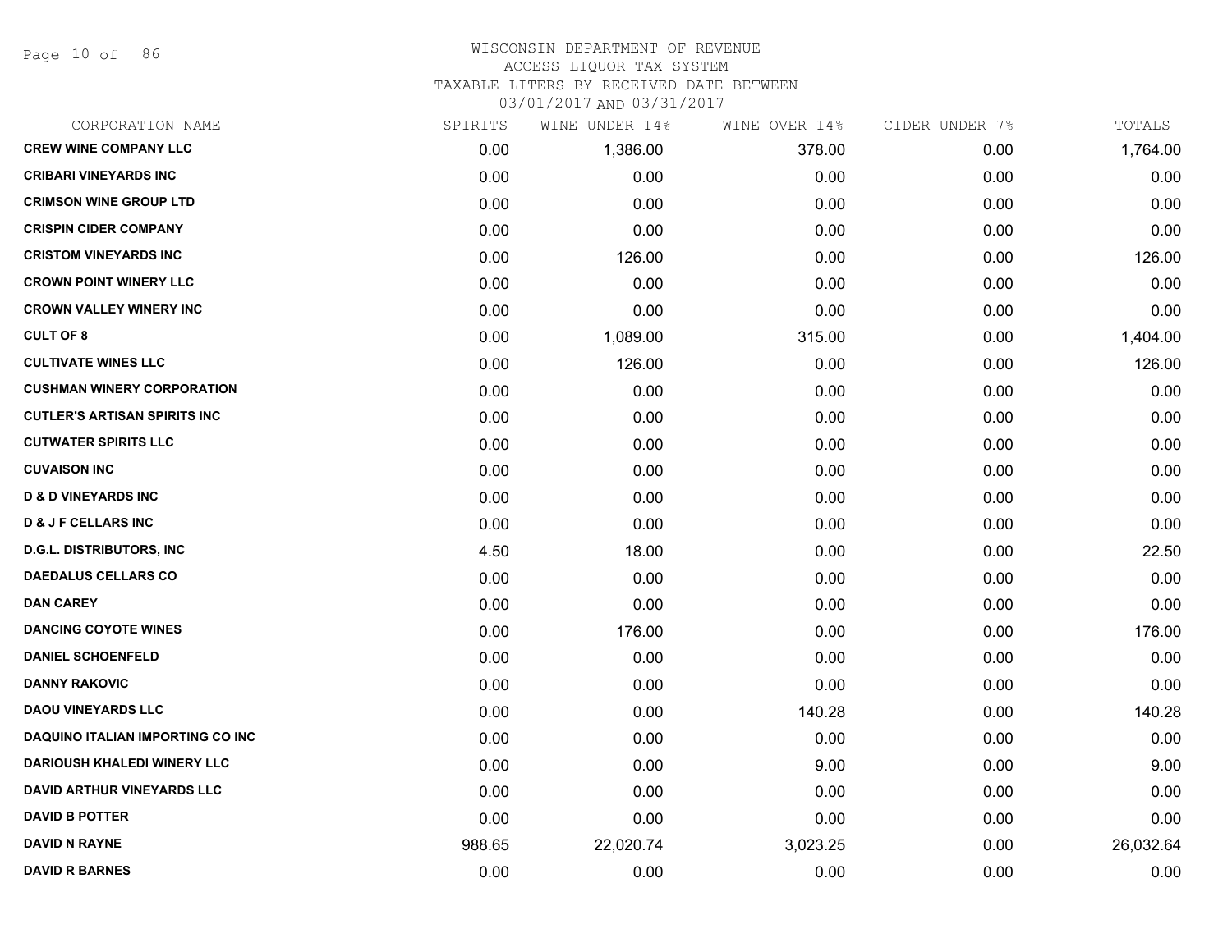# WISCONSIN DEPARTMENT OF REVENUE
## ACCESS LIQUOR TAX SYSTEM
### TAXABLE LITERS BY RECEIVED DATE BETWEEN 03/01/2017 AND 03/31/2017

| CORPORATION NAME | SPIRITS | WINE UNDER 14% | WINE OVER 14% | CIDER UNDER 7% | TOTALS |
|---|---|---|---|---|---|
| CREW WINE COMPANY LLC | 0.00 | 1,386.00 | 378.00 | 0.00 | 1,764.00 |
| CRIBARI VINEYARDS INC | 0.00 | 0.00 | 0.00 | 0.00 | 0.00 |
| CRIMSON WINE GROUP LTD | 0.00 | 0.00 | 0.00 | 0.00 | 0.00 |
| CRISPIN CIDER COMPANY | 0.00 | 0.00 | 0.00 | 0.00 | 0.00 |
| CRISTOM VINEYARDS INC | 0.00 | 126.00 | 0.00 | 0.00 | 126.00 |
| CROWN POINT WINERY LLC | 0.00 | 0.00 | 0.00 | 0.00 | 0.00 |
| CROWN VALLEY WINERY INC | 0.00 | 0.00 | 0.00 | 0.00 | 0.00 |
| CULT OF 8 | 0.00 | 1,089.00 | 315.00 | 0.00 | 1,404.00 |
| CULTIVATE WINES LLC | 0.00 | 126.00 | 0.00 | 0.00 | 126.00 |
| CUSHMAN WINERY CORPORATION | 0.00 | 0.00 | 0.00 | 0.00 | 0.00 |
| CUTLER'S ARTISAN SPIRITS INC | 0.00 | 0.00 | 0.00 | 0.00 | 0.00 |
| CUTWATER SPIRITS LLC | 0.00 | 0.00 | 0.00 | 0.00 | 0.00 |
| CUVAISON INC | 0.00 | 0.00 | 0.00 | 0.00 | 0.00 |
| D & D VINEYARDS INC | 0.00 | 0.00 | 0.00 | 0.00 | 0.00 |
| D & J F CELLARS INC | 0.00 | 0.00 | 0.00 | 0.00 | 0.00 |
| D.G.L. DISTRIBUTORS, INC | 4.50 | 18.00 | 0.00 | 0.00 | 22.50 |
| DAEDALUS CELLARS CO | 0.00 | 0.00 | 0.00 | 0.00 | 0.00 |
| DAN CAREY | 0.00 | 0.00 | 0.00 | 0.00 | 0.00 |
| DANCING COYOTE WINES | 0.00 | 176.00 | 0.00 | 0.00 | 176.00 |
| DANIEL SCHOENFELD | 0.00 | 0.00 | 0.00 | 0.00 | 0.00 |
| DANNY RAKOVIC | 0.00 | 0.00 | 0.00 | 0.00 | 0.00 |
| DAOU VINEYARDS LLC | 0.00 | 0.00 | 140.28 | 0.00 | 140.28 |
| DAQUINO ITALIAN IMPORTING CO INC | 0.00 | 0.00 | 0.00 | 0.00 | 0.00 |
| DARIOUSH KHALEDI WINERY LLC | 0.00 | 0.00 | 9.00 | 0.00 | 9.00 |
| DAVID ARTHUR VINEYARDS LLC | 0.00 | 0.00 | 0.00 | 0.00 | 0.00 |
| DAVID B POTTER | 0.00 | 0.00 | 0.00 | 0.00 | 0.00 |
| DAVID N RAYNE | 988.65 | 22,020.74 | 3,023.25 | 0.00 | 26,032.64 |
| DAVID R BARNES | 0.00 | 0.00 | 0.00 | 0.00 | 0.00 |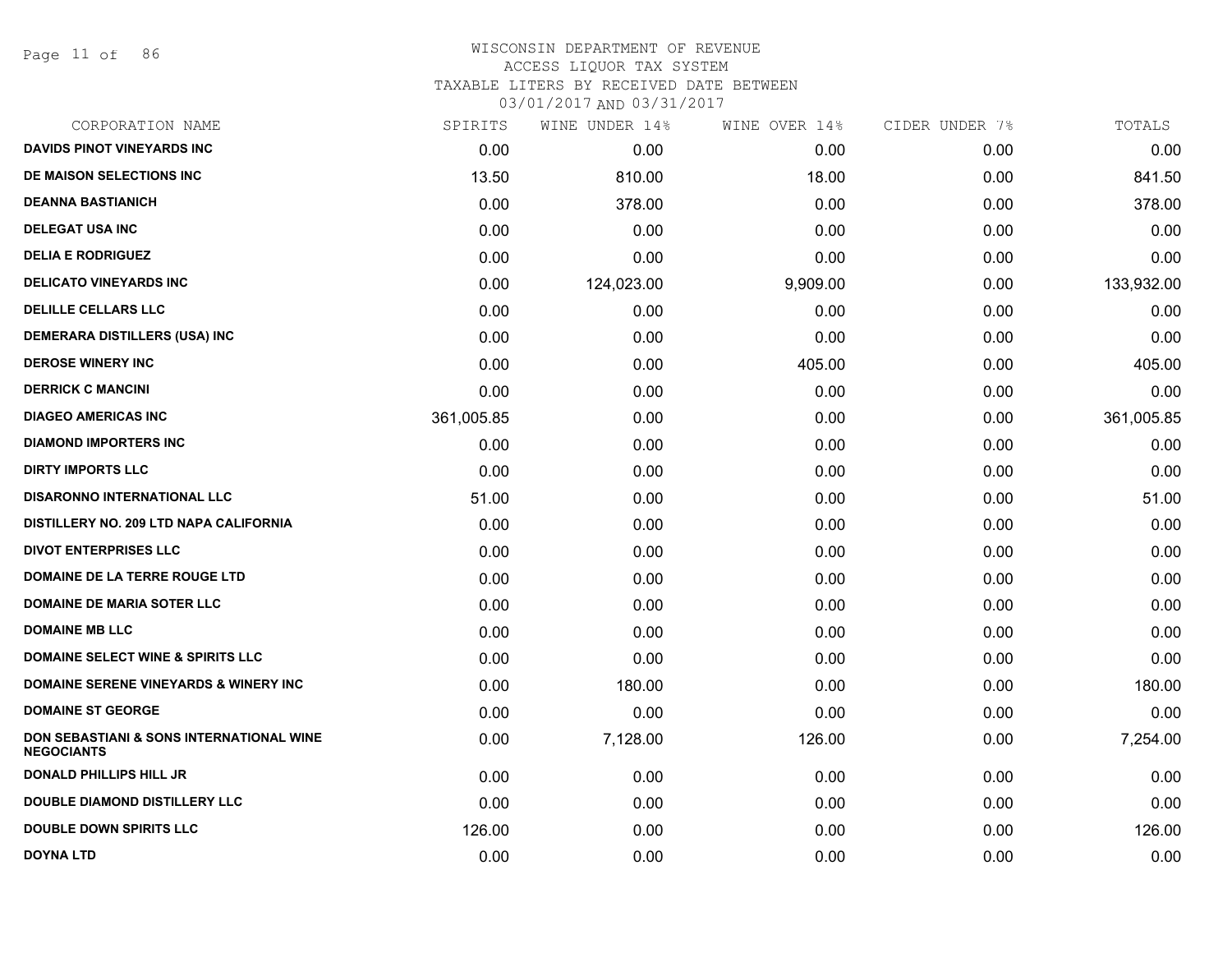# WISCONSIN DEPARTMENT OF REVENUE
## ACCESS LIQUOR TAX SYSTEM
## TAXABLE LITERS BY RECEIVED DATE BETWEEN 03/01/2017 AND 03/31/2017

| CORPORATION NAME | SPIRITS | WINE UNDER 14% | WINE OVER 14% | CIDER UNDER 7% | TOTALS |
|---|---|---|---|---|---|
| DAVIDS PINOT VINEYARDS INC | 0.00 | 0.00 | 0.00 | 0.00 | 0.00 |
| DE MAISON SELECTIONS INC | 13.50 | 810.00 | 18.00 | 0.00 | 841.50 |
| DEANNA BASTIANICH | 0.00 | 378.00 | 0.00 | 0.00 | 378.00 |
| DELEGAT USA INC | 0.00 | 0.00 | 0.00 | 0.00 | 0.00 |
| DELIA E RODRIGUEZ | 0.00 | 0.00 | 0.00 | 0.00 | 0.00 |
| DELICATO VINEYARDS INC | 0.00 | 124,023.00 | 9,909.00 | 0.00 | 133,932.00 |
| DELILLE CELLARS LLC | 0.00 | 0.00 | 0.00 | 0.00 | 0.00 |
| DEMERARA DISTILLERS (USA) INC | 0.00 | 0.00 | 0.00 | 0.00 | 0.00 |
| DEROSE WINERY INC | 0.00 | 0.00 | 405.00 | 0.00 | 405.00 |
| DERRICK C MANCINI | 0.00 | 0.00 | 0.00 | 0.00 | 0.00 |
| DIAGEO AMERICAS INC | 361,005.85 | 0.00 | 0.00 | 0.00 | 361,005.85 |
| DIAMOND IMPORTERS INC | 0.00 | 0.00 | 0.00 | 0.00 | 0.00 |
| DIRTY IMPORTS LLC | 0.00 | 0.00 | 0.00 | 0.00 | 0.00 |
| DISARONNO INTERNATIONAL LLC | 51.00 | 0.00 | 0.00 | 0.00 | 51.00 |
| DISTILLERY NO. 209 LTD NAPA CALIFORNIA | 0.00 | 0.00 | 0.00 | 0.00 | 0.00 |
| DIVOT ENTERPRISES LLC | 0.00 | 0.00 | 0.00 | 0.00 | 0.00 |
| DOMAINE DE LA TERRE ROUGE LTD | 0.00 | 0.00 | 0.00 | 0.00 | 0.00 |
| DOMAINE DE MARIA SOTER LLC | 0.00 | 0.00 | 0.00 | 0.00 | 0.00 |
| DOMAINE MB LLC | 0.00 | 0.00 | 0.00 | 0.00 | 0.00 |
| DOMAINE SELECT WINE & SPIRITS LLC | 0.00 | 0.00 | 0.00 | 0.00 | 0.00 |
| DOMAINE SERENE VINEYARDS & WINERY INC | 0.00 | 180.00 | 0.00 | 0.00 | 180.00 |
| DOMAINE ST GEORGE | 0.00 | 0.00 | 0.00 | 0.00 | 0.00 |
| DON SEBASTIANI & SONS INTERNATIONAL WINE NEGOCIANTS | 0.00 | 7,128.00 | 126.00 | 0.00 | 7,254.00 |
| DONALD PHILLIPS HILL JR | 0.00 | 0.00 | 0.00 | 0.00 | 0.00 |
| DOUBLE DIAMOND DISTILLERY LLC | 0.00 | 0.00 | 0.00 | 0.00 | 0.00 |
| DOUBLE DOWN SPIRITS LLC | 126.00 | 0.00 | 0.00 | 0.00 | 126.00 |
| DOYNA LTD | 0.00 | 0.00 | 0.00 | 0.00 | 0.00 |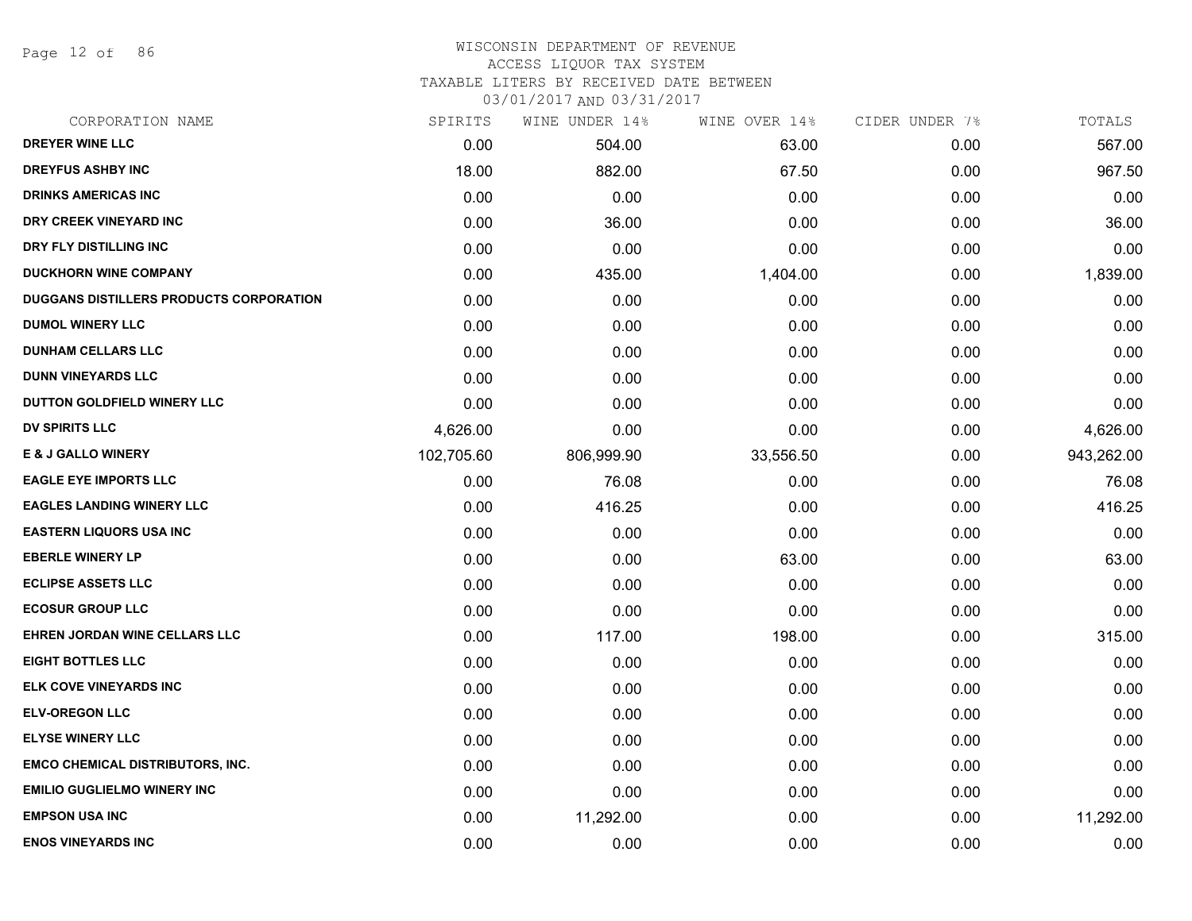WISCONSIN DEPARTMENT OF REVENUE
ACCESS LIQUOR TAX SYSTEM
TAXABLE LITERS BY RECEIVED DATE BETWEEN
03/01/2017 AND 03/31/2017

| CORPORATION NAME | SPIRITS | WINE UNDER 14% | WINE OVER 14% | CIDER UNDER 7% | TOTALS |
|---|---|---|---|---|---|
| DREYER WINE LLC | 0.00 | 504.00 | 63.00 | 0.00 | 567.00 |
| DREYFUS ASHBY INC | 18.00 | 882.00 | 67.50 | 0.00 | 967.50 |
| DRINKS AMERICAS INC | 0.00 | 0.00 | 0.00 | 0.00 | 0.00 |
| DRY CREEK VINEYARD INC | 0.00 | 36.00 | 0.00 | 0.00 | 36.00 |
| DRY FLY DISTILLING INC | 0.00 | 0.00 | 0.00 | 0.00 | 0.00 |
| DUCKHORN WINE COMPANY | 0.00 | 435.00 | 1,404.00 | 0.00 | 1,839.00 |
| DUGGANS DISTILLERS PRODUCTS CORPORATION | 0.00 | 0.00 | 0.00 | 0.00 | 0.00 |
| DUMOL WINERY LLC | 0.00 | 0.00 | 0.00 | 0.00 | 0.00 |
| DUNHAM CELLARS LLC | 0.00 | 0.00 | 0.00 | 0.00 | 0.00 |
| DUNN VINEYARDS LLC | 0.00 | 0.00 | 0.00 | 0.00 | 0.00 |
| DUTTON GOLDFIELD WINERY LLC | 0.00 | 0.00 | 0.00 | 0.00 | 0.00 |
| DV SPIRITS LLC | 4,626.00 | 0.00 | 0.00 | 0.00 | 4,626.00 |
| E & J GALLO WINERY | 102,705.60 | 806,999.90 | 33,556.50 | 0.00 | 943,262.00 |
| EAGLE EYE IMPORTS LLC | 0.00 | 76.08 | 0.00 | 0.00 | 76.08 |
| EAGLES LANDING WINERY LLC | 0.00 | 416.25 | 0.00 | 0.00 | 416.25 |
| EASTERN LIQUORS USA INC | 0.00 | 0.00 | 0.00 | 0.00 | 0.00 |
| EBERLE WINERY LP | 0.00 | 0.00 | 63.00 | 0.00 | 63.00 |
| ECLIPSE ASSETS LLC | 0.00 | 0.00 | 0.00 | 0.00 | 0.00 |
| ECOSUR GROUP LLC | 0.00 | 0.00 | 0.00 | 0.00 | 0.00 |
| EHREN JORDAN WINE CELLARS LLC | 0.00 | 117.00 | 198.00 | 0.00 | 315.00 |
| EIGHT BOTTLES LLC | 0.00 | 0.00 | 0.00 | 0.00 | 0.00 |
| ELK COVE VINEYARDS INC | 0.00 | 0.00 | 0.00 | 0.00 | 0.00 |
| ELV-OREGON LLC | 0.00 | 0.00 | 0.00 | 0.00 | 0.00 |
| ELYSE WINERY LLC | 0.00 | 0.00 | 0.00 | 0.00 | 0.00 |
| EMCO CHEMICAL DISTRIBUTORS, INC. | 0.00 | 0.00 | 0.00 | 0.00 | 0.00 |
| EMILIO GUGLIELMO WINERY INC | 0.00 | 0.00 | 0.00 | 0.00 | 0.00 |
| EMPSON USA INC | 0.00 | 11,292.00 | 0.00 | 0.00 | 11,292.00 |
| ENOS VINEYARDS INC | 0.00 | 0.00 | 0.00 | 0.00 | 0.00 |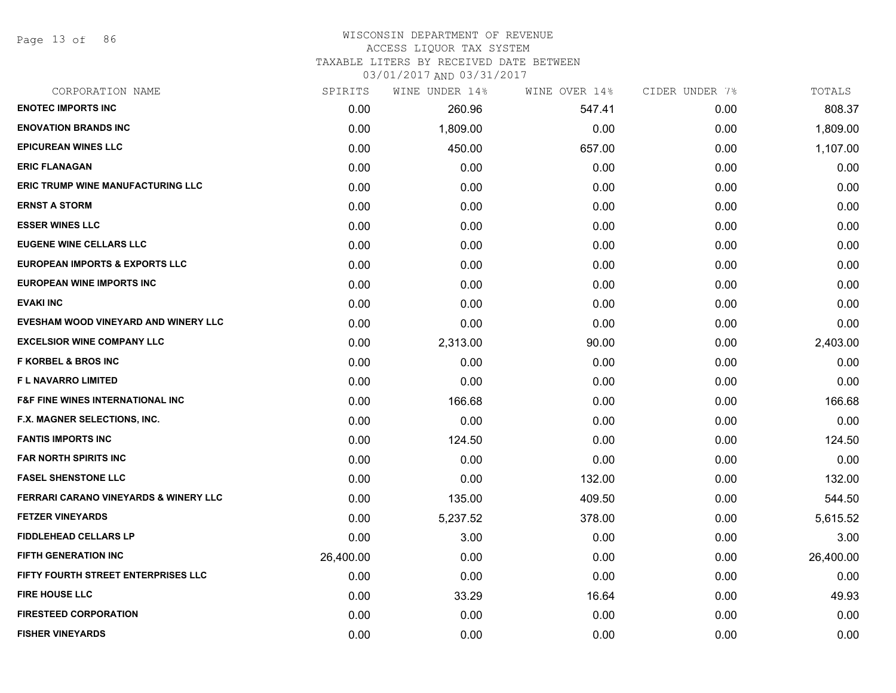# WISCONSIN DEPARTMENT OF REVENUE
## ACCESS LIQUOR TAX SYSTEM
## TAXABLE LITERS BY RECEIVED DATE BETWEEN 03/01/2017 AND 03/31/2017

| CORPORATION NAME | SPIRITS | WINE UNDER 14% | WINE OVER 14% | CIDER UNDER 7% | TOTALS |
|---|---|---|---|---|---|
| ENOTEC IMPORTS INC | 0.00 | 260.96 | 547.41 | 0.00 | 808.37 |
| ENOVATION BRANDS INC | 0.00 | 1,809.00 | 0.00 | 0.00 | 1,809.00 |
| EPICUREAN WINES LLC | 0.00 | 450.00 | 657.00 | 0.00 | 1,107.00 |
| ERIC FLANAGAN | 0.00 | 0.00 | 0.00 | 0.00 | 0.00 |
| ERIC TRUMP WINE MANUFACTURING LLC | 0.00 | 0.00 | 0.00 | 0.00 | 0.00 |
| ERNST A STORM | 0.00 | 0.00 | 0.00 | 0.00 | 0.00 |
| ESSER WINES LLC | 0.00 | 0.00 | 0.00 | 0.00 | 0.00 |
| EUGENE WINE CELLARS LLC | 0.00 | 0.00 | 0.00 | 0.00 | 0.00 |
| EUROPEAN IMPORTS & EXPORTS LLC | 0.00 | 0.00 | 0.00 | 0.00 | 0.00 |
| EUROPEAN WINE IMPORTS INC | 0.00 | 0.00 | 0.00 | 0.00 | 0.00 |
| EVAKI INC | 0.00 | 0.00 | 0.00 | 0.00 | 0.00 |
| EVESHAM WOOD VINEYARD AND WINERY LLC | 0.00 | 0.00 | 0.00 | 0.00 | 0.00 |
| EXCELSIOR WINE COMPANY LLC | 0.00 | 2,313.00 | 90.00 | 0.00 | 2,403.00 |
| F KORBEL & BROS INC | 0.00 | 0.00 | 0.00 | 0.00 | 0.00 |
| F L NAVARRO LIMITED | 0.00 | 0.00 | 0.00 | 0.00 | 0.00 |
| F&F FINE WINES INTERNATIONAL INC | 0.00 | 166.68 | 0.00 | 0.00 | 166.68 |
| F.X. MAGNER SELECTIONS, INC. | 0.00 | 0.00 | 0.00 | 0.00 | 0.00 |
| FANTIS IMPORTS INC | 0.00 | 124.50 | 0.00 | 0.00 | 124.50 |
| FAR NORTH SPIRITS INC | 0.00 | 0.00 | 0.00 | 0.00 | 0.00 |
| FASEL SHENSTONE LLC | 0.00 | 0.00 | 132.00 | 0.00 | 132.00 |
| FERRARI CARANO VINEYARDS & WINERY LLC | 0.00 | 135.00 | 409.50 | 0.00 | 544.50 |
| FETZER VINEYARDS | 0.00 | 5,237.52 | 378.00 | 0.00 | 5,615.52 |
| FIDDLEHEAD CELLARS LP | 0.00 | 3.00 | 0.00 | 0.00 | 3.00 |
| FIFTH GENERATION INC | 26,400.00 | 0.00 | 0.00 | 0.00 | 26,400.00 |
| FIFTY FOURTH STREET ENTERPRISES LLC | 0.00 | 0.00 | 0.00 | 0.00 | 0.00 |
| FIRE HOUSE LLC | 0.00 | 33.29 | 16.64 | 0.00 | 49.93 |
| FIRESTEED CORPORATION | 0.00 | 0.00 | 0.00 | 0.00 | 0.00 |
| FISHER VINEYARDS | 0.00 | 0.00 | 0.00 | 0.00 | 0.00 |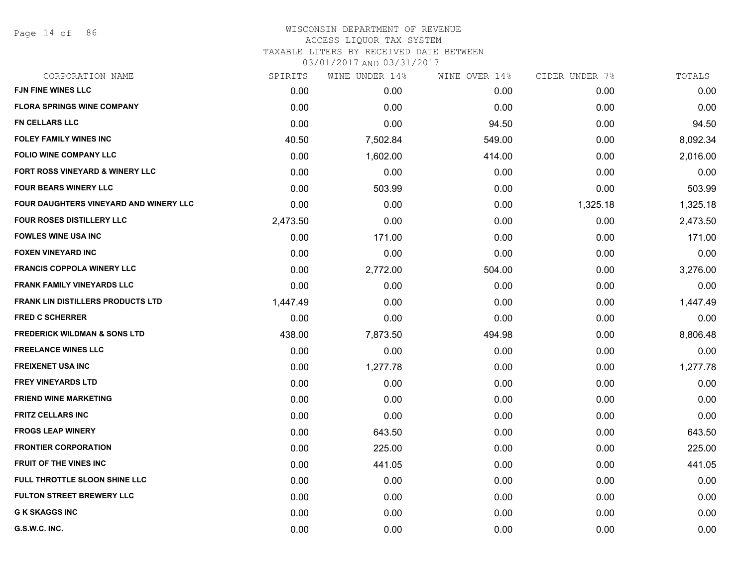WISCONSIN DEPARTMENT OF REVENUE
ACCESS LIQUOR TAX SYSTEM
TAXABLE LITERS BY RECEIVED DATE BETWEEN
03/01/2017 AND 03/31/2017

| CORPORATION NAME | SPIRITS | WINE UNDER 14% | WINE OVER 14% | CIDER UNDER 7% | TOTALS |
|---|---|---|---|---|---|
| FJN FINE WINES LLC | 0.00 | 0.00 | 0.00 | 0.00 | 0.00 |
| FLORA SPRINGS WINE COMPANY | 0.00 | 0.00 | 0.00 | 0.00 | 0.00 |
| FN CELLARS LLC | 0.00 | 0.00 | 94.50 | 0.00 | 94.50 |
| FOLEY FAMILY WINES INC | 40.50 | 7,502.84 | 549.00 | 0.00 | 8,092.34 |
| FOLIO WINE COMPANY LLC | 0.00 | 1,602.00 | 414.00 | 0.00 | 2,016.00 |
| FORT ROSS VINEYARD & WINERY LLC | 0.00 | 0.00 | 0.00 | 0.00 | 0.00 |
| FOUR BEARS WINERY LLC | 0.00 | 503.99 | 0.00 | 0.00 | 503.99 |
| FOUR DAUGHTERS VINEYARD AND WINERY LLC | 0.00 | 0.00 | 0.00 | 1,325.18 | 1,325.18 |
| FOUR ROSES DISTILLERY LLC | 2,473.50 | 0.00 | 0.00 | 0.00 | 2,473.50 |
| FOWLES WINE USA INC | 0.00 | 171.00 | 0.00 | 0.00 | 171.00 |
| FOXEN VINEYARD INC | 0.00 | 0.00 | 0.00 | 0.00 | 0.00 |
| FRANCIS COPPOLA WINERY LLC | 0.00 | 2,772.00 | 504.00 | 0.00 | 3,276.00 |
| FRANK FAMILY VINEYARDS LLC | 0.00 | 0.00 | 0.00 | 0.00 | 0.00 |
| FRANK LIN DISTILLERS PRODUCTS LTD | 1,447.49 | 0.00 | 0.00 | 0.00 | 1,447.49 |
| FRED C SCHERRER | 0.00 | 0.00 | 0.00 | 0.00 | 0.00 |
| FREDERICK WILDMAN & SONS LTD | 438.00 | 7,873.50 | 494.98 | 0.00 | 8,806.48 |
| FREELANCE WINES LLC | 0.00 | 0.00 | 0.00 | 0.00 | 0.00 |
| FREIXENET USA INC | 0.00 | 1,277.78 | 0.00 | 0.00 | 1,277.78 |
| FREY VINEYARDS LTD | 0.00 | 0.00 | 0.00 | 0.00 | 0.00 |
| FRIEND WINE MARKETING | 0.00 | 0.00 | 0.00 | 0.00 | 0.00 |
| FRITZ CELLARS INC | 0.00 | 0.00 | 0.00 | 0.00 | 0.00 |
| FROGS LEAP WINERY | 0.00 | 643.50 | 0.00 | 0.00 | 643.50 |
| FRONTIER CORPORATION | 0.00 | 225.00 | 0.00 | 0.00 | 225.00 |
| FRUIT OF THE VINES INC | 0.00 | 441.05 | 0.00 | 0.00 | 441.05 |
| FULL THROTTLE SLOON SHINE LLC | 0.00 | 0.00 | 0.00 | 0.00 | 0.00 |
| FULTON STREET BREWERY LLC | 0.00 | 0.00 | 0.00 | 0.00 | 0.00 |
| G K SKAGGS INC | 0.00 | 0.00 | 0.00 | 0.00 | 0.00 |
| G.S.W.C. INC. | 0.00 | 0.00 | 0.00 | 0.00 | 0.00 |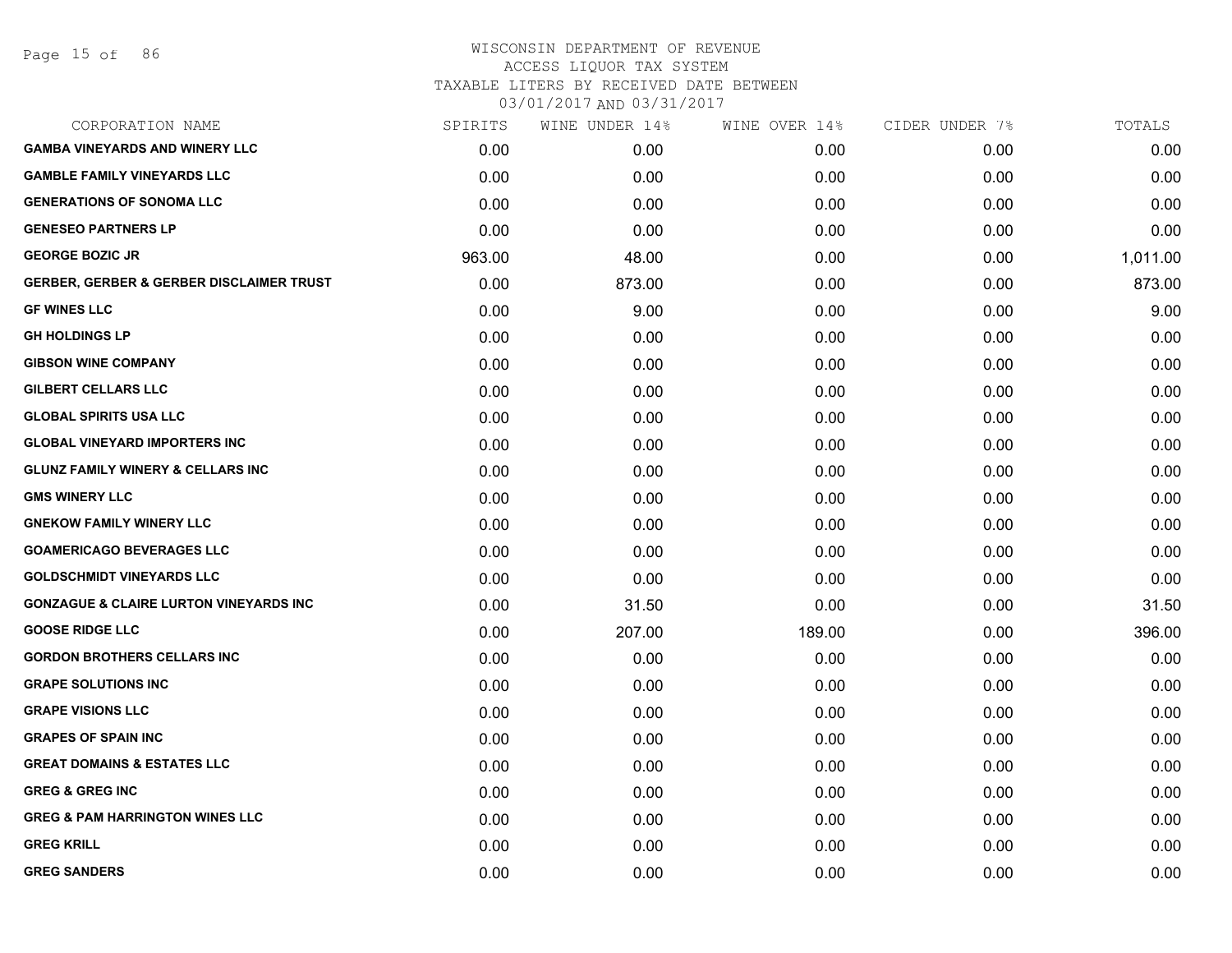WISCONSIN DEPARTMENT OF REVENUE
ACCESS LIQUOR TAX SYSTEM
TAXABLE LITERS BY RECEIVED DATE BETWEEN
03/01/2017 AND 03/31/2017

| CORPORATION NAME | SPIRITS | WINE UNDER 14% | WINE OVER 14% | CIDER UNDER 7% | TOTALS |
|---|---|---|---|---|---|
| **GAMBA VINEYARDS AND WINERY LLC** | 0.00 | 0.00 | 0.00 | 0.00 | 0.00 |
| **GAMBLE FAMILY VINEYARDS LLC** | 0.00 | 0.00 | 0.00 | 0.00 | 0.00 |
| **GENERATIONS OF SONOMA LLC** | 0.00 | 0.00 | 0.00 | 0.00 | 0.00 |
| **GENESEO PARTNERS LP** | 0.00 | 0.00 | 0.00 | 0.00 | 0.00 |
| **GEORGE BOZIC JR** | 963.00 | 48.00 | 0.00 | 0.00 | 1,011.00 |
| **GERBER, GERBER & GERBER DISCLAIMER TRUST** | 0.00 | 873.00 | 0.00 | 0.00 | 873.00 |
| **GF WINES LLC** | 0.00 | 9.00 | 0.00 | 0.00 | 9.00 |
| **GH HOLDINGS LP** | 0.00 | 0.00 | 0.00 | 0.00 | 0.00 |
| **GIBSON WINE COMPANY** | 0.00 | 0.00 | 0.00 | 0.00 | 0.00 |
| **GILBERT CELLARS LLC** | 0.00 | 0.00 | 0.00 | 0.00 | 0.00 |
| **GLOBAL SPIRITS USA LLC** | 0.00 | 0.00 | 0.00 | 0.00 | 0.00 |
| **GLOBAL VINEYARD IMPORTERS INC** | 0.00 | 0.00 | 0.00 | 0.00 | 0.00 |
| **GLUNZ FAMILY WINERY & CELLARS INC** | 0.00 | 0.00 | 0.00 | 0.00 | 0.00 |
| **GMS WINERY LLC** | 0.00 | 0.00 | 0.00 | 0.00 | 0.00 |
| **GNEKOW FAMILY WINERY LLC** | 0.00 | 0.00 | 0.00 | 0.00 | 0.00 |
| **GOAMERICAGO BEVERAGES LLC** | 0.00 | 0.00 | 0.00 | 0.00 | 0.00 |
| **GOLDSCHMIDT VINEYARDS LLC** | 0.00 | 0.00 | 0.00 | 0.00 | 0.00 |
| **GONZAGUE & CLAIRE LURTON VINEYARDS INC** | 0.00 | 31.50 | 0.00 | 0.00 | 31.50 |
| **GOOSE RIDGE LLC** | 0.00 | 207.00 | 189.00 | 0.00 | 396.00 |
| **GORDON BROTHERS CELLARS INC** | 0.00 | 0.00 | 0.00 | 0.00 | 0.00 |
| **GRAPE SOLUTIONS INC** | 0.00 | 0.00 | 0.00 | 0.00 | 0.00 |
| **GRAPE VISIONS LLC** | 0.00 | 0.00 | 0.00 | 0.00 | 0.00 |
| **GRAPES OF SPAIN INC** | 0.00 | 0.00 | 0.00 | 0.00 | 0.00 |
| **GREAT DOMAINS & ESTATES LLC** | 0.00 | 0.00 | 0.00 | 0.00 | 0.00 |
| **GREG & GREG INC** | 0.00 | 0.00 | 0.00 | 0.00 | 0.00 |
| **GREG & PAM HARRINGTON WINES LLC** | 0.00 | 0.00 | 0.00 | 0.00 | 0.00 |
| **GREG KRILL** | 0.00 | 0.00 | 0.00 | 0.00 | 0.00 |
| **GREG SANDERS** | 0.00 | 0.00 | 0.00 | 0.00 | 0.00 |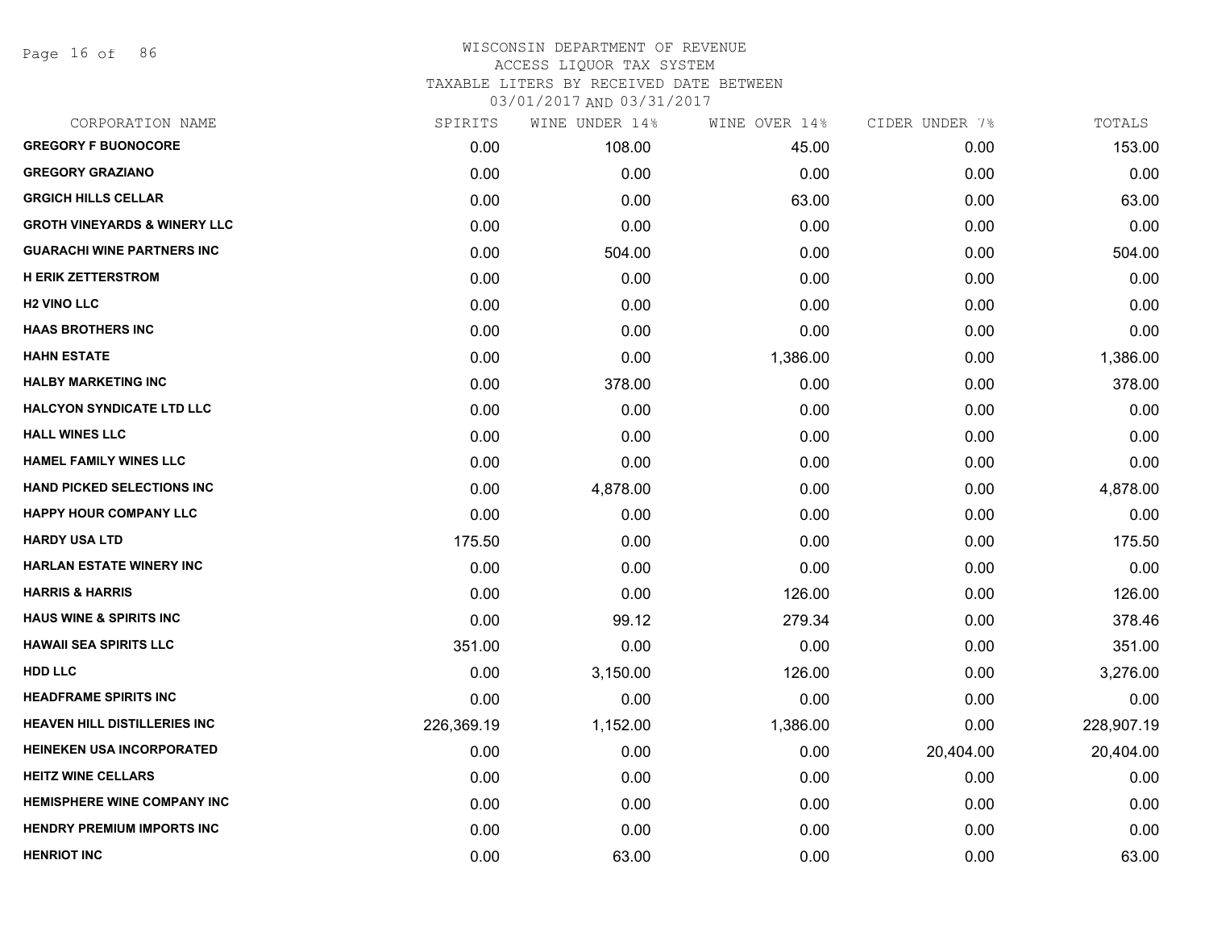WISCONSIN DEPARTMENT OF REVENUE
ACCESS LIQUOR TAX SYSTEM
TAXABLE LITERS BY RECEIVED DATE BETWEEN
03/01/2017 AND 03/31/2017

| CORPORATION NAME | SPIRITS | WINE UNDER 14% | WINE OVER 14% | CIDER UNDER 7% | TOTALS |
|---|---|---|---|---|---|
| **GREGORY F BUONOCORE** | 0.00 | 108.00 | 45.00 | 0.00 | 153.00 |
| **GREGORY GRAZIANO** | 0.00 | 0.00 | 0.00 | 0.00 | 0.00 |
| **GRGICH HILLS CELLAR** | 0.00 | 0.00 | 63.00 | 0.00 | 63.00 |
| **GROTH VINEYARDS & WINERY LLC** | 0.00 | 0.00 | 0.00 | 0.00 | 0.00 |
| **GUARACHI WINE PARTNERS INC** | 0.00 | 504.00 | 0.00 | 0.00 | 504.00 |
| **H ERIK ZETTERSTROM** | 0.00 | 0.00 | 0.00 | 0.00 | 0.00 |
| **H2 VINO LLC** | 0.00 | 0.00 | 0.00 | 0.00 | 0.00 |
| **HAAS BROTHERS INC** | 0.00 | 0.00 | 0.00 | 0.00 | 0.00 |
| **HAHN ESTATE** | 0.00 | 0.00 | 1,386.00 | 0.00 | 1,386.00 |
| **HALBY MARKETING INC** | 0.00 | 378.00 | 0.00 | 0.00 | 378.00 |
| **HALCYON SYNDICATE LTD LLC** | 0.00 | 0.00 | 0.00 | 0.00 | 0.00 |
| **HALL WINES LLC** | 0.00 | 0.00 | 0.00 | 0.00 | 0.00 |
| **HAMEL FAMILY WINES LLC** | 0.00 | 0.00 | 0.00 | 0.00 | 0.00 |
| **HAND PICKED SELECTIONS INC** | 0.00 | 4,878.00 | 0.00 | 0.00 | 4,878.00 |
| **HAPPY HOUR COMPANY LLC** | 0.00 | 0.00 | 0.00 | 0.00 | 0.00 |
| **HARDY USA LTD** | 175.50 | 0.00 | 0.00 | 0.00 | 175.50 |
| **HARLAN ESTATE WINERY INC** | 0.00 | 0.00 | 0.00 | 0.00 | 0.00 |
| **HARRIS & HARRIS** | 0.00 | 0.00 | 126.00 | 0.00 | 126.00 |
| **HAUS WINE & SPIRITS INC** | 0.00 | 99.12 | 279.34 | 0.00 | 378.46 |
| **HAWAII SEA SPIRITS LLC** | 351.00 | 0.00 | 0.00 | 0.00 | 351.00 |
| **HDD LLC** | 0.00 | 3,150.00 | 126.00 | 0.00 | 3,276.00 |
| **HEADFRAME SPIRITS INC** | 0.00 | 0.00 | 0.00 | 0.00 | 0.00 |
| **HEAVEN HILL DISTILLERIES INC** | 226,369.19 | 1,152.00 | 1,386.00 | 0.00 | 228,907.19 |
| **HEINEKEN USA INCORPORATED** | 0.00 | 0.00 | 0.00 | 20,404.00 | 20,404.00 |
| **HEITZ WINE CELLARS** | 0.00 | 0.00 | 0.00 | 0.00 | 0.00 |
| **HEMISPHERE WINE COMPANY INC** | 0.00 | 0.00 | 0.00 | 0.00 | 0.00 |
| **HENDRY PREMIUM IMPORTS INC** | 0.00 | 0.00 | 0.00 | 0.00 | 0.00 |
| **HENRIOT INC** | 0.00 | 63.00 | 0.00 | 0.00 | 63.00 |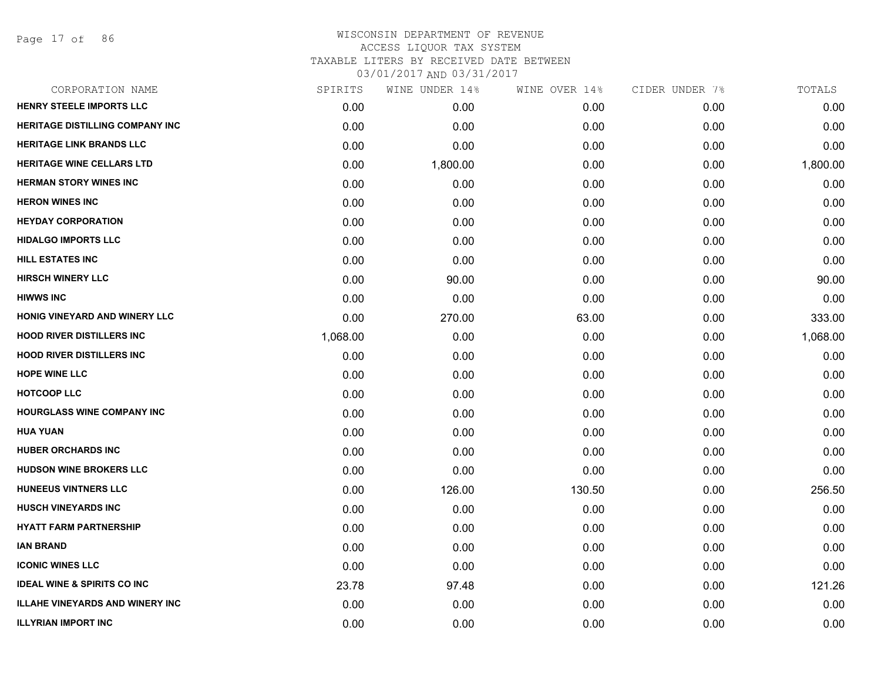# WISCONSIN DEPARTMENT OF REVENUE
## ACCESS LIQUOR TAX SYSTEM
## TAXABLE LITERS BY RECEIVED DATE BETWEEN 03/01/2017 AND 03/31/2017

| CORPORATION NAME | SPIRITS | WINE UNDER 14% | WINE OVER 14% | CIDER UNDER 7% | TOTALS |
|---|---|---|---|---|---|
| HENRY STEELE IMPORTS LLC | 0.00 | 0.00 | 0.00 | 0.00 | 0.00 |
| HERITAGE DISTILLING COMPANY INC | 0.00 | 0.00 | 0.00 | 0.00 | 0.00 |
| HERITAGE LINK BRANDS LLC | 0.00 | 0.00 | 0.00 | 0.00 | 0.00 |
| HERITAGE WINE CELLARS LTD | 0.00 | 1,800.00 | 0.00 | 0.00 | 1,800.00 |
| HERMAN STORY WINES INC | 0.00 | 0.00 | 0.00 | 0.00 | 0.00 |
| HERON WINES INC | 0.00 | 0.00 | 0.00 | 0.00 | 0.00 |
| HEYDAY CORPORATION | 0.00 | 0.00 | 0.00 | 0.00 | 0.00 |
| HIDALGO IMPORTS LLC | 0.00 | 0.00 | 0.00 | 0.00 | 0.00 |
| HILL ESTATES INC | 0.00 | 0.00 | 0.00 | 0.00 | 0.00 |
| HIRSCH WINERY LLC | 0.00 | 90.00 | 0.00 | 0.00 | 90.00 |
| HIWWS INC | 0.00 | 0.00 | 0.00 | 0.00 | 0.00 |
| HONIG VINEYARD AND WINERY LLC | 0.00 | 270.00 | 63.00 | 0.00 | 333.00 |
| HOOD RIVER DISTILLERS INC | 1,068.00 | 0.00 | 0.00 | 0.00 | 1,068.00 |
| HOOD RIVER DISTILLERS INC | 0.00 | 0.00 | 0.00 | 0.00 | 0.00 |
| HOPE WINE LLC | 0.00 | 0.00 | 0.00 | 0.00 | 0.00 |
| HOTCOOP LLC | 0.00 | 0.00 | 0.00 | 0.00 | 0.00 |
| HOURGLASS WINE COMPANY INC | 0.00 | 0.00 | 0.00 | 0.00 | 0.00 |
| HUA YUAN | 0.00 | 0.00 | 0.00 | 0.00 | 0.00 |
| HUBER ORCHARDS INC | 0.00 | 0.00 | 0.00 | 0.00 | 0.00 |
| HUDSON WINE BROKERS LLC | 0.00 | 0.00 | 0.00 | 0.00 | 0.00 |
| HUNEEUS VINTNERS LLC | 0.00 | 126.00 | 130.50 | 0.00 | 256.50 |
| HUSCH VINEYARDS INC | 0.00 | 0.00 | 0.00 | 0.00 | 0.00 |
| HYATT FARM PARTNERSHIP | 0.00 | 0.00 | 0.00 | 0.00 | 0.00 |
| IAN BRAND | 0.00 | 0.00 | 0.00 | 0.00 | 0.00 |
| ICONIC WINES LLC | 0.00 | 0.00 | 0.00 | 0.00 | 0.00 |
| IDEAL WINE & SPIRITS CO INC | 23.78 | 97.48 | 0.00 | 0.00 | 121.26 |
| ILLAHE VINEYARDS AND WINERY INC | 0.00 | 0.00 | 0.00 | 0.00 | 0.00 |
| ILLYRIAN IMPORT INC | 0.00 | 0.00 | 0.00 | 0.00 | 0.00 |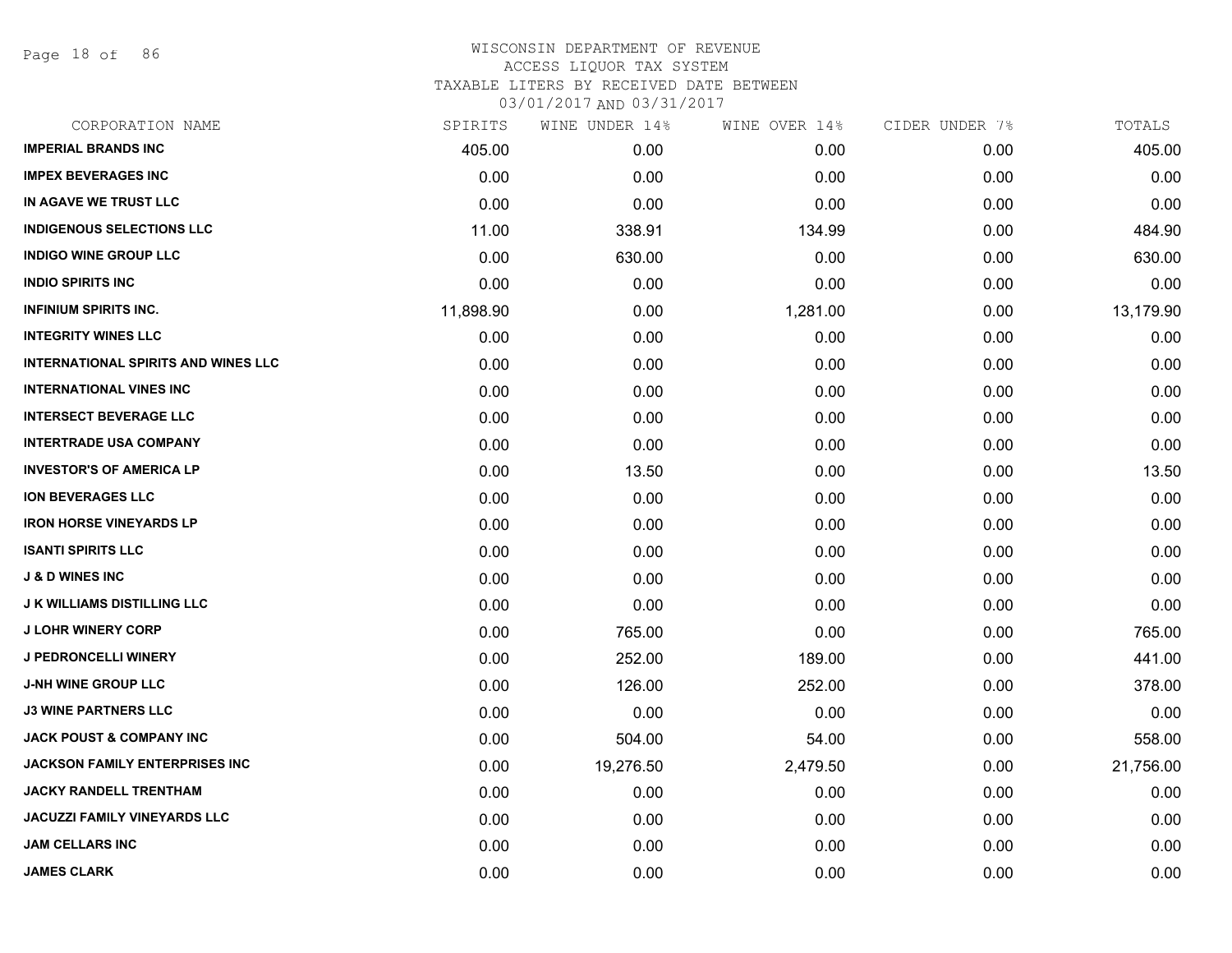# WISCONSIN DEPARTMENT OF REVENUE
ACCESS LIQUOR TAX SYSTEM
TAXABLE LITERS BY RECEIVED DATE BETWEEN
03/01/2017 AND 03/31/2017

| CORPORATION NAME | SPIRITS | WINE UNDER 14% | WINE OVER 14% | CIDER UNDER 7% | TOTALS |
|---|---|---|---|---|---|
| IMPERIAL BRANDS INC | 405.00 | 0.00 | 0.00 | 0.00 | 405.00 |
| IMPEX BEVERAGES INC | 0.00 | 0.00 | 0.00 | 0.00 | 0.00 |
| IN AGAVE WE TRUST LLC | 0.00 | 0.00 | 0.00 | 0.00 | 0.00 |
| INDIGENOUS SELECTIONS LLC | 11.00 | 338.91 | 134.99 | 0.00 | 484.90 |
| INDIGO WINE GROUP LLC | 0.00 | 630.00 | 0.00 | 0.00 | 630.00 |
| INDIO SPIRITS INC | 0.00 | 0.00 | 0.00 | 0.00 | 0.00 |
| INFINIUM SPIRITS INC. | 11,898.90 | 0.00 | 1,281.00 | 0.00 | 13,179.90 |
| INTEGRITY WINES LLC | 0.00 | 0.00 | 0.00 | 0.00 | 0.00 |
| INTERNATIONAL SPIRITS AND WINES LLC | 0.00 | 0.00 | 0.00 | 0.00 | 0.00 |
| INTERNATIONAL VINES INC | 0.00 | 0.00 | 0.00 | 0.00 | 0.00 |
| INTERSECT BEVERAGE LLC | 0.00 | 0.00 | 0.00 | 0.00 | 0.00 |
| INTERTRADE USA COMPANY | 0.00 | 0.00 | 0.00 | 0.00 | 0.00 |
| INVESTOR'S OF AMERICA LP | 0.00 | 13.50 | 0.00 | 0.00 | 13.50 |
| ION BEVERAGES LLC | 0.00 | 0.00 | 0.00 | 0.00 | 0.00 |
| IRON HORSE VINEYARDS LP | 0.00 | 0.00 | 0.00 | 0.00 | 0.00 |
| ISANTI SPIRITS LLC | 0.00 | 0.00 | 0.00 | 0.00 | 0.00 |
| J & D WINES INC | 0.00 | 0.00 | 0.00 | 0.00 | 0.00 |
| J K WILLIAMS DISTILLING LLC | 0.00 | 0.00 | 0.00 | 0.00 | 0.00 |
| J LOHR WINERY CORP | 0.00 | 765.00 | 0.00 | 0.00 | 765.00 |
| J PEDRONCELLI WINERY | 0.00 | 252.00 | 189.00 | 0.00 | 441.00 |
| J-NH WINE GROUP LLC | 0.00 | 126.00 | 252.00 | 0.00 | 378.00 |
| J3 WINE PARTNERS LLC | 0.00 | 0.00 | 0.00 | 0.00 | 0.00 |
| JACK POUST & COMPANY INC | 0.00 | 504.00 | 54.00 | 0.00 | 558.00 |
| JACKSON FAMILY ENTERPRISES INC | 0.00 | 19,276.50 | 2,479.50 | 0.00 | 21,756.00 |
| JACKY RANDELL TRENTHAM | 0.00 | 0.00 | 0.00 | 0.00 | 0.00 |
| JACUZZI FAMILY VINEYARDS LLC | 0.00 | 0.00 | 0.00 | 0.00 | 0.00 |
| JAM CELLARS INC | 0.00 | 0.00 | 0.00 | 0.00 | 0.00 |
| JAMES CLARK | 0.00 | 0.00 | 0.00 | 0.00 | 0.00 |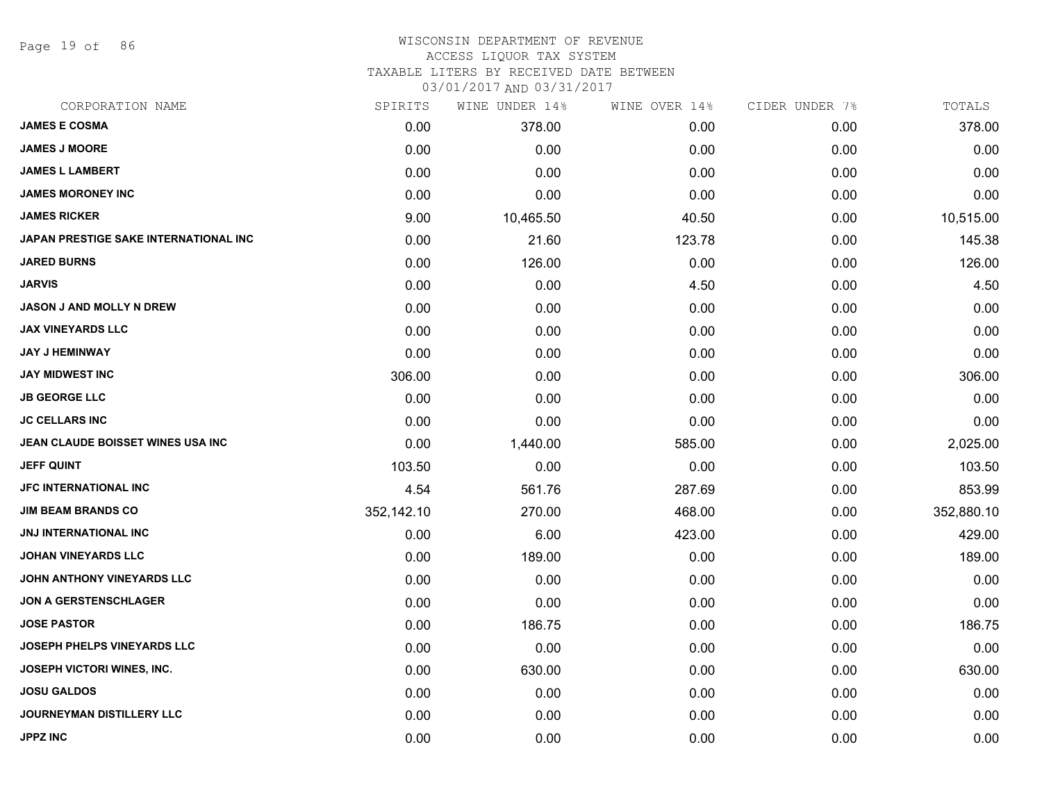WISCONSIN DEPARTMENT OF REVENUE
ACCESS LIQUOR TAX SYSTEM
TAXABLE LITERS BY RECEIVED DATE BETWEEN
03/01/2017 AND 03/31/2017

| CORPORATION NAME | SPIRITS | WINE UNDER 14% | WINE OVER 14% | CIDER UNDER 7% | TOTALS |
|---|---|---|---|---|---|
| JAMES E COSMA | 0.00 | 378.00 | 0.00 | 0.00 | 378.00 |
| JAMES J MOORE | 0.00 | 0.00 | 0.00 | 0.00 | 0.00 |
| JAMES L LAMBERT | 0.00 | 0.00 | 0.00 | 0.00 | 0.00 |
| JAMES MORONEY INC | 0.00 | 0.00 | 0.00 | 0.00 | 0.00 |
| JAMES RICKER | 9.00 | 10,465.50 | 40.50 | 0.00 | 10,515.00 |
| JAPAN PRESTIGE SAKE INTERNATIONAL INC | 0.00 | 21.60 | 123.78 | 0.00 | 145.38 |
| JARED BURNS | 0.00 | 126.00 | 0.00 | 0.00 | 126.00 |
| JARVIS | 0.00 | 0.00 | 4.50 | 0.00 | 4.50 |
| JASON J AND MOLLY N DREW | 0.00 | 0.00 | 0.00 | 0.00 | 0.00 |
| JAX VINEYARDS LLC | 0.00 | 0.00 | 0.00 | 0.00 | 0.00 |
| JAY J HEMINWAY | 0.00 | 0.00 | 0.00 | 0.00 | 0.00 |
| JAY MIDWEST INC | 306.00 | 0.00 | 0.00 | 0.00 | 306.00 |
| JB GEORGE LLC | 0.00 | 0.00 | 0.00 | 0.00 | 0.00 |
| JC CELLARS INC | 0.00 | 0.00 | 0.00 | 0.00 | 0.00 |
| JEAN CLAUDE BOISSET WINES USA INC | 0.00 | 1,440.00 | 585.00 | 0.00 | 2,025.00 |
| JEFF QUINT | 103.50 | 0.00 | 0.00 | 0.00 | 103.50 |
| JFC INTERNATIONAL INC | 4.54 | 561.76 | 287.69 | 0.00 | 853.99 |
| JIM BEAM BRANDS CO | 352,142.10 | 270.00 | 468.00 | 0.00 | 352,880.10 |
| JNJ INTERNATIONAL INC | 0.00 | 6.00 | 423.00 | 0.00 | 429.00 |
| JOHAN VINEYARDS LLC | 0.00 | 189.00 | 0.00 | 0.00 | 189.00 |
| JOHN ANTHONY VINEYARDS LLC | 0.00 | 0.00 | 0.00 | 0.00 | 0.00 |
| JON A GERSTENSCHLAGER | 0.00 | 0.00 | 0.00 | 0.00 | 0.00 |
| JOSE PASTOR | 0.00 | 186.75 | 0.00 | 0.00 | 186.75 |
| JOSEPH PHELPS VINEYARDS LLC | 0.00 | 0.00 | 0.00 | 0.00 | 0.00 |
| JOSEPH VICTORI WINES, INC. | 0.00 | 630.00 | 0.00 | 0.00 | 630.00 |
| JOSU GALDOS | 0.00 | 0.00 | 0.00 | 0.00 | 0.00 |
| JOURNEYMAN DISTILLERY LLC | 0.00 | 0.00 | 0.00 | 0.00 | 0.00 |
| JPPZ INC | 0.00 | 0.00 | 0.00 | 0.00 | 0.00 |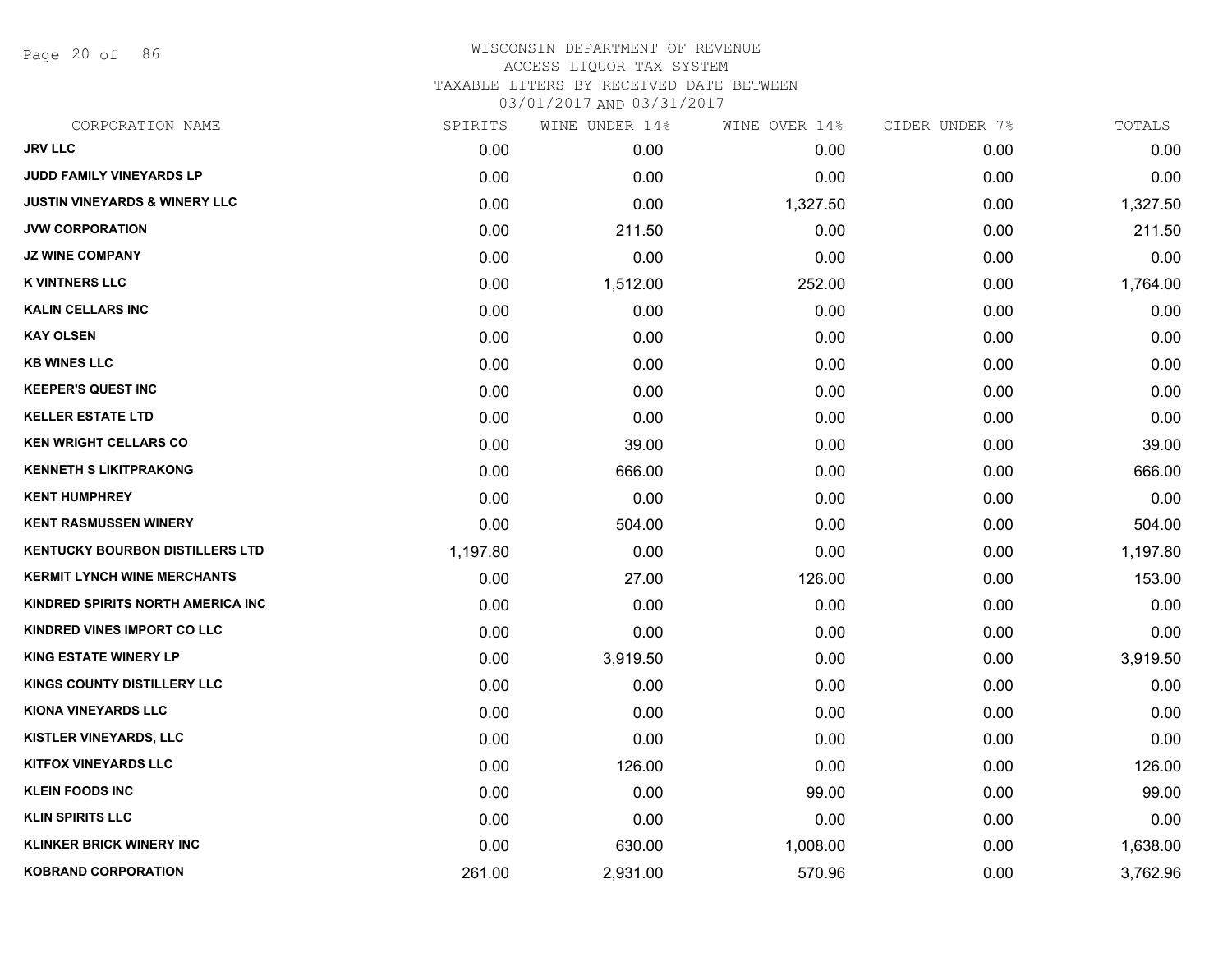# WISCONSIN DEPARTMENT OF REVENUE
## ACCESS LIQUOR TAX SYSTEM
### TAXABLE LITERS BY RECEIVED DATE BETWEEN 03/01/2017 AND 03/31/2017

| CORPORATION NAME | SPIRITS | WINE UNDER 14% | WINE OVER 14% | CIDER UNDER 7% | TOTALS |
|---|---|---|---|---|---|
| JRV LLC | 0.00 | 0.00 | 0.00 | 0.00 | 0.00 |
| JUDD FAMILY VINEYARDS LP | 0.00 | 0.00 | 0.00 | 0.00 | 0.00 |
| JUSTIN VINEYARDS & WINERY LLC | 0.00 | 0.00 | 1,327.50 | 0.00 | 1,327.50 |
| JVW CORPORATION | 0.00 | 211.50 | 0.00 | 0.00 | 211.50 |
| JZ WINE COMPANY | 0.00 | 0.00 | 0.00 | 0.00 | 0.00 |
| K VINTNERS LLC | 0.00 | 1,512.00 | 252.00 | 0.00 | 1,764.00 |
| KALIN CELLARS INC | 0.00 | 0.00 | 0.00 | 0.00 | 0.00 |
| KAY OLSEN | 0.00 | 0.00 | 0.00 | 0.00 | 0.00 |
| KB WINES LLC | 0.00 | 0.00 | 0.00 | 0.00 | 0.00 |
| KEEPER'S QUEST INC | 0.00 | 0.00 | 0.00 | 0.00 | 0.00 |
| KELLER ESTATE LTD | 0.00 | 0.00 | 0.00 | 0.00 | 0.00 |
| KEN WRIGHT CELLARS CO | 0.00 | 39.00 | 0.00 | 0.00 | 39.00 |
| KENNETH S LIKITPRAKONG | 0.00 | 666.00 | 0.00 | 0.00 | 666.00 |
| KENT HUMPHREY | 0.00 | 0.00 | 0.00 | 0.00 | 0.00 |
| KENT RASMUSSEN WINERY | 0.00 | 504.00 | 0.00 | 0.00 | 504.00 |
| KENTUCKY BOURBON DISTILLERS LTD | 1,197.80 | 0.00 | 0.00 | 0.00 | 1,197.80 |
| KERMIT LYNCH WINE MERCHANTS | 0.00 | 27.00 | 126.00 | 0.00 | 153.00 |
| KINDRED SPIRITS NORTH AMERICA INC | 0.00 | 0.00 | 0.00 | 0.00 | 0.00 |
| KINDRED VINES IMPORT CO LLC | 0.00 | 0.00 | 0.00 | 0.00 | 0.00 |
| KING ESTATE WINERY LP | 0.00 | 3,919.50 | 0.00 | 0.00 | 3,919.50 |
| KINGS COUNTY DISTILLERY LLC | 0.00 | 0.00 | 0.00 | 0.00 | 0.00 |
| KIONA VINEYARDS LLC | 0.00 | 0.00 | 0.00 | 0.00 | 0.00 |
| KISTLER VINEYARDS, LLC | 0.00 | 0.00 | 0.00 | 0.00 | 0.00 |
| KITFOX VINEYARDS LLC | 0.00 | 126.00 | 0.00 | 0.00 | 126.00 |
| KLEIN FOODS INC | 0.00 | 0.00 | 99.00 | 0.00 | 99.00 |
| KLIN SPIRITS LLC | 0.00 | 0.00 | 0.00 | 0.00 | 0.00 |
| KLINKER BRICK WINERY INC | 0.00 | 630.00 | 1,008.00 | 0.00 | 1,638.00 |
| KOBRAND CORPORATION | 261.00 | 2,931.00 | 570.96 | 0.00 | 3,762.96 |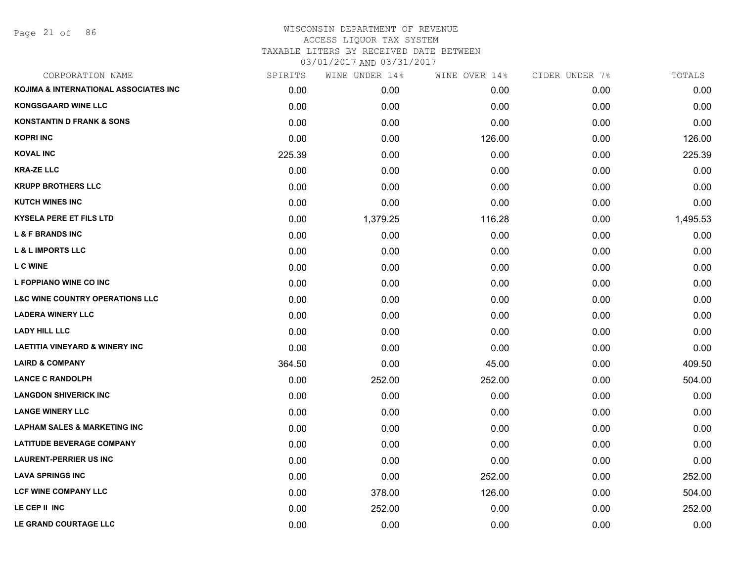WISCONSIN DEPARTMENT OF REVENUE
ACCESS LIQUOR TAX SYSTEM
TAXABLE LITERS BY RECEIVED DATE BETWEEN
03/01/2017 AND 03/31/2017

| CORPORATION NAME | SPIRITS | WINE UNDER 14% | WINE OVER 14% | CIDER UNDER 7% | TOTALS |
|---|---|---|---|---|---|
| KOJIMA & INTERNATIONAL ASSOCIATES INC | 0.00 | 0.00 | 0.00 | 0.00 | 0.00 |
| KONGSGAARD WINE LLC | 0.00 | 0.00 | 0.00 | 0.00 | 0.00 |
| KONSTANTIN D FRANK & SONS | 0.00 | 0.00 | 0.00 | 0.00 | 0.00 |
| KOPRI INC | 0.00 | 0.00 | 126.00 | 0.00 | 126.00 |
| KOVAL INC | 225.39 | 0.00 | 0.00 | 0.00 | 225.39 |
| KRA-ZE LLC | 0.00 | 0.00 | 0.00 | 0.00 | 0.00 |
| KRUPP BROTHERS LLC | 0.00 | 0.00 | 0.00 | 0.00 | 0.00 |
| KUTCH WINES INC | 0.00 | 0.00 | 0.00 | 0.00 | 0.00 |
| KYSELA PERE ET FILS LTD | 0.00 | 1,379.25 | 116.28 | 0.00 | 1,495.53 |
| L & F BRANDS INC | 0.00 | 0.00 | 0.00 | 0.00 | 0.00 |
| L & L IMPORTS LLC | 0.00 | 0.00 | 0.00 | 0.00 | 0.00 |
| L C WINE | 0.00 | 0.00 | 0.00 | 0.00 | 0.00 |
| L FOPPIANO WINE CO INC | 0.00 | 0.00 | 0.00 | 0.00 | 0.00 |
| L&C WINE COUNTRY OPERATIONS LLC | 0.00 | 0.00 | 0.00 | 0.00 | 0.00 |
| LADERA WINERY LLC | 0.00 | 0.00 | 0.00 | 0.00 | 0.00 |
| LADY HILL LLC | 0.00 | 0.00 | 0.00 | 0.00 | 0.00 |
| LAETITIA VINEYARD & WINERY INC | 0.00 | 0.00 | 0.00 | 0.00 | 0.00 |
| LAIRD & COMPANY | 364.50 | 0.00 | 45.00 | 0.00 | 409.50 |
| LANCE C RANDOLPH | 0.00 | 252.00 | 252.00 | 0.00 | 504.00 |
| LANGDON SHIVERICK INC | 0.00 | 0.00 | 0.00 | 0.00 | 0.00 |
| LANGE WINERY LLC | 0.00 | 0.00 | 0.00 | 0.00 | 0.00 |
| LAPHAM SALES & MARKETING INC | 0.00 | 0.00 | 0.00 | 0.00 | 0.00 |
| LATITUDE BEVERAGE COMPANY | 0.00 | 0.00 | 0.00 | 0.00 | 0.00 |
| LAURENT-PERRIER US INC | 0.00 | 0.00 | 0.00 | 0.00 | 0.00 |
| LAVA SPRINGS INC | 0.00 | 0.00 | 252.00 | 0.00 | 252.00 |
| LCF WINE COMPANY LLC | 0.00 | 378.00 | 126.00 | 0.00 | 504.00 |
| LE CEP II INC | 0.00 | 252.00 | 0.00 | 0.00 | 252.00 |
| LE GRAND COURTAGE LLC | 0.00 | 0.00 | 0.00 | 0.00 | 0.00 |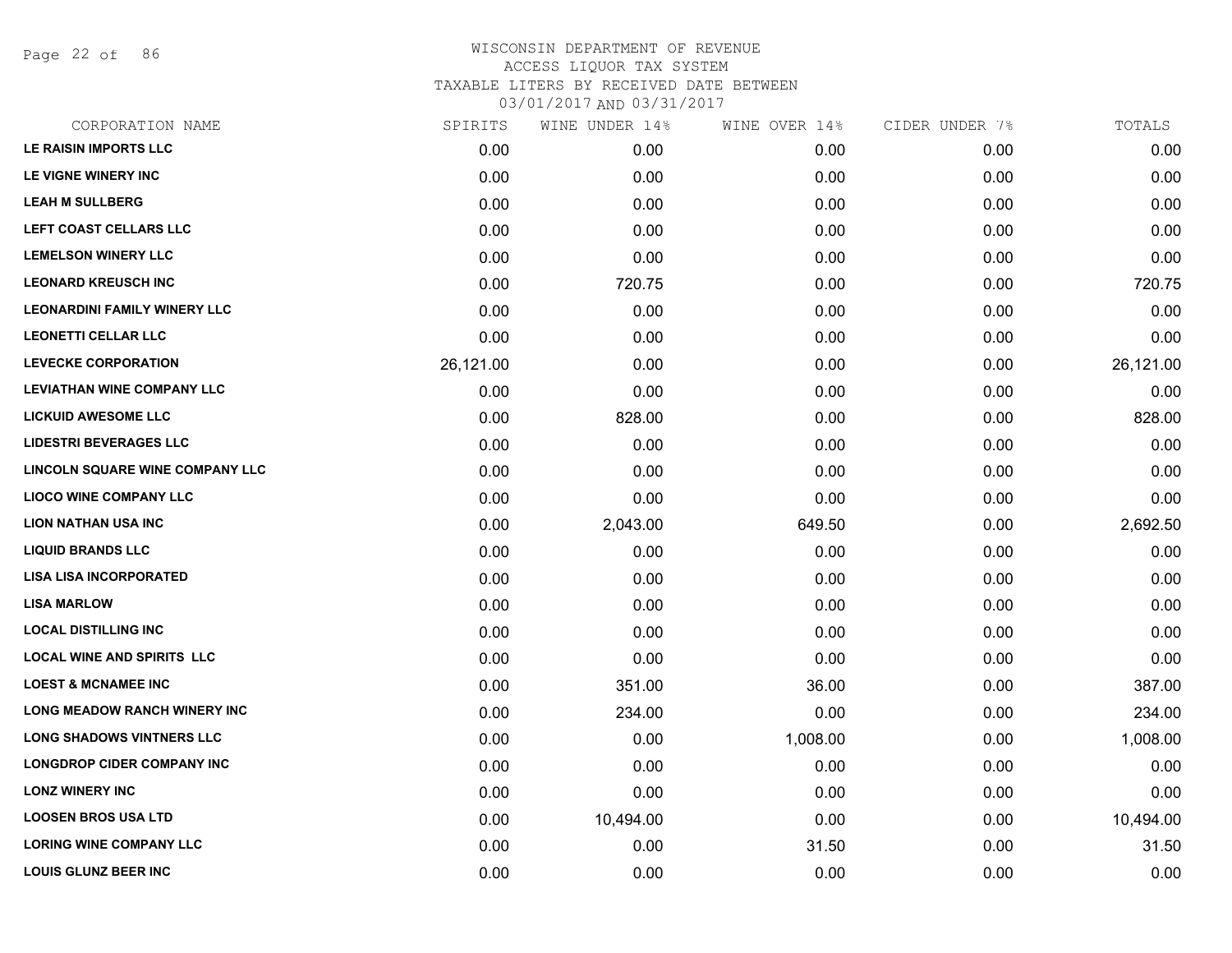# WISCONSIN DEPARTMENT OF REVENUE
## ACCESS LIQUOR TAX SYSTEM
## TAXABLE LITERS BY RECEIVED DATE BETWEEN 03/01/2017 AND 03/31/2017

| CORPORATION NAME | SPIRITS | WINE UNDER 14% | WINE OVER 14% | CIDER UNDER 7% | TOTALS |
|---|---|---|---|---|---|
| LE RAISIN IMPORTS LLC | 0.00 | 0.00 | 0.00 | 0.00 | 0.00 |
| LE VIGNE WINERY INC | 0.00 | 0.00 | 0.00 | 0.00 | 0.00 |
| LEAH M SULLBERG | 0.00 | 0.00 | 0.00 | 0.00 | 0.00 |
| LEFT COAST CELLARS LLC | 0.00 | 0.00 | 0.00 | 0.00 | 0.00 |
| LEMELSON WINERY LLC | 0.00 | 0.00 | 0.00 | 0.00 | 0.00 |
| LEONARD KREUSCH INC | 0.00 | 720.75 | 0.00 | 0.00 | 720.75 |
| LEONARDINI FAMILY WINERY LLC | 0.00 | 0.00 | 0.00 | 0.00 | 0.00 |
| LEONETTI CELLAR LLC | 0.00 | 0.00 | 0.00 | 0.00 | 0.00 |
| LEVECKE CORPORATION | 26,121.00 | 0.00 | 0.00 | 0.00 | 26,121.00 |
| LEVIATHAN WINE COMPANY LLC | 0.00 | 0.00 | 0.00 | 0.00 | 0.00 |
| LICKUID AWESOME LLC | 0.00 | 828.00 | 0.00 | 0.00 | 828.00 |
| LIDESTRI BEVERAGES LLC | 0.00 | 0.00 | 0.00 | 0.00 | 0.00 |
| LINCOLN SQUARE WINE COMPANY LLC | 0.00 | 0.00 | 0.00 | 0.00 | 0.00 |
| LIOCO WINE COMPANY LLC | 0.00 | 0.00 | 0.00 | 0.00 | 0.00 |
| LION NATHAN USA INC | 0.00 | 2,043.00 | 649.50 | 0.00 | 2,692.50 |
| LIQUID BRANDS LLC | 0.00 | 0.00 | 0.00 | 0.00 | 0.00 |
| LISA LISA INCORPORATED | 0.00 | 0.00 | 0.00 | 0.00 | 0.00 |
| LISA MARLOW | 0.00 | 0.00 | 0.00 | 0.00 | 0.00 |
| LOCAL DISTILLING INC | 0.00 | 0.00 | 0.00 | 0.00 | 0.00 |
| LOCAL WINE AND SPIRITS LLC | 0.00 | 0.00 | 0.00 | 0.00 | 0.00 |
| LOEST & MCNAMEE INC | 0.00 | 351.00 | 36.00 | 0.00 | 387.00 |
| LONG MEADOW RANCH WINERY INC | 0.00 | 234.00 | 0.00 | 0.00 | 234.00 |
| LONG SHADOWS VINTNERS LLC | 0.00 | 0.00 | 1,008.00 | 0.00 | 1,008.00 |
| LONGDROP CIDER COMPANY INC | 0.00 | 0.00 | 0.00 | 0.00 | 0.00 |
| LONZ WINERY INC | 0.00 | 0.00 | 0.00 | 0.00 | 0.00 |
| LOOSEN BROS USA LTD | 0.00 | 10,494.00 | 0.00 | 0.00 | 10,494.00 |
| LORING WINE COMPANY LLC | 0.00 | 0.00 | 31.50 | 0.00 | 31.50 |
| LOUIS GLUNZ BEER INC | 0.00 | 0.00 | 0.00 | 0.00 | 0.00 |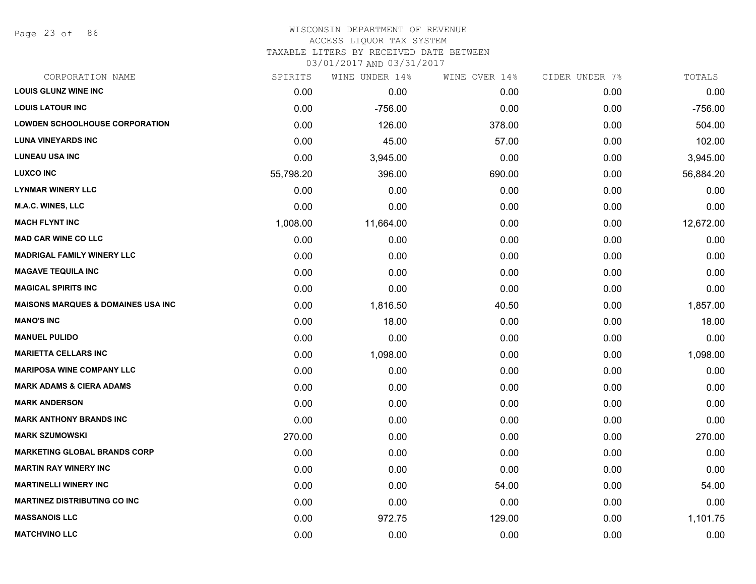WISCONSIN DEPARTMENT OF REVENUE
ACCESS LIQUOR TAX SYSTEM
TAXABLE LITERS BY RECEIVED DATE BETWEEN
03/01/2017 AND 03/31/2017

| CORPORATION NAME | SPIRITS | WINE UNDER 14% | WINE OVER 14% | CIDER UNDER 7% | TOTALS |
|---|---|---|---|---|---|
| LOUIS GLUNZ WINE INC | 0.00 | 0.00 | 0.00 | 0.00 | 0.00 |
| LOUIS LATOUR INC | 0.00 | -756.00 | 0.00 | 0.00 | -756.00 |
| LOWDEN SCHOOLHOUSE CORPORATION | 0.00 | 126.00 | 378.00 | 0.00 | 504.00 |
| LUNA VINEYARDS INC | 0.00 | 45.00 | 57.00 | 0.00 | 102.00 |
| LUNEAU USA INC | 0.00 | 3,945.00 | 0.00 | 0.00 | 3,945.00 |
| LUXCO INC | 55,798.20 | 396.00 | 690.00 | 0.00 | 56,884.20 |
| LYNMAR WINERY LLC | 0.00 | 0.00 | 0.00 | 0.00 | 0.00 |
| M.A.C. WINES, LLC | 0.00 | 0.00 | 0.00 | 0.00 | 0.00 |
| MACH FLYNT INC | 1,008.00 | 11,664.00 | 0.00 | 0.00 | 12,672.00 |
| MAD CAR WINE CO LLC | 0.00 | 0.00 | 0.00 | 0.00 | 0.00 |
| MADRIGAL FAMILY WINERY LLC | 0.00 | 0.00 | 0.00 | 0.00 | 0.00 |
| MAGAVE TEQUILA INC | 0.00 | 0.00 | 0.00 | 0.00 | 0.00 |
| MAGICAL SPIRITS INC | 0.00 | 0.00 | 0.00 | 0.00 | 0.00 |
| MAISONS MARQUES & DOMAINES USA INC | 0.00 | 1,816.50 | 40.50 | 0.00 | 1,857.00 |
| MANO'S INC | 0.00 | 18.00 | 0.00 | 0.00 | 18.00 |
| MANUEL PULIDO | 0.00 | 0.00 | 0.00 | 0.00 | 0.00 |
| MARIETTA CELLARS INC | 0.00 | 1,098.00 | 0.00 | 0.00 | 1,098.00 |
| MARIPOSA WINE COMPANY LLC | 0.00 | 0.00 | 0.00 | 0.00 | 0.00 |
| MARK ADAMS & CIERA ADAMS | 0.00 | 0.00 | 0.00 | 0.00 | 0.00 |
| MARK ANDERSON | 0.00 | 0.00 | 0.00 | 0.00 | 0.00 |
| MARK ANTHONY BRANDS INC | 0.00 | 0.00 | 0.00 | 0.00 | 0.00 |
| MARK SZUMOWSKI | 270.00 | 0.00 | 0.00 | 0.00 | 270.00 |
| MARKETING GLOBAL BRANDS CORP | 0.00 | 0.00 | 0.00 | 0.00 | 0.00 |
| MARTIN RAY WINERY INC | 0.00 | 0.00 | 0.00 | 0.00 | 0.00 |
| MARTINELLI WINERY INC | 0.00 | 0.00 | 54.00 | 0.00 | 54.00 |
| MARTINEZ DISTRIBUTING CO INC | 0.00 | 0.00 | 0.00 | 0.00 | 0.00 |
| MASSANOIS LLC | 0.00 | 972.75 | 129.00 | 0.00 | 1,101.75 |
| MATCHVINO LLC | 0.00 | 0.00 | 0.00 | 0.00 | 0.00 |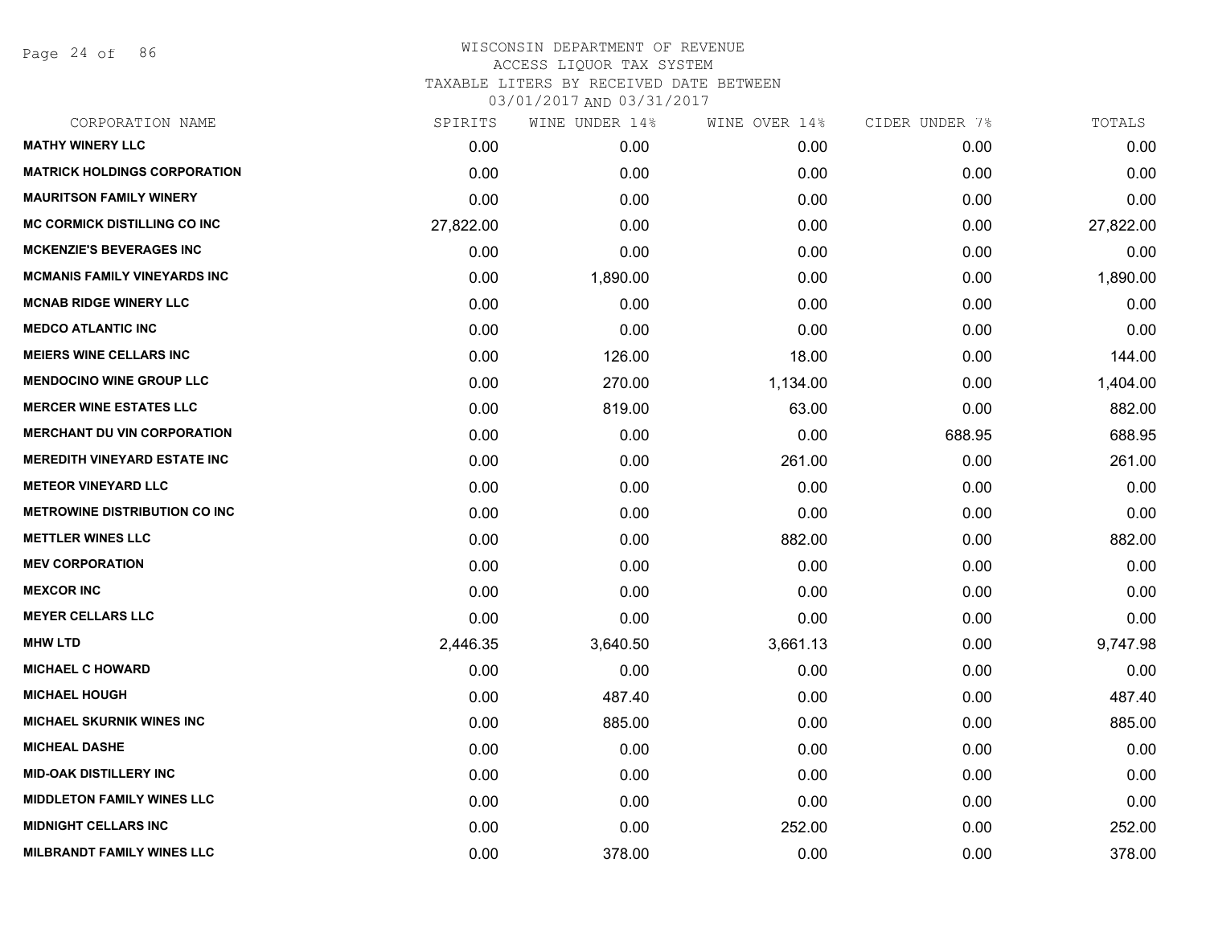WISCONSIN DEPARTMENT OF REVENUE
ACCESS LIQUOR TAX SYSTEM
TAXABLE LITERS BY RECEIVED DATE BETWEEN
03/01/2017 AND 03/31/2017

| CORPORATION NAME | SPIRITS | WINE UNDER 14% | WINE OVER 14% | CIDER UNDER 7% | TOTALS |
|---|---|---|---|---|---|
| **MATHY WINERY LLC** | 0.00 | 0.00 | 0.00 | 0.00 | 0.00 |
| **MATRICK HOLDINGS CORPORATION** | 0.00 | 0.00 | 0.00 | 0.00 | 0.00 |
| **MAURITSON FAMILY WINERY** | 0.00 | 0.00 | 0.00 | 0.00 | 0.00 |
| **MC CORMICK DISTILLING CO INC** | 27,822.00 | 0.00 | 0.00 | 0.00 | 27,822.00 |
| **MCKENZIE'S BEVERAGES INC** | 0.00 | 0.00 | 0.00 | 0.00 | 0.00 |
| **MCMANIS FAMILY VINEYARDS INC** | 0.00 | 1,890.00 | 0.00 | 0.00 | 1,890.00 |
| **MCNAB RIDGE WINERY LLC** | 0.00 | 0.00 | 0.00 | 0.00 | 0.00 |
| **MEDCO ATLANTIC INC** | 0.00 | 0.00 | 0.00 | 0.00 | 0.00 |
| **MEIERS WINE CELLARS INC** | 0.00 | 126.00 | 18.00 | 0.00 | 144.00 |
| **MENDOCINO WINE GROUP LLC** | 0.00 | 270.00 | 1,134.00 | 0.00 | 1,404.00 |
| **MERCER WINE ESTATES LLC** | 0.00 | 819.00 | 63.00 | 0.00 | 882.00 |
| **MERCHANT DU VIN CORPORATION** | 0.00 | 0.00 | 0.00 | 688.95 | 688.95 |
| **MEREDITH VINEYARD ESTATE INC** | 0.00 | 0.00 | 261.00 | 0.00 | 261.00 |
| **METEOR VINEYARD LLC** | 0.00 | 0.00 | 0.00 | 0.00 | 0.00 |
| **METROWINE DISTRIBUTION CO INC** | 0.00 | 0.00 | 0.00 | 0.00 | 0.00 |
| **METTLER WINES LLC** | 0.00 | 0.00 | 882.00 | 0.00 | 882.00 |
| **MEV CORPORATION** | 0.00 | 0.00 | 0.00 | 0.00 | 0.00 |
| **MEXCOR INC** | 0.00 | 0.00 | 0.00 | 0.00 | 0.00 |
| **MEYER CELLARS LLC** | 0.00 | 0.00 | 0.00 | 0.00 | 0.00 |
| **MHW LTD** | 2,446.35 | 3,640.50 | 3,661.13 | 0.00 | 9,747.98 |
| **MICHAEL C HOWARD** | 0.00 | 0.00 | 0.00 | 0.00 | 0.00 |
| **MICHAEL HOUGH** | 0.00 | 487.40 | 0.00 | 0.00 | 487.40 |
| **MICHAEL SKURNIK WINES INC** | 0.00 | 885.00 | 0.00 | 0.00 | 885.00 |
| **MICHEAL DASHE** | 0.00 | 0.00 | 0.00 | 0.00 | 0.00 |
| **MID-OAK DISTILLERY INC** | 0.00 | 0.00 | 0.00 | 0.00 | 0.00 |
| **MIDDLETON FAMILY WINES LLC** | 0.00 | 0.00 | 0.00 | 0.00 | 0.00 |
| **MIDNIGHT CELLARS INC** | 0.00 | 0.00 | 252.00 | 0.00 | 252.00 |
| **MILBRANDT FAMILY WINES LLC** | 0.00 | 378.00 | 0.00 | 0.00 | 378.00 |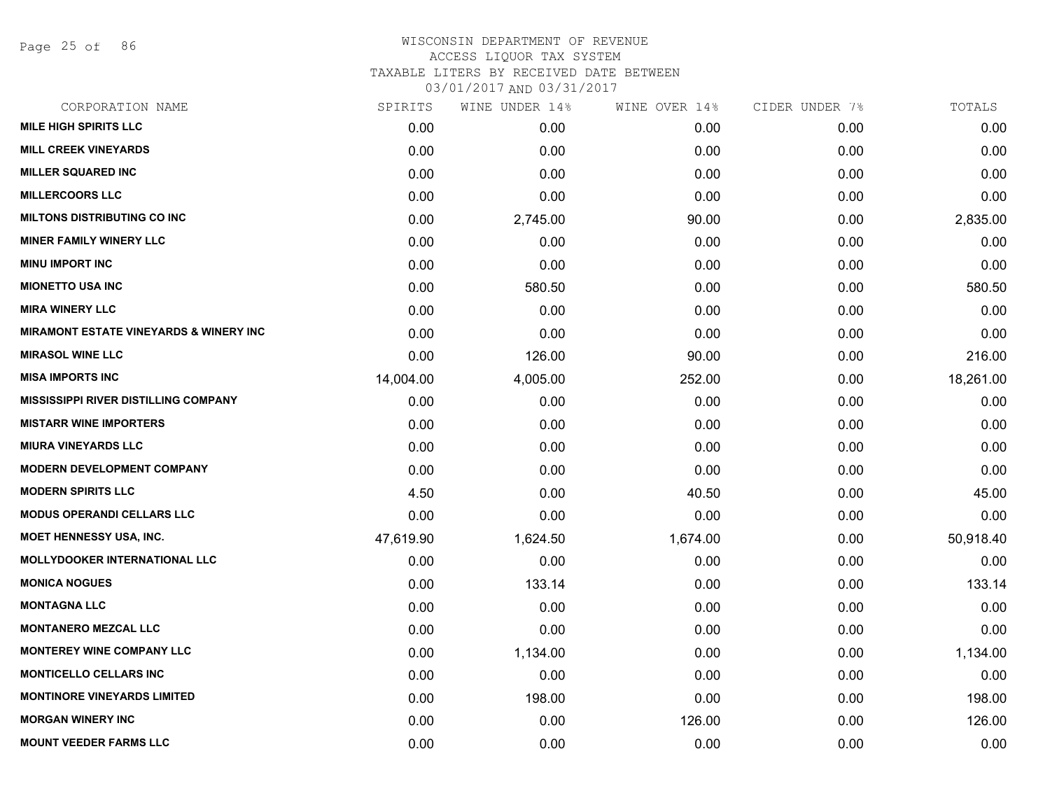WISCONSIN DEPARTMENT OF REVENUE
ACCESS LIQUOR TAX SYSTEM
TAXABLE LITERS BY RECEIVED DATE BETWEEN
03/01/2017 AND 03/31/2017

| CORPORATION NAME | SPIRITS | WINE UNDER 14% | WINE OVER 14% | CIDER UNDER 7% | TOTALS |
|---|---|---|---|---|---|
| MILE HIGH SPIRITS LLC | 0.00 | 0.00 | 0.00 | 0.00 | 0.00 |
| MILL CREEK VINEYARDS | 0.00 | 0.00 | 0.00 | 0.00 | 0.00 |
| MILLER SQUARED INC | 0.00 | 0.00 | 0.00 | 0.00 | 0.00 |
| MILLERCOORS LLC | 0.00 | 0.00 | 0.00 | 0.00 | 0.00 |
| MILTONS DISTRIBUTING CO INC | 0.00 | 2,745.00 | 90.00 | 0.00 | 2,835.00 |
| MINER FAMILY WINERY LLC | 0.00 | 0.00 | 0.00 | 0.00 | 0.00 |
| MINU IMPORT INC | 0.00 | 0.00 | 0.00 | 0.00 | 0.00 |
| MIONETTO USA INC | 0.00 | 580.50 | 0.00 | 0.00 | 580.50 |
| MIRA WINERY LLC | 0.00 | 0.00 | 0.00 | 0.00 | 0.00 |
| MIRAMONT ESTATE VINEYARDS & WINERY INC | 0.00 | 0.00 | 0.00 | 0.00 | 0.00 |
| MIRASOL WINE LLC | 0.00 | 126.00 | 90.00 | 0.00 | 216.00 |
| MISA IMPORTS INC | 14,004.00 | 4,005.00 | 252.00 | 0.00 | 18,261.00 |
| MISSISSIPPI RIVER DISTILLING COMPANY | 0.00 | 0.00 | 0.00 | 0.00 | 0.00 |
| MISTARR WINE IMPORTERS | 0.00 | 0.00 | 0.00 | 0.00 | 0.00 |
| MIURA VINEYARDS LLC | 0.00 | 0.00 | 0.00 | 0.00 | 0.00 |
| MODERN DEVELOPMENT COMPANY | 0.00 | 0.00 | 0.00 | 0.00 | 0.00 |
| MODERN SPIRITS LLC | 4.50 | 0.00 | 40.50 | 0.00 | 45.00 |
| MODUS OPERANDI CELLARS LLC | 0.00 | 0.00 | 0.00 | 0.00 | 0.00 |
| MOET HENNESSY USA, INC. | 47,619.90 | 1,624.50 | 1,674.00 | 0.00 | 50,918.40 |
| MOLLYDOOKER INTERNATIONAL LLC | 0.00 | 0.00 | 0.00 | 0.00 | 0.00 |
| MONICA NOGUES | 0.00 | 133.14 | 0.00 | 0.00 | 133.14 |
| MONTAGNA LLC | 0.00 | 0.00 | 0.00 | 0.00 | 0.00 |
| MONTANERO MEZCAL LLC | 0.00 | 0.00 | 0.00 | 0.00 | 0.00 |
| MONTEREY WINE COMPANY LLC | 0.00 | 1,134.00 | 0.00 | 0.00 | 1,134.00 |
| MONTICELLO CELLARS INC | 0.00 | 0.00 | 0.00 | 0.00 | 0.00 |
| MONTINORE VINEYARDS LIMITED | 0.00 | 198.00 | 0.00 | 0.00 | 198.00 |
| MORGAN WINERY INC | 0.00 | 0.00 | 126.00 | 0.00 | 126.00 |
| MOUNT VEEDER FARMS LLC | 0.00 | 0.00 | 0.00 | 0.00 | 0.00 |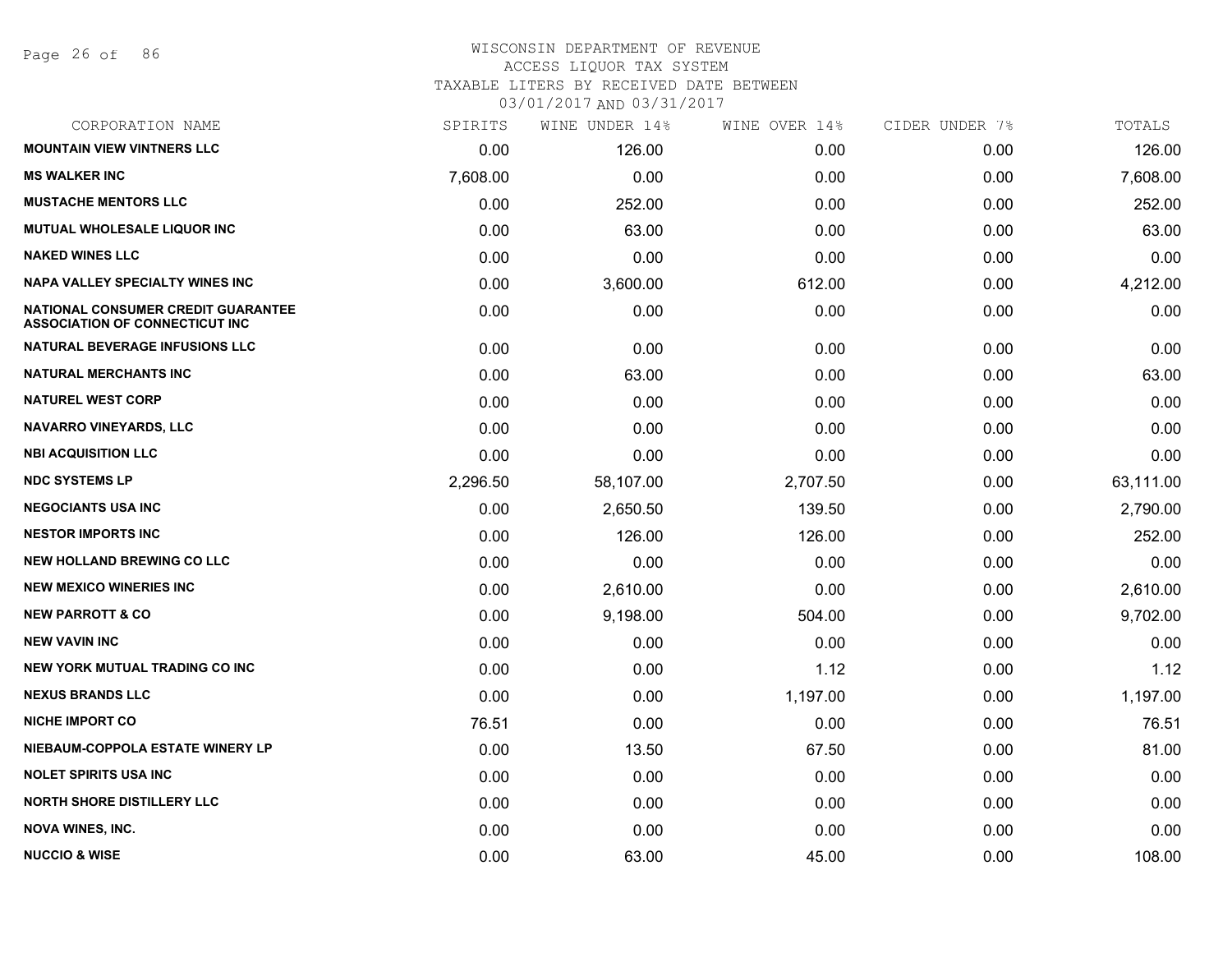WISCONSIN DEPARTMENT OF REVENUE
ACCESS LIQUOR TAX SYSTEM
TAXABLE LITERS BY RECEIVED DATE BETWEEN
03/01/2017 AND 03/31/2017

| CORPORATION NAME | SPIRITS | WINE UNDER 14% | WINE OVER 14% | CIDER UNDER 7% | TOTALS |
|---|---|---|---|---|---|
| **MOUNTAIN VIEW VINTNERS LLC** | 0.00 | 126.00 | 0.00 | 0.00 | 126.00 |
| **MS WALKER INC** | 7,608.00 | 0.00 | 0.00 | 0.00 | 7,608.00 |
| **MUSTACHE MENTORS LLC** | 0.00 | 252.00 | 0.00 | 0.00 | 252.00 |
| **MUTUAL WHOLESALE LIQUOR INC** | 0.00 | 63.00 | 0.00 | 0.00 | 63.00 |
| **NAKED WINES LLC** | 0.00 | 0.00 | 0.00 | 0.00 | 0.00 |
| **NAPA VALLEY SPECIALTY WINES INC** | 0.00 | 3,600.00 | 612.00 | 0.00 | 4,212.00 |
| **NATIONAL CONSUMER CREDIT GUARANTEE ASSOCIATION OF CONNECTICUT INC** | 0.00 | 0.00 | 0.00 | 0.00 | 0.00 |
| **NATURAL BEVERAGE INFUSIONS LLC** | 0.00 | 0.00 | 0.00 | 0.00 | 0.00 |
| **NATURAL MERCHANTS INC** | 0.00 | 63.00 | 0.00 | 0.00 | 63.00 |
| **NATUREL WEST CORP** | 0.00 | 0.00 | 0.00 | 0.00 | 0.00 |
| **NAVARRO VINEYARDS, LLC** | 0.00 | 0.00 | 0.00 | 0.00 | 0.00 |
| **NBI ACQUISITION LLC** | 0.00 | 0.00 | 0.00 | 0.00 | 0.00 |
| **NDC SYSTEMS LP** | 2,296.50 | 58,107.00 | 2,707.50 | 0.00 | 63,111.00 |
| **NEGOCIANTS USA INC** | 0.00 | 2,650.50 | 139.50 | 0.00 | 2,790.00 |
| **NESTOR IMPORTS INC** | 0.00 | 126.00 | 126.00 | 0.00 | 252.00 |
| **NEW HOLLAND BREWING CO LLC** | 0.00 | 0.00 | 0.00 | 0.00 | 0.00 |
| **NEW MEXICO WINERIES INC** | 0.00 | 2,610.00 | 0.00 | 0.00 | 2,610.00 |
| **NEW PARROTT & CO** | 0.00 | 9,198.00 | 504.00 | 0.00 | 9,702.00 |
| **NEW VAVIN INC** | 0.00 | 0.00 | 0.00 | 0.00 | 0.00 |
| **NEW YORK MUTUAL TRADING CO INC** | 0.00 | 0.00 | 1.12 | 0.00 | 1.12 |
| **NEXUS BRANDS LLC** | 0.00 | 0.00 | 1,197.00 | 0.00 | 1,197.00 |
| **NICHE IMPORT CO** | 76.51 | 0.00 | 0.00 | 0.00 | 76.51 |
| **NIEBAUM-COPPOLA ESTATE WINERY LP** | 0.00 | 13.50 | 67.50 | 0.00 | 81.00 |
| **NOLET SPIRITS USA INC** | 0.00 | 0.00 | 0.00 | 0.00 | 0.00 |
| **NORTH SHORE DISTILLERY LLC** | 0.00 | 0.00 | 0.00 | 0.00 | 0.00 |
| **NOVA WINES, INC.** | 0.00 | 0.00 | 0.00 | 0.00 | 0.00 |
| **NUCCIO & WISE** | 0.00 | 63.00 | 45.00 | 0.00 | 108.00 |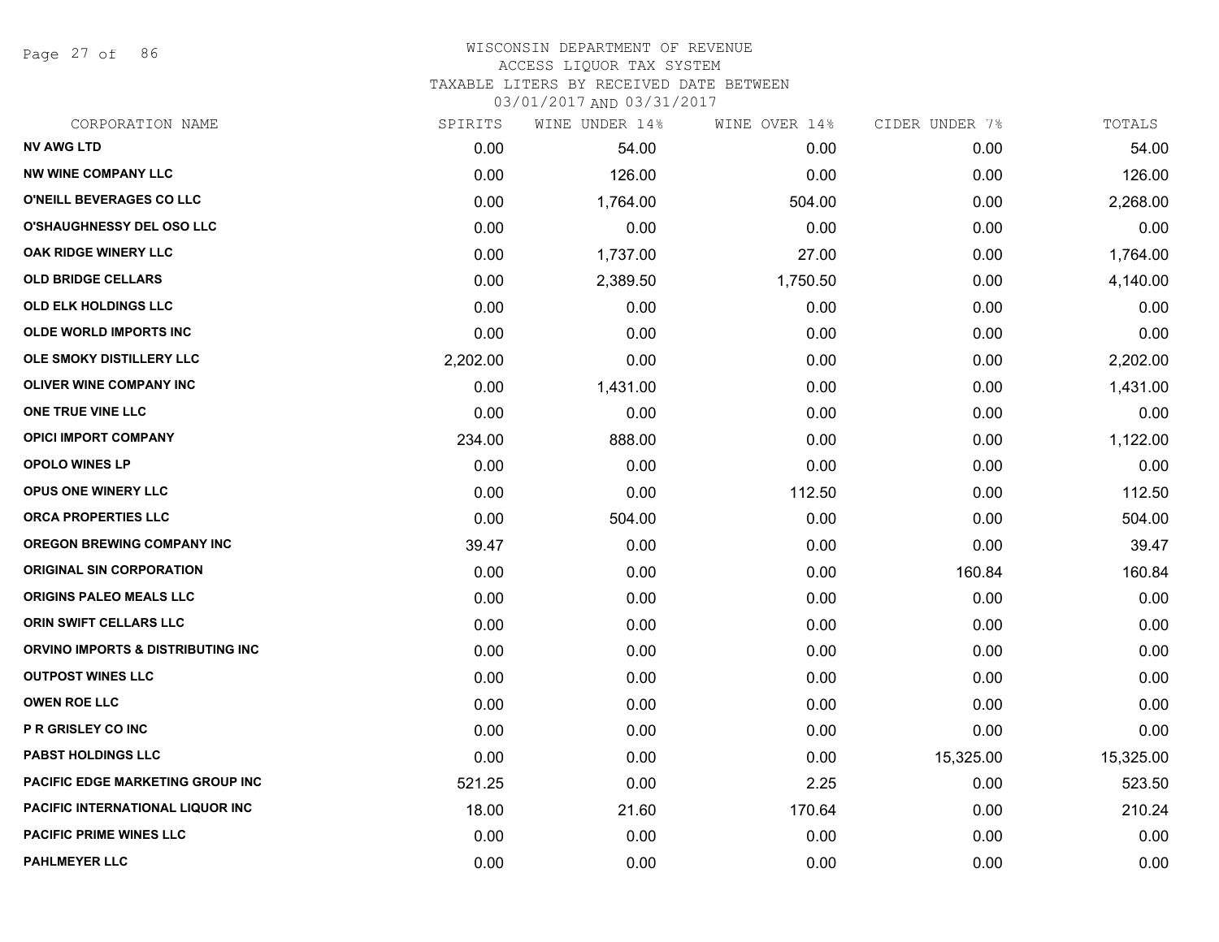WISCONSIN DEPARTMENT OF REVENUE
ACCESS LIQUOR TAX SYSTEM
TAXABLE LITERS BY RECEIVED DATE BETWEEN
03/01/2017 AND 03/31/2017

| CORPORATION NAME | SPIRITS | WINE UNDER 14% | WINE OVER 14% | CIDER UNDER 7% | TOTALS |
|---|---|---|---|---|---|
| NV AWG LTD | 0.00 | 54.00 | 0.00 | 0.00 | 54.00 |
| NW WINE COMPANY LLC | 0.00 | 126.00 | 0.00 | 0.00 | 126.00 |
| O'NEILL BEVERAGES CO LLC | 0.00 | 1,764.00 | 504.00 | 0.00 | 2,268.00 |
| O'SHAUGHNESSY DEL OSO LLC | 0.00 | 0.00 | 0.00 | 0.00 | 0.00 |
| OAK RIDGE WINERY LLC | 0.00 | 1,737.00 | 27.00 | 0.00 | 1,764.00 |
| OLD BRIDGE CELLARS | 0.00 | 2,389.50 | 1,750.50 | 0.00 | 4,140.00 |
| OLD ELK HOLDINGS LLC | 0.00 | 0.00 | 0.00 | 0.00 | 0.00 |
| OLDE WORLD IMPORTS INC | 0.00 | 0.00 | 0.00 | 0.00 | 0.00 |
| OLE SMOKY DISTILLERY LLC | 2,202.00 | 0.00 | 0.00 | 0.00 | 2,202.00 |
| OLIVER WINE COMPANY INC | 0.00 | 1,431.00 | 0.00 | 0.00 | 1,431.00 |
| ONE TRUE VINE LLC | 0.00 | 0.00 | 0.00 | 0.00 | 0.00 |
| OPICI IMPORT COMPANY | 234.00 | 888.00 | 0.00 | 0.00 | 1,122.00 |
| OPOLO WINES LP | 0.00 | 0.00 | 0.00 | 0.00 | 0.00 |
| OPUS ONE WINERY LLC | 0.00 | 0.00 | 112.50 | 0.00 | 112.50 |
| ORCA PROPERTIES LLC | 0.00 | 504.00 | 0.00 | 0.00 | 504.00 |
| OREGON BREWING COMPANY INC | 39.47 | 0.00 | 0.00 | 0.00 | 39.47 |
| ORIGINAL SIN CORPORATION | 0.00 | 0.00 | 0.00 | 160.84 | 160.84 |
| ORIGINS PALEO MEALS LLC | 0.00 | 0.00 | 0.00 | 0.00 | 0.00 |
| ORIN SWIFT CELLARS LLC | 0.00 | 0.00 | 0.00 | 0.00 | 0.00 |
| ORVINO IMPORTS & DISTRIBUTING INC | 0.00 | 0.00 | 0.00 | 0.00 | 0.00 |
| OUTPOST WINES LLC | 0.00 | 0.00 | 0.00 | 0.00 | 0.00 |
| OWEN ROE LLC | 0.00 | 0.00 | 0.00 | 0.00 | 0.00 |
| P R GRISLEY CO INC | 0.00 | 0.00 | 0.00 | 0.00 | 0.00 |
| PABST HOLDINGS LLC | 0.00 | 0.00 | 0.00 | 15,325.00 | 15,325.00 |
| PACIFIC EDGE MARKETING GROUP INC | 521.25 | 0.00 | 2.25 | 0.00 | 523.50 |
| PACIFIC INTERNATIONAL LIQUOR INC | 18.00 | 21.60 | 170.64 | 0.00 | 210.24 |
| PACIFIC PRIME WINES LLC | 0.00 | 0.00 | 0.00 | 0.00 | 0.00 |
| PAHLMEYER LLC | 0.00 | 0.00 | 0.00 | 0.00 | 0.00 |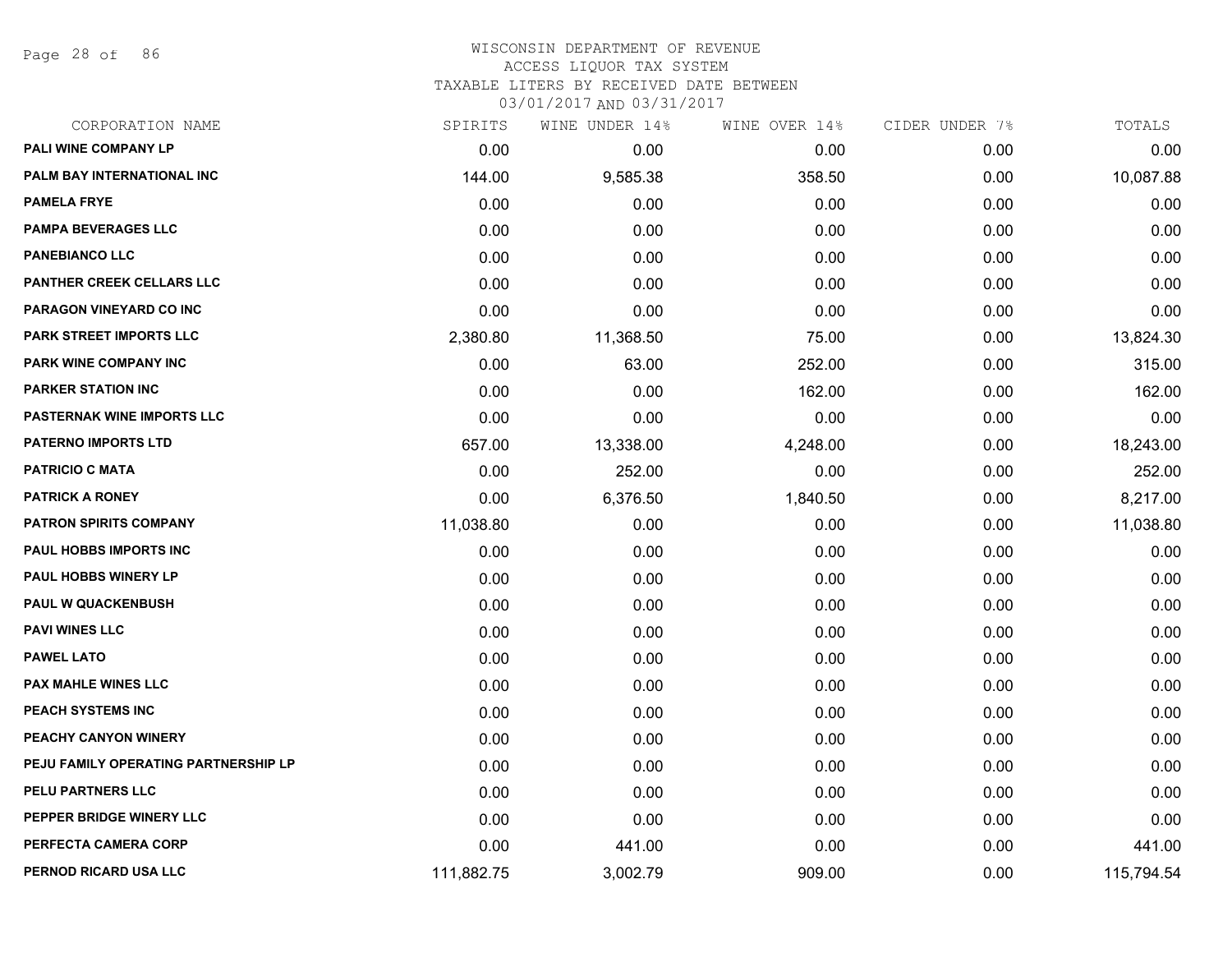# WISCONSIN DEPARTMENT OF REVENUE

ACCESS LIQUOR TAX SYSTEM

TAXABLE LITERS BY RECEIVED DATE BETWEEN

03/01/2017 AND 03/31/2017

| CORPORATION NAME | SPIRITS | WINE UNDER 14% | WINE OVER 14% | CIDER UNDER 7% | TOTALS |
|---|---|---|---|---|---|
| PALI WINE COMPANY LP | 0.00 | 0.00 | 0.00 | 0.00 | 0.00 |
| PALM BAY INTERNATIONAL INC | 144.00 | 9,585.38 | 358.50 | 0.00 | 10,087.88 |
| PAMELA FRYE | 0.00 | 0.00 | 0.00 | 0.00 | 0.00 |
| PAMPA BEVERAGES LLC | 0.00 | 0.00 | 0.00 | 0.00 | 0.00 |
| PANEBIANCO LLC | 0.00 | 0.00 | 0.00 | 0.00 | 0.00 |
| PANTHER CREEK CELLARS LLC | 0.00 | 0.00 | 0.00 | 0.00 | 0.00 |
| PARAGON VINEYARD CO INC | 0.00 | 0.00 | 0.00 | 0.00 | 0.00 |
| PARK STREET IMPORTS LLC | 2,380.80 | 11,368.50 | 75.00 | 0.00 | 13,824.30 |
| PARK WINE COMPANY INC | 0.00 | 63.00 | 252.00 | 0.00 | 315.00 |
| PARKER STATION INC | 0.00 | 0.00 | 162.00 | 0.00 | 162.00 |
| PASTERNAK WINE IMPORTS LLC | 0.00 | 0.00 | 0.00 | 0.00 | 0.00 |
| PATERNO IMPORTS LTD | 657.00 | 13,338.00 | 4,248.00 | 0.00 | 18,243.00 |
| PATRICIO C MATA | 0.00 | 252.00 | 0.00 | 0.00 | 252.00 |
| PATRICK A RONEY | 0.00 | 6,376.50 | 1,840.50 | 0.00 | 8,217.00 |
| PATRON SPIRITS COMPANY | 11,038.80 | 0.00 | 0.00 | 0.00 | 11,038.80 |
| PAUL HOBBS IMPORTS INC | 0.00 | 0.00 | 0.00 | 0.00 | 0.00 |
| PAUL HOBBS WINERY LP | 0.00 | 0.00 | 0.00 | 0.00 | 0.00 |
| PAUL W QUACKENBUSH | 0.00 | 0.00 | 0.00 | 0.00 | 0.00 |
| PAVI WINES LLC | 0.00 | 0.00 | 0.00 | 0.00 | 0.00 |
| PAWEL LATO | 0.00 | 0.00 | 0.00 | 0.00 | 0.00 |
| PAX MAHLE WINES LLC | 0.00 | 0.00 | 0.00 | 0.00 | 0.00 |
| PEACH SYSTEMS INC | 0.00 | 0.00 | 0.00 | 0.00 | 0.00 |
| PEACHY CANYON WINERY | 0.00 | 0.00 | 0.00 | 0.00 | 0.00 |
| PEJU FAMILY OPERATING PARTNERSHIP LP | 0.00 | 0.00 | 0.00 | 0.00 | 0.00 |
| PELU PARTNERS LLC | 0.00 | 0.00 | 0.00 | 0.00 | 0.00 |
| PEPPER BRIDGE WINERY LLC | 0.00 | 0.00 | 0.00 | 0.00 | 0.00 |
| PERFECTA CAMERA CORP | 0.00 | 441.00 | 0.00 | 0.00 | 441.00 |
| PERNOD RICARD USA LLC | 111,882.75 | 3,002.79 | 909.00 | 0.00 | 115,794.54 |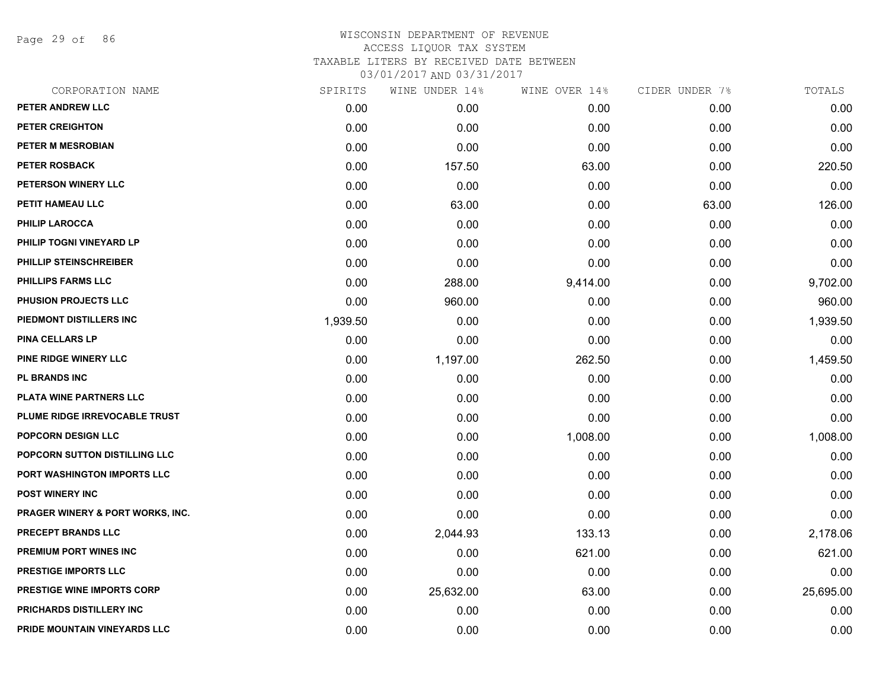# WISCONSIN DEPARTMENT OF REVENUE
## ACCESS LIQUOR TAX SYSTEM
### TAXABLE LITERS BY RECEIVED DATE BETWEEN 03/01/2017 AND 03/31/2017

| CORPORATION NAME | SPIRITS | WINE UNDER 14% | WINE OVER 14% | CIDER UNDER 7% | TOTALS |
|---|---|---|---|---|---|
| PETER ANDREW LLC | 0.00 | 0.00 | 0.00 | 0.00 | 0.00 |
| PETER CREIGHTON | 0.00 | 0.00 | 0.00 | 0.00 | 0.00 |
| PETER M MESROBIAN | 0.00 | 0.00 | 0.00 | 0.00 | 0.00 |
| PETER ROSBACK | 0.00 | 157.50 | 63.00 | 0.00 | 220.50 |
| PETERSON WINERY LLC | 0.00 | 0.00 | 0.00 | 0.00 | 0.00 |
| PETIT HAMEAU LLC | 0.00 | 63.00 | 0.00 | 63.00 | 126.00 |
| PHILIP LAROCCA | 0.00 | 0.00 | 0.00 | 0.00 | 0.00 |
| PHILIP TOGNI VINEYARD LP | 0.00 | 0.00 | 0.00 | 0.00 | 0.00 |
| PHILLIP STEINSCHREIBER | 0.00 | 0.00 | 0.00 | 0.00 | 0.00 |
| PHILLIPS FARMS LLC | 0.00 | 288.00 | 9,414.00 | 0.00 | 9,702.00 |
| PHUSION PROJECTS LLC | 0.00 | 960.00 | 0.00 | 0.00 | 960.00 |
| PIEDMONT DISTILLERS INC | 1,939.50 | 0.00 | 0.00 | 0.00 | 1,939.50 |
| PINA CELLARS LP | 0.00 | 0.00 | 0.00 | 0.00 | 0.00 |
| PINE RIDGE WINERY LLC | 0.00 | 1,197.00 | 262.50 | 0.00 | 1,459.50 |
| PL BRANDS INC | 0.00 | 0.00 | 0.00 | 0.00 | 0.00 |
| PLATA WINE PARTNERS LLC | 0.00 | 0.00 | 0.00 | 0.00 | 0.00 |
| PLUME RIDGE IRREVOCABLE TRUST | 0.00 | 0.00 | 0.00 | 0.00 | 0.00 |
| POPCORN DESIGN LLC | 0.00 | 0.00 | 1,008.00 | 0.00 | 1,008.00 |
| POPCORN SUTTON DISTILLING LLC | 0.00 | 0.00 | 0.00 | 0.00 | 0.00 |
| PORT WASHINGTON IMPORTS LLC | 0.00 | 0.00 | 0.00 | 0.00 | 0.00 |
| POST WINERY INC | 0.00 | 0.00 | 0.00 | 0.00 | 0.00 |
| PRAGER WINERY & PORT WORKS, INC. | 0.00 | 0.00 | 0.00 | 0.00 | 0.00 |
| PRECEPT BRANDS LLC | 0.00 | 2,044.93 | 133.13 | 0.00 | 2,178.06 |
| PREMIUM PORT WINES INC | 0.00 | 0.00 | 621.00 | 0.00 | 621.00 |
| PRESTIGE IMPORTS LLC | 0.00 | 0.00 | 0.00 | 0.00 | 0.00 |
| PRESTIGE WINE IMPORTS CORP | 0.00 | 25,632.00 | 63.00 | 0.00 | 25,695.00 |
| PRICHARDS DISTILLERY INC | 0.00 | 0.00 | 0.00 | 0.00 | 0.00 |
| PRIDE MOUNTAIN VINEYARDS LLC | 0.00 | 0.00 | 0.00 | 0.00 | 0.00 |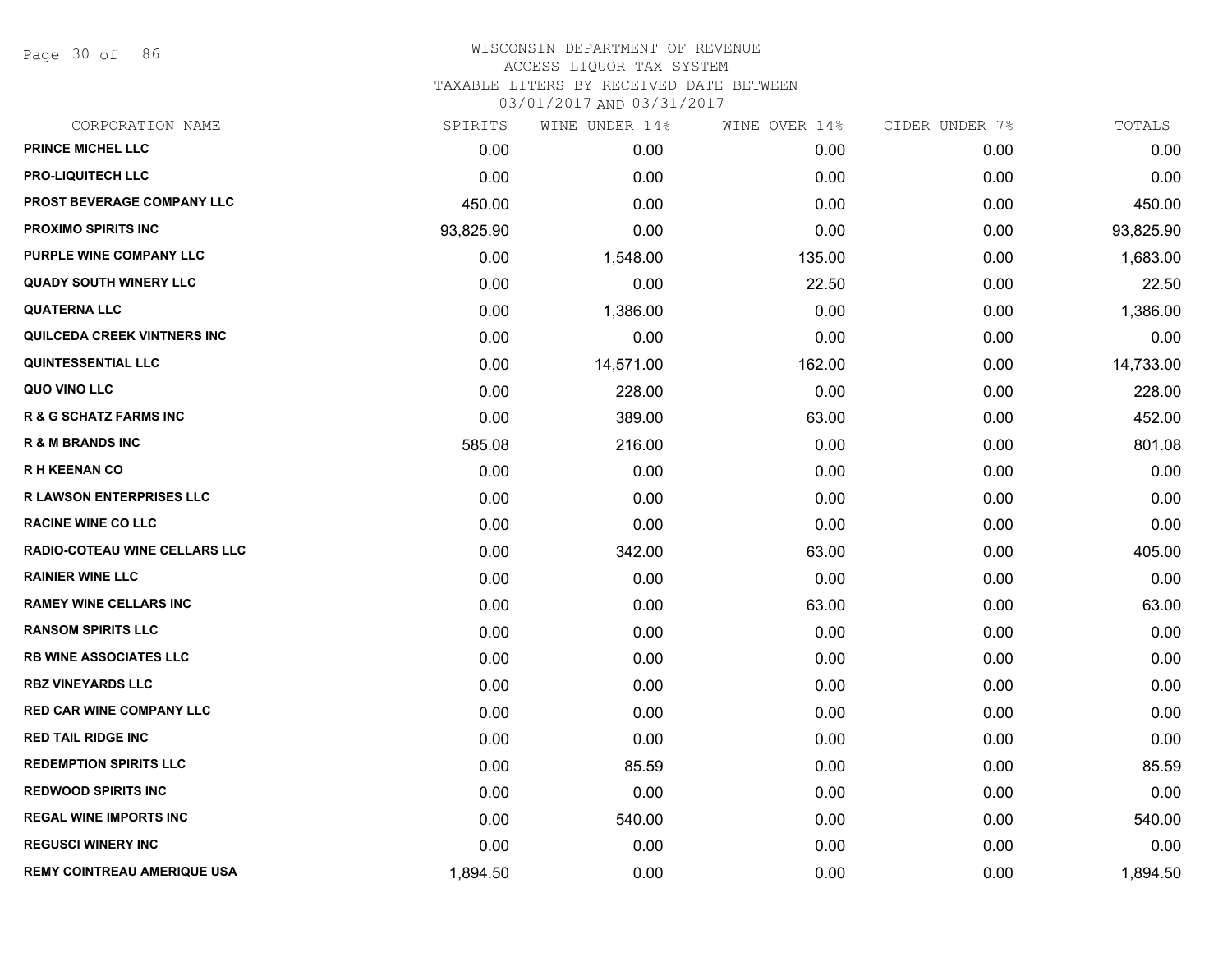# WISCONSIN DEPARTMENT OF REVENUE
## ACCESS LIQUOR TAX SYSTEM
### TAXABLE LITERS BY RECEIVED DATE BETWEEN 03/01/2017 AND 03/31/2017

| CORPORATION NAME | SPIRITS | WINE UNDER 14% | WINE OVER 14% | CIDER UNDER 7% | TOTALS |
|---|---|---|---|---|---|
| PRINCE MICHEL LLC | 0.00 | 0.00 | 0.00 | 0.00 | 0.00 |
| PRO-LIQUITECH LLC | 0.00 | 0.00 | 0.00 | 0.00 | 0.00 |
| PROST BEVERAGE COMPANY LLC | 450.00 | 0.00 | 0.00 | 0.00 | 450.00 |
| PROXIMO SPIRITS INC | 93,825.90 | 0.00 | 0.00 | 0.00 | 93,825.90 |
| PURPLE WINE COMPANY LLC | 0.00 | 1,548.00 | 135.00 | 0.00 | 1,683.00 |
| QUADY SOUTH WINERY LLC | 0.00 | 0.00 | 22.50 | 0.00 | 22.50 |
| QUATERNA LLC | 0.00 | 1,386.00 | 0.00 | 0.00 | 1,386.00 |
| QUILCEDA CREEK VINTNERS INC | 0.00 | 0.00 | 0.00 | 0.00 | 0.00 |
| QUINTESSENTIAL LLC | 0.00 | 14,571.00 | 162.00 | 0.00 | 14,733.00 |
| QUO VINO LLC | 0.00 | 228.00 | 0.00 | 0.00 | 228.00 |
| R & G SCHATZ FARMS INC | 0.00 | 389.00 | 63.00 | 0.00 | 452.00 |
| R & M BRANDS INC | 585.08 | 216.00 | 0.00 | 0.00 | 801.08 |
| R H KEENAN CO | 0.00 | 0.00 | 0.00 | 0.00 | 0.00 |
| R LAWSON ENTERPRISES LLC | 0.00 | 0.00 | 0.00 | 0.00 | 0.00 |
| RACINE WINE CO LLC | 0.00 | 0.00 | 0.00 | 0.00 | 0.00 |
| RADIO-COTEAU WINE CELLARS LLC | 0.00 | 342.00 | 63.00 | 0.00 | 405.00 |
| RAINIER WINE LLC | 0.00 | 0.00 | 0.00 | 0.00 | 0.00 |
| RAMEY WINE CELLARS INC | 0.00 | 0.00 | 63.00 | 0.00 | 63.00 |
| RANSOM SPIRITS LLC | 0.00 | 0.00 | 0.00 | 0.00 | 0.00 |
| RB WINE ASSOCIATES LLC | 0.00 | 0.00 | 0.00 | 0.00 | 0.00 |
| RBZ VINEYARDS LLC | 0.00 | 0.00 | 0.00 | 0.00 | 0.00 |
| RED CAR WINE COMPANY LLC | 0.00 | 0.00 | 0.00 | 0.00 | 0.00 |
| RED TAIL RIDGE INC | 0.00 | 0.00 | 0.00 | 0.00 | 0.00 |
| REDEMPTION SPIRITS LLC | 0.00 | 85.59 | 0.00 | 0.00 | 85.59 |
| REDWOOD SPIRITS INC | 0.00 | 0.00 | 0.00 | 0.00 | 0.00 |
| REGAL WINE IMPORTS INC | 0.00 | 540.00 | 0.00 | 0.00 | 540.00 |
| REGUSCI WINERY INC | 0.00 | 0.00 | 0.00 | 0.00 | 0.00 |
| REMY COINTREAU AMERIQUE USA | 1,894.50 | 0.00 | 0.00 | 0.00 | 1,894.50 |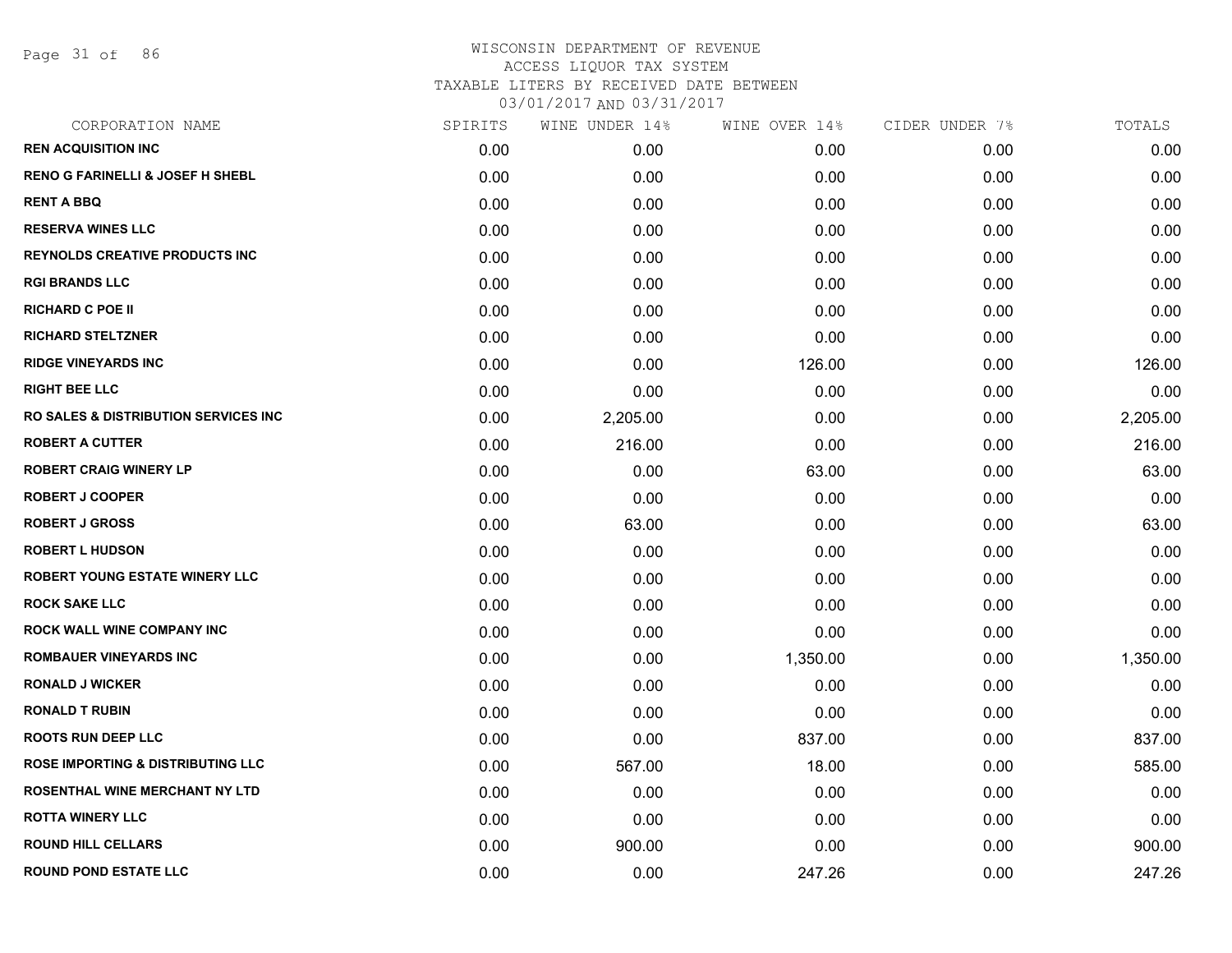# WISCONSIN DEPARTMENT OF REVENUE
ACCESS LIQUOR TAX SYSTEM
TAXABLE LITERS BY RECEIVED DATE BETWEEN
03/01/2017 AND 03/31/2017

| CORPORATION NAME | SPIRITS | WINE UNDER 14% | WINE OVER 14% | CIDER UNDER 7% | TOTALS |
|---|---|---|---|---|---|
| REN ACQUISITION INC | 0.00 | 0.00 | 0.00 | 0.00 | 0.00 |
| RENO G FARINELLI & JOSEF H SHEBL | 0.00 | 0.00 | 0.00 | 0.00 | 0.00 |
| RENT A BBQ | 0.00 | 0.00 | 0.00 | 0.00 | 0.00 |
| RESERVA WINES LLC | 0.00 | 0.00 | 0.00 | 0.00 | 0.00 |
| REYNOLDS CREATIVE PRODUCTS INC | 0.00 | 0.00 | 0.00 | 0.00 | 0.00 |
| RGI BRANDS LLC | 0.00 | 0.00 | 0.00 | 0.00 | 0.00 |
| RICHARD C POE II | 0.00 | 0.00 | 0.00 | 0.00 | 0.00 |
| RICHARD STELTZNER | 0.00 | 0.00 | 0.00 | 0.00 | 0.00 |
| RIDGE VINEYARDS INC | 0.00 | 0.00 | 126.00 | 0.00 | 126.00 |
| RIGHT BEE LLC | 0.00 | 0.00 | 0.00 | 0.00 | 0.00 |
| RO SALES & DISTRIBUTION SERVICES INC | 0.00 | 2,205.00 | 0.00 | 0.00 | 2,205.00 |
| ROBERT A CUTTER | 0.00 | 216.00 | 0.00 | 0.00 | 216.00 |
| ROBERT CRAIG WINERY LP | 0.00 | 0.00 | 63.00 | 0.00 | 63.00 |
| ROBERT J COOPER | 0.00 | 0.00 | 0.00 | 0.00 | 0.00 |
| ROBERT J GROSS | 0.00 | 63.00 | 0.00 | 0.00 | 63.00 |
| ROBERT L HUDSON | 0.00 | 0.00 | 0.00 | 0.00 | 0.00 |
| ROBERT YOUNG ESTATE WINERY LLC | 0.00 | 0.00 | 0.00 | 0.00 | 0.00 |
| ROCK SAKE LLC | 0.00 | 0.00 | 0.00 | 0.00 | 0.00 |
| ROCK WALL WINE COMPANY INC | 0.00 | 0.00 | 0.00 | 0.00 | 0.00 |
| ROMBAUER VINEYARDS INC | 0.00 | 0.00 | 1,350.00 | 0.00 | 1,350.00 |
| RONALD J WICKER | 0.00 | 0.00 | 0.00 | 0.00 | 0.00 |
| RONALD T RUBIN | 0.00 | 0.00 | 0.00 | 0.00 | 0.00 |
| ROOTS RUN DEEP LLC | 0.00 | 0.00 | 837.00 | 0.00 | 837.00 |
| ROSE IMPORTING & DISTRIBUTING LLC | 0.00 | 567.00 | 18.00 | 0.00 | 585.00 |
| ROSENTHAL WINE MERCHANT NY LTD | 0.00 | 0.00 | 0.00 | 0.00 | 0.00 |
| ROTTA WINERY LLC | 0.00 | 0.00 | 0.00 | 0.00 | 0.00 |
| ROUND HILL CELLARS | 0.00 | 900.00 | 0.00 | 0.00 | 900.00 |
| ROUND POND ESTATE LLC | 0.00 | 0.00 | 247.26 | 0.00 | 247.26 |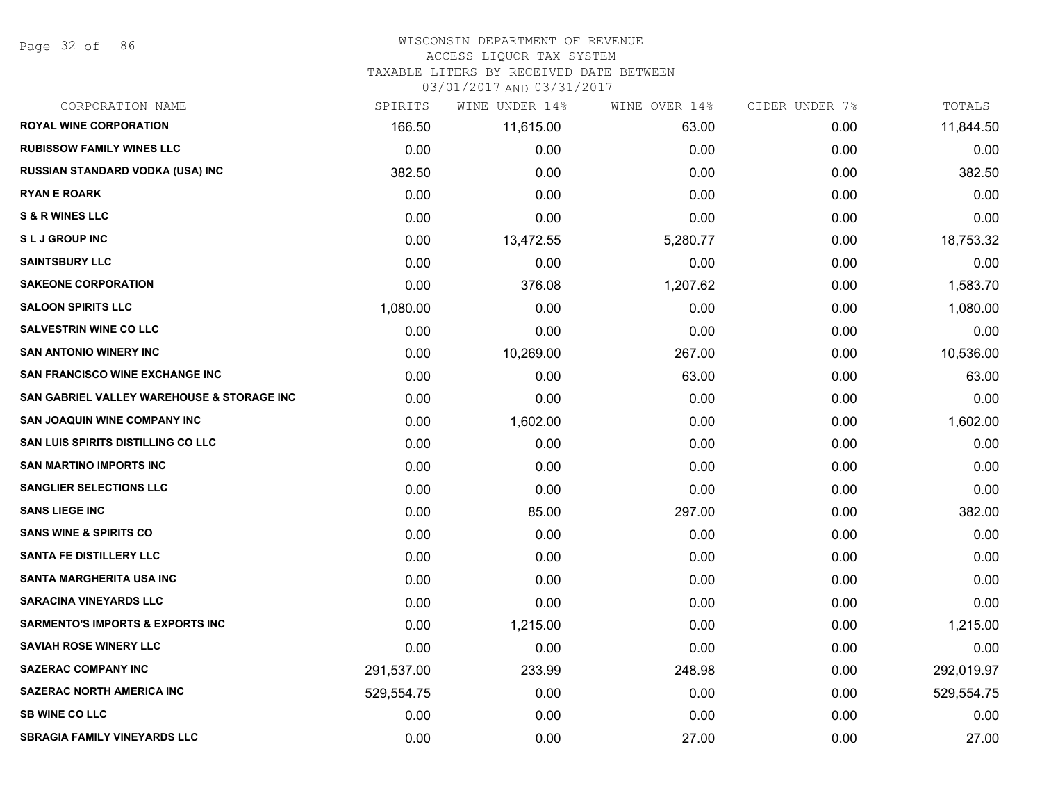WISCONSIN DEPARTMENT OF REVENUE
ACCESS LIQUOR TAX SYSTEM
TAXABLE LITERS BY RECEIVED DATE BETWEEN
03/01/2017 AND 03/31/2017

| CORPORATION NAME | SPIRITS | WINE UNDER 14% | WINE OVER 14% | CIDER UNDER 7% | TOTALS |
|---|---|---|---|---|---|
| ROYAL WINE CORPORATION | 166.50 | 11,615.00 | 63.00 | 0.00 | 11,844.50 |
| RUBISSOW FAMILY WINES LLC | 0.00 | 0.00 | 0.00 | 0.00 | 0.00 |
| RUSSIAN STANDARD VODKA (USA) INC | 382.50 | 0.00 | 0.00 | 0.00 | 382.50 |
| RYAN E ROARK | 0.00 | 0.00 | 0.00 | 0.00 | 0.00 |
| S & R WINES LLC | 0.00 | 0.00 | 0.00 | 0.00 | 0.00 |
| S L J GROUP INC | 0.00 | 13,472.55 | 5,280.77 | 0.00 | 18,753.32 |
| SAINTSBURY LLC | 0.00 | 0.00 | 0.00 | 0.00 | 0.00 |
| SAKEONE CORPORATION | 0.00 | 376.08 | 1,207.62 | 0.00 | 1,583.70 |
| SALOON SPIRITS LLC | 1,080.00 | 0.00 | 0.00 | 0.00 | 1,080.00 |
| SALVESTRIN WINE CO LLC | 0.00 | 0.00 | 0.00 | 0.00 | 0.00 |
| SAN ANTONIO WINERY INC | 0.00 | 10,269.00 | 267.00 | 0.00 | 10,536.00 |
| SAN FRANCISCO WINE EXCHANGE INC | 0.00 | 0.00 | 63.00 | 0.00 | 63.00 |
| SAN GABRIEL VALLEY WAREHOUSE & STORAGE INC | 0.00 | 0.00 | 0.00 | 0.00 | 0.00 |
| SAN JOAQUIN WINE COMPANY INC | 0.00 | 1,602.00 | 0.00 | 0.00 | 1,602.00 |
| SAN LUIS SPIRITS DISTILLING CO LLC | 0.00 | 0.00 | 0.00 | 0.00 | 0.00 |
| SAN MARTINO IMPORTS INC | 0.00 | 0.00 | 0.00 | 0.00 | 0.00 |
| SANGLIER SELECTIONS LLC | 0.00 | 0.00 | 0.00 | 0.00 | 0.00 |
| SANS LIEGE INC | 0.00 | 85.00 | 297.00 | 0.00 | 382.00 |
| SANS WINE & SPIRITS CO | 0.00 | 0.00 | 0.00 | 0.00 | 0.00 |
| SANTA FE DISTILLERY LLC | 0.00 | 0.00 | 0.00 | 0.00 | 0.00 |
| SANTA MARGHERITA USA INC | 0.00 | 0.00 | 0.00 | 0.00 | 0.00 |
| SARACINA VINEYARDS LLC | 0.00 | 0.00 | 0.00 | 0.00 | 0.00 |
| SARMENTO'S IMPORTS & EXPORTS INC | 0.00 | 1,215.00 | 0.00 | 0.00 | 1,215.00 |
| SAVIAH ROSE WINERY LLC | 0.00 | 0.00 | 0.00 | 0.00 | 0.00 |
| SAZERAC COMPANY INC | 291,537.00 | 233.99 | 248.98 | 0.00 | 292,019.97 |
| SAZERAC NORTH AMERICA INC | 529,554.75 | 0.00 | 0.00 | 0.00 | 529,554.75 |
| SB WINE CO LLC | 0.00 | 0.00 | 0.00 | 0.00 | 0.00 |
| SBRAGIA FAMILY VINEYARDS LLC | 0.00 | 0.00 | 27.00 | 0.00 | 27.00 |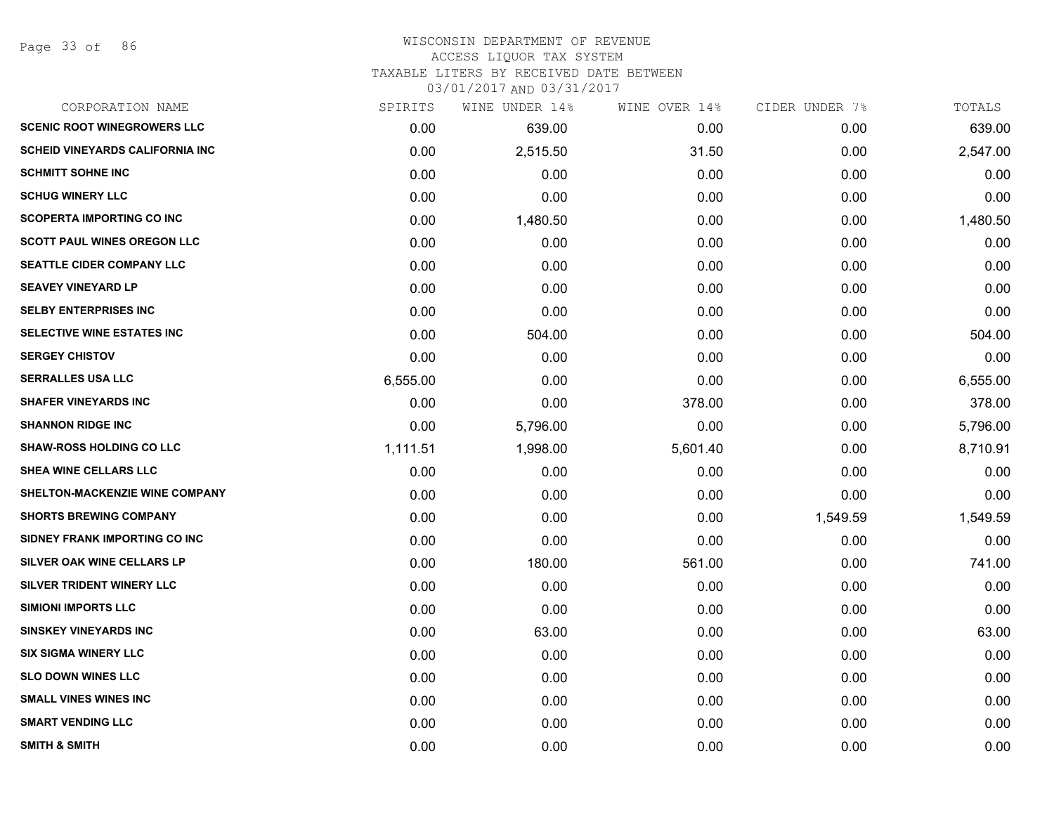WISCONSIN DEPARTMENT OF REVENUE
ACCESS LIQUOR TAX SYSTEM
TAXABLE LITERS BY RECEIVED DATE BETWEEN
03/01/2017 AND 03/31/2017

| CORPORATION NAME | SPIRITS | WINE UNDER 14% | WINE OVER 14% | CIDER UNDER 7% | TOTALS |
|---|---|---|---|---|---|
| SCENIC ROOT WINEGROWERS LLC | 0.00 | 639.00 | 0.00 | 0.00 | 639.00 |
| SCHEID VINEYARDS CALIFORNIA INC | 0.00 | 2,515.50 | 31.50 | 0.00 | 2,547.00 |
| SCHMITT SOHNE INC | 0.00 | 0.00 | 0.00 | 0.00 | 0.00 |
| SCHUG WINERY LLC | 0.00 | 0.00 | 0.00 | 0.00 | 0.00 |
| SCOPERTA IMPORTING CO INC | 0.00 | 1,480.50 | 0.00 | 0.00 | 1,480.50 |
| SCOTT PAUL WINES OREGON LLC | 0.00 | 0.00 | 0.00 | 0.00 | 0.00 |
| SEATTLE CIDER COMPANY LLC | 0.00 | 0.00 | 0.00 | 0.00 | 0.00 |
| SEAVEY VINEYARD LP | 0.00 | 0.00 | 0.00 | 0.00 | 0.00 |
| SELBY ENTERPRISES INC | 0.00 | 0.00 | 0.00 | 0.00 | 0.00 |
| SELECTIVE WINE ESTATES INC | 0.00 | 504.00 | 0.00 | 0.00 | 504.00 |
| SERGEY CHISTOV | 0.00 | 0.00 | 0.00 | 0.00 | 0.00 |
| SERRALLES USA LLC | 6,555.00 | 0.00 | 0.00 | 0.00 | 6,555.00 |
| SHAFER VINEYARDS INC | 0.00 | 0.00 | 378.00 | 0.00 | 378.00 |
| SHANNON RIDGE INC | 0.00 | 5,796.00 | 0.00 | 0.00 | 5,796.00 |
| SHAW-ROSS HOLDING CO LLC | 1,111.51 | 1,998.00 | 5,601.40 | 0.00 | 8,710.91 |
| SHEA WINE CELLARS LLC | 0.00 | 0.00 | 0.00 | 0.00 | 0.00 |
| SHELTON-MACKENZIE WINE COMPANY | 0.00 | 0.00 | 0.00 | 0.00 | 0.00 |
| SHORTS BREWING COMPANY | 0.00 | 0.00 | 0.00 | 1,549.59 | 1,549.59 |
| SIDNEY FRANK IMPORTING CO INC | 0.00 | 0.00 | 0.00 | 0.00 | 0.00 |
| SILVER OAK WINE CELLARS LP | 0.00 | 180.00 | 561.00 | 0.00 | 741.00 |
| SILVER TRIDENT WINERY LLC | 0.00 | 0.00 | 0.00 | 0.00 | 0.00 |
| SIMIONI IMPORTS LLC | 0.00 | 0.00 | 0.00 | 0.00 | 0.00 |
| SINSKEY VINEYARDS INC | 0.00 | 63.00 | 0.00 | 0.00 | 63.00 |
| SIX SIGMA WINERY LLC | 0.00 | 0.00 | 0.00 | 0.00 | 0.00 |
| SLO DOWN WINES LLC | 0.00 | 0.00 | 0.00 | 0.00 | 0.00 |
| SMALL VINES WINES INC | 0.00 | 0.00 | 0.00 | 0.00 | 0.00 |
| SMART VENDING LLC | 0.00 | 0.00 | 0.00 | 0.00 | 0.00 |
| SMITH & SMITH | 0.00 | 0.00 | 0.00 | 0.00 | 0.00 |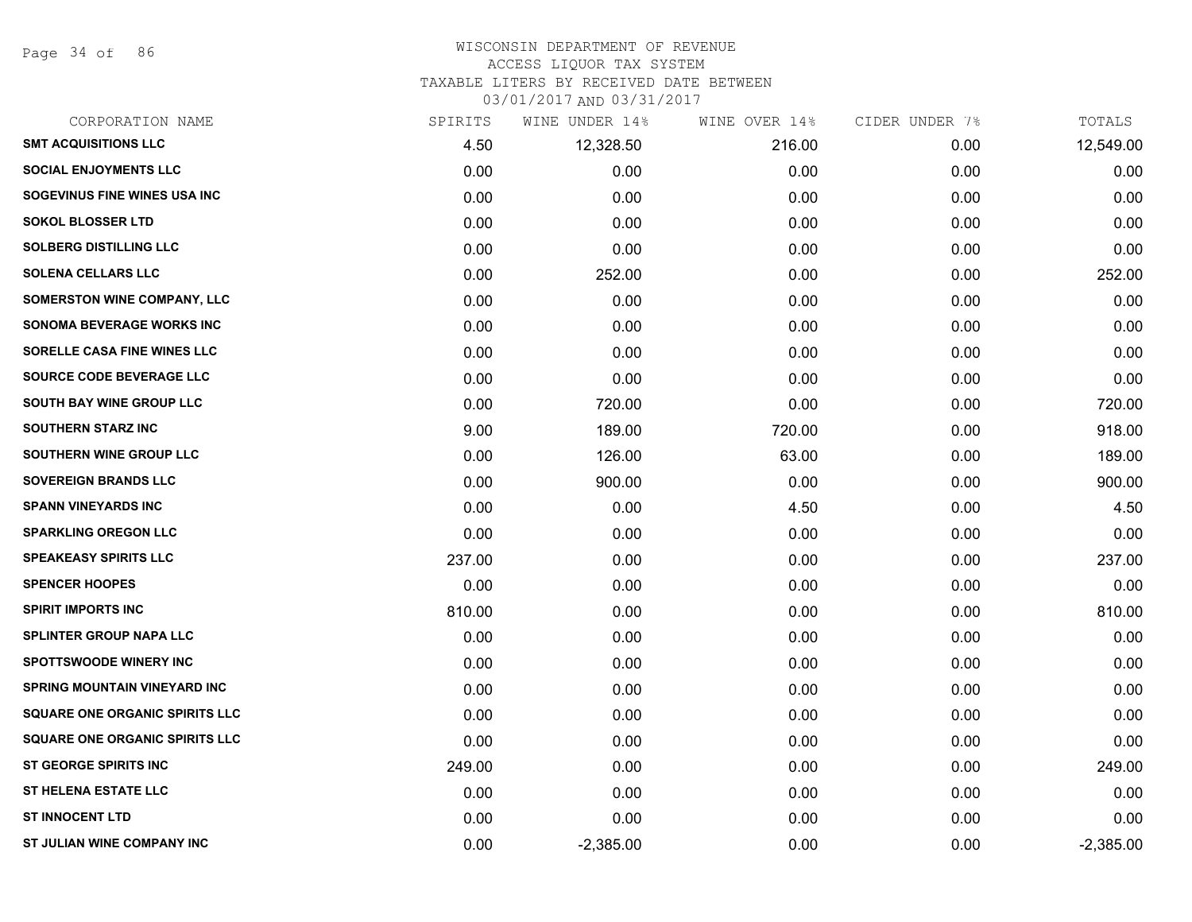# WISCONSIN DEPARTMENT OF REVENUE
ACCESS LIQUOR TAX SYSTEM
TAXABLE LITERS BY RECEIVED DATE BETWEEN
03/01/2017 AND 03/31/2017

| CORPORATION NAME | SPIRITS | WINE UNDER 14% | WINE OVER 14% | CIDER UNDER 7% | TOTALS |
|---|---|---|---|---|---|
| SMT ACQUISITIONS LLC | 4.50 | 12,328.50 | 216.00 | 0.00 | 12,549.00 |
| SOCIAL ENJOYMENTS LLC | 0.00 | 0.00 | 0.00 | 0.00 | 0.00 |
| SOGEVINUS FINE WINES USA INC | 0.00 | 0.00 | 0.00 | 0.00 | 0.00 |
| SOKOL BLOSSER LTD | 0.00 | 0.00 | 0.00 | 0.00 | 0.00 |
| SOLBERG DISTILLING LLC | 0.00 | 0.00 | 0.00 | 0.00 | 0.00 |
| SOLENA CELLARS LLC | 0.00 | 252.00 | 0.00 | 0.00 | 252.00 |
| SOMERSTON WINE COMPANY, LLC | 0.00 | 0.00 | 0.00 | 0.00 | 0.00 |
| SONOMA BEVERAGE WORKS INC | 0.00 | 0.00 | 0.00 | 0.00 | 0.00 |
| SORELLE CASA FINE WINES LLC | 0.00 | 0.00 | 0.00 | 0.00 | 0.00 |
| SOURCE CODE BEVERAGE LLC | 0.00 | 0.00 | 0.00 | 0.00 | 0.00 |
| SOUTH BAY WINE GROUP LLC | 0.00 | 720.00 | 0.00 | 0.00 | 720.00 |
| SOUTHERN STARZ INC | 9.00 | 189.00 | 720.00 | 0.00 | 918.00 |
| SOUTHERN WINE GROUP LLC | 0.00 | 126.00 | 63.00 | 0.00 | 189.00 |
| SOVEREIGN BRANDS LLC | 0.00 | 900.00 | 0.00 | 0.00 | 900.00 |
| SPANN VINEYARDS INC | 0.00 | 0.00 | 4.50 | 0.00 | 4.50 |
| SPARKLING OREGON LLC | 0.00 | 0.00 | 0.00 | 0.00 | 0.00 |
| SPEAKEASY SPIRITS LLC | 237.00 | 0.00 | 0.00 | 0.00 | 237.00 |
| SPENCER HOOPES | 0.00 | 0.00 | 0.00 | 0.00 | 0.00 |
| SPIRIT IMPORTS INC | 810.00 | 0.00 | 0.00 | 0.00 | 810.00 |
| SPLINTER GROUP NAPA LLC | 0.00 | 0.00 | 0.00 | 0.00 | 0.00 |
| SPOTTSWOODE WINERY INC | 0.00 | 0.00 | 0.00 | 0.00 | 0.00 |
| SPRING MOUNTAIN VINEYARD INC | 0.00 | 0.00 | 0.00 | 0.00 | 0.00 |
| SQUARE ONE ORGANIC SPIRITS LLC | 0.00 | 0.00 | 0.00 | 0.00 | 0.00 |
| SQUARE ONE ORGANIC SPIRITS LLC | 0.00 | 0.00 | 0.00 | 0.00 | 0.00 |
| ST GEORGE SPIRITS INC | 249.00 | 0.00 | 0.00 | 0.00 | 249.00 |
| ST HELENA ESTATE LLC | 0.00 | 0.00 | 0.00 | 0.00 | 0.00 |
| ST INNOCENT LTD | 0.00 | 0.00 | 0.00 | 0.00 | 0.00 |
| ST JULIAN WINE COMPANY INC | 0.00 | -2,385.00 | 0.00 | 0.00 | -2,385.00 |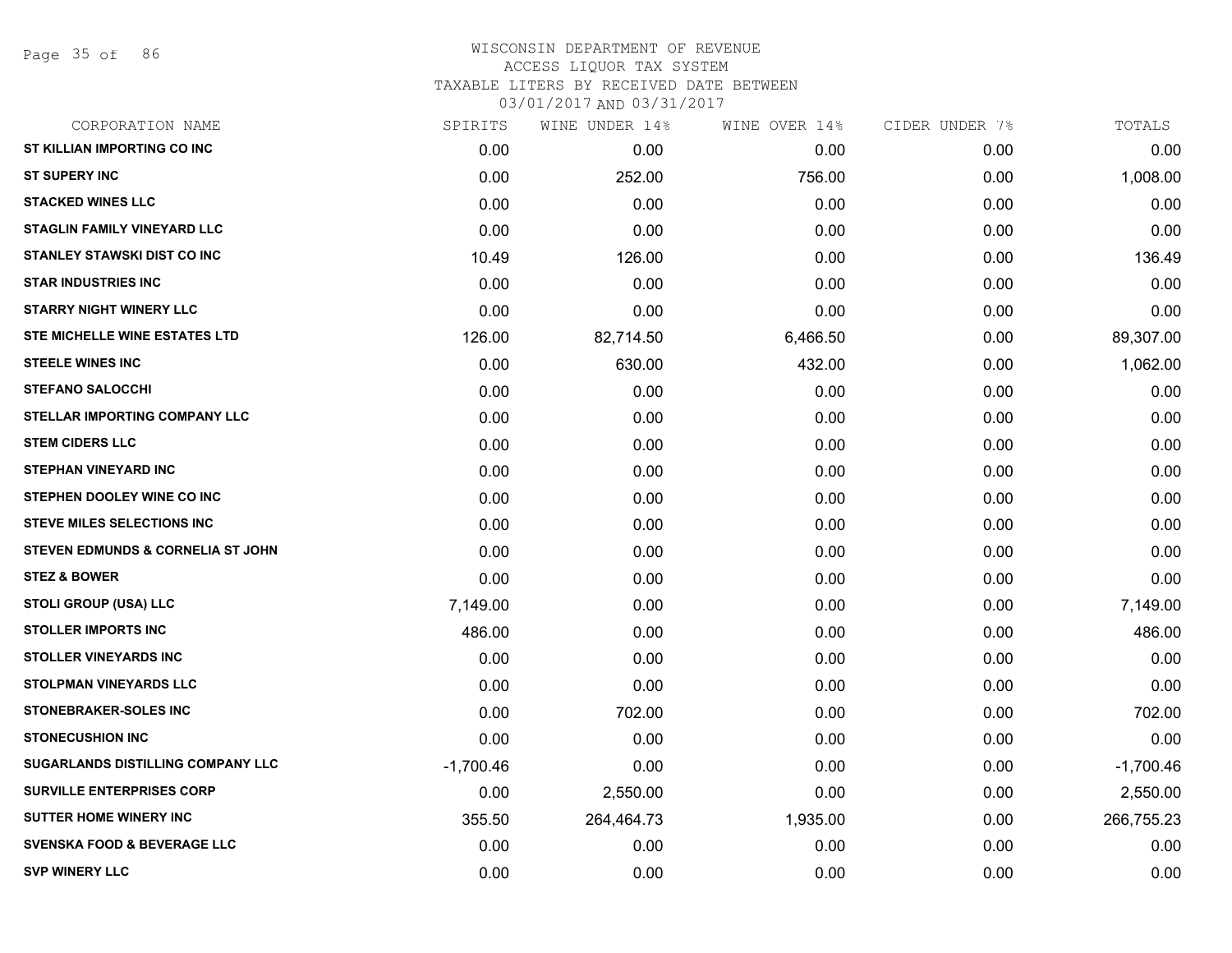# WISCONSIN DEPARTMENT OF REVENUE
## ACCESS LIQUOR TAX SYSTEM
### TAXABLE LITERS BY RECEIVED DATE BETWEEN 03/01/2017 AND 03/31/2017

| CORPORATION NAME | SPIRITS | WINE UNDER 14% | WINE OVER 14% | CIDER UNDER 7% | TOTALS |
|---|---|---|---|---|---|
| ST KILLIAN IMPORTING CO INC | 0.00 | 0.00 | 0.00 | 0.00 | 0.00 |
| ST SUPERY INC | 0.00 | 252.00 | 756.00 | 0.00 | 1,008.00 |
| STACKED WINES LLC | 0.00 | 0.00 | 0.00 | 0.00 | 0.00 |
| STAGLIN FAMILY VINEYARD LLC | 0.00 | 0.00 | 0.00 | 0.00 | 0.00 |
| STANLEY STAWSKI DIST CO INC | 10.49 | 126.00 | 0.00 | 0.00 | 136.49 |
| STAR INDUSTRIES INC | 0.00 | 0.00 | 0.00 | 0.00 | 0.00 |
| STARRY NIGHT WINERY LLC | 0.00 | 0.00 | 0.00 | 0.00 | 0.00 |
| STE MICHELLE WINE ESTATES LTD | 126.00 | 82,714.50 | 6,466.50 | 0.00 | 89,307.00 |
| STEELE WINES INC | 0.00 | 630.00 | 432.00 | 0.00 | 1,062.00 |
| STEFANO SALOCCHI | 0.00 | 0.00 | 0.00 | 0.00 | 0.00 |
| STELLAR IMPORTING COMPANY LLC | 0.00 | 0.00 | 0.00 | 0.00 | 0.00 |
| STEM CIDERS LLC | 0.00 | 0.00 | 0.00 | 0.00 | 0.00 |
| STEPHAN VINEYARD INC | 0.00 | 0.00 | 0.00 | 0.00 | 0.00 |
| STEPHEN DOOLEY WINE CO INC | 0.00 | 0.00 | 0.00 | 0.00 | 0.00 |
| STEVE MILES SELECTIONS INC | 0.00 | 0.00 | 0.00 | 0.00 | 0.00 |
| STEVEN EDMUNDS & CORNELIA ST JOHN | 0.00 | 0.00 | 0.00 | 0.00 | 0.00 |
| STEZ & BOWER | 0.00 | 0.00 | 0.00 | 0.00 | 0.00 |
| STOLI GROUP (USA) LLC | 7,149.00 | 0.00 | 0.00 | 0.00 | 7,149.00 |
| STOLLER IMPORTS INC | 486.00 | 0.00 | 0.00 | 0.00 | 486.00 |
| STOLLER VINEYARDS INC | 0.00 | 0.00 | 0.00 | 0.00 | 0.00 |
| STOLPMAN VINEYARDS LLC | 0.00 | 0.00 | 0.00 | 0.00 | 0.00 |
| STONEBRAKER-SOLES INC | 0.00 | 702.00 | 0.00 | 0.00 | 702.00 |
| STONECUSHION INC | 0.00 | 0.00 | 0.00 | 0.00 | 0.00 |
| SUGARLANDS DISTILLING COMPANY LLC | -1,700.46 | 0.00 | 0.00 | 0.00 | -1,700.46 |
| SURVILLE ENTERPRISES CORP | 0.00 | 2,550.00 | 0.00 | 0.00 | 2,550.00 |
| SUTTER HOME WINERY INC | 355.50 | 264,464.73 | 1,935.00 | 0.00 | 266,755.23 |
| SVENSKA FOOD & BEVERAGE LLC | 0.00 | 0.00 | 0.00 | 0.00 | 0.00 |
| SVP WINERY LLC | 0.00 | 0.00 | 0.00 | 0.00 | 0.00 |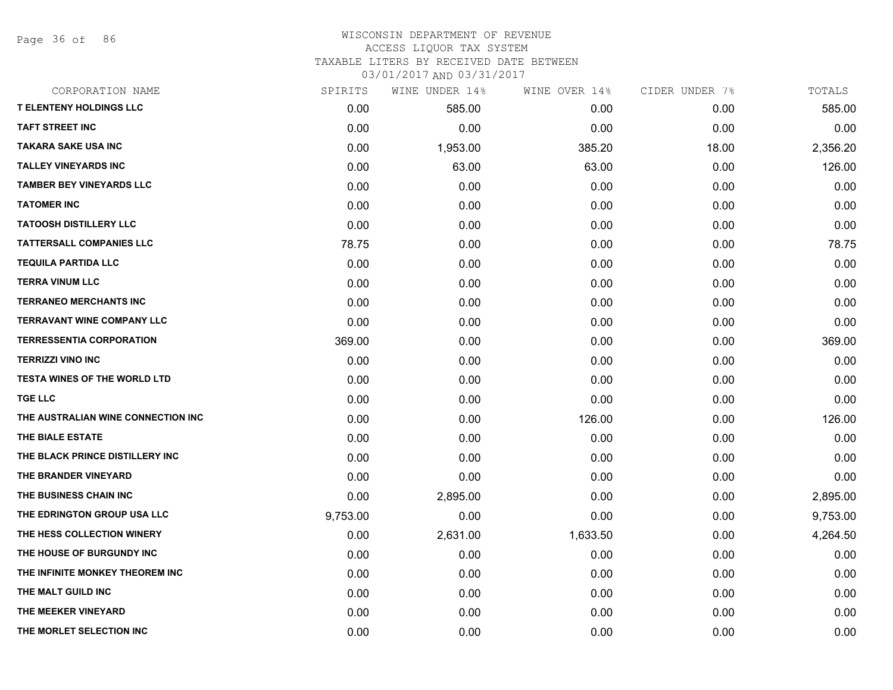WISCONSIN DEPARTMENT OF REVENUE
ACCESS LIQUOR TAX SYSTEM
TAXABLE LITERS BY RECEIVED DATE BETWEEN
03/01/2017 AND 03/31/2017

| CORPORATION NAME | SPIRITS | WINE UNDER 14% | WINE OVER 14% | CIDER UNDER 7% | TOTALS |
|---|---|---|---|---|---|
| T ELENTENY HOLDINGS LLC | 0.00 | 585.00 | 0.00 | 0.00 | 585.00 |
| TAFT STREET INC | 0.00 | 0.00 | 0.00 | 0.00 | 0.00 |
| TAKARA SAKE USA INC | 0.00 | 1,953.00 | 385.20 | 18.00 | 2,356.20 |
| TALLEY VINEYARDS INC | 0.00 | 63.00 | 63.00 | 0.00 | 126.00 |
| TAMBER BEY VINEYARDS LLC | 0.00 | 0.00 | 0.00 | 0.00 | 0.00 |
| TATOMER INC | 0.00 | 0.00 | 0.00 | 0.00 | 0.00 |
| TATOOSH DISTILLERY LLC | 0.00 | 0.00 | 0.00 | 0.00 | 0.00 |
| TATTERSALL COMPANIES LLC | 78.75 | 0.00 | 0.00 | 0.00 | 78.75 |
| TEQUILA PARTIDA LLC | 0.00 | 0.00 | 0.00 | 0.00 | 0.00 |
| TERRA VINUM LLC | 0.00 | 0.00 | 0.00 | 0.00 | 0.00 |
| TERRANEO MERCHANTS INC | 0.00 | 0.00 | 0.00 | 0.00 | 0.00 |
| TERRAVANT WINE COMPANY LLC | 0.00 | 0.00 | 0.00 | 0.00 | 0.00 |
| TERRESSENTIA CORPORATION | 369.00 | 0.00 | 0.00 | 0.00 | 369.00 |
| TERRIZZI VINO INC | 0.00 | 0.00 | 0.00 | 0.00 | 0.00 |
| TESTA WINES OF THE WORLD LTD | 0.00 | 0.00 | 0.00 | 0.00 | 0.00 |
| TGE LLC | 0.00 | 0.00 | 0.00 | 0.00 | 0.00 |
| THE AUSTRALIAN WINE CONNECTION INC | 0.00 | 0.00 | 126.00 | 0.00 | 126.00 |
| THE BIALE ESTATE | 0.00 | 0.00 | 0.00 | 0.00 | 0.00 |
| THE BLACK PRINCE DISTILLERY INC | 0.00 | 0.00 | 0.00 | 0.00 | 0.00 |
| THE BRANDER VINEYARD | 0.00 | 0.00 | 0.00 | 0.00 | 0.00 |
| THE BUSINESS CHAIN INC | 0.00 | 2,895.00 | 0.00 | 0.00 | 2,895.00 |
| THE EDRINGTON GROUP USA LLC | 9,753.00 | 0.00 | 0.00 | 0.00 | 9,753.00 |
| THE HESS COLLECTION WINERY | 0.00 | 2,631.00 | 1,633.50 | 0.00 | 4,264.50 |
| THE HOUSE OF BURGUNDY INC | 0.00 | 0.00 | 0.00 | 0.00 | 0.00 |
| THE INFINITE MONKEY THEOREM INC | 0.00 | 0.00 | 0.00 | 0.00 | 0.00 |
| THE MALT GUILD INC | 0.00 | 0.00 | 0.00 | 0.00 | 0.00 |
| THE MEEKER VINEYARD | 0.00 | 0.00 | 0.00 | 0.00 | 0.00 |
| THE MORLET SELECTION INC | 0.00 | 0.00 | 0.00 | 0.00 | 0.00 |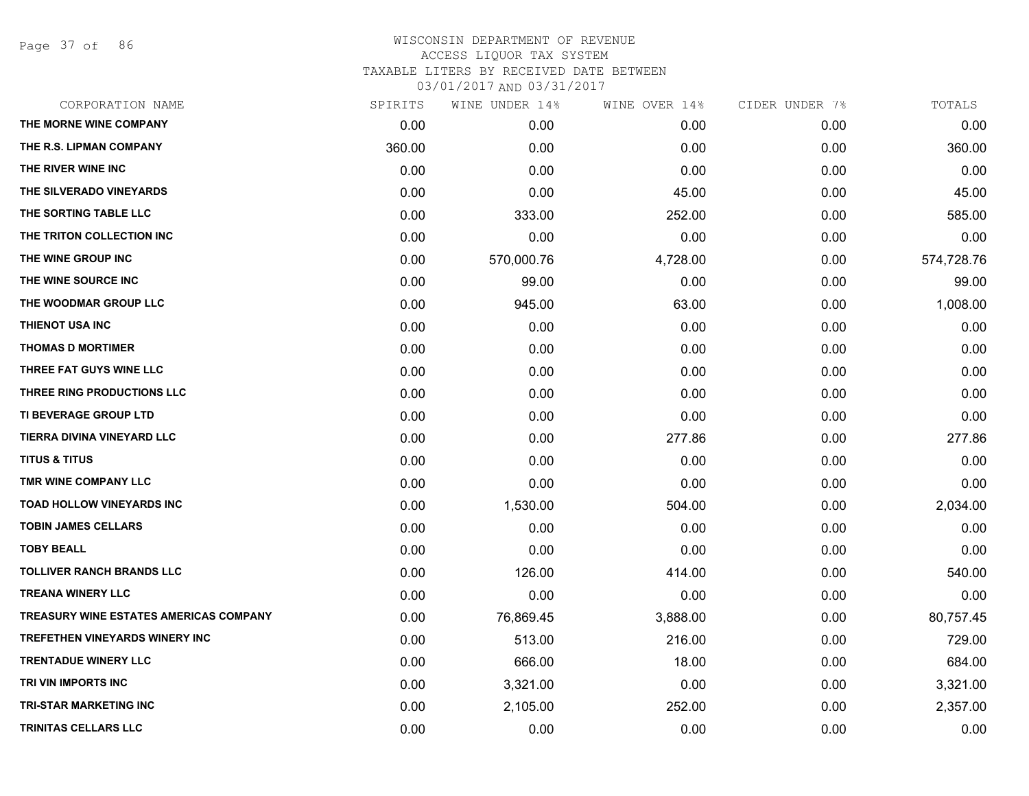# WISCONSIN DEPARTMENT OF REVENUE
ACCESS LIQUOR TAX SYSTEM
TAXABLE LITERS BY RECEIVED DATE BETWEEN
03/01/2017 AND 03/31/2017

| CORPORATION NAME | SPIRITS | WINE UNDER 14% | WINE OVER 14% | CIDER UNDER 7% | TOTALS |
|---|---|---|---|---|---|
| THE MORNE WINE COMPANY | 0.00 | 0.00 | 0.00 | 0.00 | 0.00 |
| THE R.S. LIPMAN COMPANY | 360.00 | 0.00 | 0.00 | 0.00 | 360.00 |
| THE RIVER WINE INC | 0.00 | 0.00 | 0.00 | 0.00 | 0.00 |
| THE SILVERADO VINEYARDS | 0.00 | 0.00 | 45.00 | 0.00 | 45.00 |
| THE SORTING TABLE LLC | 0.00 | 333.00 | 252.00 | 0.00 | 585.00 |
| THE TRITON COLLECTION INC | 0.00 | 0.00 | 0.00 | 0.00 | 0.00 |
| THE WINE GROUP INC | 0.00 | 570,000.76 | 4,728.00 | 0.00 | 574,728.76 |
| THE WINE SOURCE INC | 0.00 | 99.00 | 0.00 | 0.00 | 99.00 |
| THE WOODMAR GROUP LLC | 0.00 | 945.00 | 63.00 | 0.00 | 1,008.00 |
| THIENOT USA INC | 0.00 | 0.00 | 0.00 | 0.00 | 0.00 |
| THOMAS D MORTIMER | 0.00 | 0.00 | 0.00 | 0.00 | 0.00 |
| THREE FAT GUYS WINE LLC | 0.00 | 0.00 | 0.00 | 0.00 | 0.00 |
| THREE RING PRODUCTIONS LLC | 0.00 | 0.00 | 0.00 | 0.00 | 0.00 |
| TI BEVERAGE GROUP LTD | 0.00 | 0.00 | 0.00 | 0.00 | 0.00 |
| TIERRA DIVINA VINEYARD LLC | 0.00 | 0.00 | 277.86 | 0.00 | 277.86 |
| TITUS & TITUS | 0.00 | 0.00 | 0.00 | 0.00 | 0.00 |
| TMR WINE COMPANY LLC | 0.00 | 0.00 | 0.00 | 0.00 | 0.00 |
| TOAD HOLLOW VINEYARDS INC | 0.00 | 1,530.00 | 504.00 | 0.00 | 2,034.00 |
| TOBIN JAMES CELLARS | 0.00 | 0.00 | 0.00 | 0.00 | 0.00 |
| TOBY BEALL | 0.00 | 0.00 | 0.00 | 0.00 | 0.00 |
| TOLLIVER RANCH BRANDS LLC | 0.00 | 126.00 | 414.00 | 0.00 | 540.00 |
| TREANA WINERY LLC | 0.00 | 0.00 | 0.00 | 0.00 | 0.00 |
| TREASURY WINE ESTATES AMERICAS COMPANY | 0.00 | 76,869.45 | 3,888.00 | 0.00 | 80,757.45 |
| TREFETHEN VINEYARDS WINERY INC | 0.00 | 513.00 | 216.00 | 0.00 | 729.00 |
| TRENTADUE WINERY LLC | 0.00 | 666.00 | 18.00 | 0.00 | 684.00 |
| TRI VIN IMPORTS INC | 0.00 | 3,321.00 | 0.00 | 0.00 | 3,321.00 |
| TRI-STAR MARKETING INC | 0.00 | 2,105.00 | 252.00 | 0.00 | 2,357.00 |
| TRINITAS CELLARS LLC | 0.00 | 0.00 | 0.00 | 0.00 | 0.00 |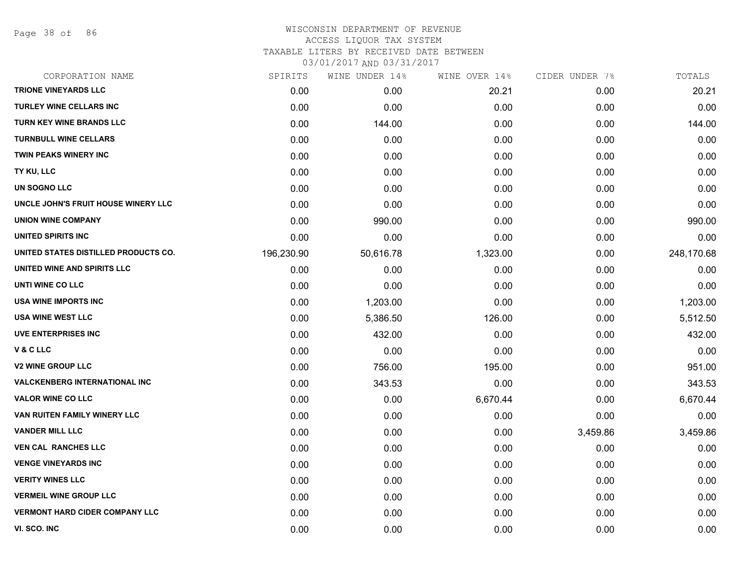WISCONSIN DEPARTMENT OF REVENUE
ACCESS LIQUOR TAX SYSTEM
TAXABLE LITERS BY RECEIVED DATE BETWEEN
03/01/2017 AND 03/31/2017

| CORPORATION NAME | SPIRITS | WINE UNDER 14% | WINE OVER 14% | CIDER UNDER 7% | TOTALS |
|---|---|---|---|---|---|
| TRIONE VINEYARDS LLC | 0.00 | 0.00 | 20.21 | 0.00 | 20.21 |
| TURLEY WINE CELLARS INC | 0.00 | 0.00 | 0.00 | 0.00 | 0.00 |
| TURN KEY WINE BRANDS LLC | 0.00 | 144.00 | 0.00 | 0.00 | 144.00 |
| TURNBULL WINE CELLARS | 0.00 | 0.00 | 0.00 | 0.00 | 0.00 |
| TWIN PEAKS WINERY INC | 0.00 | 0.00 | 0.00 | 0.00 | 0.00 |
| TY KU, LLC | 0.00 | 0.00 | 0.00 | 0.00 | 0.00 |
| UN SOGNO LLC | 0.00 | 0.00 | 0.00 | 0.00 | 0.00 |
| UNCLE JOHN'S FRUIT HOUSE WINERY LLC | 0.00 | 0.00 | 0.00 | 0.00 | 0.00 |
| UNION WINE COMPANY | 0.00 | 990.00 | 0.00 | 0.00 | 990.00 |
| UNITED SPIRITS INC | 0.00 | 0.00 | 0.00 | 0.00 | 0.00 |
| UNITED STATES DISTILLED PRODUCTS CO. | 196,230.90 | 50,616.78 | 1,323.00 | 0.00 | 248,170.68 |
| UNITED WINE AND SPIRITS LLC | 0.00 | 0.00 | 0.00 | 0.00 | 0.00 |
| UNTI WINE CO LLC | 0.00 | 0.00 | 0.00 | 0.00 | 0.00 |
| USA WINE IMPORTS INC | 0.00 | 1,203.00 | 0.00 | 0.00 | 1,203.00 |
| USA WINE WEST LLC | 0.00 | 5,386.50 | 126.00 | 0.00 | 5,512.50 |
| UVE ENTERPRISES INC | 0.00 | 432.00 | 0.00 | 0.00 | 432.00 |
| V & C LLC | 0.00 | 0.00 | 0.00 | 0.00 | 0.00 |
| V2 WINE GROUP LLC | 0.00 | 756.00 | 195.00 | 0.00 | 951.00 |
| VALCKENBERG INTERNATIONAL INC | 0.00 | 343.53 | 0.00 | 0.00 | 343.53 |
| VALOR WINE CO LLC | 0.00 | 0.00 | 6,670.44 | 0.00 | 6,670.44 |
| VAN RUITEN FAMILY WINERY LLC | 0.00 | 0.00 | 0.00 | 0.00 | 0.00 |
| VANDER MILL LLC | 0.00 | 0.00 | 0.00 | 3,459.86 | 3,459.86 |
| VEN CAL RANCHES LLC | 0.00 | 0.00 | 0.00 | 0.00 | 0.00 |
| VENGE VINEYARDS INC | 0.00 | 0.00 | 0.00 | 0.00 | 0.00 |
| VERITY WINES LLC | 0.00 | 0.00 | 0.00 | 0.00 | 0.00 |
| VERMEIL WINE GROUP LLC | 0.00 | 0.00 | 0.00 | 0.00 | 0.00 |
| VERMONT HARD CIDER COMPANY LLC | 0.00 | 0.00 | 0.00 | 0.00 | 0.00 |
| VI. SCO. INC | 0.00 | 0.00 | 0.00 | 0.00 | 0.00 |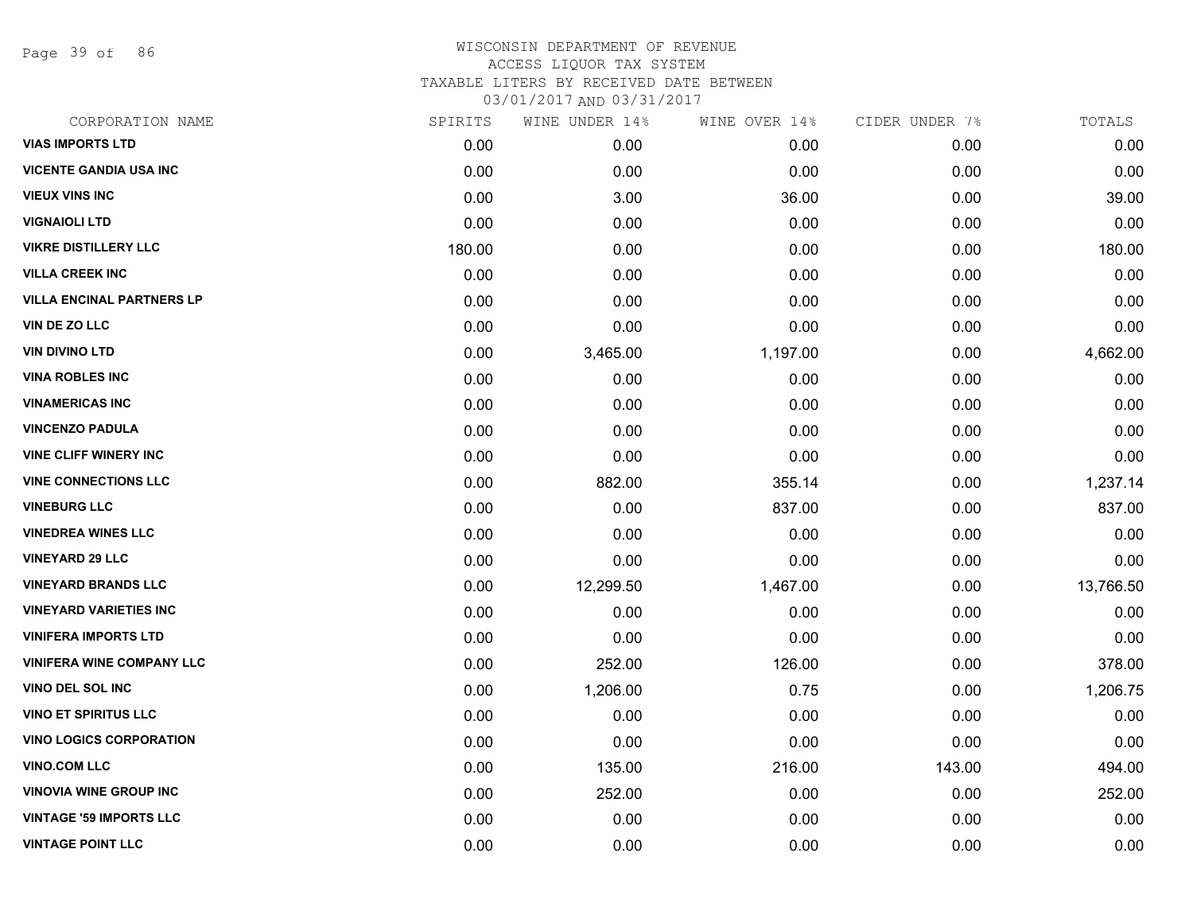# WISCONSIN DEPARTMENT OF REVENUE
## ACCESS LIQUOR TAX SYSTEM
## TAXABLE LITERS BY RECEIVED DATE BETWEEN 03/01/2017 AND 03/31/2017

| CORPORATION NAME | SPIRITS | WINE UNDER 14% | WINE OVER 14% | CIDER UNDER 7% | TOTALS |
|---|---|---|---|---|---|
| VIAS IMPORTS LTD | 0.00 | 0.00 | 0.00 | 0.00 | 0.00 |
| VICENTE GANDIA USA INC | 0.00 | 0.00 | 0.00 | 0.00 | 0.00 |
| VIEUX VINS INC | 0.00 | 3.00 | 36.00 | 0.00 | 39.00 |
| VIGNAIOLI LTD | 0.00 | 0.00 | 0.00 | 0.00 | 0.00 |
| VIKRE DISTILLERY LLC | 180.00 | 0.00 | 0.00 | 0.00 | 180.00 |
| VILLA CREEK INC | 0.00 | 0.00 | 0.00 | 0.00 | 0.00 |
| VILLA ENCINAL PARTNERS LP | 0.00 | 0.00 | 0.00 | 0.00 | 0.00 |
| VIN DE ZO LLC | 0.00 | 0.00 | 0.00 | 0.00 | 0.00 |
| VIN DIVINO LTD | 0.00 | 3,465.00 | 1,197.00 | 0.00 | 4,662.00 |
| VINA ROBLES INC | 0.00 | 0.00 | 0.00 | 0.00 | 0.00 |
| VINAMERICAS INC | 0.00 | 0.00 | 0.00 | 0.00 | 0.00 |
| VINCENZO PADULA | 0.00 | 0.00 | 0.00 | 0.00 | 0.00 |
| VINE CLIFF WINERY INC | 0.00 | 0.00 | 0.00 | 0.00 | 0.00 |
| VINE CONNECTIONS LLC | 0.00 | 882.00 | 355.14 | 0.00 | 1,237.14 |
| VINEBURG LLC | 0.00 | 0.00 | 837.00 | 0.00 | 837.00 |
| VINEDREA WINES LLC | 0.00 | 0.00 | 0.00 | 0.00 | 0.00 |
| VINEYARD 29 LLC | 0.00 | 0.00 | 0.00 | 0.00 | 0.00 |
| VINEYARD BRANDS LLC | 0.00 | 12,299.50 | 1,467.00 | 0.00 | 13,766.50 |
| VINEYARD VARIETIES INC | 0.00 | 0.00 | 0.00 | 0.00 | 0.00 |
| VINIFERA IMPORTS LTD | 0.00 | 0.00 | 0.00 | 0.00 | 0.00 |
| VINIFERA WINE COMPANY LLC | 0.00 | 252.00 | 126.00 | 0.00 | 378.00 |
| VINO DEL SOL INC | 0.00 | 1,206.00 | 0.75 | 0.00 | 1,206.75 |
| VINO ET SPIRITUS LLC | 0.00 | 0.00 | 0.00 | 0.00 | 0.00 |
| VINO LOGICS CORPORATION | 0.00 | 0.00 | 0.00 | 0.00 | 0.00 |
| VINO.COM LLC | 0.00 | 135.00 | 216.00 | 143.00 | 494.00 |
| VINOVIA WINE GROUP INC | 0.00 | 252.00 | 0.00 | 0.00 | 252.00 |
| VINTAGE '59 IMPORTS LLC | 0.00 | 0.00 | 0.00 | 0.00 | 0.00 |
| VINTAGE POINT LLC | 0.00 | 0.00 | 0.00 | 0.00 | 0.00 |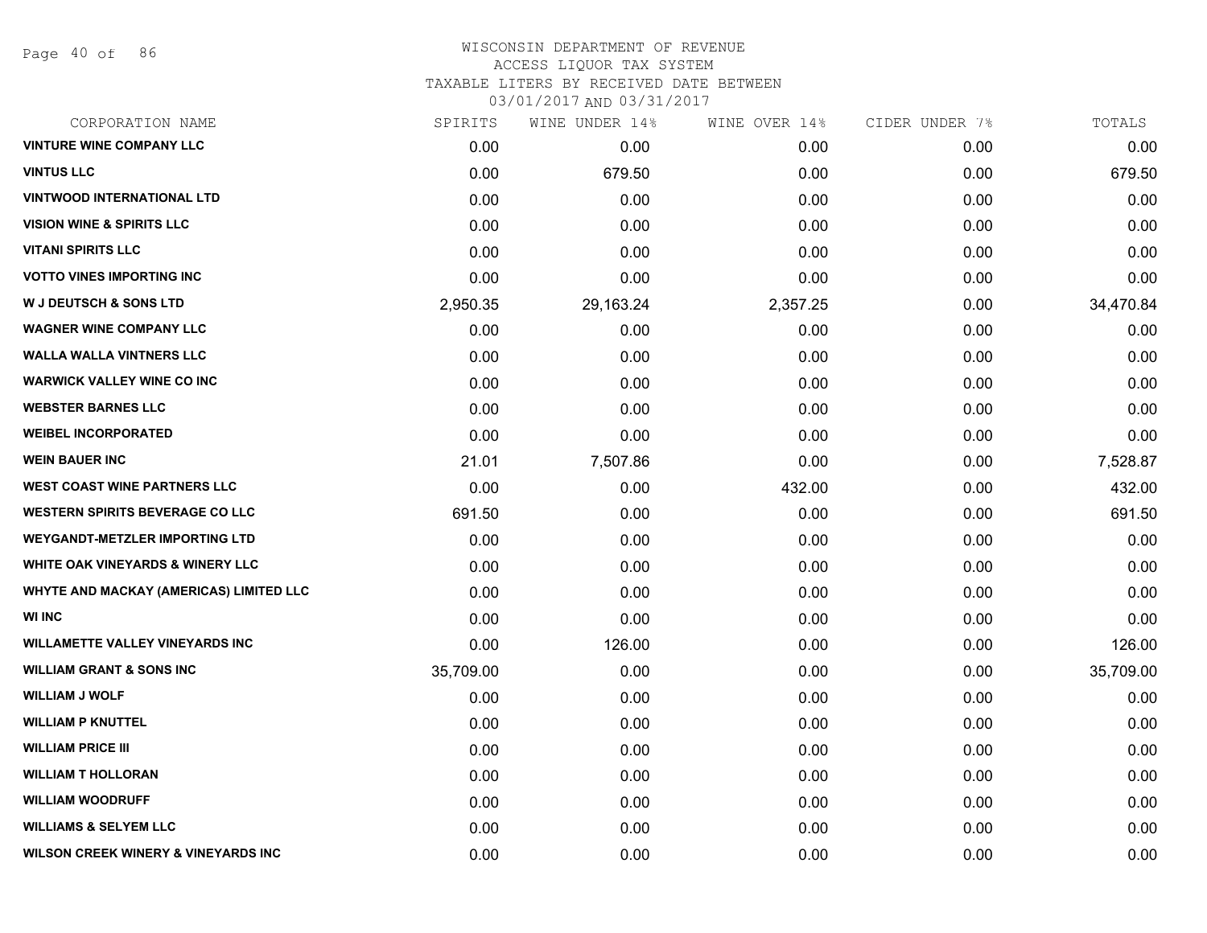WISCONSIN DEPARTMENT OF REVENUE
ACCESS LIQUOR TAX SYSTEM
TAXABLE LITERS BY RECEIVED DATE BETWEEN
03/01/2017 AND 03/31/2017

| CORPORATION NAME | SPIRITS | WINE UNDER 14% | WINE OVER 14% | CIDER UNDER 7% | TOTALS |
|---|---|---|---|---|---|
| VINTURE WINE COMPANY LLC | 0.00 | 0.00 | 0.00 | 0.00 | 0.00 |
| VINTUS LLC | 0.00 | 679.50 | 0.00 | 0.00 | 679.50 |
| VINTWOOD INTERNATIONAL LTD | 0.00 | 0.00 | 0.00 | 0.00 | 0.00 |
| VISION WINE & SPIRITS LLC | 0.00 | 0.00 | 0.00 | 0.00 | 0.00 |
| VITANI SPIRITS LLC | 0.00 | 0.00 | 0.00 | 0.00 | 0.00 |
| VOTTO VINES IMPORTING INC | 0.00 | 0.00 | 0.00 | 0.00 | 0.00 |
| W J DEUTSCH & SONS LTD | 2,950.35 | 29,163.24 | 2,357.25 | 0.00 | 34,470.84 |
| WAGNER WINE COMPANY LLC | 0.00 | 0.00 | 0.00 | 0.00 | 0.00 |
| WALLA WALLA VINTNERS LLC | 0.00 | 0.00 | 0.00 | 0.00 | 0.00 |
| WARWICK VALLEY WINE CO INC | 0.00 | 0.00 | 0.00 | 0.00 | 0.00 |
| WEBSTER BARNES LLC | 0.00 | 0.00 | 0.00 | 0.00 | 0.00 |
| WEIBEL INCORPORATED | 0.00 | 0.00 | 0.00 | 0.00 | 0.00 |
| WEIN BAUER INC | 21.01 | 7,507.86 | 0.00 | 0.00 | 7,528.87 |
| WEST COAST WINE PARTNERS LLC | 0.00 | 0.00 | 432.00 | 0.00 | 432.00 |
| WESTERN SPIRITS BEVERAGE CO LLC | 691.50 | 0.00 | 0.00 | 0.00 | 691.50 |
| WEYGANDT-METZLER IMPORTING LTD | 0.00 | 0.00 | 0.00 | 0.00 | 0.00 |
| WHITE OAK VINEYARDS & WINERY LLC | 0.00 | 0.00 | 0.00 | 0.00 | 0.00 |
| WHYTE AND MACKAY (AMERICAS) LIMITED LLC | 0.00 | 0.00 | 0.00 | 0.00 | 0.00 |
| WI INC | 0.00 | 0.00 | 0.00 | 0.00 | 0.00 |
| WILLAMETTE VALLEY VINEYARDS INC | 0.00 | 126.00 | 0.00 | 0.00 | 126.00 |
| WILLIAM GRANT & SONS INC | 35,709.00 | 0.00 | 0.00 | 0.00 | 35,709.00 |
| WILLIAM J WOLF | 0.00 | 0.00 | 0.00 | 0.00 | 0.00 |
| WILLIAM P KNUTTEL | 0.00 | 0.00 | 0.00 | 0.00 | 0.00 |
| WILLIAM PRICE III | 0.00 | 0.00 | 0.00 | 0.00 | 0.00 |
| WILLIAM T HOLLORAN | 0.00 | 0.00 | 0.00 | 0.00 | 0.00 |
| WILLIAM WOODRUFF | 0.00 | 0.00 | 0.00 | 0.00 | 0.00 |
| WILLIAMS & SELYEM LLC | 0.00 | 0.00 | 0.00 | 0.00 | 0.00 |
| WILSON CREEK WINERY & VINEYARDS INC | 0.00 | 0.00 | 0.00 | 0.00 | 0.00 |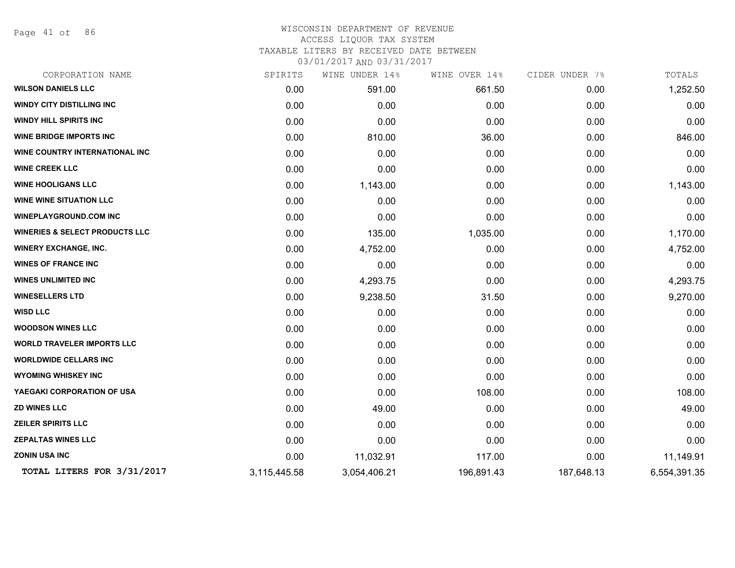# WISCONSIN DEPARTMENT OF REVENUE
ACCESS LIQUOR TAX SYSTEM
TAXABLE LITERS BY RECEIVED DATE BETWEEN
03/01/2017 AND 03/31/2017

| CORPORATION NAME | SPIRITS | WINE UNDER 14% | WINE OVER 14% | CIDER UNDER 7% | TOTALS |
|---|---|---|---|---|---|
| **WILSON DANIELS LLC** | 0.00 | 591.00 | 661.50 | 0.00 | 1,252.50 |
| **WINDY CITY DISTILLING INC** | 0.00 | 0.00 | 0.00 | 0.00 | 0.00 |
| **WINDY HILL SPIRITS INC** | 0.00 | 0.00 | 0.00 | 0.00 | 0.00 |
| **WINE BRIDGE IMPORTS INC** | 0.00 | 810.00 | 36.00 | 0.00 | 846.00 |
| **WINE COUNTRY INTERNATIONAL INC** | 0.00 | 0.00 | 0.00 | 0.00 | 0.00 |
| **WINE CREEK LLC** | 0.00 | 0.00 | 0.00 | 0.00 | 0.00 |
| **WINE HOOLIGANS LLC** | 0.00 | 1,143.00 | 0.00 | 0.00 | 1,143.00 |
| **WINE WINE SITUATION LLC** | 0.00 | 0.00 | 0.00 | 0.00 | 0.00 |
| **WINEPLAYGROUND.COM INC** | 0.00 | 0.00 | 0.00 | 0.00 | 0.00 |
| **WINERIES & SELECT PRODUCTS LLC** | 0.00 | 135.00 | 1,035.00 | 0.00 | 1,170.00 |
| **WINERY EXCHANGE, INC.** | 0.00 | 4,752.00 | 0.00 | 0.00 | 4,752.00 |
| **WINES OF FRANCE INC** | 0.00 | 0.00 | 0.00 | 0.00 | 0.00 |
| **WINES UNLIMITED INC** | 0.00 | 4,293.75 | 0.00 | 0.00 | 4,293.75 |
| **WINESELLERS LTD** | 0.00 | 9,238.50 | 31.50 | 0.00 | 9,270.00 |
| **WISD LLC** | 0.00 | 0.00 | 0.00 | 0.00 | 0.00 |
| **WOODSON WINES LLC** | 0.00 | 0.00 | 0.00 | 0.00 | 0.00 |
| **WORLD TRAVELER IMPORTS LLC** | 0.00 | 0.00 | 0.00 | 0.00 | 0.00 |
| **WORLDWIDE CELLARS INC** | 0.00 | 0.00 | 0.00 | 0.00 | 0.00 |
| **WYOMING WHISKEY INC** | 0.00 | 0.00 | 0.00 | 0.00 | 0.00 |
| **YAEGAKI CORPORATION OF USA** | 0.00 | 0.00 | 108.00 | 0.00 | 108.00 |
| **ZD WINES LLC** | 0.00 | 49.00 | 0.00 | 0.00 | 49.00 |
| **ZEILER SPIRITS LLC** | 0.00 | 0.00 | 0.00 | 0.00 | 0.00 |
| **ZEPALTAS WINES LLC** | 0.00 | 0.00 | 0.00 | 0.00 | 0.00 |
| **ZONIN USA INC** | 0.00 | 11,032.91 | 117.00 | 0.00 | 11,149.91 |
| **TOTAL LITERS FOR 3/31/2017** | 3,115,445.58 | 3,054,406.21 | 196,891.43 | 187,648.13 | 6,554,391.35 |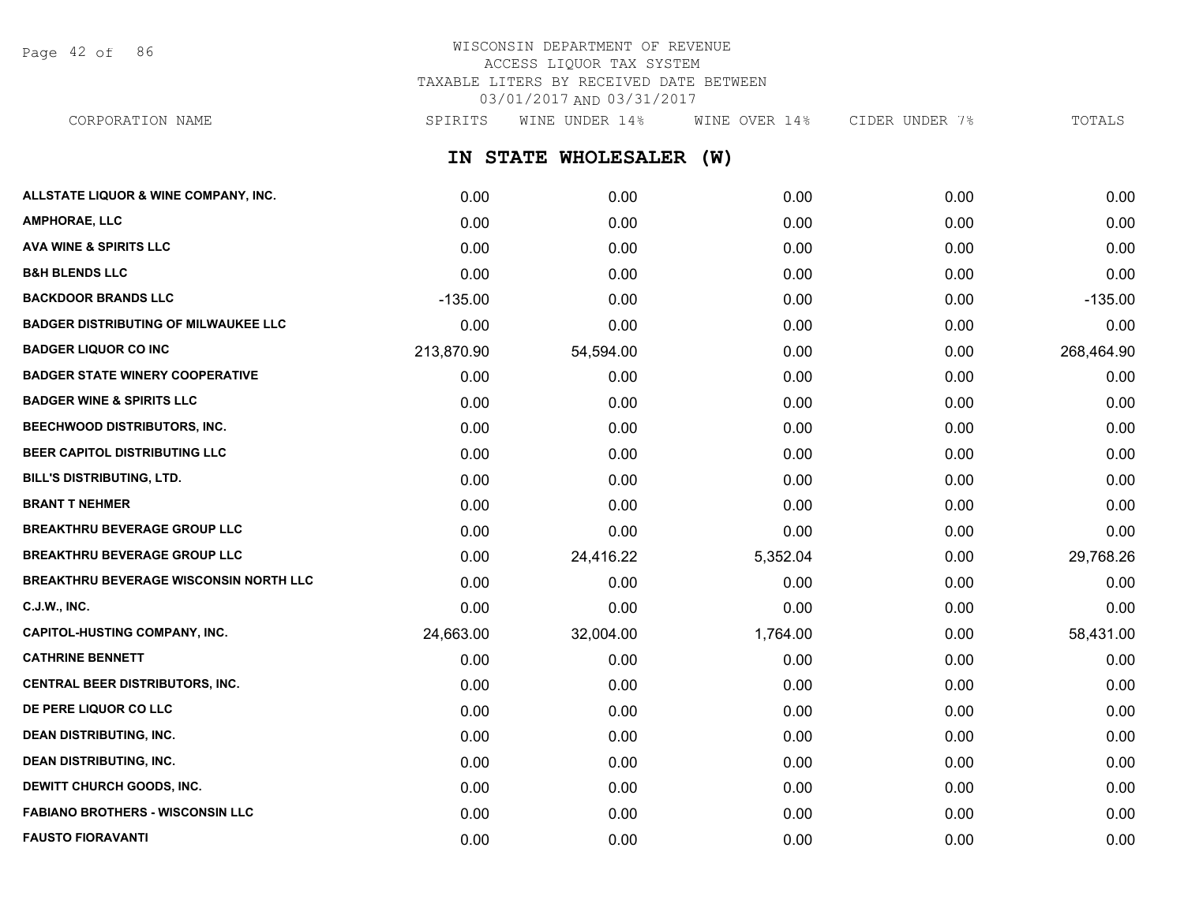WISCONSIN DEPARTMENT OF REVENUE
ACCESS LIQUOR TAX SYSTEM
TAXABLE LITERS BY RECEIVED DATE BETWEEN
03/01/2017 AND 03/31/2017

## IN STATE WHOLESALER (W)

| CORPORATION NAME | SPIRITS | WINE UNDER 14% | WINE OVER 14% | CIDER UNDER 7% | TOTALS |
|---|---|---|---|---|---|
| ALLSTATE LIQUOR & WINE COMPANY, INC. | 0.00 | 0.00 | 0.00 | 0.00 | 0.00 |
| AMPHORAE, LLC | 0.00 | 0.00 | 0.00 | 0.00 | 0.00 |
| AVA WINE & SPIRITS LLC | 0.00 | 0.00 | 0.00 | 0.00 | 0.00 |
| B&H BLENDS LLC | 0.00 | 0.00 | 0.00 | 0.00 | 0.00 |
| BACKDOOR BRANDS LLC | -135.00 | 0.00 | 0.00 | 0.00 | -135.00 |
| BADGER DISTRIBUTING OF MILWAUKEE LLC | 0.00 | 0.00 | 0.00 | 0.00 | 0.00 |
| BADGER LIQUOR CO INC | 213,870.90 | 54,594.00 | 0.00 | 0.00 | 268,464.90 |
| BADGER STATE WINERY COOPERATIVE | 0.00 | 0.00 | 0.00 | 0.00 | 0.00 |
| BADGER WINE & SPIRITS LLC | 0.00 | 0.00 | 0.00 | 0.00 | 0.00 |
| BEECHWOOD DISTRIBUTORS, INC. | 0.00 | 0.00 | 0.00 | 0.00 | 0.00 |
| BEER CAPITOL DISTRIBUTING LLC | 0.00 | 0.00 | 0.00 | 0.00 | 0.00 |
| BILL'S DISTRIBUTING, LTD. | 0.00 | 0.00 | 0.00 | 0.00 | 0.00 |
| BRANT T NEHMER | 0.00 | 0.00 | 0.00 | 0.00 | 0.00 |
| BREAKTHRU BEVERAGE GROUP LLC | 0.00 | 0.00 | 0.00 | 0.00 | 0.00 |
| BREAKTHRU BEVERAGE GROUP LLC | 0.00 | 24,416.22 | 5,352.04 | 0.00 | 29,768.26 |
| BREAKTHRU BEVERAGE WISCONSIN NORTH LLC | 0.00 | 0.00 | 0.00 | 0.00 | 0.00 |
| C.J.W., INC. | 0.00 | 0.00 | 0.00 | 0.00 | 0.00 |
| CAPITOL-HUSTING COMPANY, INC. | 24,663.00 | 32,004.00 | 1,764.00 | 0.00 | 58,431.00 |
| CATHRINE BENNETT | 0.00 | 0.00 | 0.00 | 0.00 | 0.00 |
| CENTRAL BEER DISTRIBUTORS, INC. | 0.00 | 0.00 | 0.00 | 0.00 | 0.00 |
| DE PERE LIQUOR CO LLC | 0.00 | 0.00 | 0.00 | 0.00 | 0.00 |
| DEAN DISTRIBUTING, INC. | 0.00 | 0.00 | 0.00 | 0.00 | 0.00 |
| DEAN DISTRIBUTING, INC. | 0.00 | 0.00 | 0.00 | 0.00 | 0.00 |
| DEWITT CHURCH GOODS, INC. | 0.00 | 0.00 | 0.00 | 0.00 | 0.00 |
| FABIANO BROTHERS - WISCONSIN LLC | 0.00 | 0.00 | 0.00 | 0.00 | 0.00 |
| FAUSTO FIORAVANTI | 0.00 | 0.00 | 0.00 | 0.00 | 0.00 |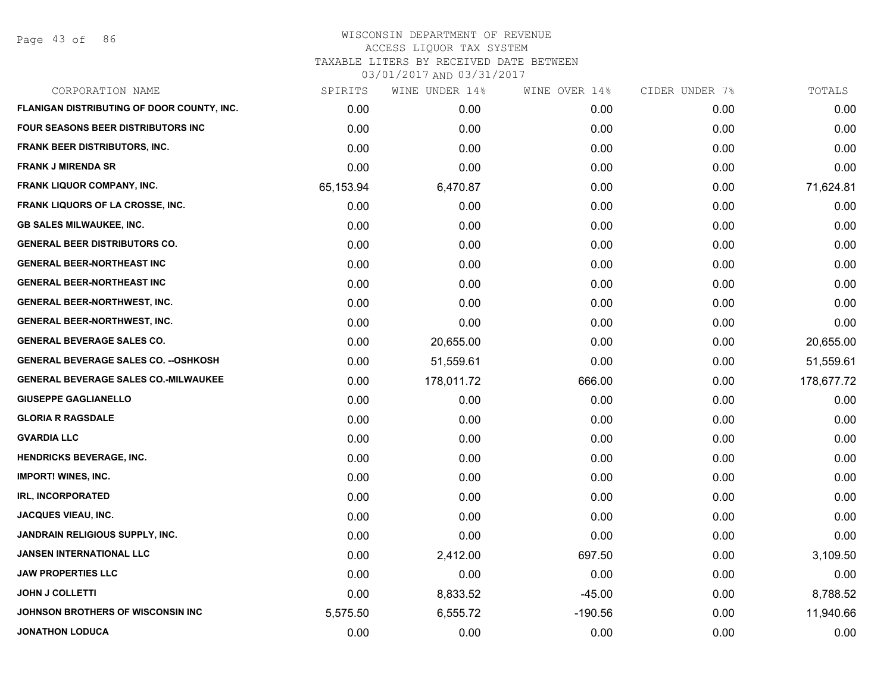# WISCONSIN DEPARTMENT OF REVENUE
## ACCESS LIQUOR TAX SYSTEM
## TAXABLE LITERS BY RECEIVED DATE BETWEEN
## 03/01/2017 AND 03/31/2017

| CORPORATION NAME | SPIRITS | WINE UNDER 14% | WINE OVER 14% | CIDER UNDER 7% | TOTALS |
|---|---|---|---|---|---|
| FLANIGAN DISTRIBUTING OF DOOR COUNTY, INC. | 0.00 | 0.00 | 0.00 | 0.00 | 0.00 |
| FOUR SEASONS BEER DISTRIBUTORS INC | 0.00 | 0.00 | 0.00 | 0.00 | 0.00 |
| FRANK BEER DISTRIBUTORS, INC. | 0.00 | 0.00 | 0.00 | 0.00 | 0.00 |
| FRANK J MIRENDA SR | 0.00 | 0.00 | 0.00 | 0.00 | 0.00 |
| FRANK LIQUOR COMPANY, INC. | 65,153.94 | 6,470.87 | 0.00 | 0.00 | 71,624.81 |
| FRANK LIQUORS OF LA CROSSE, INC. | 0.00 | 0.00 | 0.00 | 0.00 | 0.00 |
| GB SALES MILWAUKEE, INC. | 0.00 | 0.00 | 0.00 | 0.00 | 0.00 |
| GENERAL BEER DISTRIBUTORS CO. | 0.00 | 0.00 | 0.00 | 0.00 | 0.00 |
| GENERAL BEER-NORTHEAST INC | 0.00 | 0.00 | 0.00 | 0.00 | 0.00 |
| GENERAL BEER-NORTHEAST INC | 0.00 | 0.00 | 0.00 | 0.00 | 0.00 |
| GENERAL BEER-NORTHWEST, INC. | 0.00 | 0.00 | 0.00 | 0.00 | 0.00 |
| GENERAL BEER-NORTHWEST, INC. | 0.00 | 0.00 | 0.00 | 0.00 | 0.00 |
| GENERAL BEVERAGE SALES CO. | 0.00 | 20,655.00 | 0.00 | 0.00 | 20,655.00 |
| GENERAL BEVERAGE SALES CO. --OSHKOSH | 0.00 | 51,559.61 | 0.00 | 0.00 | 51,559.61 |
| GENERAL BEVERAGE SALES CO.-MILWAUKEE | 0.00 | 178,011.72 | 666.00 | 0.00 | 178,677.72 |
| GIUSEPPE GAGLIANELLO | 0.00 | 0.00 | 0.00 | 0.00 | 0.00 |
| GLORIA R RAGSDALE | 0.00 | 0.00 | 0.00 | 0.00 | 0.00 |
| GVARDIA LLC | 0.00 | 0.00 | 0.00 | 0.00 | 0.00 |
| HENDRICKS BEVERAGE, INC. | 0.00 | 0.00 | 0.00 | 0.00 | 0.00 |
| IMPORT! WINES, INC. | 0.00 | 0.00 | 0.00 | 0.00 | 0.00 |
| IRL, INCORPORATED | 0.00 | 0.00 | 0.00 | 0.00 | 0.00 |
| JACQUES VIEAU, INC. | 0.00 | 0.00 | 0.00 | 0.00 | 0.00 |
| JANDRAIN RELIGIOUS SUPPLY, INC. | 0.00 | 0.00 | 0.00 | 0.00 | 0.00 |
| JANSEN INTERNATIONAL LLC | 0.00 | 2,412.00 | 697.50 | 0.00 | 3,109.50 |
| JAW PROPERTIES LLC | 0.00 | 0.00 | 0.00 | 0.00 | 0.00 |
| JOHN J COLLETTI | 0.00 | 8,833.52 | -45.00 | 0.00 | 8,788.52 |
| JOHNSON BROTHERS OF WISCONSIN INC | 5,575.50 | 6,555.72 | -190.56 | 0.00 | 11,940.66 |
| JONATHON LODUCA | 0.00 | 0.00 | 0.00 | 0.00 | 0.00 |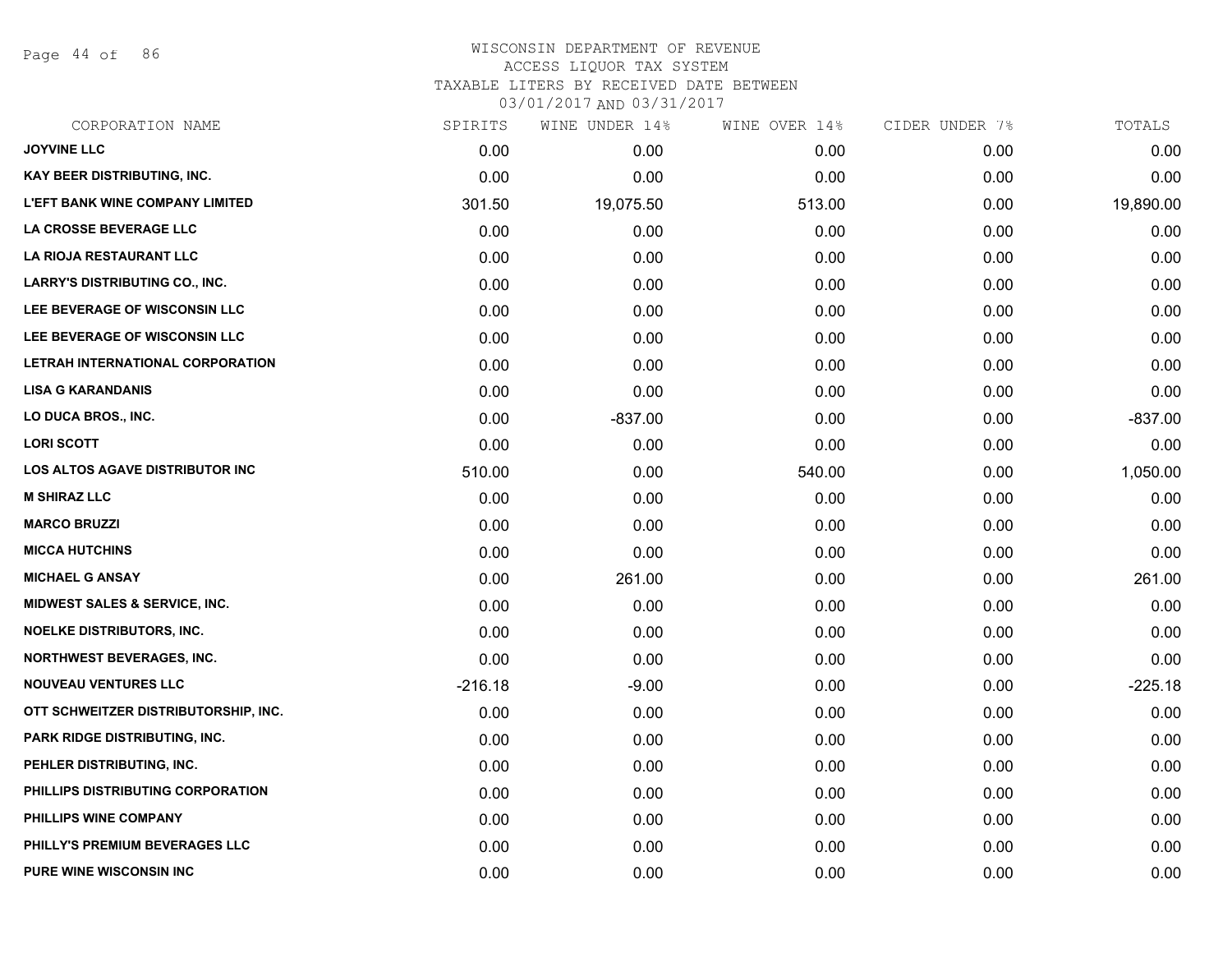# WISCONSIN DEPARTMENT OF REVENUE
## ACCESS LIQUOR TAX SYSTEM
### TAXABLE LITERS BY RECEIVED DATE BETWEEN 03/01/2017 AND 03/31/2017

| CORPORATION NAME | SPIRITS | WINE UNDER 14% | WINE OVER 14% | CIDER UNDER 7% | TOTALS |
|---|---|---|---|---|---|
| JOYVINE LLC | 0.00 | 0.00 | 0.00 | 0.00 | 0.00 |
| KAY BEER DISTRIBUTING, INC. | 0.00 | 0.00 | 0.00 | 0.00 | 0.00 |
| L'EFT BANK WINE COMPANY LIMITED | 301.50 | 19,075.50 | 513.00 | 0.00 | 19,890.00 |
| LA CROSSE BEVERAGE LLC | 0.00 | 0.00 | 0.00 | 0.00 | 0.00 |
| LA RIOJA RESTAURANT LLC | 0.00 | 0.00 | 0.00 | 0.00 | 0.00 |
| LARRY'S DISTRIBUTING CO., INC. | 0.00 | 0.00 | 0.00 | 0.00 | 0.00 |
| LEE BEVERAGE OF WISCONSIN LLC | 0.00 | 0.00 | 0.00 | 0.00 | 0.00 |
| LEE BEVERAGE OF WISCONSIN LLC | 0.00 | 0.00 | 0.00 | 0.00 | 0.00 |
| LETRAH INTERNATIONAL CORPORATION | 0.00 | 0.00 | 0.00 | 0.00 | 0.00 |
| LISA G KARANDANIS | 0.00 | 0.00 | 0.00 | 0.00 | 0.00 |
| LO DUCA BROS., INC. | 0.00 | -837.00 | 0.00 | 0.00 | -837.00 |
| LORI SCOTT | 0.00 | 0.00 | 0.00 | 0.00 | 0.00 |
| LOS ALTOS AGAVE DISTRIBUTOR INC | 510.00 | 0.00 | 540.00 | 0.00 | 1,050.00 |
| M SHIRAZ LLC | 0.00 | 0.00 | 0.00 | 0.00 | 0.00 |
| MARCO BRUZZI | 0.00 | 0.00 | 0.00 | 0.00 | 0.00 |
| MICCA HUTCHINS | 0.00 | 0.00 | 0.00 | 0.00 | 0.00 |
| MICHAEL G ANSAY | 0.00 | 261.00 | 0.00 | 0.00 | 261.00 |
| MIDWEST SALES & SERVICE, INC. | 0.00 | 0.00 | 0.00 | 0.00 | 0.00 |
| NOELKE DISTRIBUTORS, INC. | 0.00 | 0.00 | 0.00 | 0.00 | 0.00 |
| NORTHWEST BEVERAGES, INC. | 0.00 | 0.00 | 0.00 | 0.00 | 0.00 |
| NOUVEAU VENTURES LLC | -216.18 | -9.00 | 0.00 | 0.00 | -225.18 |
| OTT SCHWEITZER DISTRIBUTORSHIP, INC. | 0.00 | 0.00 | 0.00 | 0.00 | 0.00 |
| PARK RIDGE DISTRIBUTING, INC. | 0.00 | 0.00 | 0.00 | 0.00 | 0.00 |
| PEHLER DISTRIBUTING, INC. | 0.00 | 0.00 | 0.00 | 0.00 | 0.00 |
| PHILLIPS DISTRIBUTING CORPORATION | 0.00 | 0.00 | 0.00 | 0.00 | 0.00 |
| PHILLIPS WINE COMPANY | 0.00 | 0.00 | 0.00 | 0.00 | 0.00 |
| PHILLY'S PREMIUM BEVERAGES LLC | 0.00 | 0.00 | 0.00 | 0.00 | 0.00 |
| PURE WINE WISCONSIN INC | 0.00 | 0.00 | 0.00 | 0.00 | 0.00 |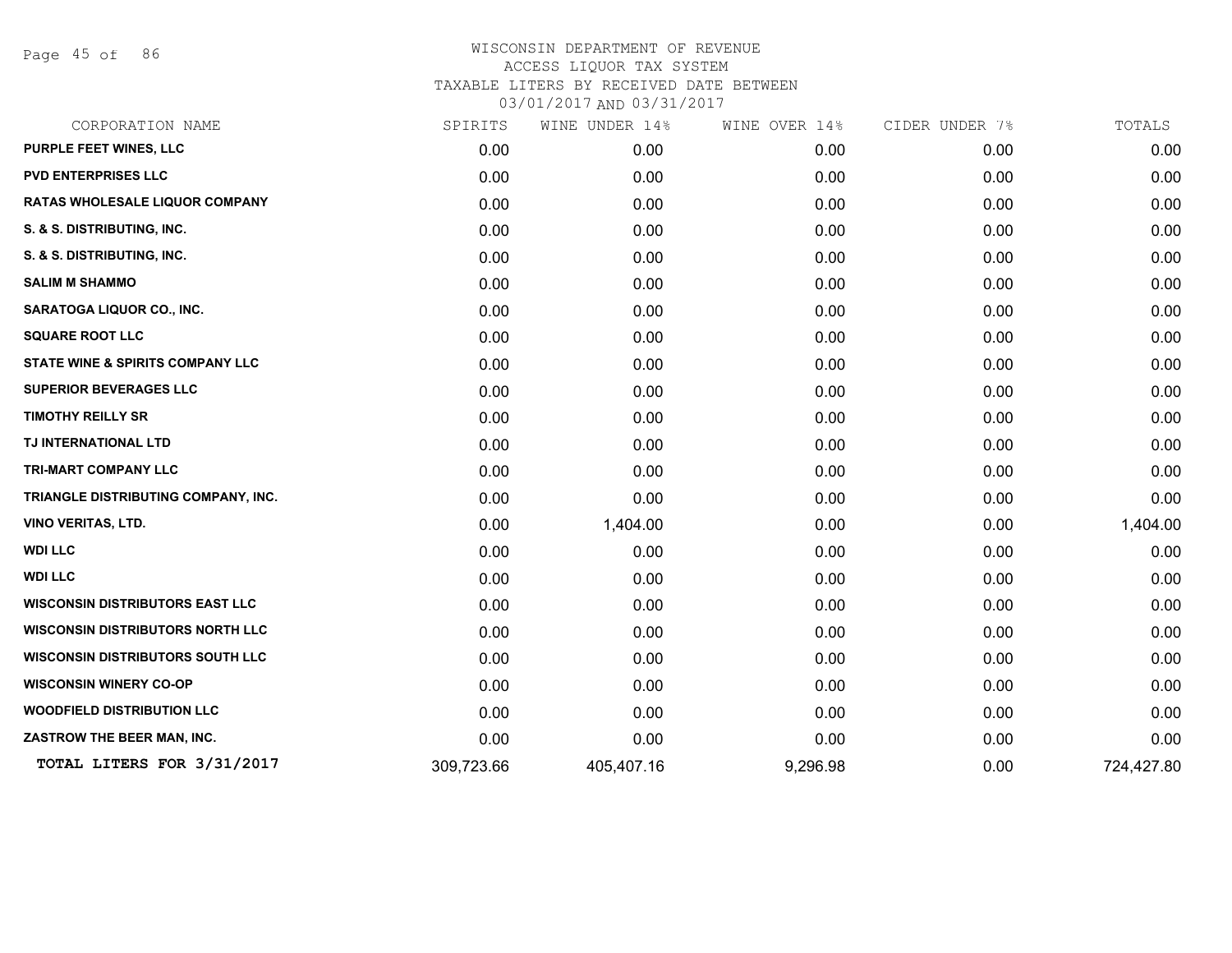WISCONSIN DEPARTMENT OF REVENUE
ACCESS LIQUOR TAX SYSTEM
TAXABLE LITERS BY RECEIVED DATE BETWEEN
03/01/2017 AND 03/31/2017

| CORPORATION NAME | SPIRITS | WINE UNDER 14% | WINE OVER 14% | CIDER UNDER 7% | TOTALS |
|---|---|---|---|---|---|
| PURPLE FEET WINES, LLC | 0.00 | 0.00 | 0.00 | 0.00 | 0.00 |
| PVD ENTERPRISES LLC | 0.00 | 0.00 | 0.00 | 0.00 | 0.00 |
| RATAS WHOLESALE LIQUOR COMPANY | 0.00 | 0.00 | 0.00 | 0.00 | 0.00 |
| S. & S. DISTRIBUTING, INC. | 0.00 | 0.00 | 0.00 | 0.00 | 0.00 |
| S. & S. DISTRIBUTING, INC. | 0.00 | 0.00 | 0.00 | 0.00 | 0.00 |
| SALIM M SHAMMO | 0.00 | 0.00 | 0.00 | 0.00 | 0.00 |
| SARATOGA LIQUOR CO., INC. | 0.00 | 0.00 | 0.00 | 0.00 | 0.00 |
| SQUARE ROOT LLC | 0.00 | 0.00 | 0.00 | 0.00 | 0.00 |
| STATE WINE & SPIRITS COMPANY LLC | 0.00 | 0.00 | 0.00 | 0.00 | 0.00 |
| SUPERIOR BEVERAGES LLC | 0.00 | 0.00 | 0.00 | 0.00 | 0.00 |
| TIMOTHY REILLY SR | 0.00 | 0.00 | 0.00 | 0.00 | 0.00 |
| TJ INTERNATIONAL LTD | 0.00 | 0.00 | 0.00 | 0.00 | 0.00 |
| TRI-MART COMPANY LLC | 0.00 | 0.00 | 0.00 | 0.00 | 0.00 |
| TRIANGLE DISTRIBUTING COMPANY, INC. | 0.00 | 0.00 | 0.00 | 0.00 | 0.00 |
| VINO VERITAS, LTD. | 0.00 | 1,404.00 | 0.00 | 0.00 | 1,404.00 |
| WDI LLC | 0.00 | 0.00 | 0.00 | 0.00 | 0.00 |
| WDI LLC | 0.00 | 0.00 | 0.00 | 0.00 | 0.00 |
| WISCONSIN DISTRIBUTORS EAST LLC | 0.00 | 0.00 | 0.00 | 0.00 | 0.00 |
| WISCONSIN DISTRIBUTORS NORTH LLC | 0.00 | 0.00 | 0.00 | 0.00 | 0.00 |
| WISCONSIN DISTRIBUTORS SOUTH LLC | 0.00 | 0.00 | 0.00 | 0.00 | 0.00 |
| WISCONSIN WINERY CO-OP | 0.00 | 0.00 | 0.00 | 0.00 | 0.00 |
| WOODFIELD DISTRIBUTION LLC | 0.00 | 0.00 | 0.00 | 0.00 | 0.00 |
| ZASTROW THE BEER MAN, INC. | 0.00 | 0.00 | 0.00 | 0.00 | 0.00 |
| **TOTAL LITERS FOR 3/31/2017** | 309,723.66 | 405,407.16 | 9,296.98 | 0.00 | 724,427.80 |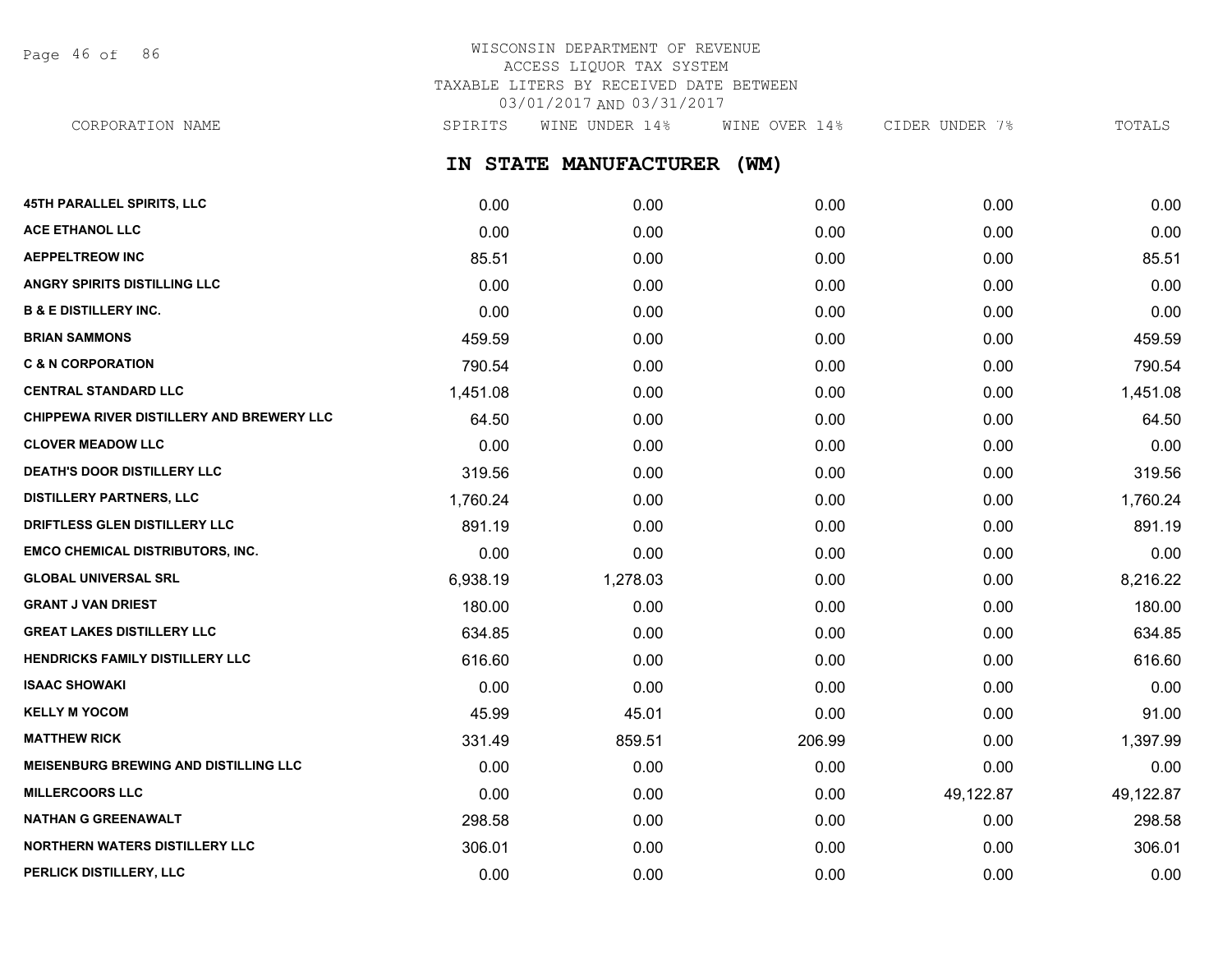# WISCONSIN DEPARTMENT OF REVENUE
ACCESS LIQUOR TAX SYSTEM
TAXABLE LITERS BY RECEIVED DATE BETWEEN
03/01/2017 AND 03/31/2017

## IN STATE MANUFACTURER (WM)

| CORPORATION NAME | SPIRITS | WINE UNDER 14% | WINE OVER 14% | CIDER UNDER 7% | TOTALS |
|---|---|---|---|---|---|
| 45TH PARALLEL SPIRITS, LLC | 0.00 | 0.00 | 0.00 | 0.00 | 0.00 |
| ACE ETHANOL LLC | 0.00 | 0.00 | 0.00 | 0.00 | 0.00 |
| AEPPELTREOW INC | 85.51 | 0.00 | 0.00 | 0.00 | 85.51 |
| ANGRY SPIRITS DISTILLING LLC | 0.00 | 0.00 | 0.00 | 0.00 | 0.00 |
| B & E DISTILLERY INC. | 0.00 | 0.00 | 0.00 | 0.00 | 0.00 |
| BRIAN SAMMONS | 459.59 | 0.00 | 0.00 | 0.00 | 459.59 |
| C & N CORPORATION | 790.54 | 0.00 | 0.00 | 0.00 | 790.54 |
| CENTRAL STANDARD LLC | 1,451.08 | 0.00 | 0.00 | 0.00 | 1,451.08 |
| CHIPPEWA RIVER DISTILLERY AND BREWERY LLC | 64.50 | 0.00 | 0.00 | 0.00 | 64.50 |
| CLOVER MEADOW LLC | 0.00 | 0.00 | 0.00 | 0.00 | 0.00 |
| DEATH'S DOOR DISTILLERY LLC | 319.56 | 0.00 | 0.00 | 0.00 | 319.56 |
| DISTILLERY PARTNERS, LLC | 1,760.24 | 0.00 | 0.00 | 0.00 | 1,760.24 |
| DRIFTLESS GLEN DISTILLERY LLC | 891.19 | 0.00 | 0.00 | 0.00 | 891.19 |
| EMCO CHEMICAL DISTRIBUTORS, INC. | 0.00 | 0.00 | 0.00 | 0.00 | 0.00 |
| GLOBAL UNIVERSAL SRL | 6,938.19 | 1,278.03 | 0.00 | 0.00 | 8,216.22 |
| GRANT J VAN DRIEST | 180.00 | 0.00 | 0.00 | 0.00 | 180.00 |
| GREAT LAKES DISTILLERY LLC | 634.85 | 0.00 | 0.00 | 0.00 | 634.85 |
| HENDRICKS FAMILY DISTILLERY LLC | 616.60 | 0.00 | 0.00 | 0.00 | 616.60 |
| ISAAC SHOWAKI | 0.00 | 0.00 | 0.00 | 0.00 | 0.00 |
| KELLY M YOCOM | 45.99 | 45.01 | 0.00 | 0.00 | 91.00 |
| MATTHEW RICK | 331.49 | 859.51 | 206.99 | 0.00 | 1,397.99 |
| MEISENBURG BREWING AND DISTILLING LLC | 0.00 | 0.00 | 0.00 | 0.00 | 0.00 |
| MILLERCOORS LLC | 0.00 | 0.00 | 0.00 | 49,122.87 | 49,122.87 |
| NATHAN G GREENAWALT | 298.58 | 0.00 | 0.00 | 0.00 | 298.58 |
| NORTHERN WATERS DISTILLERY LLC | 306.01 | 0.00 | 0.00 | 0.00 | 306.01 |
| PERLICK DISTILLERY, LLC | 0.00 | 0.00 | 0.00 | 0.00 | 0.00 |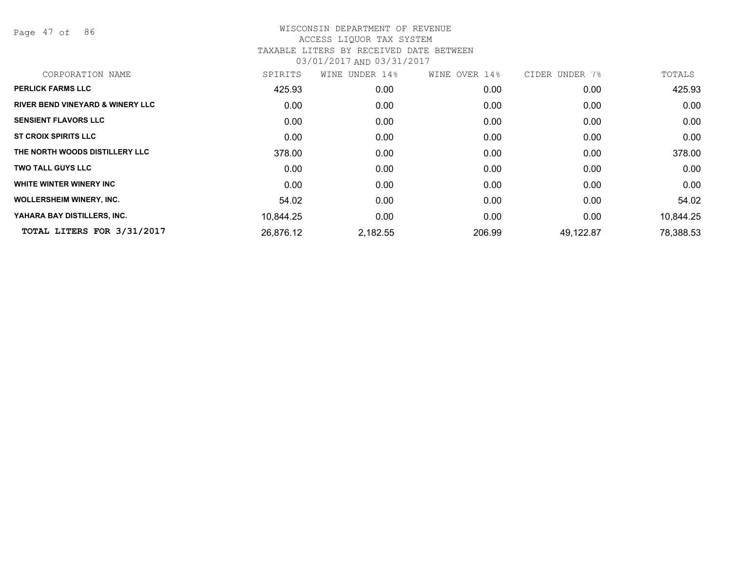# WISCONSIN DEPARTMENT OF REVENUE
## ACCESS LIQUOR TAX SYSTEM
### TAXABLE LITERS BY RECEIVED DATE BETWEEN 03/01/2017 AND 03/31/2017

| CORPORATION NAME | SPIRITS | WINE UNDER 14% | WINE OVER 14% | CIDER UNDER 7% | TOTALS |
|---|---|---|---|---|---|
| PERLICK FARMS LLC | 425.93 | 0.00 | 0.00 | 0.00 | 425.93 |
| RIVER BEND VINEYARD & WINERY LLC | 0.00 | 0.00 | 0.00 | 0.00 | 0.00 |
| SENSIENT FLAVORS LLC | 0.00 | 0.00 | 0.00 | 0.00 | 0.00 |
| ST CROIX SPIRITS LLC | 0.00 | 0.00 | 0.00 | 0.00 | 0.00 |
| THE NORTH WOODS DISTILLERY LLC | 378.00 | 0.00 | 0.00 | 0.00 | 378.00 |
| TWO TALL GUYS LLC | 0.00 | 0.00 | 0.00 | 0.00 | 0.00 |
| WHITE WINTER WINERY INC | 0.00 | 0.00 | 0.00 | 0.00 | 0.00 |
| WOLLERSHEIM WINERY, INC. | 54.02 | 0.00 | 0.00 | 0.00 | 54.02 |
| YAHARA BAY DISTILLERS, INC. | 10,844.25 | 0.00 | 0.00 | 0.00 | 10,844.25 |
| **TOTAL LITERS FOR 3/31/2017** | 26,876.12 | 2,182.55 | 206.99 | 49,122.87 | 78,388.53 |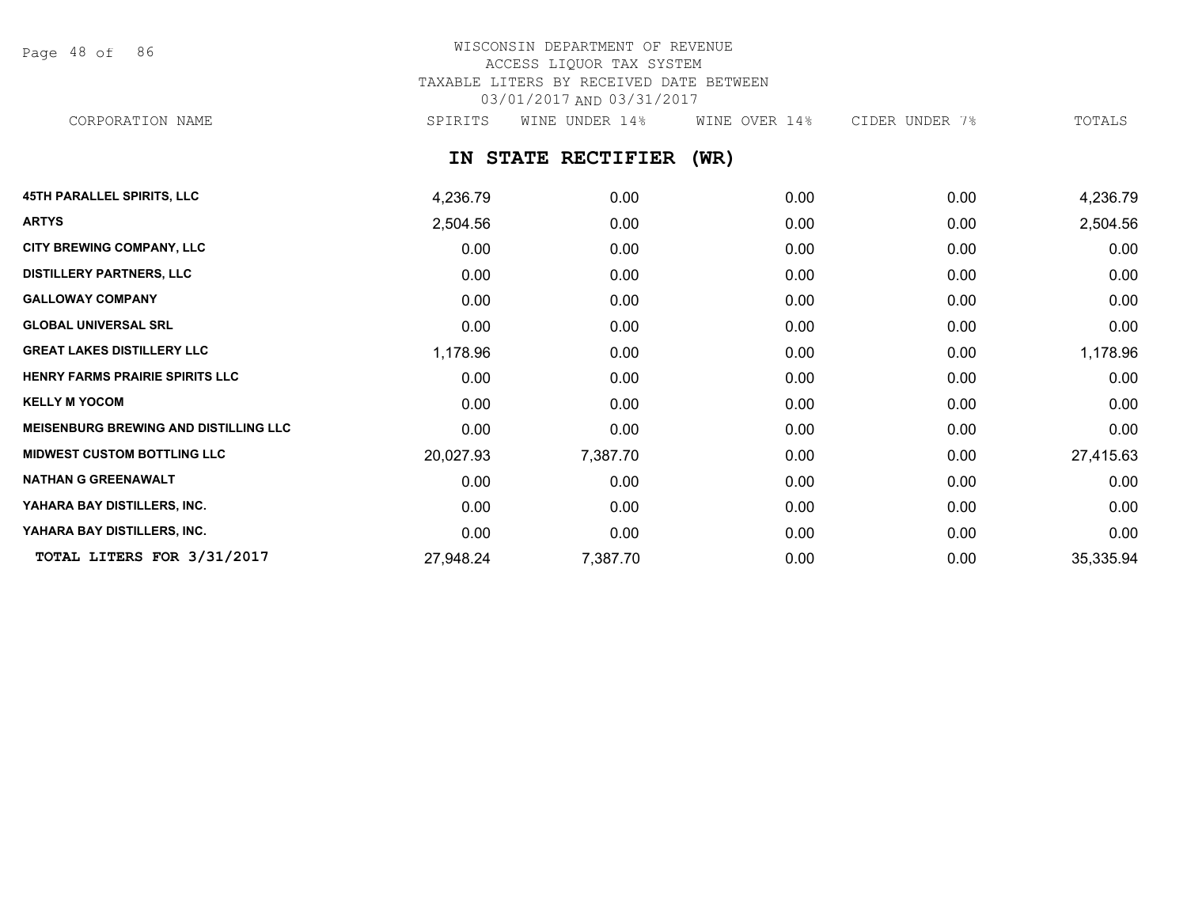WISCONSIN DEPARTMENT OF REVENUE
ACCESS LIQUOR TAX SYSTEM
TAXABLE LITERS BY RECEIVED DATE BETWEEN
03/01/2017 AND 03/31/2017

## IN STATE RECTIFIER (WR)

| CORPORATION NAME | SPIRITS | WINE UNDER 14% | WINE OVER 14% | CIDER UNDER 7% | TOTALS |
|---|---|---|---|---|---|
| 45TH PARALLEL SPIRITS, LLC | 4,236.79 | 0.00 | 0.00 | 0.00 | 4,236.79 |
| ARTYS | 2,504.56 | 0.00 | 0.00 | 0.00 | 2,504.56 |
| CITY BREWING COMPANY, LLC | 0.00 | 0.00 | 0.00 | 0.00 | 0.00 |
| DISTILLERY PARTNERS, LLC | 0.00 | 0.00 | 0.00 | 0.00 | 0.00 |
| GALLOWAY COMPANY | 0.00 | 0.00 | 0.00 | 0.00 | 0.00 |
| GLOBAL UNIVERSAL SRL | 0.00 | 0.00 | 0.00 | 0.00 | 0.00 |
| GREAT LAKES DISTILLERY LLC | 1,178.96 | 0.00 | 0.00 | 0.00 | 1,178.96 |
| HENRY FARMS PRAIRIE SPIRITS LLC | 0.00 | 0.00 | 0.00 | 0.00 | 0.00 |
| KELLY M YOCOM | 0.00 | 0.00 | 0.00 | 0.00 | 0.00 |
| MEISENBURG BREWING AND DISTILLING LLC | 0.00 | 0.00 | 0.00 | 0.00 | 0.00 |
| MIDWEST CUSTOM BOTTLING LLC | 20,027.93 | 7,387.70 | 0.00 | 0.00 | 27,415.63 |
| NATHAN G GREENAWALT | 0.00 | 0.00 | 0.00 | 0.00 | 0.00 |
| YAHARA BAY DISTILLERS, INC. | 0.00 | 0.00 | 0.00 | 0.00 | 0.00 |
| YAHARA BAY DISTILLERS, INC. | 0.00 | 0.00 | 0.00 | 0.00 | 0.00 |
| **TOTAL LITERS FOR 3/31/2017** | 27,948.24 | 7,387.70 | 0.00 | 0.00 | 35,335.94 |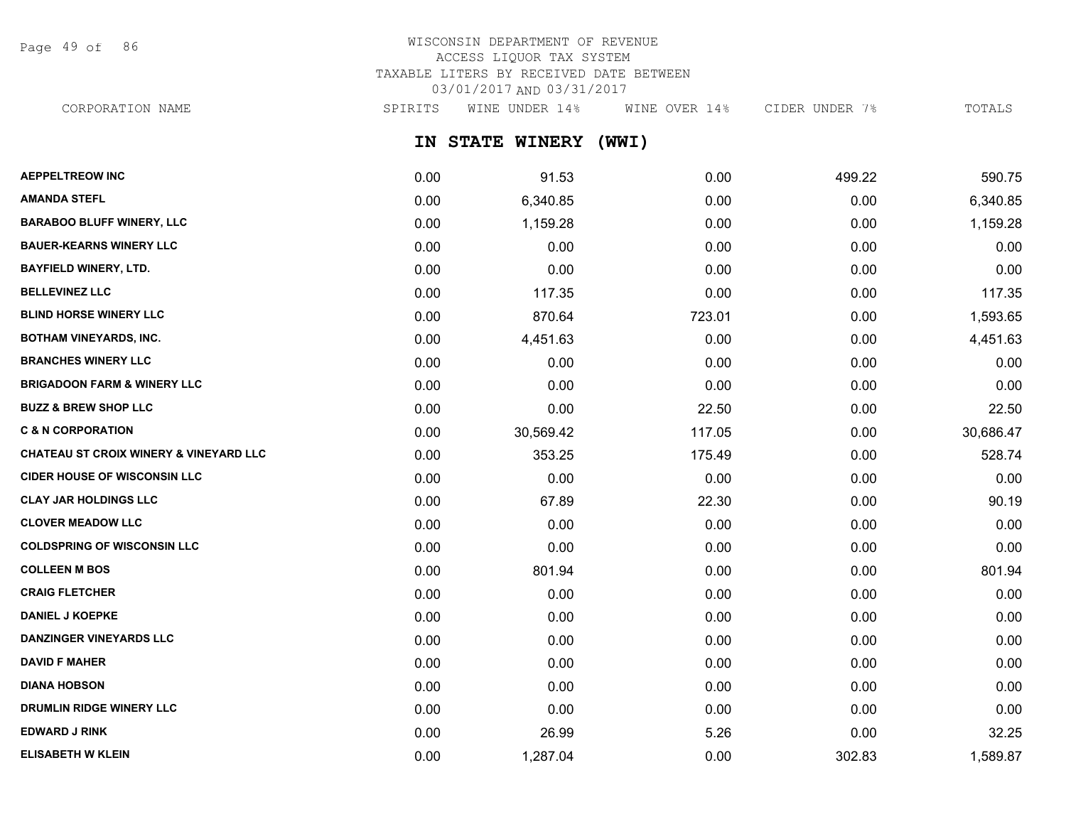WISCONSIN DEPARTMENT OF REVENUE
ACCESS LIQUOR TAX SYSTEM
TAXABLE LITERS BY RECEIVED DATE BETWEEN
03/01/2017 AND 03/31/2017

## IN STATE WINERY (WWI)

| CORPORATION NAME | SPIRITS | WINE UNDER 14% | WINE OVER 14% | CIDER UNDER 7% | TOTALS |
|---|---|---|---|---|---|
| AEPPELTREOW INC | 0.00 | 91.53 | 0.00 | 499.22 | 590.75 |
| AMANDA STEFL | 0.00 | 6,340.85 | 0.00 | 0.00 | 6,340.85 |
| BARABOO BLUFF WINERY, LLC | 0.00 | 1,159.28 | 0.00 | 0.00 | 1,159.28 |
| BAUER-KEARNS WINERY LLC | 0.00 | 0.00 | 0.00 | 0.00 | 0.00 |
| BAYFIELD WINERY, LTD. | 0.00 | 0.00 | 0.00 | 0.00 | 0.00 |
| BELLEVINEZ LLC | 0.00 | 117.35 | 0.00 | 0.00 | 117.35 |
| BLIND HORSE WINERY LLC | 0.00 | 870.64 | 723.01 | 0.00 | 1,593.65 |
| BOTHAM VINEYARDS, INC. | 0.00 | 4,451.63 | 0.00 | 0.00 | 4,451.63 |
| BRANCHES WINERY LLC | 0.00 | 0.00 | 0.00 | 0.00 | 0.00 |
| BRIGADOON FARM & WINERY LLC | 0.00 | 0.00 | 0.00 | 0.00 | 0.00 |
| BUZZ & BREW SHOP LLC | 0.00 | 0.00 | 22.50 | 0.00 | 22.50 |
| C & N CORPORATION | 0.00 | 30,569.42 | 117.05 | 0.00 | 30,686.47 |
| CHATEAU ST CROIX WINERY & VINEYARD LLC | 0.00 | 353.25 | 175.49 | 0.00 | 528.74 |
| CIDER HOUSE OF WISCONSIN LLC | 0.00 | 0.00 | 0.00 | 0.00 | 0.00 |
| CLAY JAR HOLDINGS LLC | 0.00 | 67.89 | 22.30 | 0.00 | 90.19 |
| CLOVER MEADOW LLC | 0.00 | 0.00 | 0.00 | 0.00 | 0.00 |
| COLDSPRING OF WISCONSIN LLC | 0.00 | 0.00 | 0.00 | 0.00 | 0.00 |
| COLLEEN M BOS | 0.00 | 801.94 | 0.00 | 0.00 | 801.94 |
| CRAIG FLETCHER | 0.00 | 0.00 | 0.00 | 0.00 | 0.00 |
| DANIEL J KOEPKE | 0.00 | 0.00 | 0.00 | 0.00 | 0.00 |
| DANZINGER VINEYARDS LLC | 0.00 | 0.00 | 0.00 | 0.00 | 0.00 |
| DAVID F MAHER | 0.00 | 0.00 | 0.00 | 0.00 | 0.00 |
| DIANA HOBSON | 0.00 | 0.00 | 0.00 | 0.00 | 0.00 |
| DRUMLIN RIDGE WINERY LLC | 0.00 | 0.00 | 0.00 | 0.00 | 0.00 |
| EDWARD J RINK | 0.00 | 26.99 | 5.26 | 0.00 | 32.25 |
| ELISABETH W KLEIN | 0.00 | 1,287.04 | 0.00 | 302.83 | 1,589.87 |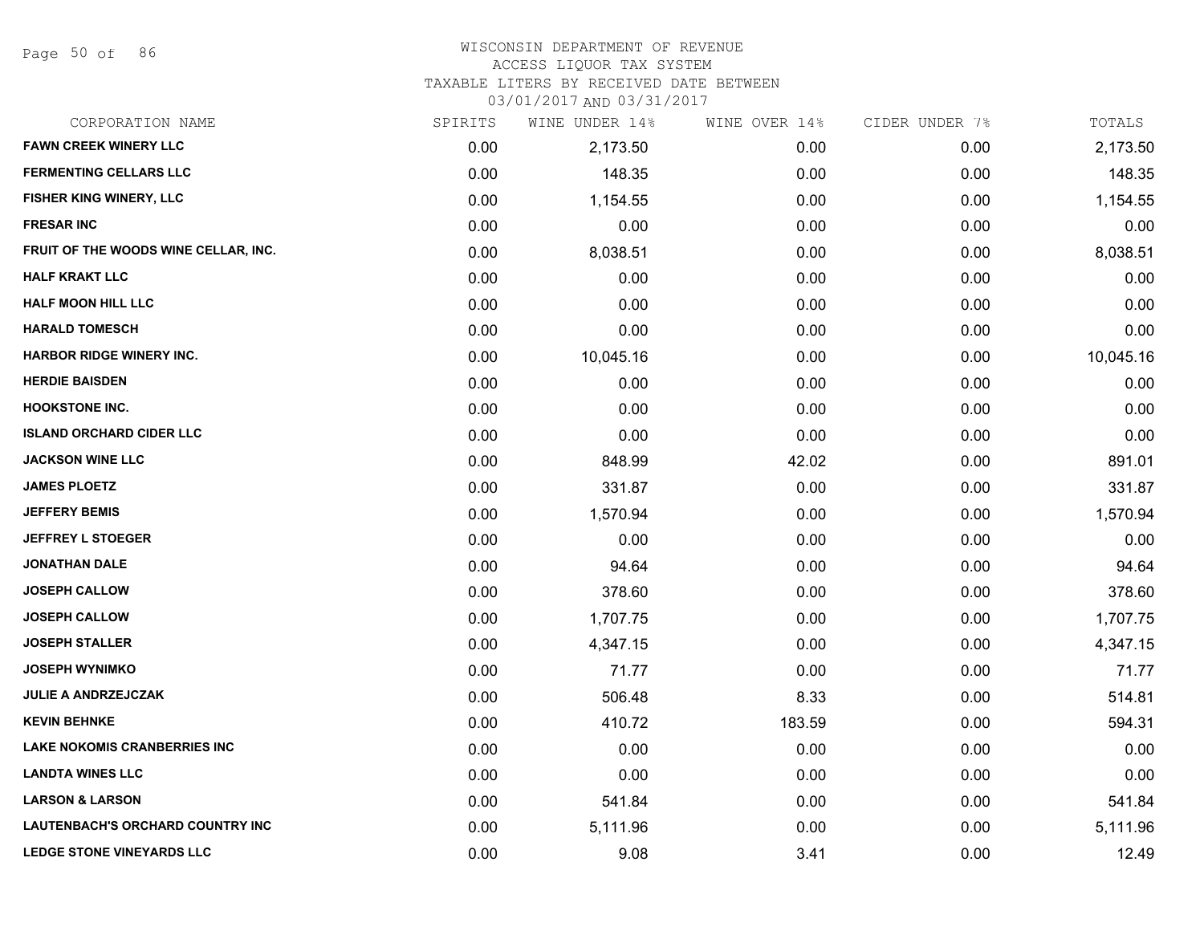WISCONSIN DEPARTMENT OF REVENUE
ACCESS LIQUOR TAX SYSTEM
TAXABLE LITERS BY RECEIVED DATE BETWEEN
03/01/2017 AND 03/31/2017

| CORPORATION NAME | SPIRITS | WINE UNDER 14% | WINE OVER 14% | CIDER UNDER 7% | TOTALS |
|---|---|---|---|---|---|
| FAWN CREEK WINERY LLC | 0.00 | 2,173.50 | 0.00 | 0.00 | 2,173.50 |
| FERMENTING CELLARS LLC | 0.00 | 148.35 | 0.00 | 0.00 | 148.35 |
| FISHER KING WINERY, LLC | 0.00 | 1,154.55 | 0.00 | 0.00 | 1,154.55 |
| FRESAR INC | 0.00 | 0.00 | 0.00 | 0.00 | 0.00 |
| FRUIT OF THE WOODS WINE CELLAR, INC. | 0.00 | 8,038.51 | 0.00 | 0.00 | 8,038.51 |
| HALF KRAKT LLC | 0.00 | 0.00 | 0.00 | 0.00 | 0.00 |
| HALF MOON HILL LLC | 0.00 | 0.00 | 0.00 | 0.00 | 0.00 |
| HARALD TOMESCH | 0.00 | 0.00 | 0.00 | 0.00 | 0.00 |
| HARBOR RIDGE WINERY INC. | 0.00 | 10,045.16 | 0.00 | 0.00 | 10,045.16 |
| HERDIE BAISDEN | 0.00 | 0.00 | 0.00 | 0.00 | 0.00 |
| HOOKSTONE INC. | 0.00 | 0.00 | 0.00 | 0.00 | 0.00 |
| ISLAND ORCHARD CIDER LLC | 0.00 | 0.00 | 0.00 | 0.00 | 0.00 |
| JACKSON WINE LLC | 0.00 | 848.99 | 42.02 | 0.00 | 891.01 |
| JAMES PLOETZ | 0.00 | 331.87 | 0.00 | 0.00 | 331.87 |
| JEFFERY BEMIS | 0.00 | 1,570.94 | 0.00 | 0.00 | 1,570.94 |
| JEFFREY L STOEGER | 0.00 | 0.00 | 0.00 | 0.00 | 0.00 |
| JONATHAN DALE | 0.00 | 94.64 | 0.00 | 0.00 | 94.64 |
| JOSEPH CALLOW | 0.00 | 378.60 | 0.00 | 0.00 | 378.60 |
| JOSEPH CALLOW | 0.00 | 1,707.75 | 0.00 | 0.00 | 1,707.75 |
| JOSEPH STALLER | 0.00 | 4,347.15 | 0.00 | 0.00 | 4,347.15 |
| JOSEPH WYNIMKO | 0.00 | 71.77 | 0.00 | 0.00 | 71.77 |
| JULIE A ANDRZEJCZAK | 0.00 | 506.48 | 8.33 | 0.00 | 514.81 |
| KEVIN BEHNKE | 0.00 | 410.72 | 183.59 | 0.00 | 594.31 |
| LAKE NOKOMIS CRANBERRIES INC | 0.00 | 0.00 | 0.00 | 0.00 | 0.00 |
| LANDTA WINES LLC | 0.00 | 0.00 | 0.00 | 0.00 | 0.00 |
| LARSON & LARSON | 0.00 | 541.84 | 0.00 | 0.00 | 541.84 |
| LAUTENBACH'S ORCHARD COUNTRY INC | 0.00 | 5,111.96 | 0.00 | 0.00 | 5,111.96 |
| LEDGE STONE VINEYARDS LLC | 0.00 | 9.08 | 3.41 | 0.00 | 12.49 |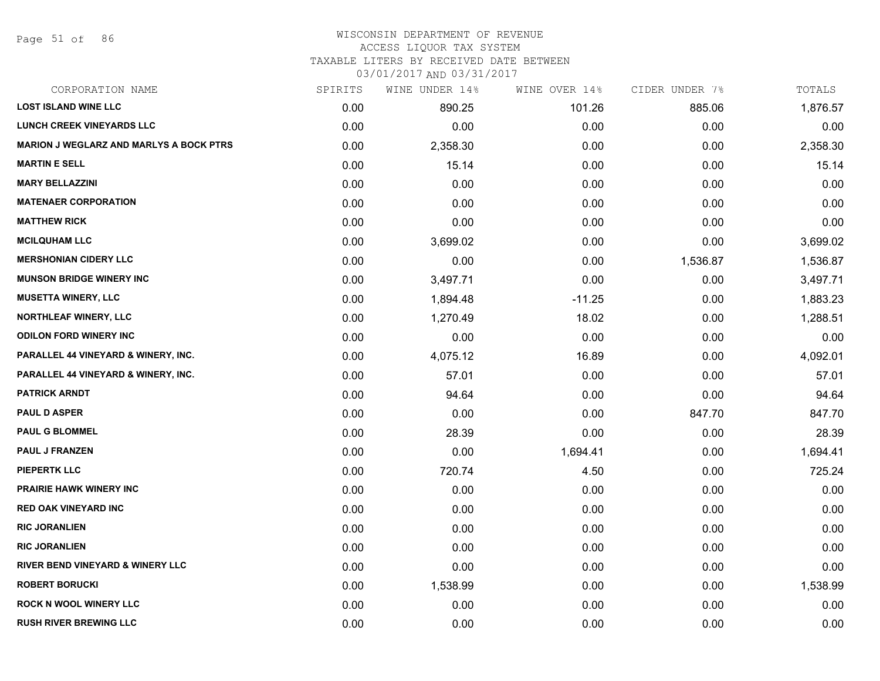WISCONSIN DEPARTMENT OF REVENUE
ACCESS LIQUOR TAX SYSTEM
TAXABLE LITERS BY RECEIVED DATE BETWEEN
03/01/2017 AND 03/31/2017

| CORPORATION NAME | SPIRITS | WINE UNDER 14% | WINE OVER 14% | CIDER UNDER 7% | TOTALS |
|---|---|---|---|---|---|
| **LOST ISLAND WINE LLC** | 0.00 | 890.25 | 101.26 | 885.06 | 1,876.57 |
| **LUNCH CREEK VINEYARDS LLC** | 0.00 | 0.00 | 0.00 | 0.00 | 0.00 |
| **MARION J WEGLARZ AND MARLYS A BOCK PTRS** | 0.00 | 2,358.30 | 0.00 | 0.00 | 2,358.30 |
| **MARTIN E SELL** | 0.00 | 15.14 | 0.00 | 0.00 | 15.14 |
| **MARY BELLAZZINI** | 0.00 | 0.00 | 0.00 | 0.00 | 0.00 |
| **MATENAER CORPORATION** | 0.00 | 0.00 | 0.00 | 0.00 | 0.00 |
| **MATTHEW RICK** | 0.00 | 0.00 | 0.00 | 0.00 | 0.00 |
| **MCILQUHAM LLC** | 0.00 | 3,699.02 | 0.00 | 0.00 | 3,699.02 |
| **MERSHONIAN CIDERY LLC** | 0.00 | 0.00 | 0.00 | 1,536.87 | 1,536.87 |
| **MUNSON BRIDGE WINERY INC** | 0.00 | 3,497.71 | 0.00 | 0.00 | 3,497.71 |
| **MUSETTA WINERY, LLC** | 0.00 | 1,894.48 | -11.25 | 0.00 | 1,883.23 |
| **NORTHLEAF WINERY, LLC** | 0.00 | 1,270.49 | 18.02 | 0.00 | 1,288.51 |
| **ODILON FORD WINERY INC** | 0.00 | 0.00 | 0.00 | 0.00 | 0.00 |
| **PARALLEL 44 VINEYARD & WINERY, INC.** | 0.00 | 4,075.12 | 16.89 | 0.00 | 4,092.01 |
| **PARALLEL 44 VINEYARD & WINERY, INC.** | 0.00 | 57.01 | 0.00 | 0.00 | 57.01 |
| **PATRICK ARNDT** | 0.00 | 94.64 | 0.00 | 0.00 | 94.64 |
| **PAUL D ASPER** | 0.00 | 0.00 | 0.00 | 847.70 | 847.70 |
| **PAUL G BLOMMEL** | 0.00 | 28.39 | 0.00 | 0.00 | 28.39 |
| **PAUL J FRANZEN** | 0.00 | 0.00 | 1,694.41 | 0.00 | 1,694.41 |
| **PIEPERTK LLC** | 0.00 | 720.74 | 4.50 | 0.00 | 725.24 |
| **PRAIRIE HAWK WINERY INC** | 0.00 | 0.00 | 0.00 | 0.00 | 0.00 |
| **RED OAK VINEYARD INC** | 0.00 | 0.00 | 0.00 | 0.00 | 0.00 |
| **RIC JORANLIEN** | 0.00 | 0.00 | 0.00 | 0.00 | 0.00 |
| **RIC JORANLIEN** | 0.00 | 0.00 | 0.00 | 0.00 | 0.00 |
| **RIVER BEND VINEYARD & WINERY LLC** | 0.00 | 0.00 | 0.00 | 0.00 | 0.00 |
| **ROBERT BORUCKI** | 0.00 | 1,538.99 | 0.00 | 0.00 | 1,538.99 |
| **ROCK N WOOL WINERY LLC** | 0.00 | 0.00 | 0.00 | 0.00 | 0.00 |
| **RUSH RIVER BREWING LLC** | 0.00 | 0.00 | 0.00 | 0.00 | 0.00 |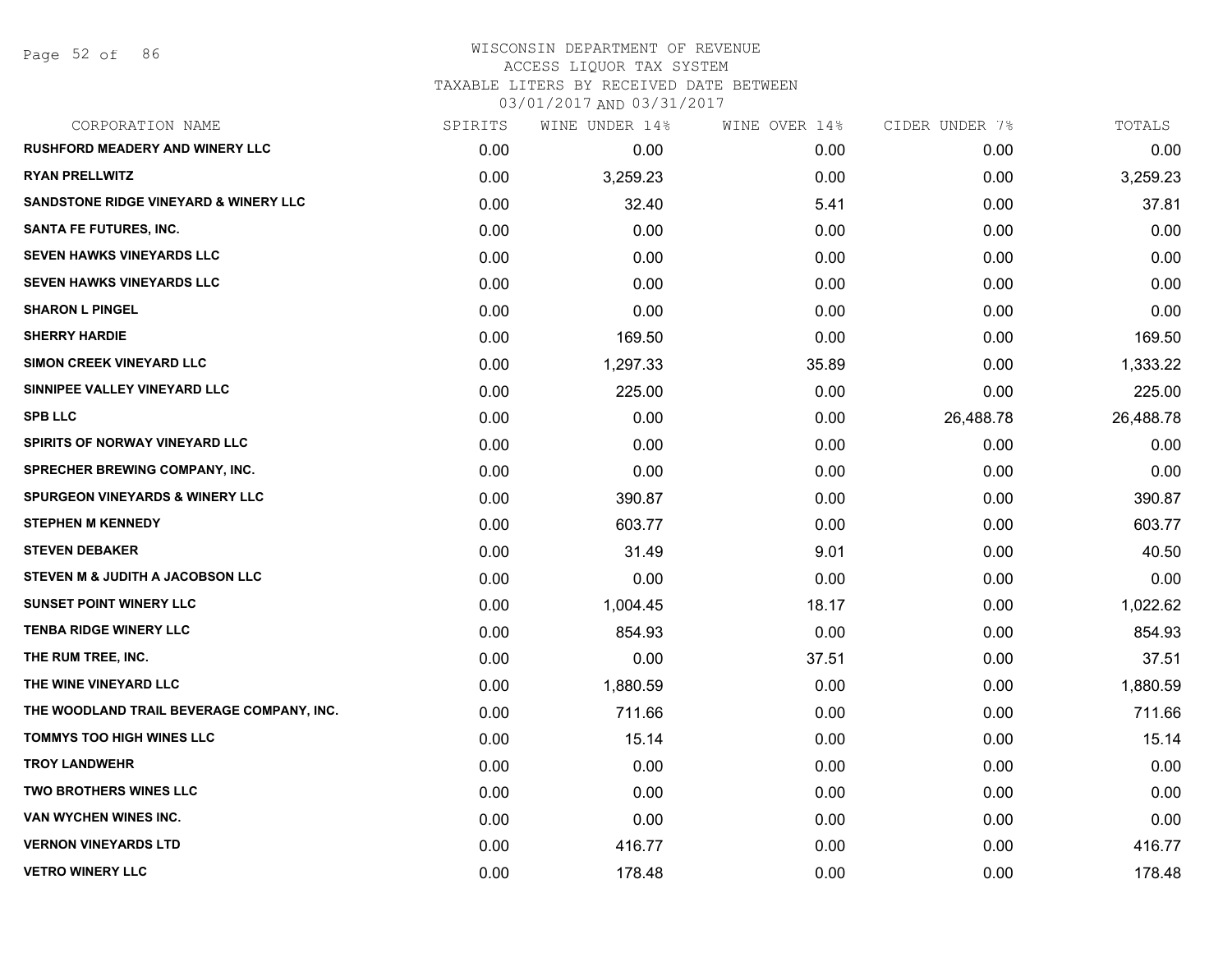# WISCONSIN DEPARTMENT OF REVENUE
ACCESS LIQUOR TAX SYSTEM
TAXABLE LITERS BY RECEIVED DATE BETWEEN
03/01/2017 AND 03/31/2017

| CORPORATION NAME | SPIRITS | WINE UNDER 14% | WINE OVER 14% | CIDER UNDER 7% | TOTALS |
|---|---|---|---|---|---|
| RUSHFORD MEADERY AND WINERY LLC | 0.00 | 0.00 | 0.00 | 0.00 | 0.00 |
| RYAN PRELLWITZ | 0.00 | 3,259.23 | 0.00 | 0.00 | 3,259.23 |
| SANDSTONE RIDGE VINEYARD & WINERY LLC | 0.00 | 32.40 | 5.41 | 0.00 | 37.81 |
| SANTA FE FUTURES, INC. | 0.00 | 0.00 | 0.00 | 0.00 | 0.00 |
| SEVEN HAWKS VINEYARDS LLC | 0.00 | 0.00 | 0.00 | 0.00 | 0.00 |
| SEVEN HAWKS VINEYARDS LLC | 0.00 | 0.00 | 0.00 | 0.00 | 0.00 |
| SHARON L PINGEL | 0.00 | 0.00 | 0.00 | 0.00 | 0.00 |
| SHERRY HARDIE | 0.00 | 169.50 | 0.00 | 0.00 | 169.50 |
| SIMON CREEK VINEYARD LLC | 0.00 | 1,297.33 | 35.89 | 0.00 | 1,333.22 |
| SINNIPEE VALLEY VINEYARD LLC | 0.00 | 225.00 | 0.00 | 0.00 | 225.00 |
| SPB LLC | 0.00 | 0.00 | 0.00 | 26,488.78 | 26,488.78 |
| SPIRITS OF NORWAY VINEYARD LLC | 0.00 | 0.00 | 0.00 | 0.00 | 0.00 |
| SPRECHER BREWING COMPANY, INC. | 0.00 | 0.00 | 0.00 | 0.00 | 0.00 |
| SPURGEON VINEYARDS & WINERY LLC | 0.00 | 390.87 | 0.00 | 0.00 | 390.87 |
| STEPHEN M KENNEDY | 0.00 | 603.77 | 0.00 | 0.00 | 603.77 |
| STEVEN DEBAKER | 0.00 | 31.49 | 9.01 | 0.00 | 40.50 |
| STEVEN M & JUDITH A JACOBSON LLC | 0.00 | 0.00 | 0.00 | 0.00 | 0.00 |
| SUNSET POINT WINERY LLC | 0.00 | 1,004.45 | 18.17 | 0.00 | 1,022.62 |
| TENBA RIDGE WINERY LLC | 0.00 | 854.93 | 0.00 | 0.00 | 854.93 |
| THE RUM TREE, INC. | 0.00 | 0.00 | 37.51 | 0.00 | 37.51 |
| THE WINE VINEYARD LLC | 0.00 | 1,880.59 | 0.00 | 0.00 | 1,880.59 |
| THE WOODLAND TRAIL BEVERAGE COMPANY, INC. | 0.00 | 711.66 | 0.00 | 0.00 | 711.66 |
| TOMMYS TOO HIGH WINES LLC | 0.00 | 15.14 | 0.00 | 0.00 | 15.14 |
| TROY LANDWEHR | 0.00 | 0.00 | 0.00 | 0.00 | 0.00 |
| TWO BROTHERS WINES LLC | 0.00 | 0.00 | 0.00 | 0.00 | 0.00 |
| VAN WYCHEN WINES INC. | 0.00 | 0.00 | 0.00 | 0.00 | 0.00 |
| VERNON VINEYARDS LTD | 0.00 | 416.77 | 0.00 | 0.00 | 416.77 |
| VETRO WINERY LLC | 0.00 | 178.48 | 0.00 | 0.00 | 178.48 |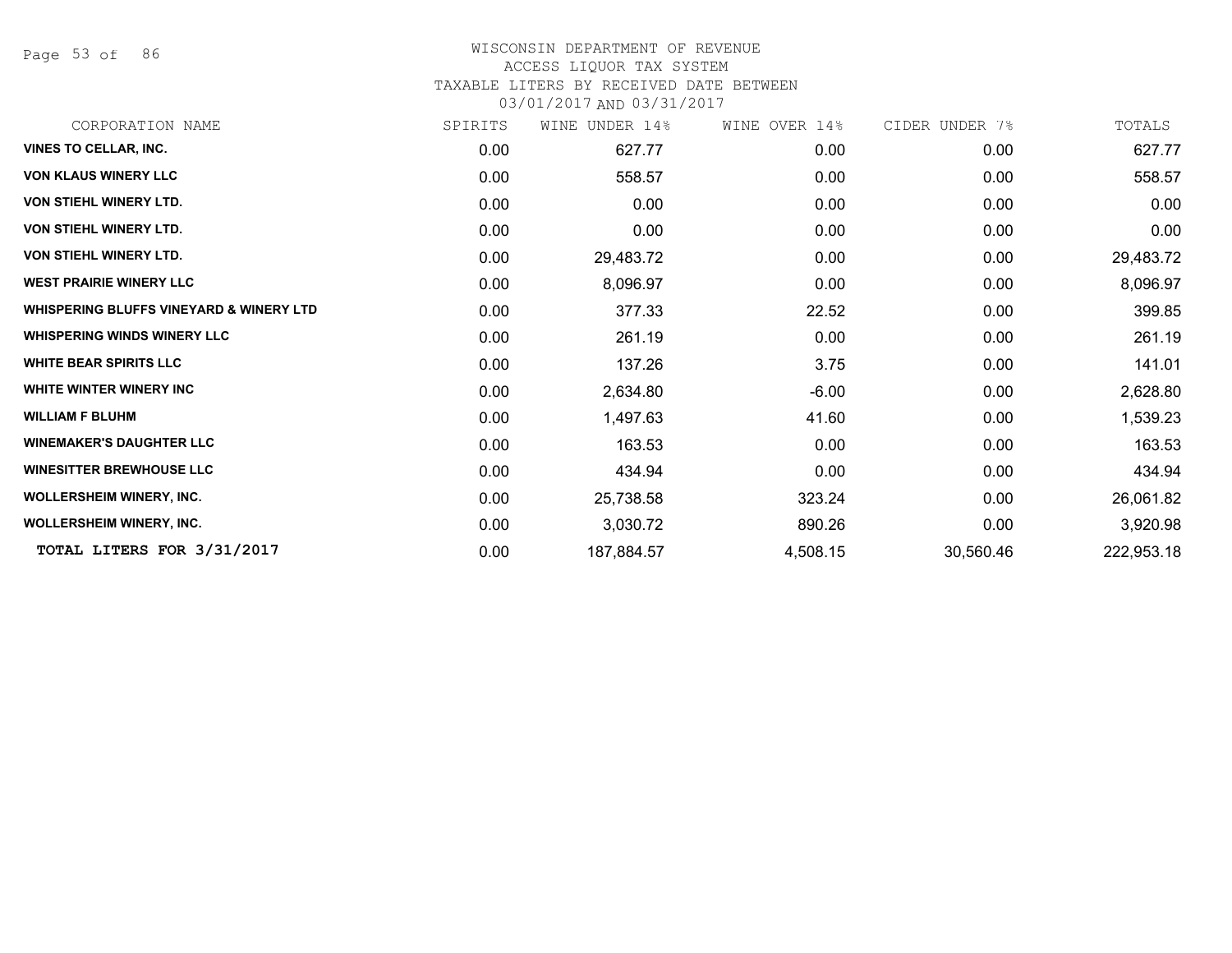WISCONSIN DEPARTMENT OF REVENUE
ACCESS LIQUOR TAX SYSTEM
TAXABLE LITERS BY RECEIVED DATE BETWEEN
03/01/2017 AND 03/31/2017

| CORPORATION NAME | SPIRITS | WINE UNDER 14% | WINE OVER 14% | CIDER UNDER 7% | TOTALS |
|---|---|---|---|---|---|
| VINES TO CELLAR, INC. | 0.00 | 627.77 | 0.00 | 0.00 | 627.77 |
| VON KLAUS WINERY LLC | 0.00 | 558.57 | 0.00 | 0.00 | 558.57 |
| VON STIEHL WINERY LTD. | 0.00 | 0.00 | 0.00 | 0.00 | 0.00 |
| VON STIEHL WINERY LTD. | 0.00 | 0.00 | 0.00 | 0.00 | 0.00 |
| VON STIEHL WINERY LTD. | 0.00 | 29,483.72 | 0.00 | 0.00 | 29,483.72 |
| WEST PRAIRIE WINERY LLC | 0.00 | 8,096.97 | 0.00 | 0.00 | 8,096.97 |
| WHISPERING BLUFFS VINEYARD & WINERY LTD | 0.00 | 377.33 | 22.52 | 0.00 | 399.85 |
| WHISPERING WINDS WINERY LLC | 0.00 | 261.19 | 0.00 | 0.00 | 261.19 |
| WHITE BEAR SPIRITS LLC | 0.00 | 137.26 | 3.75 | 0.00 | 141.01 |
| WHITE WINTER WINERY INC | 0.00 | 2,634.80 | -6.00 | 0.00 | 2,628.80 |
| WILLIAM F BLUHM | 0.00 | 1,497.63 | 41.60 | 0.00 | 1,539.23 |
| WINEMAKER'S DAUGHTER LLC | 0.00 | 163.53 | 0.00 | 0.00 | 163.53 |
| WINESITTER BREWHOUSE LLC | 0.00 | 434.94 | 0.00 | 0.00 | 434.94 |
| WOLLERSHEIM WINERY, INC. | 0.00 | 25,738.58 | 323.24 | 0.00 | 26,061.82 |
| WOLLERSHEIM WINERY, INC. | 0.00 | 3,030.72 | 890.26 | 0.00 | 3,920.98 |
| **TOTAL LITERS FOR 3/31/2017** | 0.00 | 187,884.57 | 4,508.15 | 30,560.46 | 222,953.18 |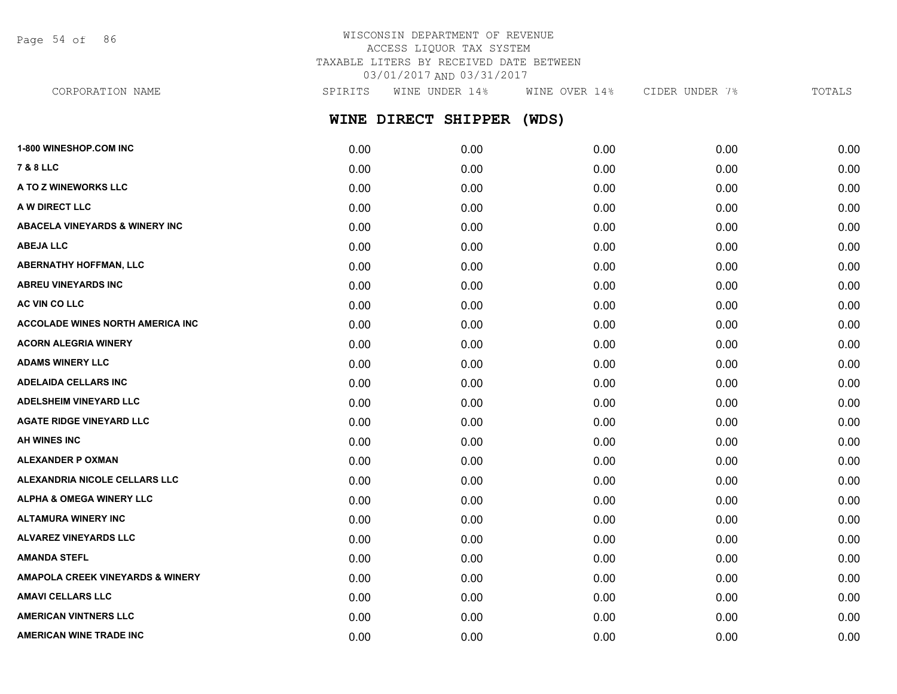WISCONSIN DEPARTMENT OF REVENUE
ACCESS LIQUOR TAX SYSTEM
TAXABLE LITERS BY RECEIVED DATE BETWEEN
03/01/2017 AND 03/31/2017

## WINE DIRECT SHIPPER (WDS)

| CORPORATION NAME | SPIRITS | WINE UNDER 14% | WINE OVER 14% | CIDER UNDER 7% | TOTALS |
|---|---|---|---|---|---|
| 1-800 WINESHOP.COM INC | 0.00 | 0.00 | 0.00 | 0.00 | 0.00 |
| 7 & 8 LLC | 0.00 | 0.00 | 0.00 | 0.00 | 0.00 |
| A TO Z WINEWORKS LLC | 0.00 | 0.00 | 0.00 | 0.00 | 0.00 |
| A W DIRECT LLC | 0.00 | 0.00 | 0.00 | 0.00 | 0.00 |
| ABACELA VINEYARDS & WINERY INC | 0.00 | 0.00 | 0.00 | 0.00 | 0.00 |
| ABEJA LLC | 0.00 | 0.00 | 0.00 | 0.00 | 0.00 |
| ABERNATHY HOFFMAN, LLC | 0.00 | 0.00 | 0.00 | 0.00 | 0.00 |
| ABREU VINEYARDS INC | 0.00 | 0.00 | 0.00 | 0.00 | 0.00 |
| AC VIN CO LLC | 0.00 | 0.00 | 0.00 | 0.00 | 0.00 |
| ACCOLADE WINES NORTH AMERICA INC | 0.00 | 0.00 | 0.00 | 0.00 | 0.00 |
| ACORN ALEGRIA WINERY | 0.00 | 0.00 | 0.00 | 0.00 | 0.00 |
| ADAMS WINERY LLC | 0.00 | 0.00 | 0.00 | 0.00 | 0.00 |
| ADELAIDA CELLARS INC | 0.00 | 0.00 | 0.00 | 0.00 | 0.00 |
| ADELSHEIM VINEYARD LLC | 0.00 | 0.00 | 0.00 | 0.00 | 0.00 |
| AGATE RIDGE VINEYARD LLC | 0.00 | 0.00 | 0.00 | 0.00 | 0.00 |
| AH WINES INC | 0.00 | 0.00 | 0.00 | 0.00 | 0.00 |
| ALEXANDER P OXMAN | 0.00 | 0.00 | 0.00 | 0.00 | 0.00 |
| ALEXANDRIA NICOLE CELLARS LLC | 0.00 | 0.00 | 0.00 | 0.00 | 0.00 |
| ALPHA & OMEGA WINERY LLC | 0.00 | 0.00 | 0.00 | 0.00 | 0.00 |
| ALTAMURA WINERY INC | 0.00 | 0.00 | 0.00 | 0.00 | 0.00 |
| ALVAREZ VINEYARDS LLC | 0.00 | 0.00 | 0.00 | 0.00 | 0.00 |
| AMANDA STEFL | 0.00 | 0.00 | 0.00 | 0.00 | 0.00 |
| AMAPOLA CREEK VINEYARDS & WINERY | 0.00 | 0.00 | 0.00 | 0.00 | 0.00 |
| AMAVI CELLARS LLC | 0.00 | 0.00 | 0.00 | 0.00 | 0.00 |
| AMERICAN VINTNERS LLC | 0.00 | 0.00 | 0.00 | 0.00 | 0.00 |
| AMERICAN WINE TRADE INC | 0.00 | 0.00 | 0.00 | 0.00 | 0.00 |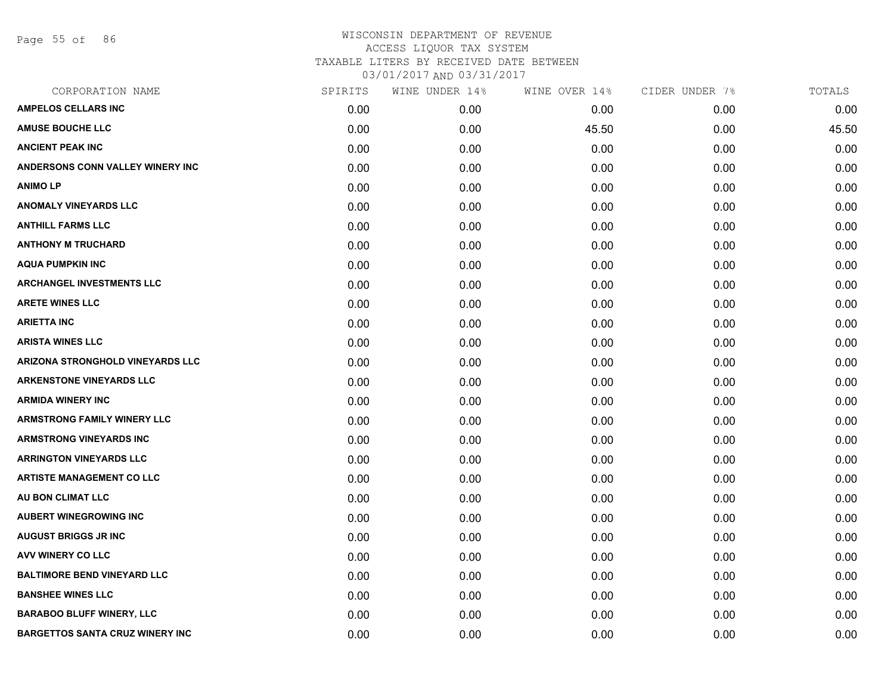WISCONSIN DEPARTMENT OF REVENUE
ACCESS LIQUOR TAX SYSTEM
TAXABLE LITERS BY RECEIVED DATE BETWEEN
03/01/2017 AND 03/31/2017

| CORPORATION NAME | SPIRITS | WINE UNDER 14% | WINE OVER 14% | CIDER UNDER 7% | TOTALS |
|---|---|---|---|---|---|
| AMPELOS CELLARS INC | 0.00 | 0.00 | 0.00 | 0.00 | 0.00 |
| AMUSE BOUCHE LLC | 0.00 | 0.00 | 45.50 | 0.00 | 45.50 |
| ANCIENT PEAK INC | 0.00 | 0.00 | 0.00 | 0.00 | 0.00 |
| ANDERSONS CONN VALLEY WINERY INC | 0.00 | 0.00 | 0.00 | 0.00 | 0.00 |
| ANIMO LP | 0.00 | 0.00 | 0.00 | 0.00 | 0.00 |
| ANOMALY VINEYARDS LLC | 0.00 | 0.00 | 0.00 | 0.00 | 0.00 |
| ANTHILL FARMS LLC | 0.00 | 0.00 | 0.00 | 0.00 | 0.00 |
| ANTHONY M TRUCHARD | 0.00 | 0.00 | 0.00 | 0.00 | 0.00 |
| AQUA PUMPKIN INC | 0.00 | 0.00 | 0.00 | 0.00 | 0.00 |
| ARCHANGEL INVESTMENTS LLC | 0.00 | 0.00 | 0.00 | 0.00 | 0.00 |
| ARETE WINES LLC | 0.00 | 0.00 | 0.00 | 0.00 | 0.00 |
| ARIETTA INC | 0.00 | 0.00 | 0.00 | 0.00 | 0.00 |
| ARISTA WINES LLC | 0.00 | 0.00 | 0.00 | 0.00 | 0.00 |
| ARIZONA STRONGHOLD VINEYARDS LLC | 0.00 | 0.00 | 0.00 | 0.00 | 0.00 |
| ARKENSTONE VINEYARDS LLC | 0.00 | 0.00 | 0.00 | 0.00 | 0.00 |
| ARMIDA WINERY INC | 0.00 | 0.00 | 0.00 | 0.00 | 0.00 |
| ARMSTRONG FAMILY WINERY LLC | 0.00 | 0.00 | 0.00 | 0.00 | 0.00 |
| ARMSTRONG VINEYARDS INC | 0.00 | 0.00 | 0.00 | 0.00 | 0.00 |
| ARRINGTON VINEYARDS LLC | 0.00 | 0.00 | 0.00 | 0.00 | 0.00 |
| ARTISTE MANAGEMENT CO LLC | 0.00 | 0.00 | 0.00 | 0.00 | 0.00 |
| AU BON CLIMAT LLC | 0.00 | 0.00 | 0.00 | 0.00 | 0.00 |
| AUBERT WINEGROWING INC | 0.00 | 0.00 | 0.00 | 0.00 | 0.00 |
| AUGUST BRIGGS JR INC | 0.00 | 0.00 | 0.00 | 0.00 | 0.00 |
| AVV WINERY CO LLC | 0.00 | 0.00 | 0.00 | 0.00 | 0.00 |
| BALTIMORE BEND VINEYARD LLC | 0.00 | 0.00 | 0.00 | 0.00 | 0.00 |
| BANSHEE WINES LLC | 0.00 | 0.00 | 0.00 | 0.00 | 0.00 |
| BARABOO BLUFF WINERY, LLC | 0.00 | 0.00 | 0.00 | 0.00 | 0.00 |
| BARGETTOS SANTA CRUZ WINERY INC | 0.00 | 0.00 | 0.00 | 0.00 | 0.00 |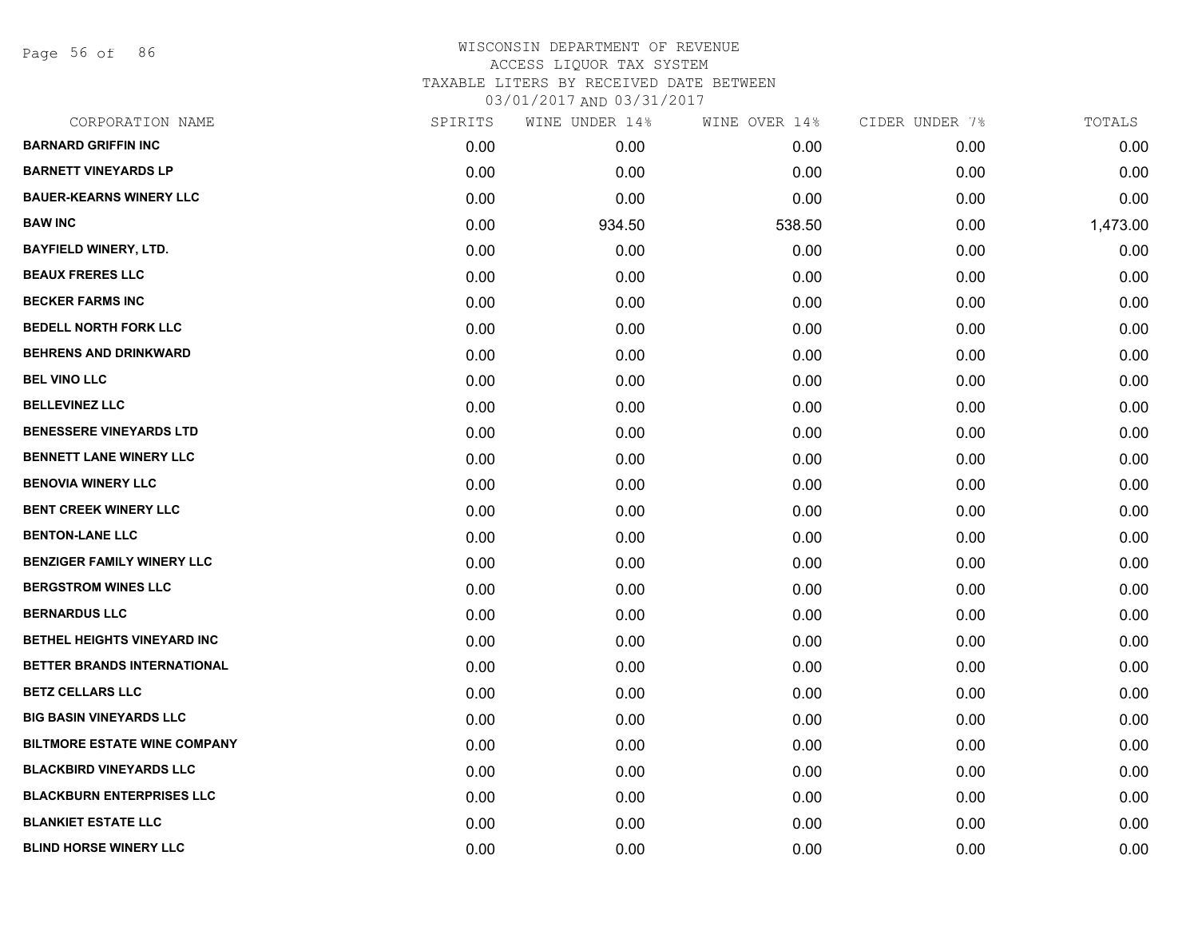# WISCONSIN DEPARTMENT OF REVENUE
ACCESS LIQUOR TAX SYSTEM
TAXABLE LITERS BY RECEIVED DATE BETWEEN
03/01/2017 AND 03/31/2017

| CORPORATION NAME | SPIRITS | WINE UNDER 14% | WINE OVER 14% | CIDER UNDER 7% | TOTALS |
|---|---|---|---|---|---|
| **BARNARD GRIFFIN INC** | 0.00 | 0.00 | 0.00 | 0.00 | 0.00 |
| **BARNETT VINEYARDS LP** | 0.00 | 0.00 | 0.00 | 0.00 | 0.00 |
| **BAUER-KEARNS WINERY LLC** | 0.00 | 0.00 | 0.00 | 0.00 | 0.00 |
| **BAW INC** | 0.00 | 934.50 | 538.50 | 0.00 | 1,473.00 |
| **BAYFIELD WINERY, LTD.** | 0.00 | 0.00 | 0.00 | 0.00 | 0.00 |
| **BEAUX FRERES LLC** | 0.00 | 0.00 | 0.00 | 0.00 | 0.00 |
| **BECKER FARMS INC** | 0.00 | 0.00 | 0.00 | 0.00 | 0.00 |
| **BEDELL NORTH FORK LLC** | 0.00 | 0.00 | 0.00 | 0.00 | 0.00 |
| **BEHRENS AND DRINKWARD** | 0.00 | 0.00 | 0.00 | 0.00 | 0.00 |
| **BEL VINO LLC** | 0.00 | 0.00 | 0.00 | 0.00 | 0.00 |
| **BELLEVINEZ LLC** | 0.00 | 0.00 | 0.00 | 0.00 | 0.00 |
| **BENESSERE VINEYARDS LTD** | 0.00 | 0.00 | 0.00 | 0.00 | 0.00 |
| **BENNETT LANE WINERY LLC** | 0.00 | 0.00 | 0.00 | 0.00 | 0.00 |
| **BENOVIA WINERY LLC** | 0.00 | 0.00 | 0.00 | 0.00 | 0.00 |
| **BENT CREEK WINERY LLC** | 0.00 | 0.00 | 0.00 | 0.00 | 0.00 |
| **BENTON-LANE LLC** | 0.00 | 0.00 | 0.00 | 0.00 | 0.00 |
| **BENZIGER FAMILY WINERY LLC** | 0.00 | 0.00 | 0.00 | 0.00 | 0.00 |
| **BERGSTROM WINES LLC** | 0.00 | 0.00 | 0.00 | 0.00 | 0.00 |
| **BERNARDUS LLC** | 0.00 | 0.00 | 0.00 | 0.00 | 0.00 |
| **BETHEL HEIGHTS VINEYARD INC** | 0.00 | 0.00 | 0.00 | 0.00 | 0.00 |
| **BETTER BRANDS INTERNATIONAL** | 0.00 | 0.00 | 0.00 | 0.00 | 0.00 |
| **BETZ CELLARS LLC** | 0.00 | 0.00 | 0.00 | 0.00 | 0.00 |
| **BIG BASIN VINEYARDS LLC** | 0.00 | 0.00 | 0.00 | 0.00 | 0.00 |
| **BILTMORE ESTATE WINE COMPANY** | 0.00 | 0.00 | 0.00 | 0.00 | 0.00 |
| **BLACKBIRD VINEYARDS LLC** | 0.00 | 0.00 | 0.00 | 0.00 | 0.00 |
| **BLACKBURN ENTERPRISES LLC** | 0.00 | 0.00 | 0.00 | 0.00 | 0.00 |
| **BLANKIET ESTATE LLC** | 0.00 | 0.00 | 0.00 | 0.00 | 0.00 |
| **BLIND HORSE WINERY LLC** | 0.00 | 0.00 | 0.00 | 0.00 | 0.00 |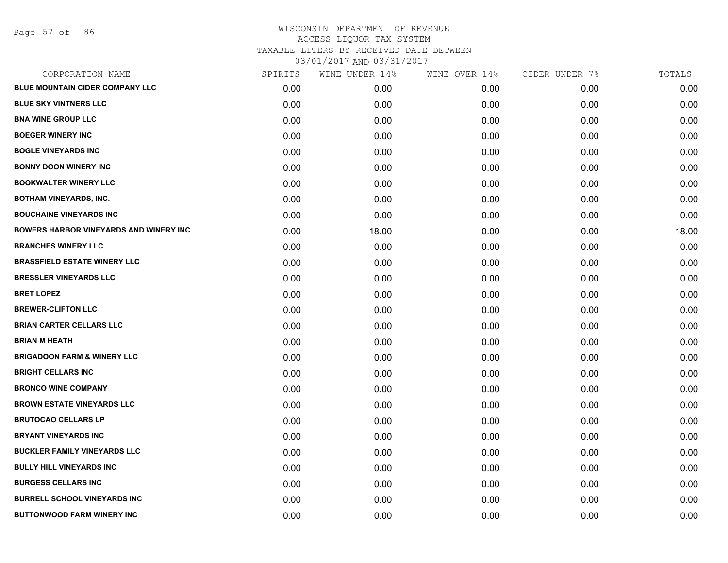# WISCONSIN DEPARTMENT OF REVENUE
## ACCESS LIQUOR TAX SYSTEM
### TAXABLE LITERS BY RECEIVED DATE BETWEEN 03/01/2017 AND 03/31/2017

| CORPORATION NAME | SPIRITS | WINE UNDER 14% | WINE OVER 14% | CIDER UNDER 7% | TOTALS |
|---|---|---|---|---|---|
| BLUE MOUNTAIN CIDER COMPANY LLC | 0.00 | 0.00 | 0.00 | 0.00 | 0.00 |
| BLUE SKY VINTNERS LLC | 0.00 | 0.00 | 0.00 | 0.00 | 0.00 |
| BNA WINE GROUP LLC | 0.00 | 0.00 | 0.00 | 0.00 | 0.00 |
| BOEGER WINERY INC | 0.00 | 0.00 | 0.00 | 0.00 | 0.00 |
| BOGLE VINEYARDS INC | 0.00 | 0.00 | 0.00 | 0.00 | 0.00 |
| BONNY DOON WINERY INC | 0.00 | 0.00 | 0.00 | 0.00 | 0.00 |
| BOOKWALTER WINERY LLC | 0.00 | 0.00 | 0.00 | 0.00 | 0.00 |
| BOTHAM VINEYARDS, INC. | 0.00 | 0.00 | 0.00 | 0.00 | 0.00 |
| BOUCHAINE VINEYARDS INC | 0.00 | 0.00 | 0.00 | 0.00 | 0.00 |
| BOWERS HARBOR VINEYARDS AND WINERY INC | 0.00 | 18.00 | 0.00 | 0.00 | 18.00 |
| BRANCHES WINERY LLC | 0.00 | 0.00 | 0.00 | 0.00 | 0.00 |
| BRASSFIELD ESTATE WINERY LLC | 0.00 | 0.00 | 0.00 | 0.00 | 0.00 |
| BRESSLER VINEYARDS LLC | 0.00 | 0.00 | 0.00 | 0.00 | 0.00 |
| BRET LOPEZ | 0.00 | 0.00 | 0.00 | 0.00 | 0.00 |
| BREWER-CLIFTON LLC | 0.00 | 0.00 | 0.00 | 0.00 | 0.00 |
| BRIAN CARTER CELLARS LLC | 0.00 | 0.00 | 0.00 | 0.00 | 0.00 |
| BRIAN M HEATH | 0.00 | 0.00 | 0.00 | 0.00 | 0.00 |
| BRIGADOON FARM & WINERY LLC | 0.00 | 0.00 | 0.00 | 0.00 | 0.00 |
| BRIGHT CELLARS INC | 0.00 | 0.00 | 0.00 | 0.00 | 0.00 |
| BRONCO WINE COMPANY | 0.00 | 0.00 | 0.00 | 0.00 | 0.00 |
| BROWN ESTATE VINEYARDS LLC | 0.00 | 0.00 | 0.00 | 0.00 | 0.00 |
| BRUTOCAO CELLARS LP | 0.00 | 0.00 | 0.00 | 0.00 | 0.00 |
| BRYANT VINEYARDS INC | 0.00 | 0.00 | 0.00 | 0.00 | 0.00 |
| BUCKLER FAMILY VINEYARDS LLC | 0.00 | 0.00 | 0.00 | 0.00 | 0.00 |
| BULLY HILL VINEYARDS INC | 0.00 | 0.00 | 0.00 | 0.00 | 0.00 |
| BURGESS CELLARS INC | 0.00 | 0.00 | 0.00 | 0.00 | 0.00 |
| BURRELL SCHOOL VINEYARDS INC | 0.00 | 0.00 | 0.00 | 0.00 | 0.00 |
| BUTTONWOOD FARM WINERY INC | 0.00 | 0.00 | 0.00 | 0.00 | 0.00 |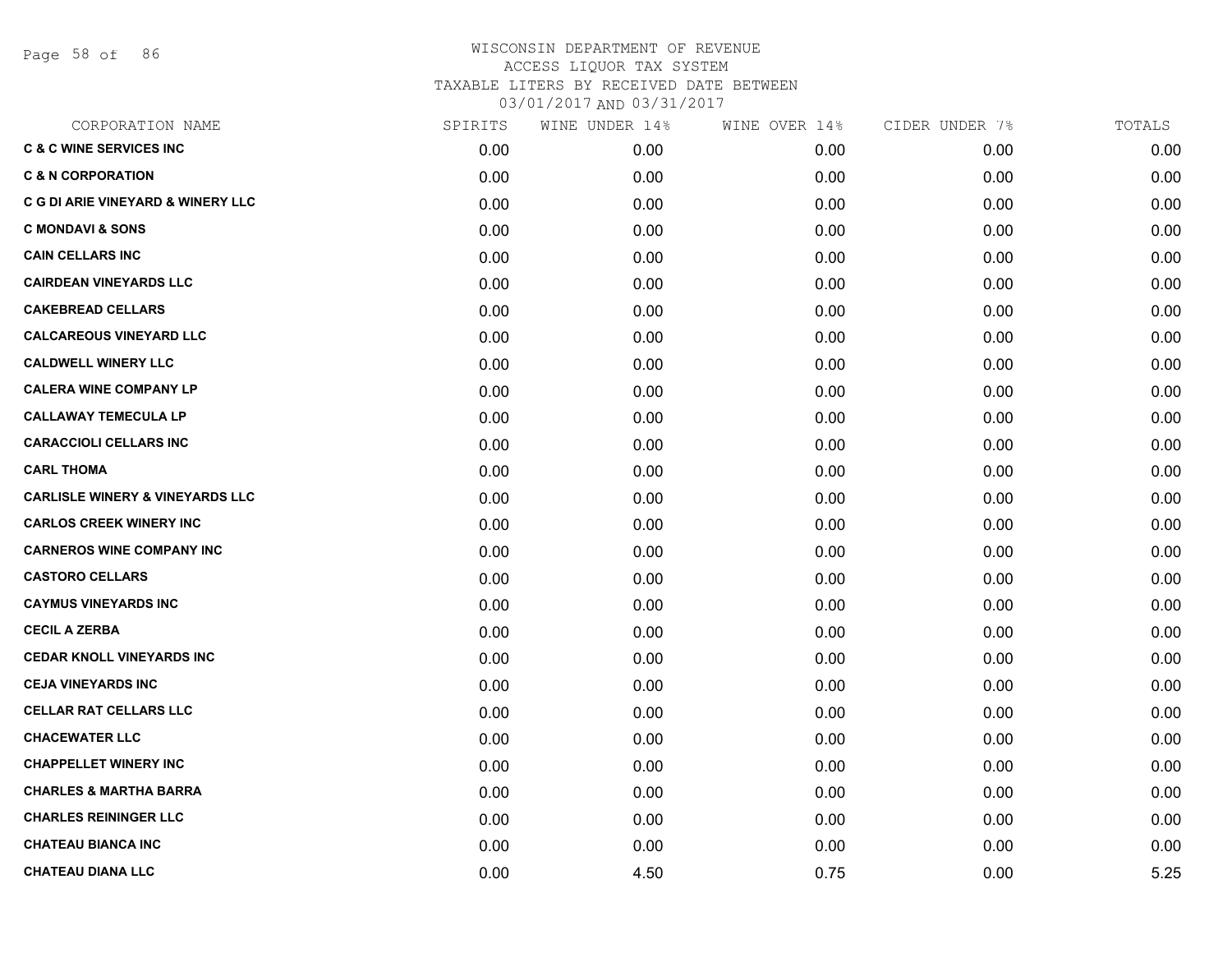WISCONSIN DEPARTMENT OF REVENUE
ACCESS LIQUOR TAX SYSTEM
TAXABLE LITERS BY RECEIVED DATE BETWEEN
03/01/2017 AND 03/31/2017

| CORPORATION NAME | SPIRITS | WINE UNDER 14% | WINE OVER 14% | CIDER UNDER 7% | TOTALS |
|---|---|---|---|---|---|
| C & C WINE SERVICES INC | 0.00 | 0.00 | 0.00 | 0.00 | 0.00 |
| C & N CORPORATION | 0.00 | 0.00 | 0.00 | 0.00 | 0.00 |
| C G DI ARIE VINEYARD & WINERY LLC | 0.00 | 0.00 | 0.00 | 0.00 | 0.00 |
| C MONDAVI & SONS | 0.00 | 0.00 | 0.00 | 0.00 | 0.00 |
| CAIN CELLARS INC | 0.00 | 0.00 | 0.00 | 0.00 | 0.00 |
| CAIRDEAN VINEYARDS LLC | 0.00 | 0.00 | 0.00 | 0.00 | 0.00 |
| CAKEBREAD CELLARS | 0.00 | 0.00 | 0.00 | 0.00 | 0.00 |
| CALCAREOUS VINEYARD LLC | 0.00 | 0.00 | 0.00 | 0.00 | 0.00 |
| CALDWELL WINERY LLC | 0.00 | 0.00 | 0.00 | 0.00 | 0.00 |
| CALERA WINE COMPANY LP | 0.00 | 0.00 | 0.00 | 0.00 | 0.00 |
| CALLAWAY TEMECULA LP | 0.00 | 0.00 | 0.00 | 0.00 | 0.00 |
| CARACCIOLI CELLARS INC | 0.00 | 0.00 | 0.00 | 0.00 | 0.00 |
| CARL THOMA | 0.00 | 0.00 | 0.00 | 0.00 | 0.00 |
| CARLISLE WINERY & VINEYARDS LLC | 0.00 | 0.00 | 0.00 | 0.00 | 0.00 |
| CARLOS CREEK WINERY INC | 0.00 | 0.00 | 0.00 | 0.00 | 0.00 |
| CARNEROS WINE COMPANY INC | 0.00 | 0.00 | 0.00 | 0.00 | 0.00 |
| CASTORO CELLARS | 0.00 | 0.00 | 0.00 | 0.00 | 0.00 |
| CAYMUS VINEYARDS INC | 0.00 | 0.00 | 0.00 | 0.00 | 0.00 |
| CECIL A ZERBA | 0.00 | 0.00 | 0.00 | 0.00 | 0.00 |
| CEDAR KNOLL VINEYARDS INC | 0.00 | 0.00 | 0.00 | 0.00 | 0.00 |
| CEJA VINEYARDS INC | 0.00 | 0.00 | 0.00 | 0.00 | 0.00 |
| CELLAR RAT CELLARS LLC | 0.00 | 0.00 | 0.00 | 0.00 | 0.00 |
| CHACEWATER LLC | 0.00 | 0.00 | 0.00 | 0.00 | 0.00 |
| CHAPPELLET WINERY INC | 0.00 | 0.00 | 0.00 | 0.00 | 0.00 |
| CHARLES & MARTHA BARRA | 0.00 | 0.00 | 0.00 | 0.00 | 0.00 |
| CHARLES REININGER LLC | 0.00 | 0.00 | 0.00 | 0.00 | 0.00 |
| CHATEAU BIANCA INC | 0.00 | 0.00 | 0.00 | 0.00 | 0.00 |
| CHATEAU DIANA LLC | 0.00 | 4.50 | 0.75 | 0.00 | 5.25 |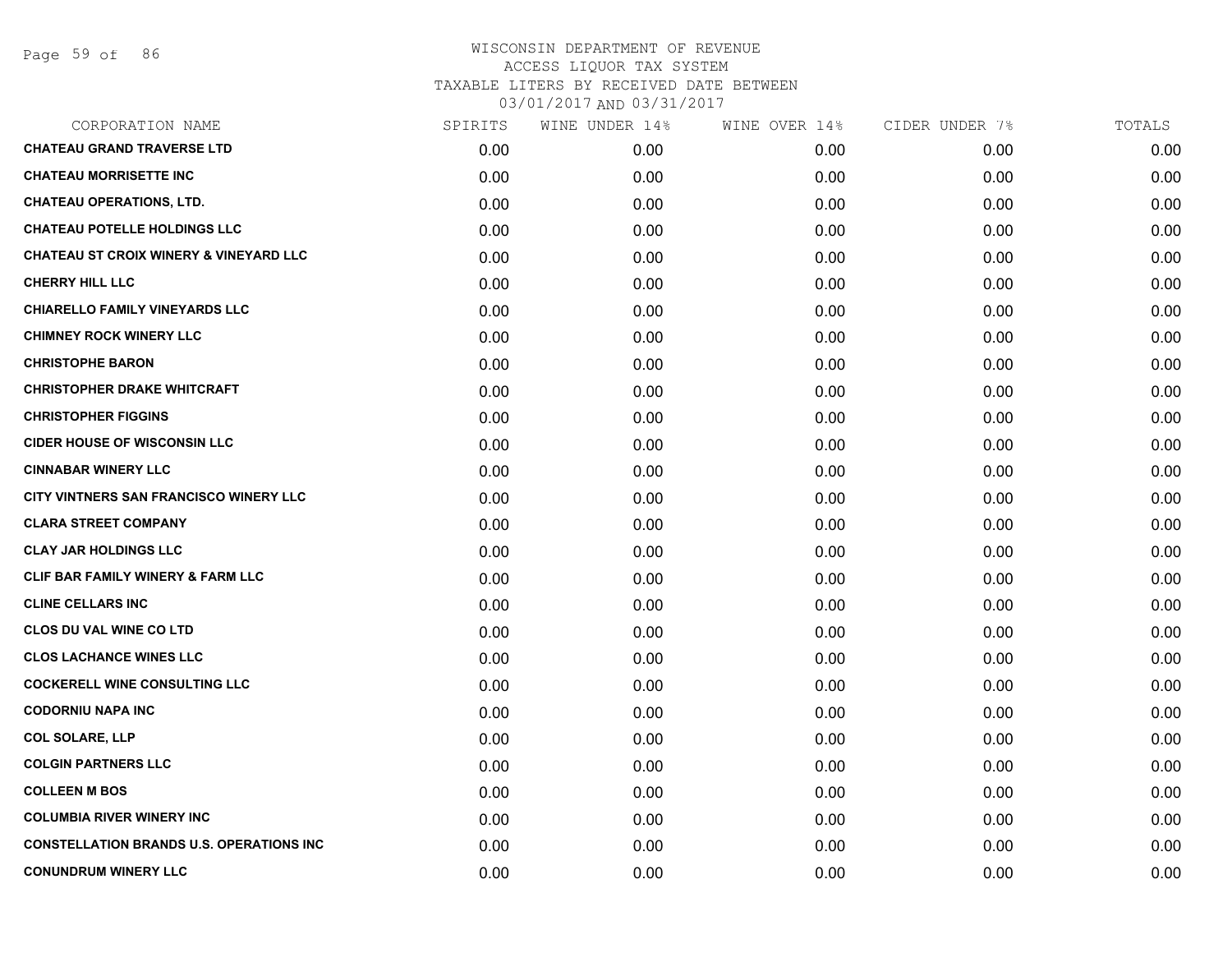WISCONSIN DEPARTMENT OF REVENUE
ACCESS LIQUOR TAX SYSTEM
TAXABLE LITERS BY RECEIVED DATE BETWEEN
03/01/2017 AND 03/31/2017

| CORPORATION NAME | SPIRITS | WINE UNDER 14% | WINE OVER 14% | CIDER UNDER 7% | TOTALS |
|---|---|---|---|---|---|
| CHATEAU GRAND TRAVERSE LTD | 0.00 | 0.00 | 0.00 | 0.00 | 0.00 |
| CHATEAU MORRISETTE INC | 0.00 | 0.00 | 0.00 | 0.00 | 0.00 |
| CHATEAU OPERATIONS, LTD. | 0.00 | 0.00 | 0.00 | 0.00 | 0.00 |
| CHATEAU POTELLE HOLDINGS LLC | 0.00 | 0.00 | 0.00 | 0.00 | 0.00 |
| CHATEAU ST CROIX WINERY & VINEYARD LLC | 0.00 | 0.00 | 0.00 | 0.00 | 0.00 |
| CHERRY HILL LLC | 0.00 | 0.00 | 0.00 | 0.00 | 0.00 |
| CHIARELLO FAMILY VINEYARDS LLC | 0.00 | 0.00 | 0.00 | 0.00 | 0.00 |
| CHIMNEY ROCK WINERY LLC | 0.00 | 0.00 | 0.00 | 0.00 | 0.00 |
| CHRISTOPHE BARON | 0.00 | 0.00 | 0.00 | 0.00 | 0.00 |
| CHRISTOPHER DRAKE WHITCRAFT | 0.00 | 0.00 | 0.00 | 0.00 | 0.00 |
| CHRISTOPHER FIGGINS | 0.00 | 0.00 | 0.00 | 0.00 | 0.00 |
| CIDER HOUSE OF WISCONSIN LLC | 0.00 | 0.00 | 0.00 | 0.00 | 0.00 |
| CINNABAR WINERY LLC | 0.00 | 0.00 | 0.00 | 0.00 | 0.00 |
| CITY VINTNERS SAN FRANCISCO WINERY LLC | 0.00 | 0.00 | 0.00 | 0.00 | 0.00 |
| CLARA STREET COMPANY | 0.00 | 0.00 | 0.00 | 0.00 | 0.00 |
| CLAY JAR HOLDINGS LLC | 0.00 | 0.00 | 0.00 | 0.00 | 0.00 |
| CLIF BAR FAMILY WINERY & FARM LLC | 0.00 | 0.00 | 0.00 | 0.00 | 0.00 |
| CLINE CELLARS INC | 0.00 | 0.00 | 0.00 | 0.00 | 0.00 |
| CLOS DU VAL WINE CO LTD | 0.00 | 0.00 | 0.00 | 0.00 | 0.00 |
| CLOS LACHANCE WINES LLC | 0.00 | 0.00 | 0.00 | 0.00 | 0.00 |
| COCKERELL WINE CONSULTING LLC | 0.00 | 0.00 | 0.00 | 0.00 | 0.00 |
| CODORNIU NAPA INC | 0.00 | 0.00 | 0.00 | 0.00 | 0.00 |
| COL SOLARE, LLP | 0.00 | 0.00 | 0.00 | 0.00 | 0.00 |
| COLGIN PARTNERS LLC | 0.00 | 0.00 | 0.00 | 0.00 | 0.00 |
| COLLEEN M BOS | 0.00 | 0.00 | 0.00 | 0.00 | 0.00 |
| COLUMBIA RIVER WINERY INC | 0.00 | 0.00 | 0.00 | 0.00 | 0.00 |
| CONSTELLATION BRANDS U.S. OPERATIONS INC | 0.00 | 0.00 | 0.00 | 0.00 | 0.00 |
| CONUNDRUM WINERY LLC | 0.00 | 0.00 | 0.00 | 0.00 | 0.00 |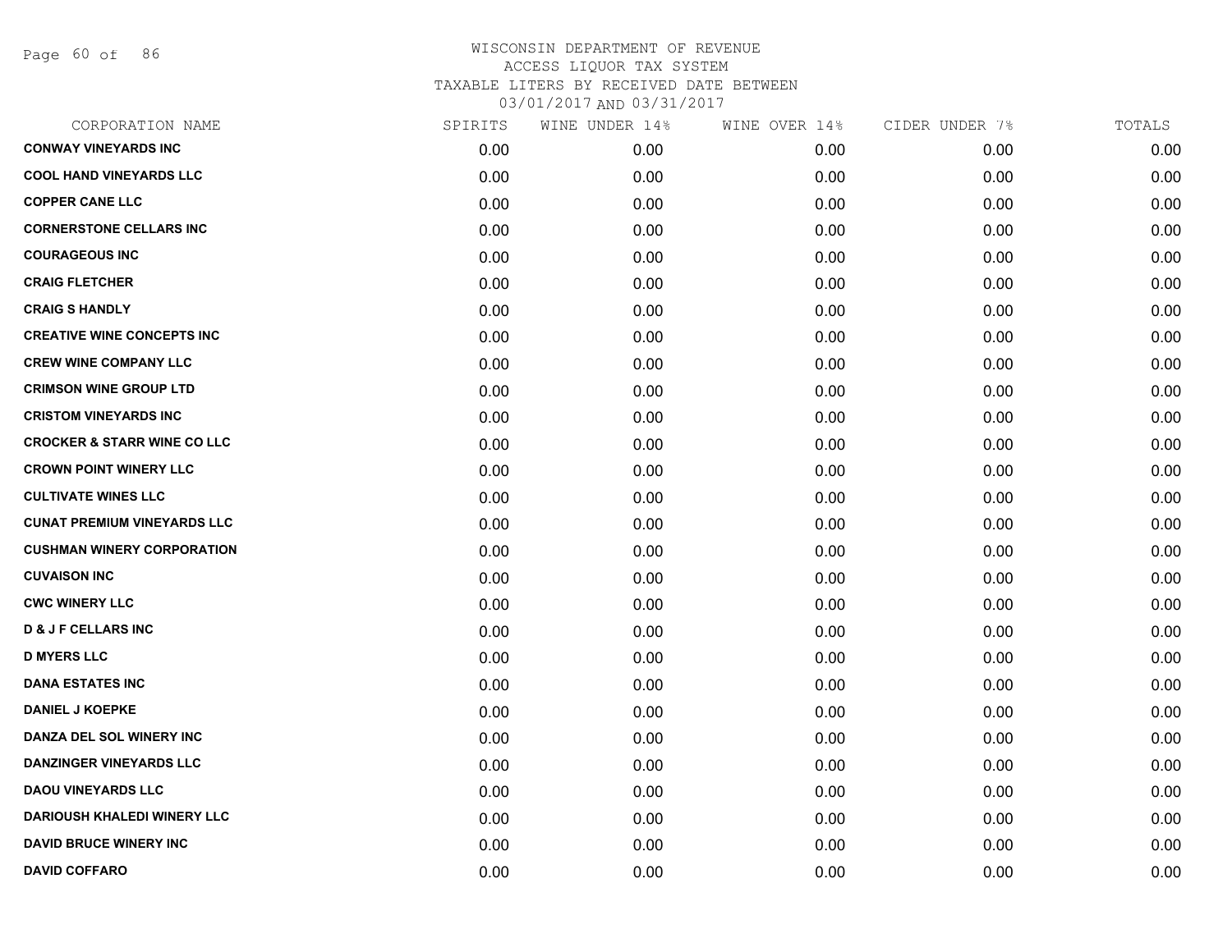WISCONSIN DEPARTMENT OF REVENUE
ACCESS LIQUOR TAX SYSTEM
TAXABLE LITERS BY RECEIVED DATE BETWEEN
03/01/2017 AND 03/31/2017

| CORPORATION NAME | SPIRITS | WINE UNDER 14% | WINE OVER 14% | CIDER UNDER 7% | TOTALS |
|---|---|---|---|---|---|
| CONWAY VINEYARDS INC | 0.00 | 0.00 | 0.00 | 0.00 | 0.00 |
| COOL HAND VINEYARDS LLC | 0.00 | 0.00 | 0.00 | 0.00 | 0.00 |
| COPPER CANE LLC | 0.00 | 0.00 | 0.00 | 0.00 | 0.00 |
| CORNERSTONE CELLARS INC | 0.00 | 0.00 | 0.00 | 0.00 | 0.00 |
| COURAGEOUS INC | 0.00 | 0.00 | 0.00 | 0.00 | 0.00 |
| CRAIG FLETCHER | 0.00 | 0.00 | 0.00 | 0.00 | 0.00 |
| CRAIG S HANDLY | 0.00 | 0.00 | 0.00 | 0.00 | 0.00 |
| CREATIVE WINE CONCEPTS INC | 0.00 | 0.00 | 0.00 | 0.00 | 0.00 |
| CREW WINE COMPANY LLC | 0.00 | 0.00 | 0.00 | 0.00 | 0.00 |
| CRIMSON WINE GROUP LTD | 0.00 | 0.00 | 0.00 | 0.00 | 0.00 |
| CRISTOM VINEYARDS INC | 0.00 | 0.00 | 0.00 | 0.00 | 0.00 |
| CROCKER & STARR WINE CO LLC | 0.00 | 0.00 | 0.00 | 0.00 | 0.00 |
| CROWN POINT WINERY LLC | 0.00 | 0.00 | 0.00 | 0.00 | 0.00 |
| CULTIVATE WINES LLC | 0.00 | 0.00 | 0.00 | 0.00 | 0.00 |
| CUNAT PREMIUM VINEYARDS LLC | 0.00 | 0.00 | 0.00 | 0.00 | 0.00 |
| CUSHMAN WINERY CORPORATION | 0.00 | 0.00 | 0.00 | 0.00 | 0.00 |
| CUVAISON INC | 0.00 | 0.00 | 0.00 | 0.00 | 0.00 |
| CWC WINERY LLC | 0.00 | 0.00 | 0.00 | 0.00 | 0.00 |
| D & J F CELLARS INC | 0.00 | 0.00 | 0.00 | 0.00 | 0.00 |
| D MYERS LLC | 0.00 | 0.00 | 0.00 | 0.00 | 0.00 |
| DANA ESTATES INC | 0.00 | 0.00 | 0.00 | 0.00 | 0.00 |
| DANIEL J KOEPKE | 0.00 | 0.00 | 0.00 | 0.00 | 0.00 |
| DANZA DEL SOL WINERY INC | 0.00 | 0.00 | 0.00 | 0.00 | 0.00 |
| DANZINGER VINEYARDS LLC | 0.00 | 0.00 | 0.00 | 0.00 | 0.00 |
| DAOU VINEYARDS LLC | 0.00 | 0.00 | 0.00 | 0.00 | 0.00 |
| DARIOUSH KHALEDI WINERY LLC | 0.00 | 0.00 | 0.00 | 0.00 | 0.00 |
| DAVID BRUCE WINERY INC | 0.00 | 0.00 | 0.00 | 0.00 | 0.00 |
| DAVID COFFARO | 0.00 | 0.00 | 0.00 | 0.00 | 0.00 |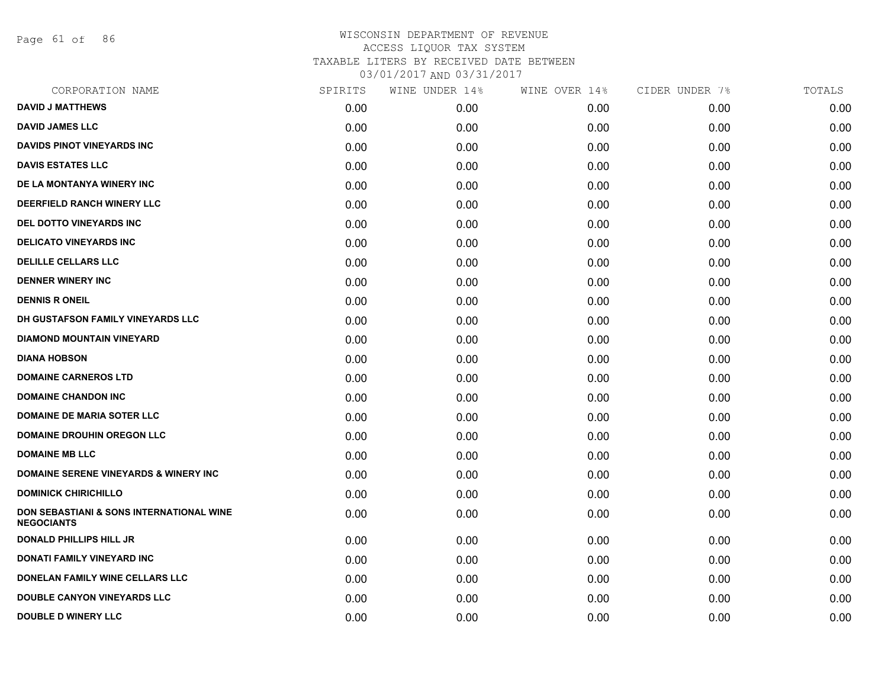# WISCONSIN DEPARTMENT OF REVENUE

ACCESS LIQUOR TAX SYSTEM

TAXABLE LITERS BY RECEIVED DATE BETWEEN

03/01/2017 AND 03/31/2017

| CORPORATION NAME | SPIRITS | WINE UNDER 14% | WINE OVER 14% | CIDER UNDER 7% | TOTALS |
|---|---|---|---|---|---|
| DAVID J MATTHEWS | 0.00 | 0.00 | 0.00 | 0.00 | 0.00 |
| DAVID JAMES LLC | 0.00 | 0.00 | 0.00 | 0.00 | 0.00 |
| DAVIDS PINOT VINEYARDS INC | 0.00 | 0.00 | 0.00 | 0.00 | 0.00 |
| DAVIS ESTATES LLC | 0.00 | 0.00 | 0.00 | 0.00 | 0.00 |
| DE LA MONTANYA WINERY INC | 0.00 | 0.00 | 0.00 | 0.00 | 0.00 |
| DEERFIELD RANCH WINERY LLC | 0.00 | 0.00 | 0.00 | 0.00 | 0.00 |
| DEL DOTTO VINEYARDS INC | 0.00 | 0.00 | 0.00 | 0.00 | 0.00 |
| DELICATO VINEYARDS INC | 0.00 | 0.00 | 0.00 | 0.00 | 0.00 |
| DELILLE CELLARS LLC | 0.00 | 0.00 | 0.00 | 0.00 | 0.00 |
| DENNER WINERY INC | 0.00 | 0.00 | 0.00 | 0.00 | 0.00 |
| DENNIS R ONEIL | 0.00 | 0.00 | 0.00 | 0.00 | 0.00 |
| DH GUSTAFSON FAMILY VINEYARDS LLC | 0.00 | 0.00 | 0.00 | 0.00 | 0.00 |
| DIAMOND MOUNTAIN VINEYARD | 0.00 | 0.00 | 0.00 | 0.00 | 0.00 |
| DIANA HOBSON | 0.00 | 0.00 | 0.00 | 0.00 | 0.00 |
| DOMAINE CARNEROS LTD | 0.00 | 0.00 | 0.00 | 0.00 | 0.00 |
| DOMAINE CHANDON INC | 0.00 | 0.00 | 0.00 | 0.00 | 0.00 |
| DOMAINE DE MARIA SOTER LLC | 0.00 | 0.00 | 0.00 | 0.00 | 0.00 |
| DOMAINE DROUHIN OREGON LLC | 0.00 | 0.00 | 0.00 | 0.00 | 0.00 |
| DOMAINE MB LLC | 0.00 | 0.00 | 0.00 | 0.00 | 0.00 |
| DOMAINE SERENE VINEYARDS & WINERY INC | 0.00 | 0.00 | 0.00 | 0.00 | 0.00 |
| DOMINICK CHIRICHILLO | 0.00 | 0.00 | 0.00 | 0.00 | 0.00 |
| DON SEBASTIANI & SONS INTERNATIONAL WINE NEGOCIANTS | 0.00 | 0.00 | 0.00 | 0.00 | 0.00 |
| DONALD PHILLIPS HILL JR | 0.00 | 0.00 | 0.00 | 0.00 | 0.00 |
| DONATI FAMILY VINEYARD INC | 0.00 | 0.00 | 0.00 | 0.00 | 0.00 |
| DONELAN FAMILY WINE CELLARS LLC | 0.00 | 0.00 | 0.00 | 0.00 | 0.00 |
| DOUBLE CANYON VINEYARDS LLC | 0.00 | 0.00 | 0.00 | 0.00 | 0.00 |
| DOUBLE D WINERY LLC | 0.00 | 0.00 | 0.00 | 0.00 | 0.00 |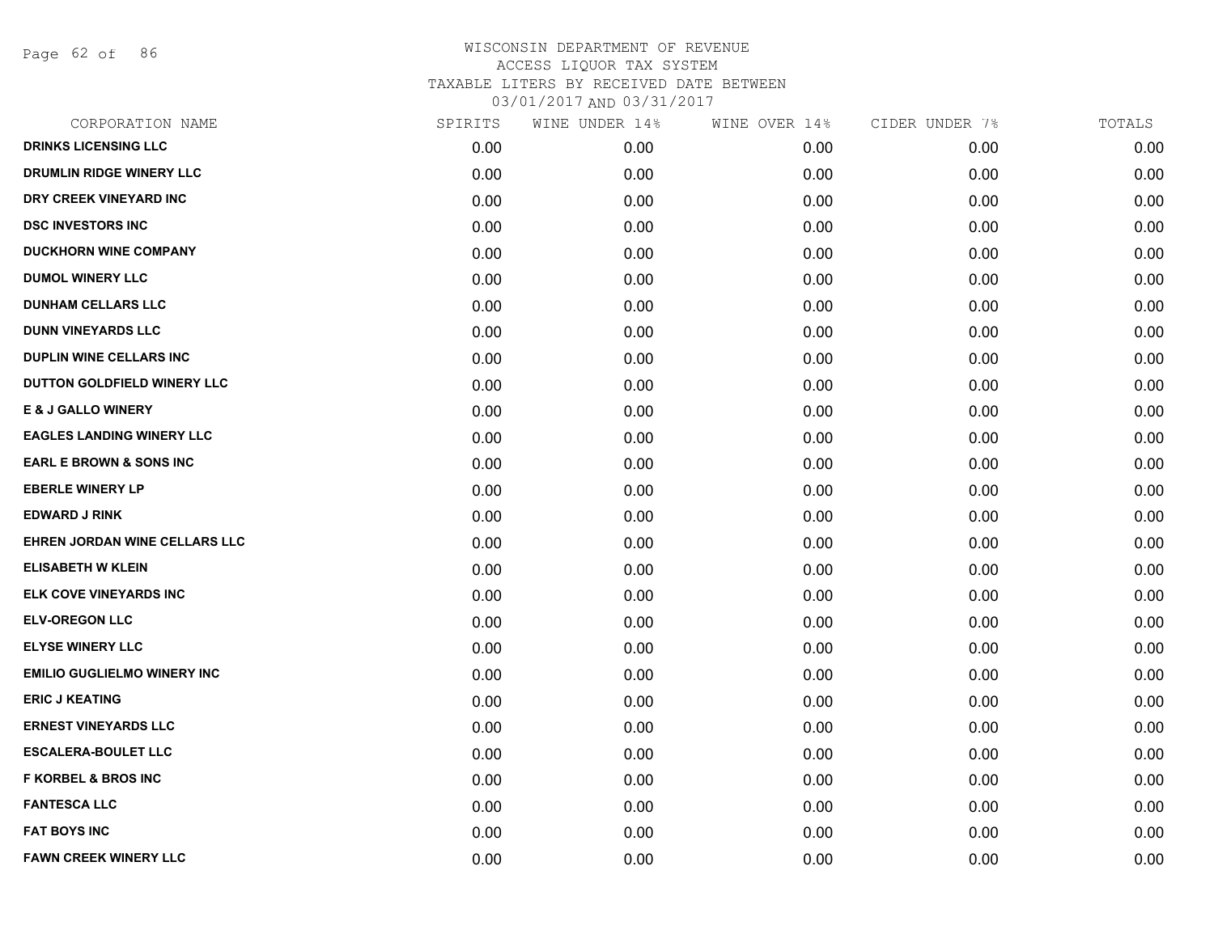# WISCONSIN DEPARTMENT OF REVENUE
ACCESS LIQUOR TAX SYSTEM
TAXABLE LITERS BY RECEIVED DATE BETWEEN
03/01/2017 AND 03/31/2017

| CORPORATION NAME | SPIRITS | WINE UNDER 14% | WINE OVER 14% | CIDER UNDER 7% | TOTALS |
|---|---|---|---|---|---|
| DRINKS LICENSING LLC | 0.00 | 0.00 | 0.00 | 0.00 | 0.00 |
| DRUMLIN RIDGE WINERY LLC | 0.00 | 0.00 | 0.00 | 0.00 | 0.00 |
| DRY CREEK VINEYARD INC | 0.00 | 0.00 | 0.00 | 0.00 | 0.00 |
| DSC INVESTORS INC | 0.00 | 0.00 | 0.00 | 0.00 | 0.00 |
| DUCKHORN WINE COMPANY | 0.00 | 0.00 | 0.00 | 0.00 | 0.00 |
| DUMOL WINERY LLC | 0.00 | 0.00 | 0.00 | 0.00 | 0.00 |
| DUNHAM CELLARS LLC | 0.00 | 0.00 | 0.00 | 0.00 | 0.00 |
| DUNN VINEYARDS LLC | 0.00 | 0.00 | 0.00 | 0.00 | 0.00 |
| DUPLIN WINE CELLARS INC | 0.00 | 0.00 | 0.00 | 0.00 | 0.00 |
| DUTTON GOLDFIELD WINERY LLC | 0.00 | 0.00 | 0.00 | 0.00 | 0.00 |
| E & J GALLO WINERY | 0.00 | 0.00 | 0.00 | 0.00 | 0.00 |
| EAGLES LANDING WINERY LLC | 0.00 | 0.00 | 0.00 | 0.00 | 0.00 |
| EARL E BROWN & SONS INC | 0.00 | 0.00 | 0.00 | 0.00 | 0.00 |
| EBERLE WINERY LP | 0.00 | 0.00 | 0.00 | 0.00 | 0.00 |
| EDWARD J RINK | 0.00 | 0.00 | 0.00 | 0.00 | 0.00 |
| EHREN JORDAN WINE CELLARS LLC | 0.00 | 0.00 | 0.00 | 0.00 | 0.00 |
| ELISABETH W KLEIN | 0.00 | 0.00 | 0.00 | 0.00 | 0.00 |
| ELK COVE VINEYARDS INC | 0.00 | 0.00 | 0.00 | 0.00 | 0.00 |
| ELV-OREGON LLC | 0.00 | 0.00 | 0.00 | 0.00 | 0.00 |
| ELYSE WINERY LLC | 0.00 | 0.00 | 0.00 | 0.00 | 0.00 |
| EMILIO GUGLIELMO WINERY INC | 0.00 | 0.00 | 0.00 | 0.00 | 0.00 |
| ERIC J KEATING | 0.00 | 0.00 | 0.00 | 0.00 | 0.00 |
| ERNEST VINEYARDS LLC | 0.00 | 0.00 | 0.00 | 0.00 | 0.00 |
| ESCALERA-BOULET LLC | 0.00 | 0.00 | 0.00 | 0.00 | 0.00 |
| F KORBEL & BROS INC | 0.00 | 0.00 | 0.00 | 0.00 | 0.00 |
| FANTESCA LLC | 0.00 | 0.00 | 0.00 | 0.00 | 0.00 |
| FAT BOYS INC | 0.00 | 0.00 | 0.00 | 0.00 | 0.00 |
| FAWN CREEK WINERY LLC | 0.00 | 0.00 | 0.00 | 0.00 | 0.00 |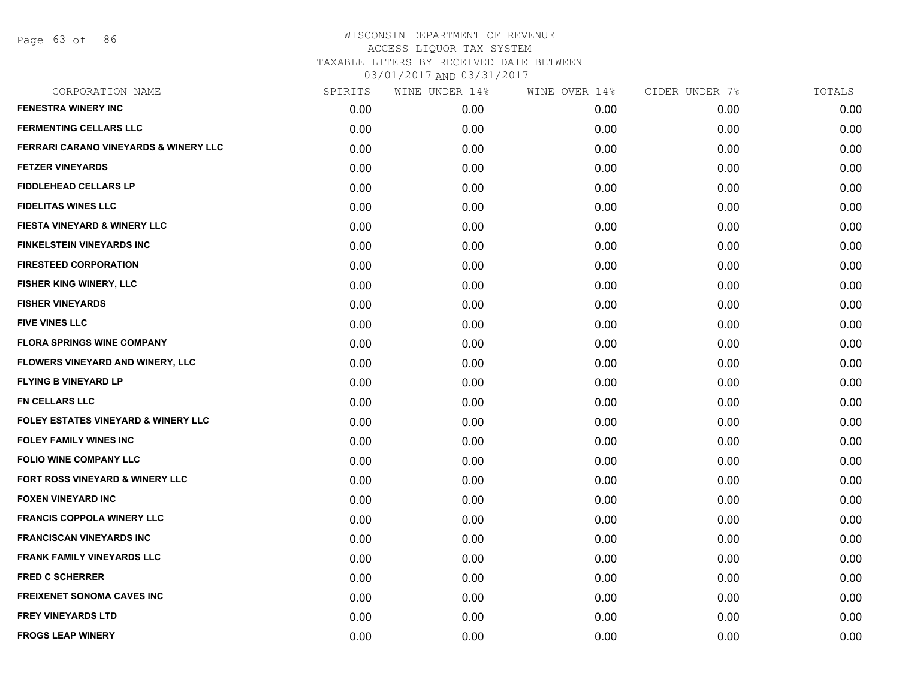WISCONSIN DEPARTMENT OF REVENUE
ACCESS LIQUOR TAX SYSTEM
TAXABLE LITERS BY RECEIVED DATE BETWEEN
03/01/2017 AND 03/31/2017

| CORPORATION NAME | SPIRITS | WINE UNDER 14% | WINE OVER 14% | CIDER UNDER 7% | TOTALS |
|---|---|---|---|---|---|
| **FENESTRA WINERY INC** | 0.00 | 0.00 | 0.00 | 0.00 | 0.00 |
| **FERMENTING CELLARS LLC** | 0.00 | 0.00 | 0.00 | 0.00 | 0.00 |
| **FERRARI CARANO VINEYARDS & WINERY LLC** | 0.00 | 0.00 | 0.00 | 0.00 | 0.00 |
| **FETZER VINEYARDS** | 0.00 | 0.00 | 0.00 | 0.00 | 0.00 |
| **FIDDLEHEAD CELLARS LP** | 0.00 | 0.00 | 0.00 | 0.00 | 0.00 |
| **FIDELITAS WINES LLC** | 0.00 | 0.00 | 0.00 | 0.00 | 0.00 |
| **FIESTA VINEYARD & WINERY LLC** | 0.00 | 0.00 | 0.00 | 0.00 | 0.00 |
| **FINKELSTEIN VINEYARDS INC** | 0.00 | 0.00 | 0.00 | 0.00 | 0.00 |
| **FIRESTEED CORPORATION** | 0.00 | 0.00 | 0.00 | 0.00 | 0.00 |
| **FISHER KING WINERY, LLC** | 0.00 | 0.00 | 0.00 | 0.00 | 0.00 |
| **FISHER VINEYARDS** | 0.00 | 0.00 | 0.00 | 0.00 | 0.00 |
| **FIVE VINES LLC** | 0.00 | 0.00 | 0.00 | 0.00 | 0.00 |
| **FLORA SPRINGS WINE COMPANY** | 0.00 | 0.00 | 0.00 | 0.00 | 0.00 |
| **FLOWERS VINEYARD AND WINERY, LLC** | 0.00 | 0.00 | 0.00 | 0.00 | 0.00 |
| **FLYING B VINEYARD LP** | 0.00 | 0.00 | 0.00 | 0.00 | 0.00 |
| **FN CELLARS LLC** | 0.00 | 0.00 | 0.00 | 0.00 | 0.00 |
| **FOLEY ESTATES VINEYARD & WINERY LLC** | 0.00 | 0.00 | 0.00 | 0.00 | 0.00 |
| **FOLEY FAMILY WINES INC** | 0.00 | 0.00 | 0.00 | 0.00 | 0.00 |
| **FOLIO WINE COMPANY LLC** | 0.00 | 0.00 | 0.00 | 0.00 | 0.00 |
| **FORT ROSS VINEYARD & WINERY LLC** | 0.00 | 0.00 | 0.00 | 0.00 | 0.00 |
| **FOXEN VINEYARD INC** | 0.00 | 0.00 | 0.00 | 0.00 | 0.00 |
| **FRANCIS COPPOLA WINERY LLC** | 0.00 | 0.00 | 0.00 | 0.00 | 0.00 |
| **FRANCISCAN VINEYARDS INC** | 0.00 | 0.00 | 0.00 | 0.00 | 0.00 |
| **FRANK FAMILY VINEYARDS LLC** | 0.00 | 0.00 | 0.00 | 0.00 | 0.00 |
| **FRED C SCHERRER** | 0.00 | 0.00 | 0.00 | 0.00 | 0.00 |
| **FREIXENET SONOMA CAVES INC** | 0.00 | 0.00 | 0.00 | 0.00 | 0.00 |
| **FREY VINEYARDS LTD** | 0.00 | 0.00 | 0.00 | 0.00 | 0.00 |
| **FROGS LEAP WINERY** | 0.00 | 0.00 | 0.00 | 0.00 | 0.00 |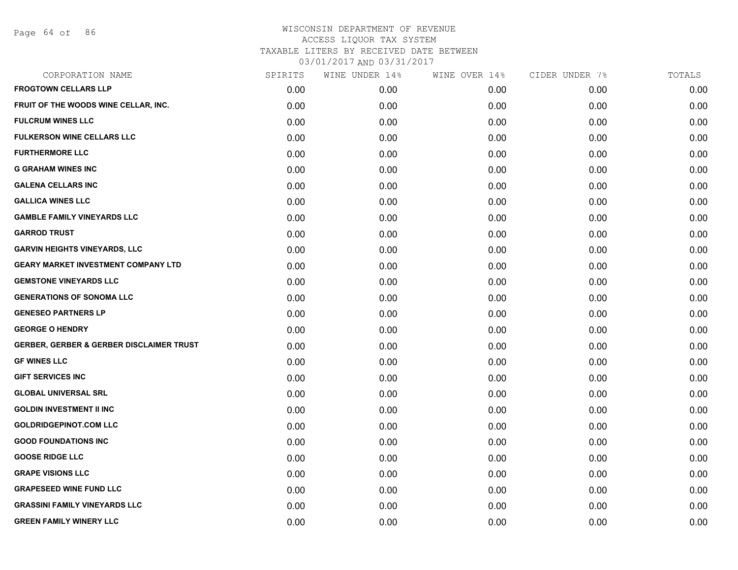# WISCONSIN DEPARTMENT OF REVENUE
ACCESS LIQUOR TAX SYSTEM
TAXABLE LITERS BY RECEIVED DATE BETWEEN
03/01/2017 AND 03/31/2017

| CORPORATION NAME | SPIRITS | WINE UNDER 14% | WINE OVER 14% | CIDER UNDER 7% | TOTALS |
|---|---|---|---|---|---|
| FROGTOWN CELLARS LLP | 0.00 | 0.00 | 0.00 | 0.00 | 0.00 |
| FRUIT OF THE WOODS WINE CELLAR, INC. | 0.00 | 0.00 | 0.00 | 0.00 | 0.00 |
| FULCRUM WINES LLC | 0.00 | 0.00 | 0.00 | 0.00 | 0.00 |
| FULKERSON WINE CELLARS LLC | 0.00 | 0.00 | 0.00 | 0.00 | 0.00 |
| FURTHERMORE LLC | 0.00 | 0.00 | 0.00 | 0.00 | 0.00 |
| G GRAHAM WINES INC | 0.00 | 0.00 | 0.00 | 0.00 | 0.00 |
| GALENA CELLARS INC | 0.00 | 0.00 | 0.00 | 0.00 | 0.00 |
| GALLICA WINES LLC | 0.00 | 0.00 | 0.00 | 0.00 | 0.00 |
| GAMBLE FAMILY VINEYARDS LLC | 0.00 | 0.00 | 0.00 | 0.00 | 0.00 |
| GARROD TRUST | 0.00 | 0.00 | 0.00 | 0.00 | 0.00 |
| GARVIN HEIGHTS VINEYARDS, LLC | 0.00 | 0.00 | 0.00 | 0.00 | 0.00 |
| GEARY MARKET INVESTMENT COMPANY LTD | 0.00 | 0.00 | 0.00 | 0.00 | 0.00 |
| GEMSTONE VINEYARDS LLC | 0.00 | 0.00 | 0.00 | 0.00 | 0.00 |
| GENERATIONS OF SONOMA LLC | 0.00 | 0.00 | 0.00 | 0.00 | 0.00 |
| GENESEO PARTNERS LP | 0.00 | 0.00 | 0.00 | 0.00 | 0.00 |
| GEORGE O HENDRY | 0.00 | 0.00 | 0.00 | 0.00 | 0.00 |
| GERBER, GERBER & GERBER DISCLAIMER TRUST | 0.00 | 0.00 | 0.00 | 0.00 | 0.00 |
| GF WINES LLC | 0.00 | 0.00 | 0.00 | 0.00 | 0.00 |
| GIFT SERVICES INC | 0.00 | 0.00 | 0.00 | 0.00 | 0.00 |
| GLOBAL UNIVERSAL SRL | 0.00 | 0.00 | 0.00 | 0.00 | 0.00 |
| GOLDIN INVESTMENT II INC | 0.00 | 0.00 | 0.00 | 0.00 | 0.00 |
| GOLDRIDGEPINOT.COM LLC | 0.00 | 0.00 | 0.00 | 0.00 | 0.00 |
| GOOD FOUNDATIONS INC | 0.00 | 0.00 | 0.00 | 0.00 | 0.00 |
| GOOSE RIDGE LLC | 0.00 | 0.00 | 0.00 | 0.00 | 0.00 |
| GRAPE VISIONS LLC | 0.00 | 0.00 | 0.00 | 0.00 | 0.00 |
| GRAPESEED WINE FUND LLC | 0.00 | 0.00 | 0.00 | 0.00 | 0.00 |
| GRASSINI FAMILY VINEYARDS LLC | 0.00 | 0.00 | 0.00 | 0.00 | 0.00 |
| GREEN FAMILY WINERY LLC | 0.00 | 0.00 | 0.00 | 0.00 | 0.00 |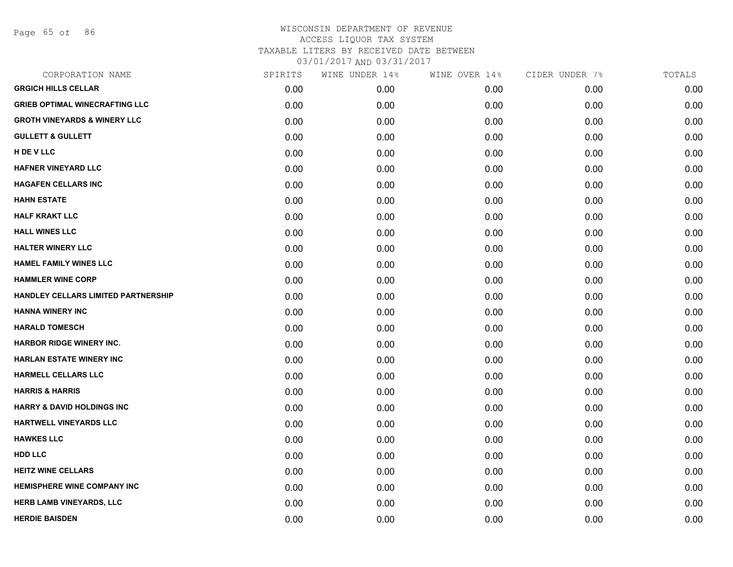WISCONSIN DEPARTMENT OF REVENUE
ACCESS LIQUOR TAX SYSTEM
TAXABLE LITERS BY RECEIVED DATE BETWEEN
03/01/2017 AND 03/31/2017

| CORPORATION NAME | SPIRITS | WINE UNDER 14% | WINE OVER 14% | CIDER UNDER 7% | TOTALS |
|---|---|---|---|---|---|
| GRGICH HILLS CELLAR | 0.00 | 0.00 | 0.00 | 0.00 | 0.00 |
| GRIEB OPTIMAL WINECRAFTING LLC | 0.00 | 0.00 | 0.00 | 0.00 | 0.00 |
| GROTH VINEYARDS & WINERY LLC | 0.00 | 0.00 | 0.00 | 0.00 | 0.00 |
| GULLETT & GULLETT | 0.00 | 0.00 | 0.00 | 0.00 | 0.00 |
| H DE V LLC | 0.00 | 0.00 | 0.00 | 0.00 | 0.00 |
| HAFNER VINEYARD LLC | 0.00 | 0.00 | 0.00 | 0.00 | 0.00 |
| HAGAFEN CELLARS INC | 0.00 | 0.00 | 0.00 | 0.00 | 0.00 |
| HAHN ESTATE | 0.00 | 0.00 | 0.00 | 0.00 | 0.00 |
| HALF KRAKT LLC | 0.00 | 0.00 | 0.00 | 0.00 | 0.00 |
| HALL WINES LLC | 0.00 | 0.00 | 0.00 | 0.00 | 0.00 |
| HALTER WINERY LLC | 0.00 | 0.00 | 0.00 | 0.00 | 0.00 |
| HAMEL FAMILY WINES LLC | 0.00 | 0.00 | 0.00 | 0.00 | 0.00 |
| HAMMLER WINE CORP | 0.00 | 0.00 | 0.00 | 0.00 | 0.00 |
| HANDLEY CELLARS LIMITED PARTNERSHIP | 0.00 | 0.00 | 0.00 | 0.00 | 0.00 |
| HANNA WINERY INC | 0.00 | 0.00 | 0.00 | 0.00 | 0.00 |
| HARALD TOMESCH | 0.00 | 0.00 | 0.00 | 0.00 | 0.00 |
| HARBOR RIDGE WINERY INC. | 0.00 | 0.00 | 0.00 | 0.00 | 0.00 |
| HARLAN ESTATE WINERY INC | 0.00 | 0.00 | 0.00 | 0.00 | 0.00 |
| HARMELL CELLARS LLC | 0.00 | 0.00 | 0.00 | 0.00 | 0.00 |
| HARRIS & HARRIS | 0.00 | 0.00 | 0.00 | 0.00 | 0.00 |
| HARRY & DAVID HOLDINGS INC | 0.00 | 0.00 | 0.00 | 0.00 | 0.00 |
| HARTWELL VINEYARDS LLC | 0.00 | 0.00 | 0.00 | 0.00 | 0.00 |
| HAWKES LLC | 0.00 | 0.00 | 0.00 | 0.00 | 0.00 |
| HDD LLC | 0.00 | 0.00 | 0.00 | 0.00 | 0.00 |
| HEITZ WINE CELLARS | 0.00 | 0.00 | 0.00 | 0.00 | 0.00 |
| HEMISPHERE WINE COMPANY INC | 0.00 | 0.00 | 0.00 | 0.00 | 0.00 |
| HERB LAMB VINEYARDS, LLC | 0.00 | 0.00 | 0.00 | 0.00 | 0.00 |
| HERDIE BAISDEN | 0.00 | 0.00 | 0.00 | 0.00 | 0.00 |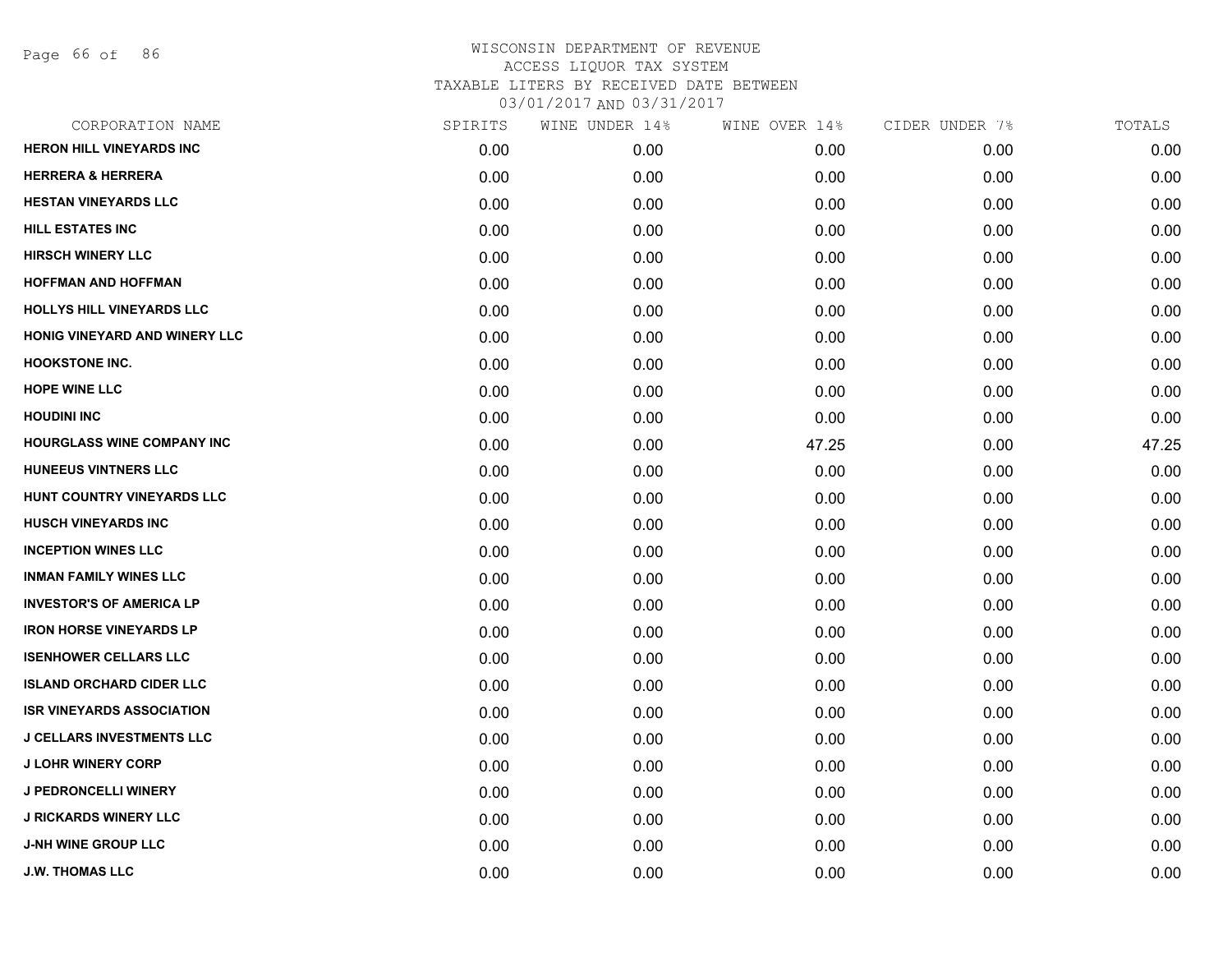WISCONSIN DEPARTMENT OF REVENUE
ACCESS LIQUOR TAX SYSTEM
TAXABLE LITERS BY RECEIVED DATE BETWEEN
03/01/2017 AND 03/31/2017

| CORPORATION NAME | SPIRITS | WINE UNDER 14% | WINE OVER 14% | CIDER UNDER 7% | TOTALS |
|---|---|---|---|---|---|
| HERON HILL VINEYARDS INC | 0.00 | 0.00 | 0.00 | 0.00 | 0.00 |
| HERRERA & HERRERA | 0.00 | 0.00 | 0.00 | 0.00 | 0.00 |
| HESTAN VINEYARDS LLC | 0.00 | 0.00 | 0.00 | 0.00 | 0.00 |
| HILL ESTATES INC | 0.00 | 0.00 | 0.00 | 0.00 | 0.00 |
| HIRSCH WINERY LLC | 0.00 | 0.00 | 0.00 | 0.00 | 0.00 |
| HOFFMAN AND HOFFMAN | 0.00 | 0.00 | 0.00 | 0.00 | 0.00 |
| HOLLYS HILL VINEYARDS LLC | 0.00 | 0.00 | 0.00 | 0.00 | 0.00 |
| HONIG VINEYARD AND WINERY LLC | 0.00 | 0.00 | 0.00 | 0.00 | 0.00 |
| HOOKSTONE INC. | 0.00 | 0.00 | 0.00 | 0.00 | 0.00 |
| HOPE WINE LLC | 0.00 | 0.00 | 0.00 | 0.00 | 0.00 |
| HOUDINI INC | 0.00 | 0.00 | 0.00 | 0.00 | 0.00 |
| HOURGLASS WINE COMPANY INC | 0.00 | 0.00 | 47.25 | 0.00 | 47.25 |
| HUNEEUS VINTNERS LLC | 0.00 | 0.00 | 0.00 | 0.00 | 0.00 |
| HUNT COUNTRY VINEYARDS LLC | 0.00 | 0.00 | 0.00 | 0.00 | 0.00 |
| HUSCH VINEYARDS INC | 0.00 | 0.00 | 0.00 | 0.00 | 0.00 |
| INCEPTION WINES LLC | 0.00 | 0.00 | 0.00 | 0.00 | 0.00 |
| INMAN FAMILY WINES LLC | 0.00 | 0.00 | 0.00 | 0.00 | 0.00 |
| INVESTOR'S OF AMERICA LP | 0.00 | 0.00 | 0.00 | 0.00 | 0.00 |
| IRON HORSE VINEYARDS LP | 0.00 | 0.00 | 0.00 | 0.00 | 0.00 |
| ISENHOWER CELLARS LLC | 0.00 | 0.00 | 0.00 | 0.00 | 0.00 |
| ISLAND ORCHARD CIDER LLC | 0.00 | 0.00 | 0.00 | 0.00 | 0.00 |
| ISR VINEYARDS ASSOCIATION | 0.00 | 0.00 | 0.00 | 0.00 | 0.00 |
| J CELLARS INVESTMENTS LLC | 0.00 | 0.00 | 0.00 | 0.00 | 0.00 |
| J LOHR WINERY CORP | 0.00 | 0.00 | 0.00 | 0.00 | 0.00 |
| J PEDRONCELLI WINERY | 0.00 | 0.00 | 0.00 | 0.00 | 0.00 |
| J RICKARDS WINERY LLC | 0.00 | 0.00 | 0.00 | 0.00 | 0.00 |
| J-NH WINE GROUP LLC | 0.00 | 0.00 | 0.00 | 0.00 | 0.00 |
| J.W. THOMAS LLC | 0.00 | 0.00 | 0.00 | 0.00 | 0.00 |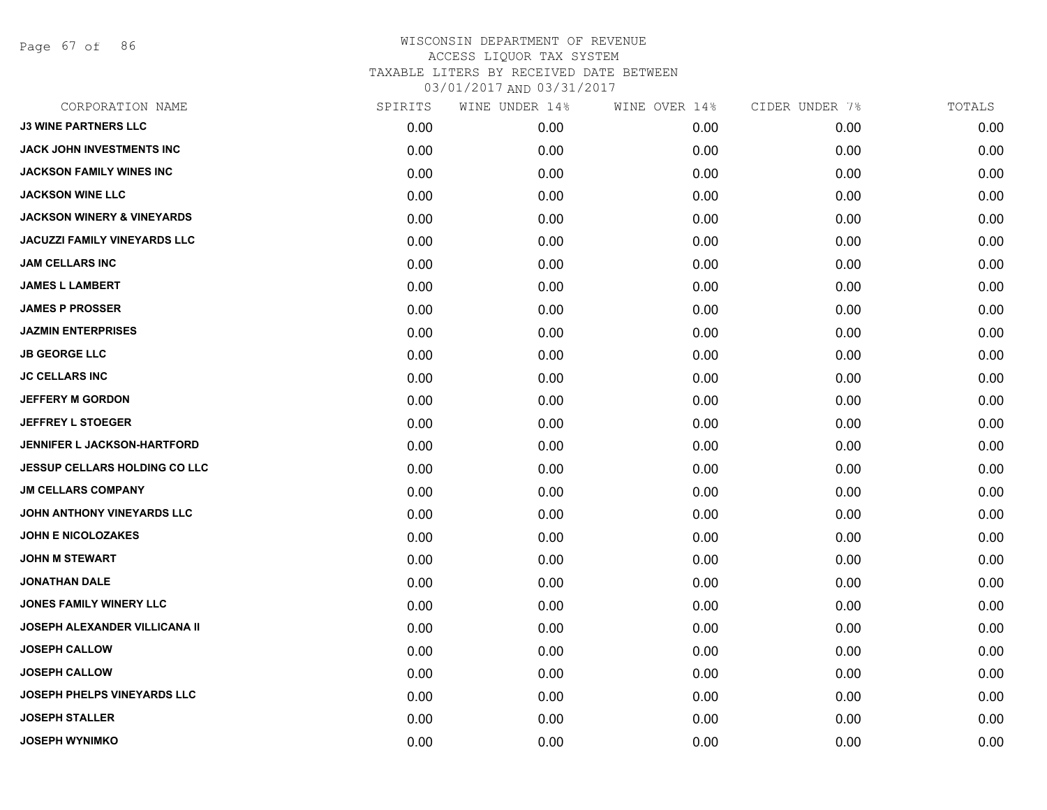# WISCONSIN DEPARTMENT OF REVENUE
## ACCESS LIQUOR TAX SYSTEM
### TAXABLE LITERS BY RECEIVED DATE BETWEEN 03/01/2017 AND 03/31/2017

| CORPORATION NAME | SPIRITS | WINE UNDER 14% | WINE OVER 14% | CIDER UNDER 7% | TOTALS |
|---|---|---|---|---|---|
| J3 WINE PARTNERS LLC | 0.00 | 0.00 | 0.00 | 0.00 | 0.00 |
| JACK JOHN INVESTMENTS INC | 0.00 | 0.00 | 0.00 | 0.00 | 0.00 |
| JACKSON FAMILY WINES INC | 0.00 | 0.00 | 0.00 | 0.00 | 0.00 |
| JACKSON WINE LLC | 0.00 | 0.00 | 0.00 | 0.00 | 0.00 |
| JACKSON WINERY & VINEYARDS | 0.00 | 0.00 | 0.00 | 0.00 | 0.00 |
| JACUZZI FAMILY VINEYARDS LLC | 0.00 | 0.00 | 0.00 | 0.00 | 0.00 |
| JAM CELLARS INC | 0.00 | 0.00 | 0.00 | 0.00 | 0.00 |
| JAMES L LAMBERT | 0.00 | 0.00 | 0.00 | 0.00 | 0.00 |
| JAMES P PROSSER | 0.00 | 0.00 | 0.00 | 0.00 | 0.00 |
| JAZMIN ENTERPRISES | 0.00 | 0.00 | 0.00 | 0.00 | 0.00 |
| JB GEORGE LLC | 0.00 | 0.00 | 0.00 | 0.00 | 0.00 |
| JC CELLARS INC | 0.00 | 0.00 | 0.00 | 0.00 | 0.00 |
| JEFFERY M GORDON | 0.00 | 0.00 | 0.00 | 0.00 | 0.00 |
| JEFFREY L STOEGER | 0.00 | 0.00 | 0.00 | 0.00 | 0.00 |
| JENNIFER L JACKSON-HARTFORD | 0.00 | 0.00 | 0.00 | 0.00 | 0.00 |
| JESSUP CELLARS HOLDING CO LLC | 0.00 | 0.00 | 0.00 | 0.00 | 0.00 |
| JM CELLARS COMPANY | 0.00 | 0.00 | 0.00 | 0.00 | 0.00 |
| JOHN ANTHONY VINEYARDS LLC | 0.00 | 0.00 | 0.00 | 0.00 | 0.00 |
| JOHN E NICOLOZAKES | 0.00 | 0.00 | 0.00 | 0.00 | 0.00 |
| JOHN M STEWART | 0.00 | 0.00 | 0.00 | 0.00 | 0.00 |
| JONATHAN DALE | 0.00 | 0.00 | 0.00 | 0.00 | 0.00 |
| JONES FAMILY WINERY LLC | 0.00 | 0.00 | 0.00 | 0.00 | 0.00 |
| JOSEPH ALEXANDER VILLICANA II | 0.00 | 0.00 | 0.00 | 0.00 | 0.00 |
| JOSEPH CALLOW | 0.00 | 0.00 | 0.00 | 0.00 | 0.00 |
| JOSEPH CALLOW | 0.00 | 0.00 | 0.00 | 0.00 | 0.00 |
| JOSEPH PHELPS VINEYARDS LLC | 0.00 | 0.00 | 0.00 | 0.00 | 0.00 |
| JOSEPH STALLER | 0.00 | 0.00 | 0.00 | 0.00 | 0.00 |
| JOSEPH WYNIMKO | 0.00 | 0.00 | 0.00 | 0.00 | 0.00 |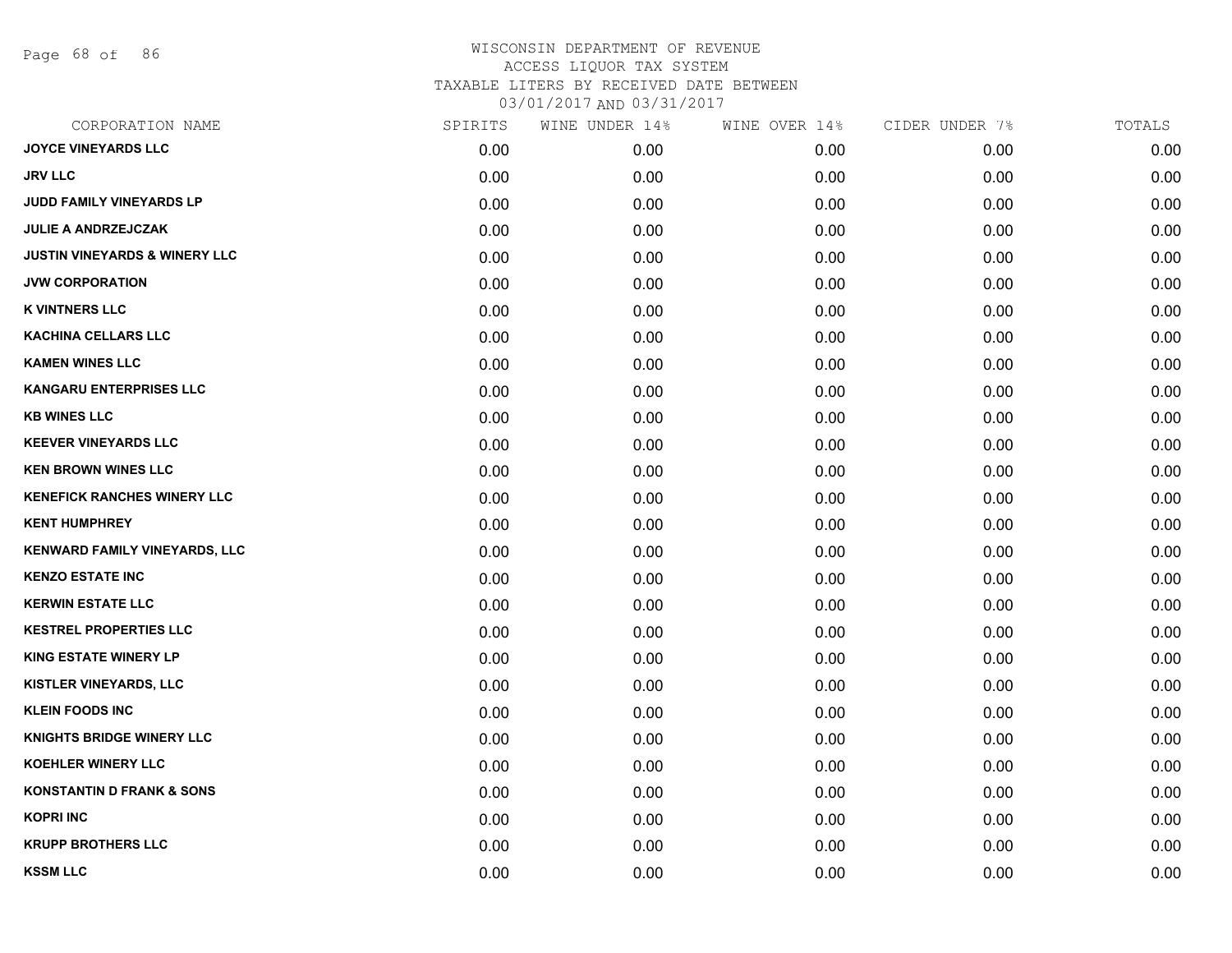# WISCONSIN DEPARTMENT OF REVENUE
ACCESS LIQUOR TAX SYSTEM
TAXABLE LITERS BY RECEIVED DATE BETWEEN
03/01/2017 AND 03/31/2017

| CORPORATION NAME | SPIRITS | WINE UNDER 14% | WINE OVER 14% | CIDER UNDER 7% | TOTALS |
|---|---|---|---|---|---|
| JOYCE VINEYARDS LLC | 0.00 | 0.00 | 0.00 | 0.00 | 0.00 |
| JRV LLC | 0.00 | 0.00 | 0.00 | 0.00 | 0.00 |
| JUDD FAMILY VINEYARDS LP | 0.00 | 0.00 | 0.00 | 0.00 | 0.00 |
| JULIE A ANDRZEJCZAK | 0.00 | 0.00 | 0.00 | 0.00 | 0.00 |
| JUSTIN VINEYARDS & WINERY LLC | 0.00 | 0.00 | 0.00 | 0.00 | 0.00 |
| JVW CORPORATION | 0.00 | 0.00 | 0.00 | 0.00 | 0.00 |
| K VINTNERS LLC | 0.00 | 0.00 | 0.00 | 0.00 | 0.00 |
| KACHINA CELLARS LLC | 0.00 | 0.00 | 0.00 | 0.00 | 0.00 |
| KAMEN WINES LLC | 0.00 | 0.00 | 0.00 | 0.00 | 0.00 |
| KANGARU ENTERPRISES LLC | 0.00 | 0.00 | 0.00 | 0.00 | 0.00 |
| KB WINES LLC | 0.00 | 0.00 | 0.00 | 0.00 | 0.00 |
| KEEVER VINEYARDS LLC | 0.00 | 0.00 | 0.00 | 0.00 | 0.00 |
| KEN BROWN WINES LLC | 0.00 | 0.00 | 0.00 | 0.00 | 0.00 |
| KENEFICK RANCHES WINERY LLC | 0.00 | 0.00 | 0.00 | 0.00 | 0.00 |
| KENT HUMPHREY | 0.00 | 0.00 | 0.00 | 0.00 | 0.00 |
| KENWARD FAMILY VINEYARDS, LLC | 0.00 | 0.00 | 0.00 | 0.00 | 0.00 |
| KENZO ESTATE INC | 0.00 | 0.00 | 0.00 | 0.00 | 0.00 |
| KERWIN ESTATE LLC | 0.00 | 0.00 | 0.00 | 0.00 | 0.00 |
| KESTREL PROPERTIES LLC | 0.00 | 0.00 | 0.00 | 0.00 | 0.00 |
| KING ESTATE WINERY LP | 0.00 | 0.00 | 0.00 | 0.00 | 0.00 |
| KISTLER VINEYARDS, LLC | 0.00 | 0.00 | 0.00 | 0.00 | 0.00 |
| KLEIN FOODS INC | 0.00 | 0.00 | 0.00 | 0.00 | 0.00 |
| KNIGHTS BRIDGE WINERY LLC | 0.00 | 0.00 | 0.00 | 0.00 | 0.00 |
| KOEHLER WINERY LLC | 0.00 | 0.00 | 0.00 | 0.00 | 0.00 |
| KONSTANTIN D FRANK & SONS | 0.00 | 0.00 | 0.00 | 0.00 | 0.00 |
| KOPRI INC | 0.00 | 0.00 | 0.00 | 0.00 | 0.00 |
| KRUPP BROTHERS LLC | 0.00 | 0.00 | 0.00 | 0.00 | 0.00 |
| KSSM LLC | 0.00 | 0.00 | 0.00 | 0.00 | 0.00 |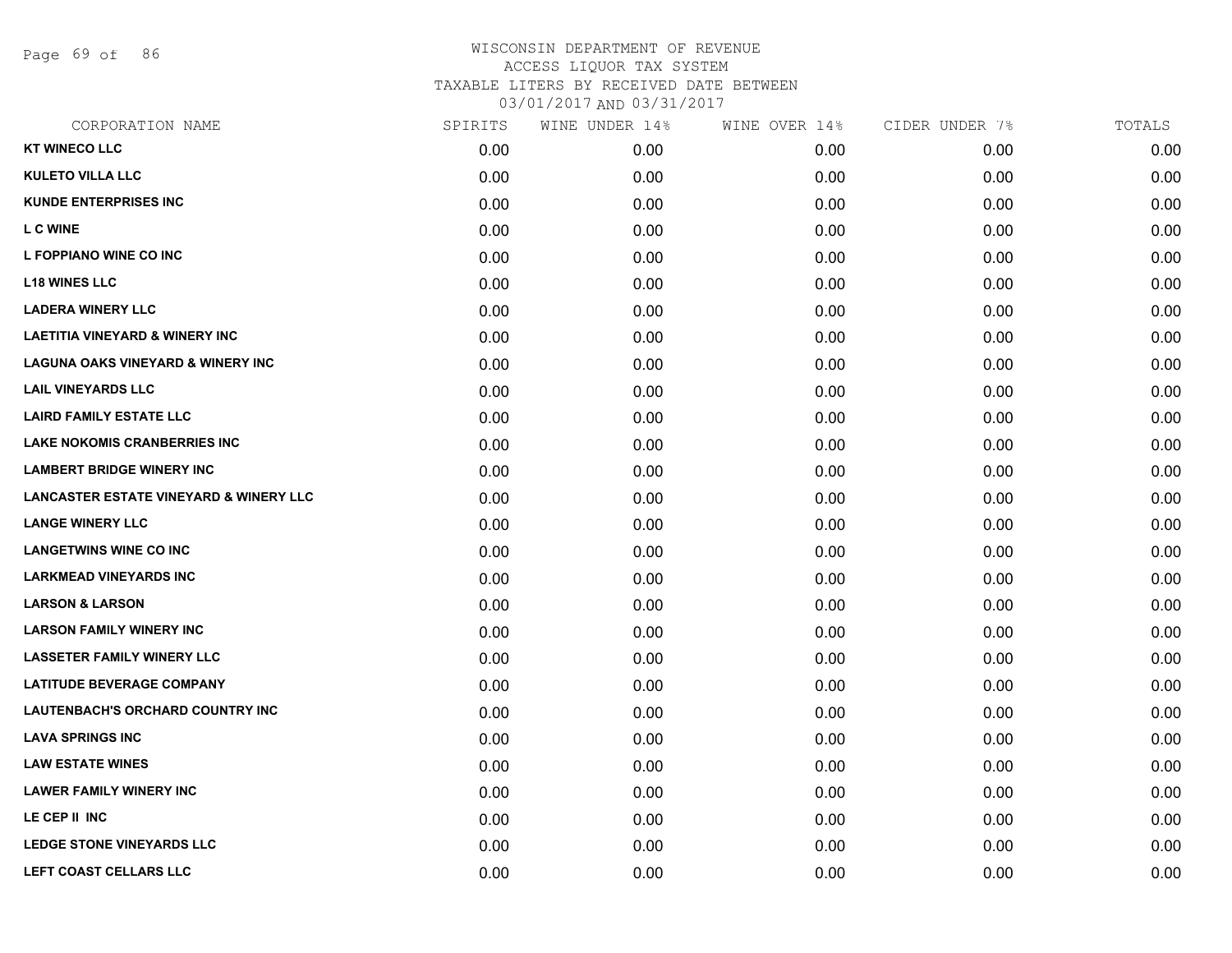WISCONSIN DEPARTMENT OF REVENUE
ACCESS LIQUOR TAX SYSTEM
TAXABLE LITERS BY RECEIVED DATE BETWEEN
03/01/2017 AND 03/31/2017

| CORPORATION NAME | SPIRITS | WINE UNDER 14% | WINE OVER 14% | CIDER UNDER 7% | TOTALS |
|---|---|---|---|---|---|
| KT WINECO LLC | 0.00 | 0.00 | 0.00 | 0.00 | 0.00 |
| KULETO VILLA LLC | 0.00 | 0.00 | 0.00 | 0.00 | 0.00 |
| KUNDE ENTERPRISES INC | 0.00 | 0.00 | 0.00 | 0.00 | 0.00 |
| L C WINE | 0.00 | 0.00 | 0.00 | 0.00 | 0.00 |
| L FOPPIANO WINE CO INC | 0.00 | 0.00 | 0.00 | 0.00 | 0.00 |
| L18 WINES LLC | 0.00 | 0.00 | 0.00 | 0.00 | 0.00 |
| LADERA WINERY LLC | 0.00 | 0.00 | 0.00 | 0.00 | 0.00 |
| LAETITIA VINEYARD & WINERY INC | 0.00 | 0.00 | 0.00 | 0.00 | 0.00 |
| LAGUNA OAKS VINEYARD & WINERY INC | 0.00 | 0.00 | 0.00 | 0.00 | 0.00 |
| LAIL VINEYARDS LLC | 0.00 | 0.00 | 0.00 | 0.00 | 0.00 |
| LAIRD FAMILY ESTATE LLC | 0.00 | 0.00 | 0.00 | 0.00 | 0.00 |
| LAKE NOKOMIS CRANBERRIES INC | 0.00 | 0.00 | 0.00 | 0.00 | 0.00 |
| LAMBERT BRIDGE WINERY INC | 0.00 | 0.00 | 0.00 | 0.00 | 0.00 |
| LANCASTER ESTATE VINEYARD & WINERY LLC | 0.00 | 0.00 | 0.00 | 0.00 | 0.00 |
| LANGE WINERY LLC | 0.00 | 0.00 | 0.00 | 0.00 | 0.00 |
| LANGETWINS WINE CO INC | 0.00 | 0.00 | 0.00 | 0.00 | 0.00 |
| LARKMEAD VINEYARDS INC | 0.00 | 0.00 | 0.00 | 0.00 | 0.00 |
| LARSON & LARSON | 0.00 | 0.00 | 0.00 | 0.00 | 0.00 |
| LARSON FAMILY WINERY INC | 0.00 | 0.00 | 0.00 | 0.00 | 0.00 |
| LASSETER FAMILY WINERY LLC | 0.00 | 0.00 | 0.00 | 0.00 | 0.00 |
| LATITUDE BEVERAGE COMPANY | 0.00 | 0.00 | 0.00 | 0.00 | 0.00 |
| LAUTENBACH'S ORCHARD COUNTRY INC | 0.00 | 0.00 | 0.00 | 0.00 | 0.00 |
| LAVA SPRINGS INC | 0.00 | 0.00 | 0.00 | 0.00 | 0.00 |
| LAW ESTATE WINES | 0.00 | 0.00 | 0.00 | 0.00 | 0.00 |
| LAWER FAMILY WINERY INC | 0.00 | 0.00 | 0.00 | 0.00 | 0.00 |
| LE CEP II INC | 0.00 | 0.00 | 0.00 | 0.00 | 0.00 |
| LEDGE STONE VINEYARDS LLC | 0.00 | 0.00 | 0.00 | 0.00 | 0.00 |
| LEFT COAST CELLARS LLC | 0.00 | 0.00 | 0.00 | 0.00 | 0.00 |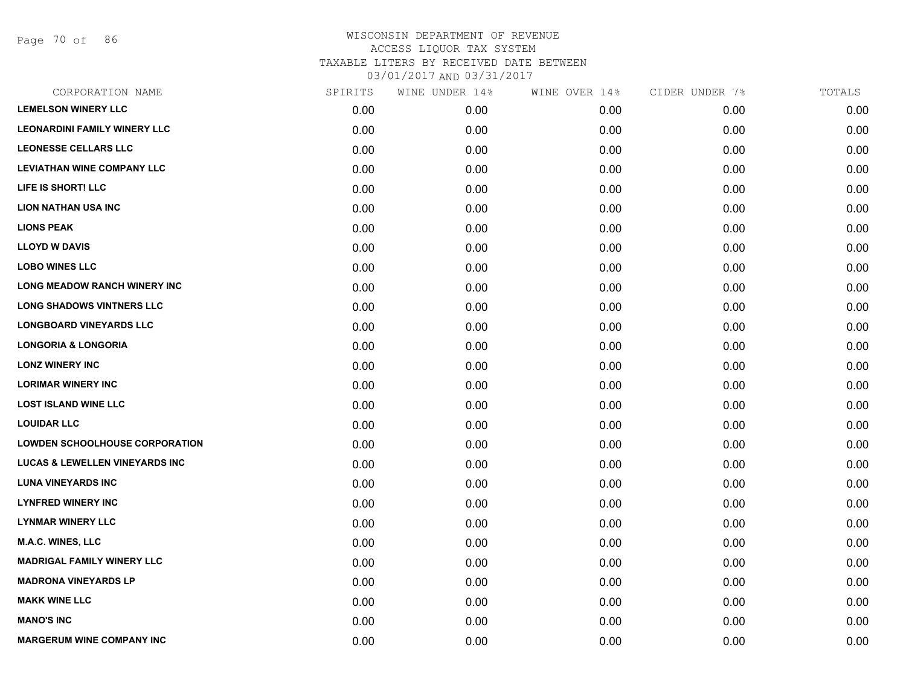WISCONSIN DEPARTMENT OF REVENUE
ACCESS LIQUOR TAX SYSTEM
TAXABLE LITERS BY RECEIVED DATE BETWEEN
03/01/2017 AND 03/31/2017

| CORPORATION NAME | SPIRITS | WINE UNDER 14% | WINE OVER 14% | CIDER UNDER 7% | TOTALS |
|---|---|---|---|---|---|
| LEMELSON WINERY LLC | 0.00 | 0.00 | 0.00 | 0.00 | 0.00 |
| LEONARDINI FAMILY WINERY LLC | 0.00 | 0.00 | 0.00 | 0.00 | 0.00 |
| LEONESSE CELLARS LLC | 0.00 | 0.00 | 0.00 | 0.00 | 0.00 |
| LEVIATHAN WINE COMPANY LLC | 0.00 | 0.00 | 0.00 | 0.00 | 0.00 |
| LIFE IS SHORT! LLC | 0.00 | 0.00 | 0.00 | 0.00 | 0.00 |
| LION NATHAN USA INC | 0.00 | 0.00 | 0.00 | 0.00 | 0.00 |
| LIONS PEAK | 0.00 | 0.00 | 0.00 | 0.00 | 0.00 |
| LLOYD W DAVIS | 0.00 | 0.00 | 0.00 | 0.00 | 0.00 |
| LOBO WINES LLC | 0.00 | 0.00 | 0.00 | 0.00 | 0.00 |
| LONG MEADOW RANCH WINERY INC | 0.00 | 0.00 | 0.00 | 0.00 | 0.00 |
| LONG SHADOWS VINTNERS LLC | 0.00 | 0.00 | 0.00 | 0.00 | 0.00 |
| LONGBOARD VINEYARDS LLC | 0.00 | 0.00 | 0.00 | 0.00 | 0.00 |
| LONGORIA & LONGORIA | 0.00 | 0.00 | 0.00 | 0.00 | 0.00 |
| LONZ WINERY INC | 0.00 | 0.00 | 0.00 | 0.00 | 0.00 |
| LORIMAR WINERY INC | 0.00 | 0.00 | 0.00 | 0.00 | 0.00 |
| LOST ISLAND WINE LLC | 0.00 | 0.00 | 0.00 | 0.00 | 0.00 |
| LOUIDAR LLC | 0.00 | 0.00 | 0.00 | 0.00 | 0.00 |
| LOWDEN SCHOOLHOUSE CORPORATION | 0.00 | 0.00 | 0.00 | 0.00 | 0.00 |
| LUCAS & LEWELLEN VINEYARDS INC | 0.00 | 0.00 | 0.00 | 0.00 | 0.00 |
| LUNA VINEYARDS INC | 0.00 | 0.00 | 0.00 | 0.00 | 0.00 |
| LYNFRED WINERY INC | 0.00 | 0.00 | 0.00 | 0.00 | 0.00 |
| LYNMAR WINERY LLC | 0.00 | 0.00 | 0.00 | 0.00 | 0.00 |
| M.A.C. WINES, LLC | 0.00 | 0.00 | 0.00 | 0.00 | 0.00 |
| MADRIGAL FAMILY WINERY LLC | 0.00 | 0.00 | 0.00 | 0.00 | 0.00 |
| MADRONA VINEYARDS LP | 0.00 | 0.00 | 0.00 | 0.00 | 0.00 |
| MAKK WINE LLC | 0.00 | 0.00 | 0.00 | 0.00 | 0.00 |
| MANO'S INC | 0.00 | 0.00 | 0.00 | 0.00 | 0.00 |
| MARGERUM WINE COMPANY INC | 0.00 | 0.00 | 0.00 | 0.00 | 0.00 |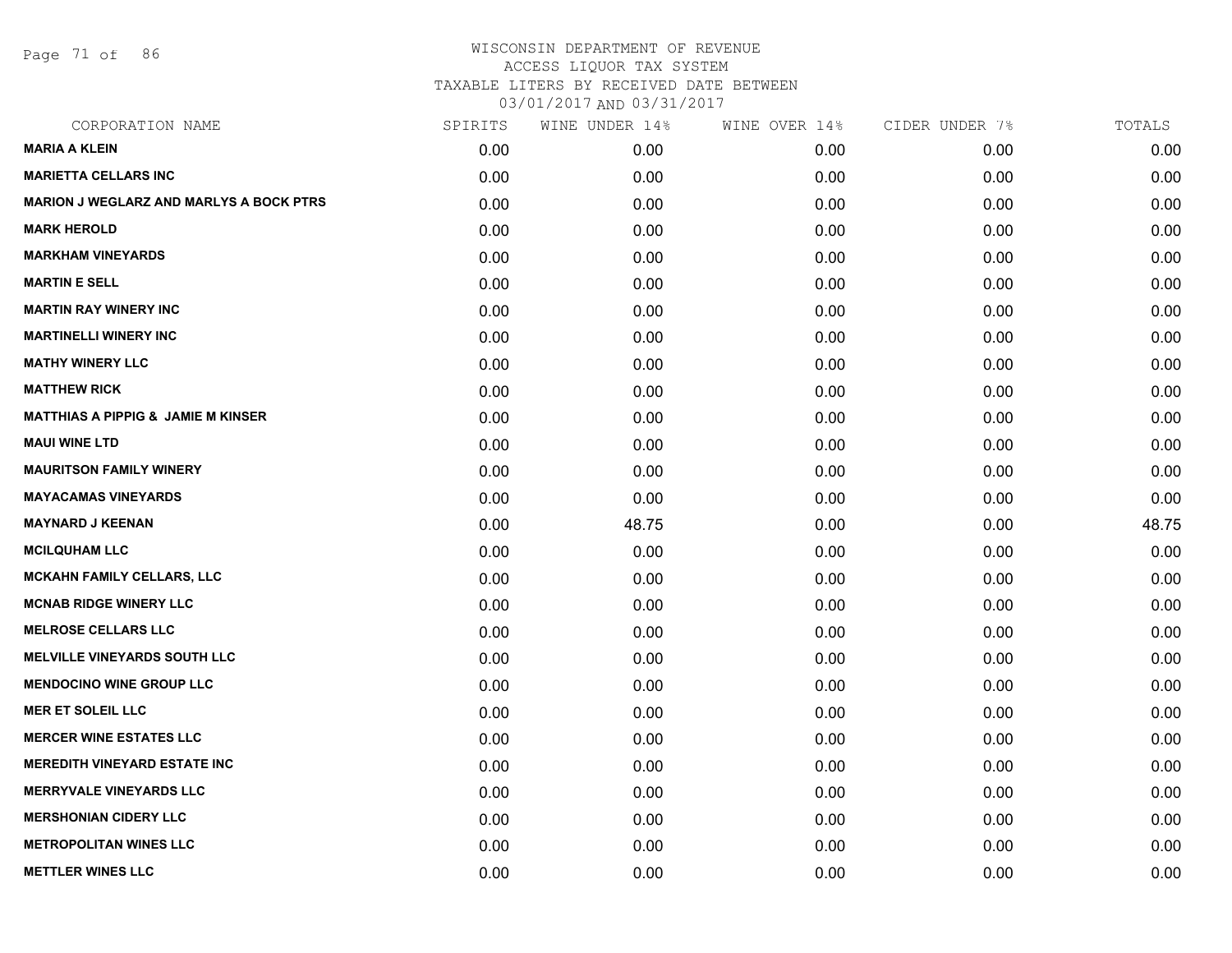# WISCONSIN DEPARTMENT OF REVENUE
## ACCESS LIQUOR TAX SYSTEM
### TAXABLE LITERS BY RECEIVED DATE BETWEEN 03/01/2017 AND 03/31/2017

| CORPORATION NAME | SPIRITS | WINE UNDER 14% | WINE OVER 14% | CIDER UNDER 7% | TOTALS |
|---|---|---|---|---|---|
| MARIA A KLEIN | 0.00 | 0.00 | 0.00 | 0.00 | 0.00 |
| MARIETTA CELLARS INC | 0.00 | 0.00 | 0.00 | 0.00 | 0.00 |
| MARION J WEGLARZ AND MARLYS A BOCK PTRS | 0.00 | 0.00 | 0.00 | 0.00 | 0.00 |
| MARK HEROLD | 0.00 | 0.00 | 0.00 | 0.00 | 0.00 |
| MARKHAM VINEYARDS | 0.00 | 0.00 | 0.00 | 0.00 | 0.00 |
| MARTIN E SELL | 0.00 | 0.00 | 0.00 | 0.00 | 0.00 |
| MARTIN RAY WINERY INC | 0.00 | 0.00 | 0.00 | 0.00 | 0.00 |
| MARTINELLI WINERY INC | 0.00 | 0.00 | 0.00 | 0.00 | 0.00 |
| MATHY WINERY LLC | 0.00 | 0.00 | 0.00 | 0.00 | 0.00 |
| MATTHEW RICK | 0.00 | 0.00 | 0.00 | 0.00 | 0.00 |
| MATTHIAS A PIPPIG & JAMIE M KINSER | 0.00 | 0.00 | 0.00 | 0.00 | 0.00 |
| MAUI WINE LTD | 0.00 | 0.00 | 0.00 | 0.00 | 0.00 |
| MAURITSON FAMILY WINERY | 0.00 | 0.00 | 0.00 | 0.00 | 0.00 |
| MAYACAMAS VINEYARDS | 0.00 | 0.00 | 0.00 | 0.00 | 0.00 |
| MAYNARD J KEENAN | 0.00 | 48.75 | 0.00 | 0.00 | 48.75 |
| MCILQUHAM LLC | 0.00 | 0.00 | 0.00 | 0.00 | 0.00 |
| MCKAHN FAMILY CELLARS, LLC | 0.00 | 0.00 | 0.00 | 0.00 | 0.00 |
| MCNAB RIDGE WINERY LLC | 0.00 | 0.00 | 0.00 | 0.00 | 0.00 |
| MELROSE CELLARS LLC | 0.00 | 0.00 | 0.00 | 0.00 | 0.00 |
| MELVILLE VINEYARDS SOUTH LLC | 0.00 | 0.00 | 0.00 | 0.00 | 0.00 |
| MENDOCINO WINE GROUP LLC | 0.00 | 0.00 | 0.00 | 0.00 | 0.00 |
| MER ET SOLEIL LLC | 0.00 | 0.00 | 0.00 | 0.00 | 0.00 |
| MERCER WINE ESTATES LLC | 0.00 | 0.00 | 0.00 | 0.00 | 0.00 |
| MEREDITH VINEYARD ESTATE INC | 0.00 | 0.00 | 0.00 | 0.00 | 0.00 |
| MERRYVALE VINEYARDS LLC | 0.00 | 0.00 | 0.00 | 0.00 | 0.00 |
| MERSHONIAN CIDERY LLC | 0.00 | 0.00 | 0.00 | 0.00 | 0.00 |
| METROPOLITAN WINES LLC | 0.00 | 0.00 | 0.00 | 0.00 | 0.00 |
| METTLER WINES LLC | 0.00 | 0.00 | 0.00 | 0.00 | 0.00 |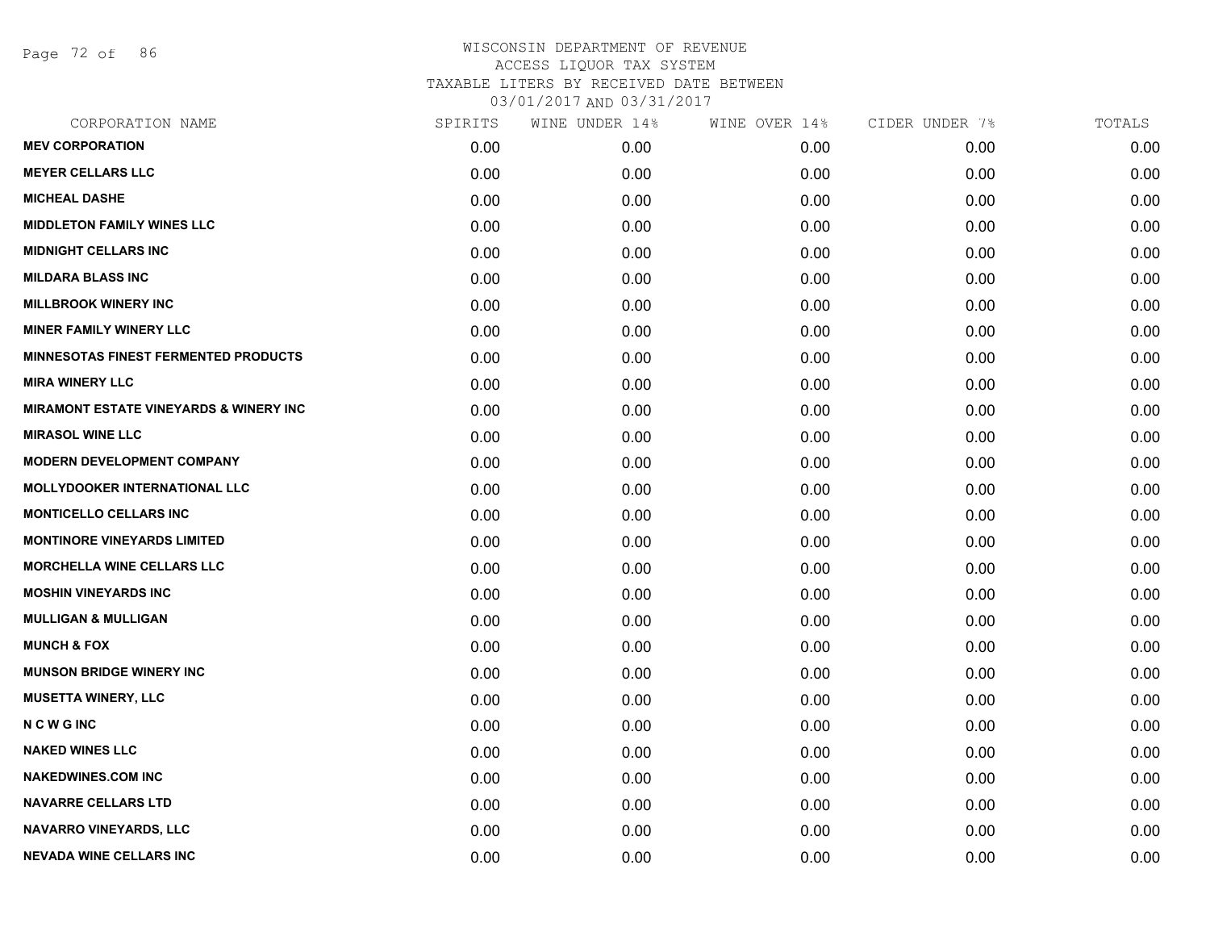# WISCONSIN DEPARTMENT OF REVENUE

ACCESS LIQUOR TAX SYSTEM

TAXABLE LITERS BY RECEIVED DATE BETWEEN

03/01/2017 AND 03/31/2017

| CORPORATION NAME | SPIRITS | WINE UNDER 14% | WINE OVER 14% | CIDER UNDER 7% | TOTALS |
|---|---|---|---|---|---|
| **MEV CORPORATION** | 0.00 | 0.00 | 0.00 | 0.00 | 0.00 |
| **MEYER CELLARS LLC** | 0.00 | 0.00 | 0.00 | 0.00 | 0.00 |
| **MICHEAL DASHE** | 0.00 | 0.00 | 0.00 | 0.00 | 0.00 |
| **MIDDLETON FAMILY WINES LLC** | 0.00 | 0.00 | 0.00 | 0.00 | 0.00 |
| **MIDNIGHT CELLARS INC** | 0.00 | 0.00 | 0.00 | 0.00 | 0.00 |
| **MILDARA BLASS INC** | 0.00 | 0.00 | 0.00 | 0.00 | 0.00 |
| **MILLBROOK WINERY INC** | 0.00 | 0.00 | 0.00 | 0.00 | 0.00 |
| **MINER FAMILY WINERY LLC** | 0.00 | 0.00 | 0.00 | 0.00 | 0.00 |
| **MINNESOTAS FINEST FERMENTED PRODUCTS** | 0.00 | 0.00 | 0.00 | 0.00 | 0.00 |
| **MIRA WINERY LLC** | 0.00 | 0.00 | 0.00 | 0.00 | 0.00 |
| **MIRAMONT ESTATE VINEYARDS & WINERY INC** | 0.00 | 0.00 | 0.00 | 0.00 | 0.00 |
| **MIRASOL WINE LLC** | 0.00 | 0.00 | 0.00 | 0.00 | 0.00 |
| **MODERN DEVELOPMENT COMPANY** | 0.00 | 0.00 | 0.00 | 0.00 | 0.00 |
| **MOLLYDOOKER INTERNATIONAL LLC** | 0.00 | 0.00 | 0.00 | 0.00 | 0.00 |
| **MONTICELLO CELLARS INC** | 0.00 | 0.00 | 0.00 | 0.00 | 0.00 |
| **MONTINORE VINEYARDS LIMITED** | 0.00 | 0.00 | 0.00 | 0.00 | 0.00 |
| **MORCHELLA WINE CELLARS LLC** | 0.00 | 0.00 | 0.00 | 0.00 | 0.00 |
| **MOSHIN VINEYARDS INC** | 0.00 | 0.00 | 0.00 | 0.00 | 0.00 |
| **MULLIGAN & MULLIGAN** | 0.00 | 0.00 | 0.00 | 0.00 | 0.00 |
| **MUNCH & FOX** | 0.00 | 0.00 | 0.00 | 0.00 | 0.00 |
| **MUNSON BRIDGE WINERY INC** | 0.00 | 0.00 | 0.00 | 0.00 | 0.00 |
| **MUSETTA WINERY, LLC** | 0.00 | 0.00 | 0.00 | 0.00 | 0.00 |
| **N C W G INC** | 0.00 | 0.00 | 0.00 | 0.00 | 0.00 |
| **NAKED WINES LLC** | 0.00 | 0.00 | 0.00 | 0.00 | 0.00 |
| **NAKEDWINES.COM INC** | 0.00 | 0.00 | 0.00 | 0.00 | 0.00 |
| **NAVARRE CELLARS LTD** | 0.00 | 0.00 | 0.00 | 0.00 | 0.00 |
| **NAVARRO VINEYARDS, LLC** | 0.00 | 0.00 | 0.00 | 0.00 | 0.00 |
| **NEVADA WINE CELLARS INC** | 0.00 | 0.00 | 0.00 | 0.00 | 0.00 |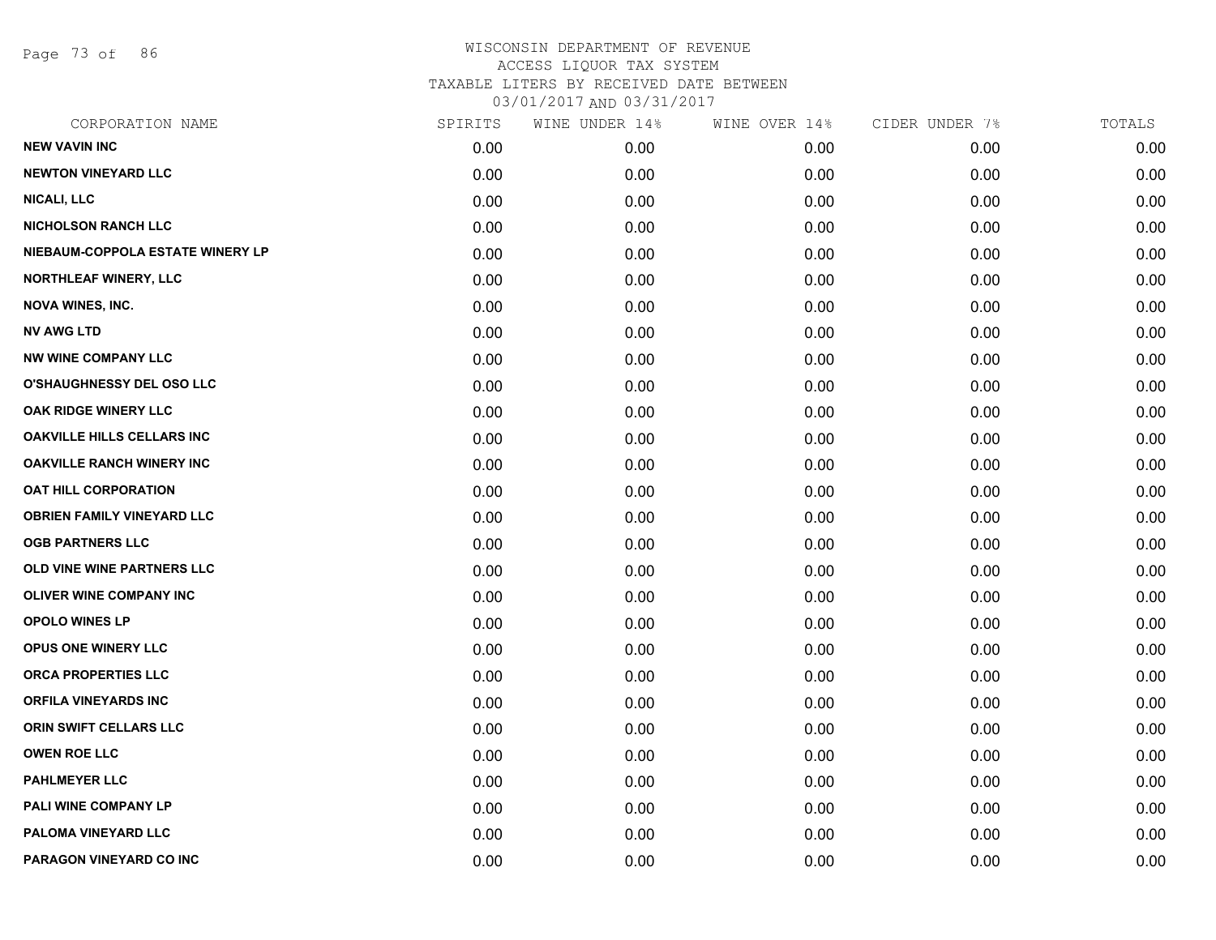WISCONSIN DEPARTMENT OF REVENUE
ACCESS LIQUOR TAX SYSTEM
TAXABLE LITERS BY RECEIVED DATE BETWEEN
03/01/2017 AND 03/31/2017

| CORPORATION NAME | SPIRITS | WINE UNDER 14% | WINE OVER 14% | CIDER UNDER 7% | TOTALS |
|---|---|---|---|---|---|
| NEW VAVIN INC | 0.00 | 0.00 | 0.00 | 0.00 | 0.00 |
| NEWTON VINEYARD LLC | 0.00 | 0.00 | 0.00 | 0.00 | 0.00 |
| NICALI, LLC | 0.00 | 0.00 | 0.00 | 0.00 | 0.00 |
| NICHOLSON RANCH LLC | 0.00 | 0.00 | 0.00 | 0.00 | 0.00 |
| NIEBAUM-COPPOLA ESTATE WINERY LP | 0.00 | 0.00 | 0.00 | 0.00 | 0.00 |
| NORTHLEAF WINERY, LLC | 0.00 | 0.00 | 0.00 | 0.00 | 0.00 |
| NOVA WINES, INC. | 0.00 | 0.00 | 0.00 | 0.00 | 0.00 |
| NV AWG LTD | 0.00 | 0.00 | 0.00 | 0.00 | 0.00 |
| NW WINE COMPANY LLC | 0.00 | 0.00 | 0.00 | 0.00 | 0.00 |
| O'SHAUGHNESSY DEL OSO LLC | 0.00 | 0.00 | 0.00 | 0.00 | 0.00 |
| OAK RIDGE WINERY LLC | 0.00 | 0.00 | 0.00 | 0.00 | 0.00 |
| OAKVILLE HILLS CELLARS INC | 0.00 | 0.00 | 0.00 | 0.00 | 0.00 |
| OAKVILLE RANCH WINERY INC | 0.00 | 0.00 | 0.00 | 0.00 | 0.00 |
| OAT HILL CORPORATION | 0.00 | 0.00 | 0.00 | 0.00 | 0.00 |
| OBRIEN FAMILY VINEYARD LLC | 0.00 | 0.00 | 0.00 | 0.00 | 0.00 |
| OGB PARTNERS LLC | 0.00 | 0.00 | 0.00 | 0.00 | 0.00 |
| OLD VINE WINE PARTNERS LLC | 0.00 | 0.00 | 0.00 | 0.00 | 0.00 |
| OLIVER WINE COMPANY INC | 0.00 | 0.00 | 0.00 | 0.00 | 0.00 |
| OPOLO WINES LP | 0.00 | 0.00 | 0.00 | 0.00 | 0.00 |
| OPUS ONE WINERY LLC | 0.00 | 0.00 | 0.00 | 0.00 | 0.00 |
| ORCA PROPERTIES LLC | 0.00 | 0.00 | 0.00 | 0.00 | 0.00 |
| ORFILA VINEYARDS INC | 0.00 | 0.00 | 0.00 | 0.00 | 0.00 |
| ORIN SWIFT CELLARS LLC | 0.00 | 0.00 | 0.00 | 0.00 | 0.00 |
| OWEN ROE LLC | 0.00 | 0.00 | 0.00 | 0.00 | 0.00 |
| PAHLMEYER LLC | 0.00 | 0.00 | 0.00 | 0.00 | 0.00 |
| PALI WINE COMPANY LP | 0.00 | 0.00 | 0.00 | 0.00 | 0.00 |
| PALOMA VINEYARD LLC | 0.00 | 0.00 | 0.00 | 0.00 | 0.00 |
| PARAGON VINEYARD CO INC | 0.00 | 0.00 | 0.00 | 0.00 | 0.00 |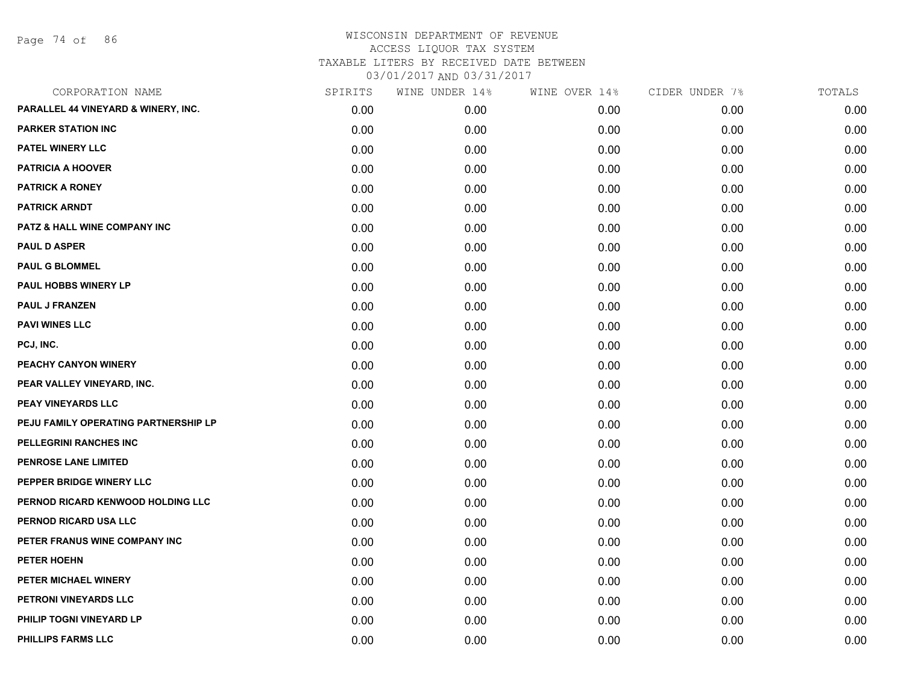WISCONSIN DEPARTMENT OF REVENUE
ACCESS LIQUOR TAX SYSTEM
TAXABLE LITERS BY RECEIVED DATE BETWEEN
03/01/2017 AND 03/31/2017

| CORPORATION NAME | SPIRITS | WINE UNDER 14% | WINE OVER 14% | CIDER UNDER 7% | TOTALS |
|---|---|---|---|---|---|
| PARALLEL 44 VINEYARD & WINERY, INC. | 0.00 | 0.00 | 0.00 | 0.00 | 0.00 |
| PARKER STATION INC | 0.00 | 0.00 | 0.00 | 0.00 | 0.00 |
| PATEL WINERY LLC | 0.00 | 0.00 | 0.00 | 0.00 | 0.00 |
| PATRICIA A HOOVER | 0.00 | 0.00 | 0.00 | 0.00 | 0.00 |
| PATRICK A RONEY | 0.00 | 0.00 | 0.00 | 0.00 | 0.00 |
| PATRICK ARNDT | 0.00 | 0.00 | 0.00 | 0.00 | 0.00 |
| PATZ & HALL WINE COMPANY INC | 0.00 | 0.00 | 0.00 | 0.00 | 0.00 |
| PAUL D ASPER | 0.00 | 0.00 | 0.00 | 0.00 | 0.00 |
| PAUL G BLOMMEL | 0.00 | 0.00 | 0.00 | 0.00 | 0.00 |
| PAUL HOBBS WINERY LP | 0.00 | 0.00 | 0.00 | 0.00 | 0.00 |
| PAUL J FRANZEN | 0.00 | 0.00 | 0.00 | 0.00 | 0.00 |
| PAVI WINES LLC | 0.00 | 0.00 | 0.00 | 0.00 | 0.00 |
| PCJ, INC. | 0.00 | 0.00 | 0.00 | 0.00 | 0.00 |
| PEACHY CANYON WINERY | 0.00 | 0.00 | 0.00 | 0.00 | 0.00 |
| PEAR VALLEY VINEYARD, INC. | 0.00 | 0.00 | 0.00 | 0.00 | 0.00 |
| PEAY VINEYARDS LLC | 0.00 | 0.00 | 0.00 | 0.00 | 0.00 |
| PEJU FAMILY OPERATING PARTNERSHIP LP | 0.00 | 0.00 | 0.00 | 0.00 | 0.00 |
| PELLEGRINI RANCHES INC | 0.00 | 0.00 | 0.00 | 0.00 | 0.00 |
| PENROSE LANE LIMITED | 0.00 | 0.00 | 0.00 | 0.00 | 0.00 |
| PEPPER BRIDGE WINERY LLC | 0.00 | 0.00 | 0.00 | 0.00 | 0.00 |
| PERNOD RICARD KENWOOD HOLDING LLC | 0.00 | 0.00 | 0.00 | 0.00 | 0.00 |
| PERNOD RICARD USA LLC | 0.00 | 0.00 | 0.00 | 0.00 | 0.00 |
| PETER FRANUS WINE COMPANY INC | 0.00 | 0.00 | 0.00 | 0.00 | 0.00 |
| PETER HOEHN | 0.00 | 0.00 | 0.00 | 0.00 | 0.00 |
| PETER MICHAEL WINERY | 0.00 | 0.00 | 0.00 | 0.00 | 0.00 |
| PETRONI VINEYARDS LLC | 0.00 | 0.00 | 0.00 | 0.00 | 0.00 |
| PHILIP TOGNI VINEYARD LP | 0.00 | 0.00 | 0.00 | 0.00 | 0.00 |
| PHILLIPS FARMS LLC | 0.00 | 0.00 | 0.00 | 0.00 | 0.00 |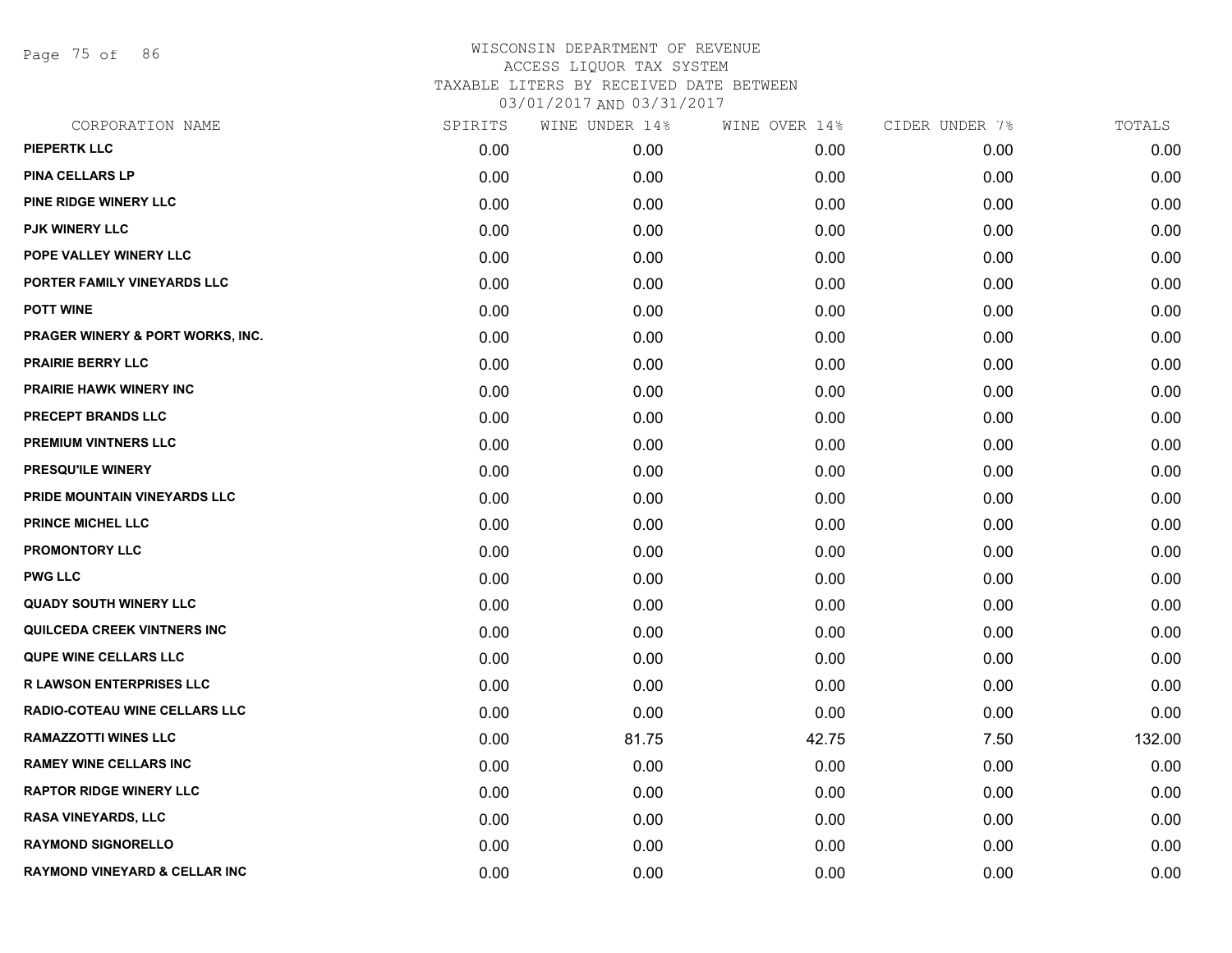WISCONSIN DEPARTMENT OF REVENUE
ACCESS LIQUOR TAX SYSTEM
TAXABLE LITERS BY RECEIVED DATE BETWEEN
03/01/2017 AND 03/31/2017

| CORPORATION NAME | SPIRITS | WINE UNDER 14% | WINE OVER 14% | CIDER UNDER 7% | TOTALS |
|---|---|---|---|---|---|
| PIEPERTK LLC | 0.00 | 0.00 | 0.00 | 0.00 | 0.00 |
| PINA CELLARS LP | 0.00 | 0.00 | 0.00 | 0.00 | 0.00 |
| PINE RIDGE WINERY LLC | 0.00 | 0.00 | 0.00 | 0.00 | 0.00 |
| PJK WINERY LLC | 0.00 | 0.00 | 0.00 | 0.00 | 0.00 |
| POPE VALLEY WINERY LLC | 0.00 | 0.00 | 0.00 | 0.00 | 0.00 |
| PORTER FAMILY VINEYARDS LLC | 0.00 | 0.00 | 0.00 | 0.00 | 0.00 |
| POTT WINE | 0.00 | 0.00 | 0.00 | 0.00 | 0.00 |
| PRAGER WINERY & PORT WORKS, INC. | 0.00 | 0.00 | 0.00 | 0.00 | 0.00 |
| PRAIRIE BERRY LLC | 0.00 | 0.00 | 0.00 | 0.00 | 0.00 |
| PRAIRIE HAWK WINERY INC | 0.00 | 0.00 | 0.00 | 0.00 | 0.00 |
| PRECEPT BRANDS LLC | 0.00 | 0.00 | 0.00 | 0.00 | 0.00 |
| PREMIUM VINTNERS LLC | 0.00 | 0.00 | 0.00 | 0.00 | 0.00 |
| PRESQU'ILE WINERY | 0.00 | 0.00 | 0.00 | 0.00 | 0.00 |
| PRIDE MOUNTAIN VINEYARDS LLC | 0.00 | 0.00 | 0.00 | 0.00 | 0.00 |
| PRINCE MICHEL LLC | 0.00 | 0.00 | 0.00 | 0.00 | 0.00 |
| PROMONTORY LLC | 0.00 | 0.00 | 0.00 | 0.00 | 0.00 |
| PWG LLC | 0.00 | 0.00 | 0.00 | 0.00 | 0.00 |
| QUADY SOUTH WINERY LLC | 0.00 | 0.00 | 0.00 | 0.00 | 0.00 |
| QUILCEDA CREEK VINTNERS INC | 0.00 | 0.00 | 0.00 | 0.00 | 0.00 |
| QUPE WINE CELLARS LLC | 0.00 | 0.00 | 0.00 | 0.00 | 0.00 |
| R LAWSON ENTERPRISES LLC | 0.00 | 0.00 | 0.00 | 0.00 | 0.00 |
| RADIO-COTEAU WINE CELLARS LLC | 0.00 | 0.00 | 0.00 | 0.00 | 0.00 |
| RAMAZZOTTI WINES LLC | 0.00 | 81.75 | 42.75 | 7.50 | 132.00 |
| RAMEY WINE CELLARS INC | 0.00 | 0.00 | 0.00 | 0.00 | 0.00 |
| RAPTOR RIDGE WINERY LLC | 0.00 | 0.00 | 0.00 | 0.00 | 0.00 |
| RASA VINEYARDS, LLC | 0.00 | 0.00 | 0.00 | 0.00 | 0.00 |
| RAYMOND SIGNORELLO | 0.00 | 0.00 | 0.00 | 0.00 | 0.00 |
| RAYMOND VINEYARD & CELLAR INC | 0.00 | 0.00 | 0.00 | 0.00 | 0.00 |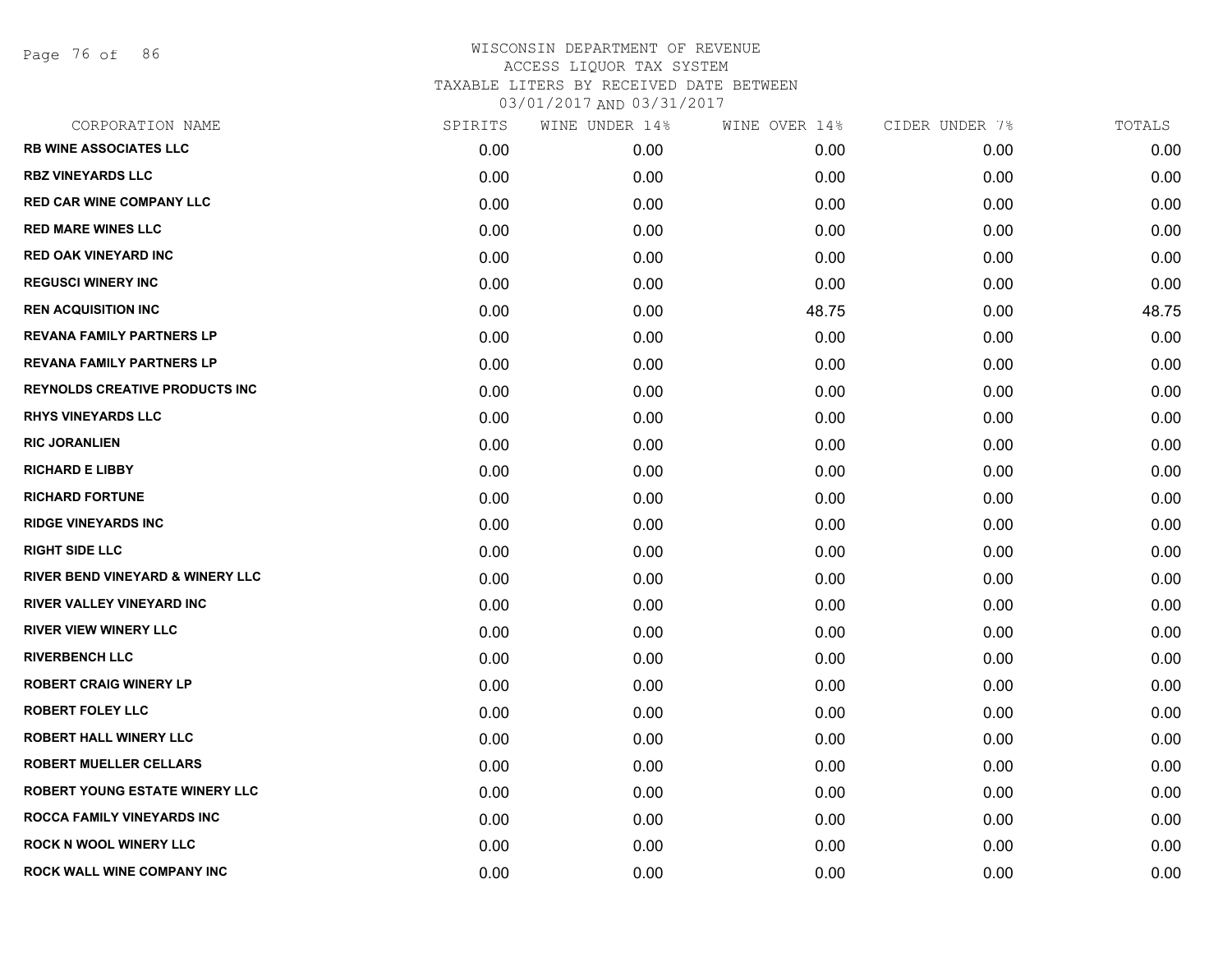# WISCONSIN DEPARTMENT OF REVENUE
ACCESS LIQUOR TAX SYSTEM
TAXABLE LITERS BY RECEIVED DATE BETWEEN
03/01/2017 AND 03/31/2017

| CORPORATION NAME | SPIRITS | WINE UNDER 14% | WINE OVER 14% | CIDER UNDER 7% | TOTALS |
|---|---|---|---|---|---|
| RB WINE ASSOCIATES LLC | 0.00 | 0.00 | 0.00 | 0.00 | 0.00 |
| RBZ VINEYARDS LLC | 0.00 | 0.00 | 0.00 | 0.00 | 0.00 |
| RED CAR WINE COMPANY LLC | 0.00 | 0.00 | 0.00 | 0.00 | 0.00 |
| RED MARE WINES LLC | 0.00 | 0.00 | 0.00 | 0.00 | 0.00 |
| RED OAK VINEYARD INC | 0.00 | 0.00 | 0.00 | 0.00 | 0.00 |
| REGUSCI WINERY INC | 0.00 | 0.00 | 0.00 | 0.00 | 0.00 |
| REN ACQUISITION INC | 0.00 | 0.00 | 48.75 | 0.00 | 48.75 |
| REVANA FAMILY PARTNERS LP | 0.00 | 0.00 | 0.00 | 0.00 | 0.00 |
| REVANA FAMILY PARTNERS LP | 0.00 | 0.00 | 0.00 | 0.00 | 0.00 |
| REYNOLDS CREATIVE PRODUCTS INC | 0.00 | 0.00 | 0.00 | 0.00 | 0.00 |
| RHYS VINEYARDS LLC | 0.00 | 0.00 | 0.00 | 0.00 | 0.00 |
| RIC JORANLIEN | 0.00 | 0.00 | 0.00 | 0.00 | 0.00 |
| RICHARD E LIBBY | 0.00 | 0.00 | 0.00 | 0.00 | 0.00 |
| RICHARD FORTUNE | 0.00 | 0.00 | 0.00 | 0.00 | 0.00 |
| RIDGE VINEYARDS INC | 0.00 | 0.00 | 0.00 | 0.00 | 0.00 |
| RIGHT SIDE LLC | 0.00 | 0.00 | 0.00 | 0.00 | 0.00 |
| RIVER BEND VINEYARD & WINERY LLC | 0.00 | 0.00 | 0.00 | 0.00 | 0.00 |
| RIVER VALLEY VINEYARD INC | 0.00 | 0.00 | 0.00 | 0.00 | 0.00 |
| RIVER VIEW WINERY LLC | 0.00 | 0.00 | 0.00 | 0.00 | 0.00 |
| RIVERBENCH LLC | 0.00 | 0.00 | 0.00 | 0.00 | 0.00 |
| ROBERT CRAIG WINERY LP | 0.00 | 0.00 | 0.00 | 0.00 | 0.00 |
| ROBERT FOLEY LLC | 0.00 | 0.00 | 0.00 | 0.00 | 0.00 |
| ROBERT HALL WINERY LLC | 0.00 | 0.00 | 0.00 | 0.00 | 0.00 |
| ROBERT MUELLER CELLARS | 0.00 | 0.00 | 0.00 | 0.00 | 0.00 |
| ROBERT YOUNG ESTATE WINERY LLC | 0.00 | 0.00 | 0.00 | 0.00 | 0.00 |
| ROCCA FAMILY VINEYARDS INC | 0.00 | 0.00 | 0.00 | 0.00 | 0.00 |
| ROCK N WOOL WINERY LLC | 0.00 | 0.00 | 0.00 | 0.00 | 0.00 |
| ROCK WALL WINE COMPANY INC | 0.00 | 0.00 | 0.00 | 0.00 | 0.00 |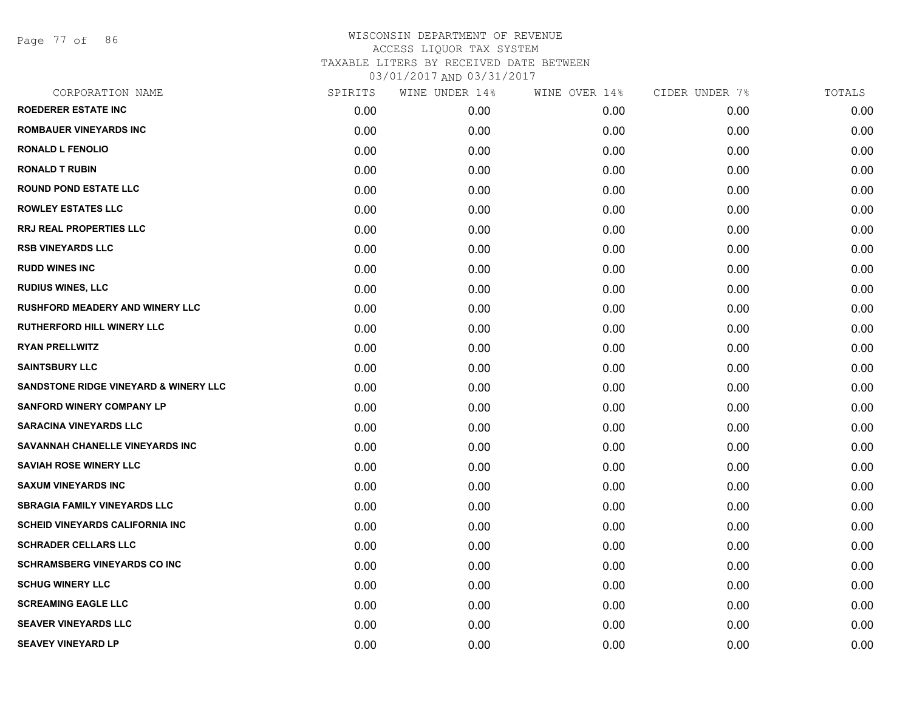WISCONSIN DEPARTMENT OF REVENUE
ACCESS LIQUOR TAX SYSTEM
TAXABLE LITERS BY RECEIVED DATE BETWEEN
03/01/2017 AND 03/31/2017

| CORPORATION NAME | SPIRITS | WINE UNDER 14% | WINE OVER 14% | CIDER UNDER 7% | TOTALS |
|---|---|---|---|---|---|
| **ROEDERER ESTATE INC** | 0.00 | 0.00 | 0.00 | 0.00 | 0.00 |
| **ROMBAUER VINEYARDS INC** | 0.00 | 0.00 | 0.00 | 0.00 | 0.00 |
| **RONALD L FENOLIO** | 0.00 | 0.00 | 0.00 | 0.00 | 0.00 |
| **RONALD T RUBIN** | 0.00 | 0.00 | 0.00 | 0.00 | 0.00 |
| **ROUND POND ESTATE LLC** | 0.00 | 0.00 | 0.00 | 0.00 | 0.00 |
| **ROWLEY ESTATES LLC** | 0.00 | 0.00 | 0.00 | 0.00 | 0.00 |
| **RRJ REAL PROPERTIES LLC** | 0.00 | 0.00 | 0.00 | 0.00 | 0.00 |
| **RSB VINEYARDS LLC** | 0.00 | 0.00 | 0.00 | 0.00 | 0.00 |
| **RUDD WINES INC** | 0.00 | 0.00 | 0.00 | 0.00 | 0.00 |
| **RUDIUS WINES, LLC** | 0.00 | 0.00 | 0.00 | 0.00 | 0.00 |
| **RUSHFORD MEADERY AND WINERY LLC** | 0.00 | 0.00 | 0.00 | 0.00 | 0.00 |
| **RUTHERFORD HILL WINERY LLC** | 0.00 | 0.00 | 0.00 | 0.00 | 0.00 |
| **RYAN PRELLWITZ** | 0.00 | 0.00 | 0.00 | 0.00 | 0.00 |
| **SAINTSBURY LLC** | 0.00 | 0.00 | 0.00 | 0.00 | 0.00 |
| **SANDSTONE RIDGE VINEYARD & WINERY LLC** | 0.00 | 0.00 | 0.00 | 0.00 | 0.00 |
| **SANFORD WINERY COMPANY LP** | 0.00 | 0.00 | 0.00 | 0.00 | 0.00 |
| **SARACINA VINEYARDS LLC** | 0.00 | 0.00 | 0.00 | 0.00 | 0.00 |
| **SAVANNAH CHANELLE VINEYARDS INC** | 0.00 | 0.00 | 0.00 | 0.00 | 0.00 |
| **SAVIAH ROSE WINERY LLC** | 0.00 | 0.00 | 0.00 | 0.00 | 0.00 |
| **SAXUM VINEYARDS INC** | 0.00 | 0.00 | 0.00 | 0.00 | 0.00 |
| **SBRAGIA FAMILY VINEYARDS LLC** | 0.00 | 0.00 | 0.00 | 0.00 | 0.00 |
| **SCHEID VINEYARDS CALIFORNIA INC** | 0.00 | 0.00 | 0.00 | 0.00 | 0.00 |
| **SCHRADER CELLARS LLC** | 0.00 | 0.00 | 0.00 | 0.00 | 0.00 |
| **SCHRAMSBERG VINEYARDS CO INC** | 0.00 | 0.00 | 0.00 | 0.00 | 0.00 |
| **SCHUG WINERY LLC** | 0.00 | 0.00 | 0.00 | 0.00 | 0.00 |
| **SCREAMING EAGLE LLC** | 0.00 | 0.00 | 0.00 | 0.00 | 0.00 |
| **SEAVER VINEYARDS LLC** | 0.00 | 0.00 | 0.00 | 0.00 | 0.00 |
| **SEAVEY VINEYARD LP** | 0.00 | 0.00 | 0.00 | 0.00 | 0.00 |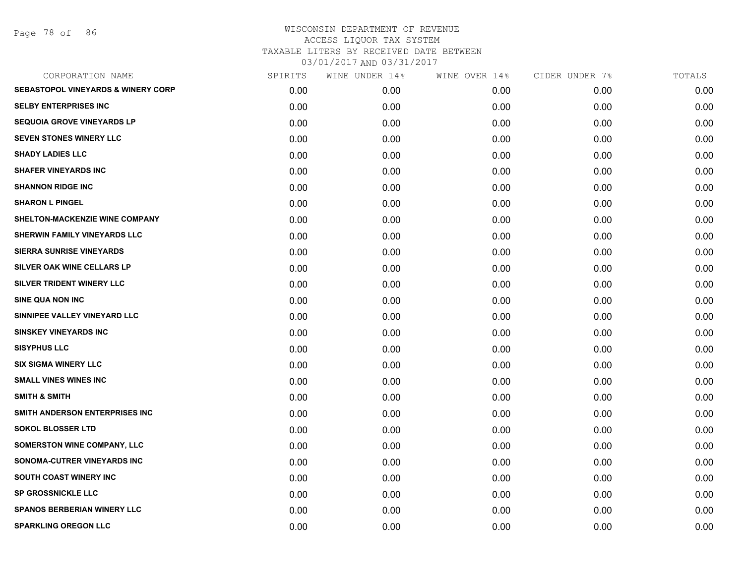WISCONSIN DEPARTMENT OF REVENUE
ACCESS LIQUOR TAX SYSTEM
TAXABLE LITERS BY RECEIVED DATE BETWEEN
03/01/2017 AND 03/31/2017

| CORPORATION NAME | SPIRITS | WINE UNDER 14% | WINE OVER 14% | CIDER UNDER 7% | TOTALS |
|---|---|---|---|---|---|
| SEBASTOPOL VINEYARDS & WINERY CORP | 0.00 | 0.00 | 0.00 | 0.00 | 0.00 |
| SELBY ENTERPRISES INC | 0.00 | 0.00 | 0.00 | 0.00 | 0.00 |
| SEQUOIA GROVE VINEYARDS LP | 0.00 | 0.00 | 0.00 | 0.00 | 0.00 |
| SEVEN STONES WINERY LLC | 0.00 | 0.00 | 0.00 | 0.00 | 0.00 |
| SHADY LADIES LLC | 0.00 | 0.00 | 0.00 | 0.00 | 0.00 |
| SHAFER VINEYARDS INC | 0.00 | 0.00 | 0.00 | 0.00 | 0.00 |
| SHANNON RIDGE INC | 0.00 | 0.00 | 0.00 | 0.00 | 0.00 |
| SHARON L PINGEL | 0.00 | 0.00 | 0.00 | 0.00 | 0.00 |
| SHELTON-MACKENZIE WINE COMPANY | 0.00 | 0.00 | 0.00 | 0.00 | 0.00 |
| SHERWIN FAMILY VINEYARDS LLC | 0.00 | 0.00 | 0.00 | 0.00 | 0.00 |
| SIERRA SUNRISE VINEYARDS | 0.00 | 0.00 | 0.00 | 0.00 | 0.00 |
| SILVER OAK WINE CELLARS LP | 0.00 | 0.00 | 0.00 | 0.00 | 0.00 |
| SILVER TRIDENT WINERY LLC | 0.00 | 0.00 | 0.00 | 0.00 | 0.00 |
| SINE QUA NON INC | 0.00 | 0.00 | 0.00 | 0.00 | 0.00 |
| SINNIPEE VALLEY VINEYARD LLC | 0.00 | 0.00 | 0.00 | 0.00 | 0.00 |
| SINSKEY VINEYARDS INC | 0.00 | 0.00 | 0.00 | 0.00 | 0.00 |
| SISYPHUS LLC | 0.00 | 0.00 | 0.00 | 0.00 | 0.00 |
| SIX SIGMA WINERY LLC | 0.00 | 0.00 | 0.00 | 0.00 | 0.00 |
| SMALL VINES WINES INC | 0.00 | 0.00 | 0.00 | 0.00 | 0.00 |
| SMITH & SMITH | 0.00 | 0.00 | 0.00 | 0.00 | 0.00 |
| SMITH ANDERSON ENTERPRISES INC | 0.00 | 0.00 | 0.00 | 0.00 | 0.00 |
| SOKOL BLOSSER LTD | 0.00 | 0.00 | 0.00 | 0.00 | 0.00 |
| SOMERSTON WINE COMPANY, LLC | 0.00 | 0.00 | 0.00 | 0.00 | 0.00 |
| SONOMA-CUTRER VINEYARDS INC | 0.00 | 0.00 | 0.00 | 0.00 | 0.00 |
| SOUTH COAST WINERY INC | 0.00 | 0.00 | 0.00 | 0.00 | 0.00 |
| SP GROSSNICKLE LLC | 0.00 | 0.00 | 0.00 | 0.00 | 0.00 |
| SPANOS BERBERIAN WINERY LLC | 0.00 | 0.00 | 0.00 | 0.00 | 0.00 |
| SPARKLING OREGON LLC | 0.00 | 0.00 | 0.00 | 0.00 | 0.00 |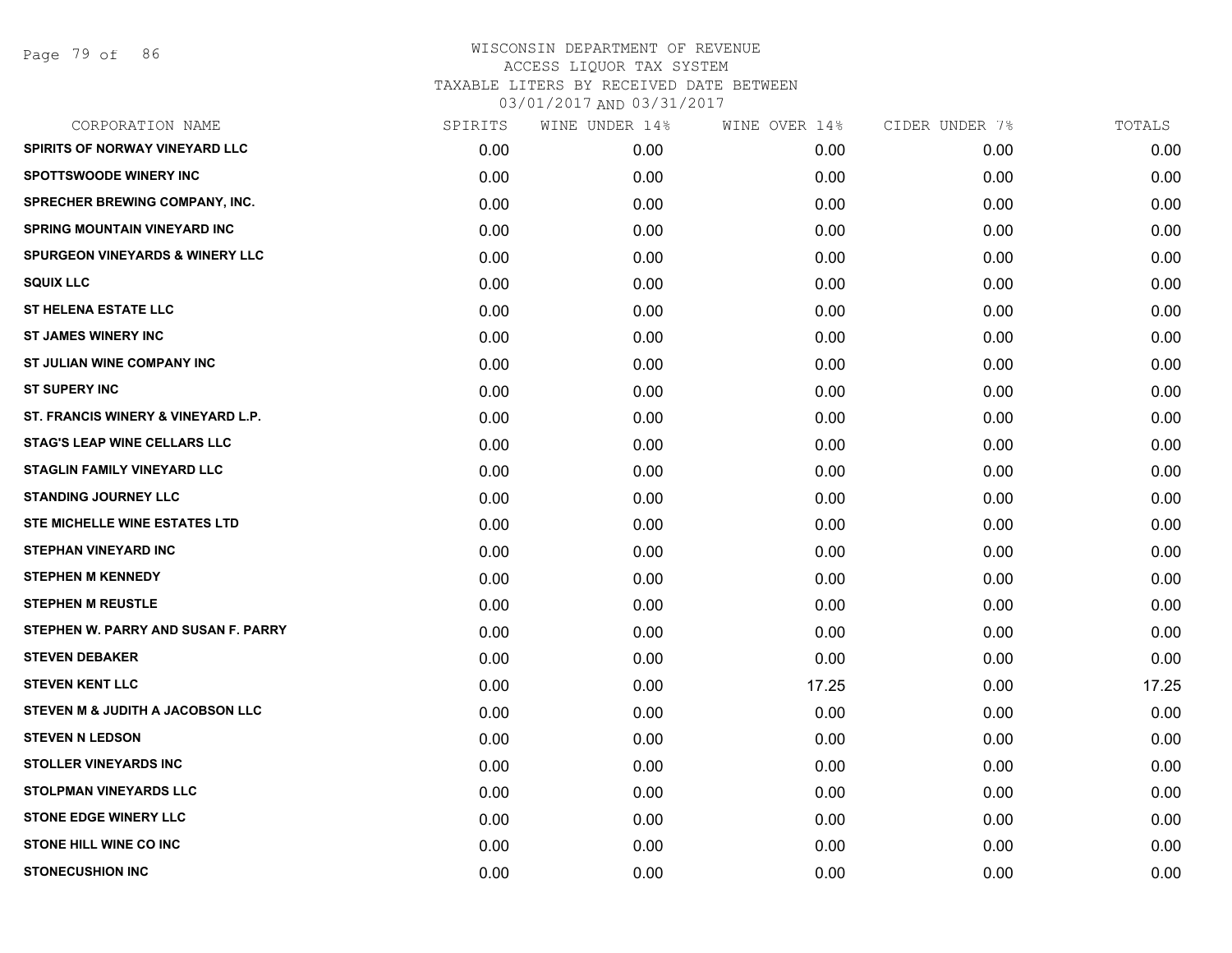WISCONSIN DEPARTMENT OF REVENUE
ACCESS LIQUOR TAX SYSTEM
TAXABLE LITERS BY RECEIVED DATE BETWEEN
03/01/2017 AND 03/31/2017

| CORPORATION NAME | SPIRITS | WINE UNDER 14% | WINE OVER 14% | CIDER UNDER 7% | TOTALS |
|---|---|---|---|---|---|
| SPIRITS OF NORWAY VINEYARD LLC | 0.00 | 0.00 | 0.00 | 0.00 | 0.00 |
| SPOTTSWOODE WINERY INC | 0.00 | 0.00 | 0.00 | 0.00 | 0.00 |
| SPRECHER BREWING COMPANY, INC. | 0.00 | 0.00 | 0.00 | 0.00 | 0.00 |
| SPRING MOUNTAIN VINEYARD INC | 0.00 | 0.00 | 0.00 | 0.00 | 0.00 |
| SPURGEON VINEYARDS & WINERY LLC | 0.00 | 0.00 | 0.00 | 0.00 | 0.00 |
| SQUIX LLC | 0.00 | 0.00 | 0.00 | 0.00 | 0.00 |
| ST HELENA ESTATE LLC | 0.00 | 0.00 | 0.00 | 0.00 | 0.00 |
| ST JAMES WINERY INC | 0.00 | 0.00 | 0.00 | 0.00 | 0.00 |
| ST JULIAN WINE COMPANY INC | 0.00 | 0.00 | 0.00 | 0.00 | 0.00 |
| ST SUPERY INC | 0.00 | 0.00 | 0.00 | 0.00 | 0.00 |
| ST. FRANCIS WINERY & VINEYARD L.P. | 0.00 | 0.00 | 0.00 | 0.00 | 0.00 |
| STAG'S LEAP WINE CELLARS LLC | 0.00 | 0.00 | 0.00 | 0.00 | 0.00 |
| STAGLIN FAMILY VINEYARD LLC | 0.00 | 0.00 | 0.00 | 0.00 | 0.00 |
| STANDING JOURNEY LLC | 0.00 | 0.00 | 0.00 | 0.00 | 0.00 |
| STE MICHELLE WINE ESTATES LTD | 0.00 | 0.00 | 0.00 | 0.00 | 0.00 |
| STEPHAN VINEYARD INC | 0.00 | 0.00 | 0.00 | 0.00 | 0.00 |
| STEPHEN M KENNEDY | 0.00 | 0.00 | 0.00 | 0.00 | 0.00 |
| STEPHEN M REUSTLE | 0.00 | 0.00 | 0.00 | 0.00 | 0.00 |
| STEPHEN W. PARRY AND SUSAN F. PARRY | 0.00 | 0.00 | 0.00 | 0.00 | 0.00 |
| STEVEN DEBAKER | 0.00 | 0.00 | 0.00 | 0.00 | 0.00 |
| STEVEN KENT LLC | 0.00 | 0.00 | 17.25 | 0.00 | 17.25 |
| STEVEN M & JUDITH A JACOBSON LLC | 0.00 | 0.00 | 0.00 | 0.00 | 0.00 |
| STEVEN N LEDSON | 0.00 | 0.00 | 0.00 | 0.00 | 0.00 |
| STOLLER VINEYARDS INC | 0.00 | 0.00 | 0.00 | 0.00 | 0.00 |
| STOLPMAN VINEYARDS LLC | 0.00 | 0.00 | 0.00 | 0.00 | 0.00 |
| STONE EDGE WINERY LLC | 0.00 | 0.00 | 0.00 | 0.00 | 0.00 |
| STONE HILL WINE CO INC | 0.00 | 0.00 | 0.00 | 0.00 | 0.00 |
| STONECUSHION INC | 0.00 | 0.00 | 0.00 | 0.00 | 0.00 |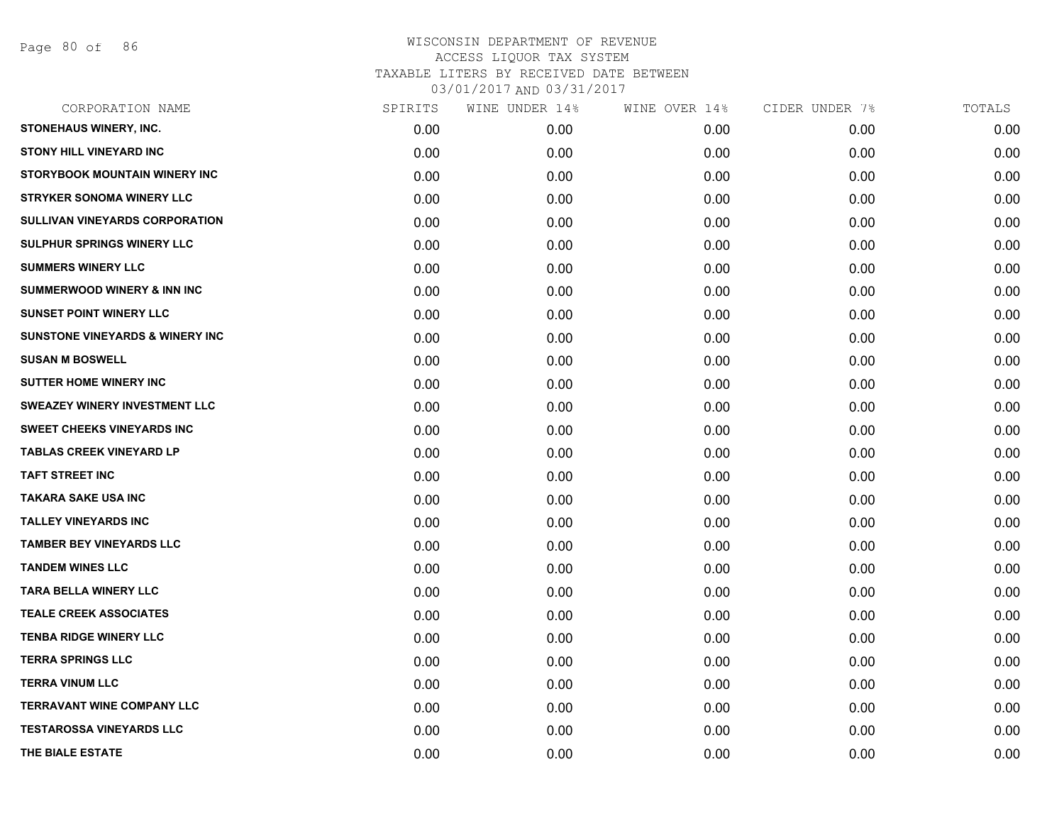# WISCONSIN DEPARTMENT OF REVENUE
## ACCESS LIQUOR TAX SYSTEM
### TAXABLE LITERS BY RECEIVED DATE BETWEEN 03/01/2017 AND 03/31/2017

| CORPORATION NAME | SPIRITS | WINE UNDER 14% | WINE OVER 14% | CIDER UNDER 7% | TOTALS |
|---|---|---|---|---|---|
| STONEHAUS WINERY, INC. | 0.00 | 0.00 | 0.00 | 0.00 | 0.00 |
| STONY HILL VINEYARD INC | 0.00 | 0.00 | 0.00 | 0.00 | 0.00 |
| STORYBOOK MOUNTAIN WINERY INC | 0.00 | 0.00 | 0.00 | 0.00 | 0.00 |
| STRYKER SONOMA WINERY LLC | 0.00 | 0.00 | 0.00 | 0.00 | 0.00 |
| SULLIVAN VINEYARDS CORPORATION | 0.00 | 0.00 | 0.00 | 0.00 | 0.00 |
| SULPHUR SPRINGS WINERY LLC | 0.00 | 0.00 | 0.00 | 0.00 | 0.00 |
| SUMMERS WINERY LLC | 0.00 | 0.00 | 0.00 | 0.00 | 0.00 |
| SUMMERWOOD WINERY & INN INC | 0.00 | 0.00 | 0.00 | 0.00 | 0.00 |
| SUNSET POINT WINERY LLC | 0.00 | 0.00 | 0.00 | 0.00 | 0.00 |
| SUNSTONE VINEYARDS & WINERY INC | 0.00 | 0.00 | 0.00 | 0.00 | 0.00 |
| SUSAN M BOSWELL | 0.00 | 0.00 | 0.00 | 0.00 | 0.00 |
| SUTTER HOME WINERY INC | 0.00 | 0.00 | 0.00 | 0.00 | 0.00 |
| SWEAZEY WINERY INVESTMENT LLC | 0.00 | 0.00 | 0.00 | 0.00 | 0.00 |
| SWEET CHEEKS VINEYARDS INC | 0.00 | 0.00 | 0.00 | 0.00 | 0.00 |
| TABLAS CREEK VINEYARD LP | 0.00 | 0.00 | 0.00 | 0.00 | 0.00 |
| TAFT STREET INC | 0.00 | 0.00 | 0.00 | 0.00 | 0.00 |
| TAKARA SAKE USA INC | 0.00 | 0.00 | 0.00 | 0.00 | 0.00 |
| TALLEY VINEYARDS INC | 0.00 | 0.00 | 0.00 | 0.00 | 0.00 |
| TAMBER BEY VINEYARDS LLC | 0.00 | 0.00 | 0.00 | 0.00 | 0.00 |
| TANDEM WINES LLC | 0.00 | 0.00 | 0.00 | 0.00 | 0.00 |
| TARA BELLA WINERY LLC | 0.00 | 0.00 | 0.00 | 0.00 | 0.00 |
| TEALE CREEK ASSOCIATES | 0.00 | 0.00 | 0.00 | 0.00 | 0.00 |
| TENBA RIDGE WINERY LLC | 0.00 | 0.00 | 0.00 | 0.00 | 0.00 |
| TERRA SPRINGS LLC | 0.00 | 0.00 | 0.00 | 0.00 | 0.00 |
| TERRA VINUM LLC | 0.00 | 0.00 | 0.00 | 0.00 | 0.00 |
| TERRAVANT WINE COMPANY LLC | 0.00 | 0.00 | 0.00 | 0.00 | 0.00 |
| TESTAROSSA VINEYARDS LLC | 0.00 | 0.00 | 0.00 | 0.00 | 0.00 |
| THE BIALE ESTATE | 0.00 | 0.00 | 0.00 | 0.00 | 0.00 |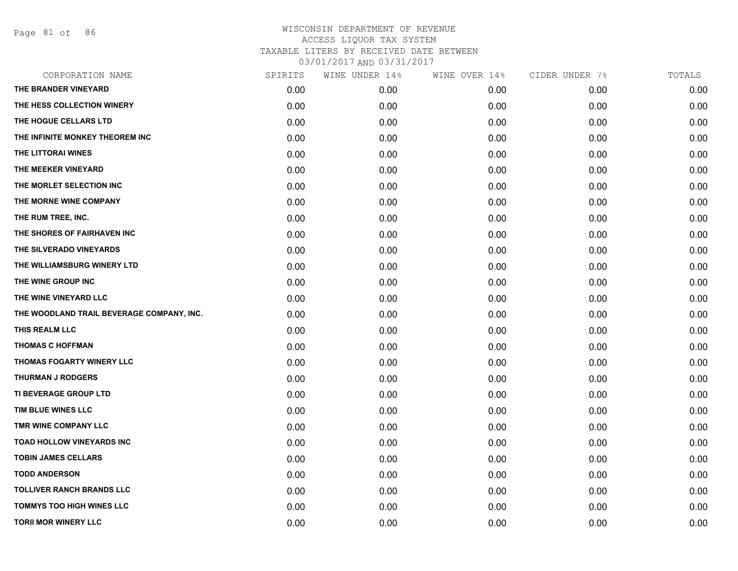# WISCONSIN DEPARTMENT OF REVENUE
## ACCESS LIQUOR TAX SYSTEM
### TAXABLE LITERS BY RECEIVED DATE BETWEEN 03/01/2017 AND 03/31/2017

| CORPORATION NAME | SPIRITS | WINE UNDER 14% | WINE OVER 14% | CIDER UNDER 7% | TOTALS |
|---|---|---|---|---|---|
| THE BRANDER VINEYARD | 0.00 | 0.00 | 0.00 | 0.00 | 0.00 |
| THE HESS COLLECTION WINERY | 0.00 | 0.00 | 0.00 | 0.00 | 0.00 |
| THE HOGUE CELLARS LTD | 0.00 | 0.00 | 0.00 | 0.00 | 0.00 |
| THE INFINITE MONKEY THEOREM INC | 0.00 | 0.00 | 0.00 | 0.00 | 0.00 |
| THE LITTORAI WINES | 0.00 | 0.00 | 0.00 | 0.00 | 0.00 |
| THE MEEKER VINEYARD | 0.00 | 0.00 | 0.00 | 0.00 | 0.00 |
| THE MORLET SELECTION INC | 0.00 | 0.00 | 0.00 | 0.00 | 0.00 |
| THE MORNE WINE COMPANY | 0.00 | 0.00 | 0.00 | 0.00 | 0.00 |
| THE RUM TREE, INC. | 0.00 | 0.00 | 0.00 | 0.00 | 0.00 |
| THE SHORES OF FAIRHAVEN INC | 0.00 | 0.00 | 0.00 | 0.00 | 0.00 |
| THE SILVERADO VINEYARDS | 0.00 | 0.00 | 0.00 | 0.00 | 0.00 |
| THE WILLIAMSBURG WINERY LTD | 0.00 | 0.00 | 0.00 | 0.00 | 0.00 |
| THE WINE GROUP INC | 0.00 | 0.00 | 0.00 | 0.00 | 0.00 |
| THE WINE VINEYARD LLC | 0.00 | 0.00 | 0.00 | 0.00 | 0.00 |
| THE WOODLAND TRAIL BEVERAGE COMPANY, INC. | 0.00 | 0.00 | 0.00 | 0.00 | 0.00 |
| THIS REALM LLC | 0.00 | 0.00 | 0.00 | 0.00 | 0.00 |
| THOMAS C HOFFMAN | 0.00 | 0.00 | 0.00 | 0.00 | 0.00 |
| THOMAS FOGARTY WINERY LLC | 0.00 | 0.00 | 0.00 | 0.00 | 0.00 |
| THURMAN J RODGERS | 0.00 | 0.00 | 0.00 | 0.00 | 0.00 |
| TI BEVERAGE GROUP LTD | 0.00 | 0.00 | 0.00 | 0.00 | 0.00 |
| TIM BLUE WINES LLC | 0.00 | 0.00 | 0.00 | 0.00 | 0.00 |
| TMR WINE COMPANY LLC | 0.00 | 0.00 | 0.00 | 0.00 | 0.00 |
| TOAD HOLLOW VINEYARDS INC | 0.00 | 0.00 | 0.00 | 0.00 | 0.00 |
| TOBIN JAMES CELLARS | 0.00 | 0.00 | 0.00 | 0.00 | 0.00 |
| TODD ANDERSON | 0.00 | 0.00 | 0.00 | 0.00 | 0.00 |
| TOLLIVER RANCH BRANDS LLC | 0.00 | 0.00 | 0.00 | 0.00 | 0.00 |
| TOMMYS TOO HIGH WINES LLC | 0.00 | 0.00 | 0.00 | 0.00 | 0.00 |
| TORII MOR WINERY LLC | 0.00 | 0.00 | 0.00 | 0.00 | 0.00 |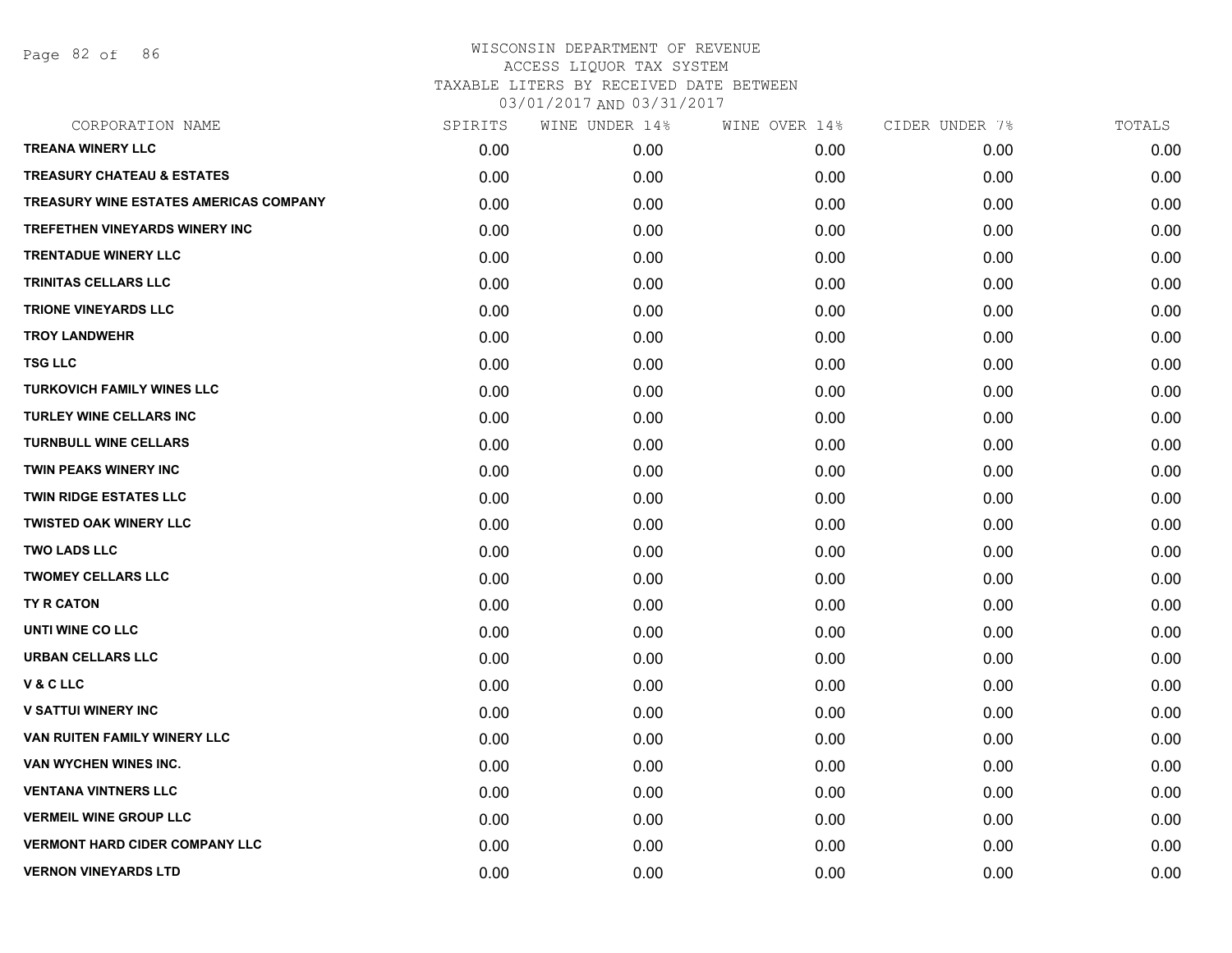WISCONSIN DEPARTMENT OF REVENUE
ACCESS LIQUOR TAX SYSTEM
TAXABLE LITERS BY RECEIVED DATE BETWEEN
03/01/2017 AND 03/31/2017

| CORPORATION NAME | SPIRITS | WINE UNDER 14% | WINE OVER 14% | CIDER UNDER 7% | TOTALS |
|---|---|---|---|---|---|
| TREANA WINERY LLC | 0.00 | 0.00 | 0.00 | 0.00 | 0.00 |
| TREASURY CHATEAU & ESTATES | 0.00 | 0.00 | 0.00 | 0.00 | 0.00 |
| TREASURY WINE ESTATES AMERICAS COMPANY | 0.00 | 0.00 | 0.00 | 0.00 | 0.00 |
| TREFETHEN VINEYARDS WINERY INC | 0.00 | 0.00 | 0.00 | 0.00 | 0.00 |
| TRENTADUE WINERY LLC | 0.00 | 0.00 | 0.00 | 0.00 | 0.00 |
| TRINITAS CELLARS LLC | 0.00 | 0.00 | 0.00 | 0.00 | 0.00 |
| TRIONE VINEYARDS LLC | 0.00 | 0.00 | 0.00 | 0.00 | 0.00 |
| TROY LANDWEHR | 0.00 | 0.00 | 0.00 | 0.00 | 0.00 |
| TSG LLC | 0.00 | 0.00 | 0.00 | 0.00 | 0.00 |
| TURKOVICH FAMILY WINES LLC | 0.00 | 0.00 | 0.00 | 0.00 | 0.00 |
| TURLEY WINE CELLARS INC | 0.00 | 0.00 | 0.00 | 0.00 | 0.00 |
| TURNBULL WINE CELLARS | 0.00 | 0.00 | 0.00 | 0.00 | 0.00 |
| TWIN PEAKS WINERY INC | 0.00 | 0.00 | 0.00 | 0.00 | 0.00 |
| TWIN RIDGE ESTATES LLC | 0.00 | 0.00 | 0.00 | 0.00 | 0.00 |
| TWISTED OAK WINERY LLC | 0.00 | 0.00 | 0.00 | 0.00 | 0.00 |
| TWO LADS LLC | 0.00 | 0.00 | 0.00 | 0.00 | 0.00 |
| TWOMEY CELLARS LLC | 0.00 | 0.00 | 0.00 | 0.00 | 0.00 |
| TY R CATON | 0.00 | 0.00 | 0.00 | 0.00 | 0.00 |
| UNTI WINE CO LLC | 0.00 | 0.00 | 0.00 | 0.00 | 0.00 |
| URBAN CELLARS LLC | 0.00 | 0.00 | 0.00 | 0.00 | 0.00 |
| V & C LLC | 0.00 | 0.00 | 0.00 | 0.00 | 0.00 |
| V SATTUI WINERY INC | 0.00 | 0.00 | 0.00 | 0.00 | 0.00 |
| VAN RUITEN FAMILY WINERY LLC | 0.00 | 0.00 | 0.00 | 0.00 | 0.00 |
| VAN WYCHEN WINES INC. | 0.00 | 0.00 | 0.00 | 0.00 | 0.00 |
| VENTANA VINTNERS LLC | 0.00 | 0.00 | 0.00 | 0.00 | 0.00 |
| VERMEIL WINE GROUP LLC | 0.00 | 0.00 | 0.00 | 0.00 | 0.00 |
| VERMONT HARD CIDER COMPANY LLC | 0.00 | 0.00 | 0.00 | 0.00 | 0.00 |
| VERNON VINEYARDS LTD | 0.00 | 0.00 | 0.00 | 0.00 | 0.00 |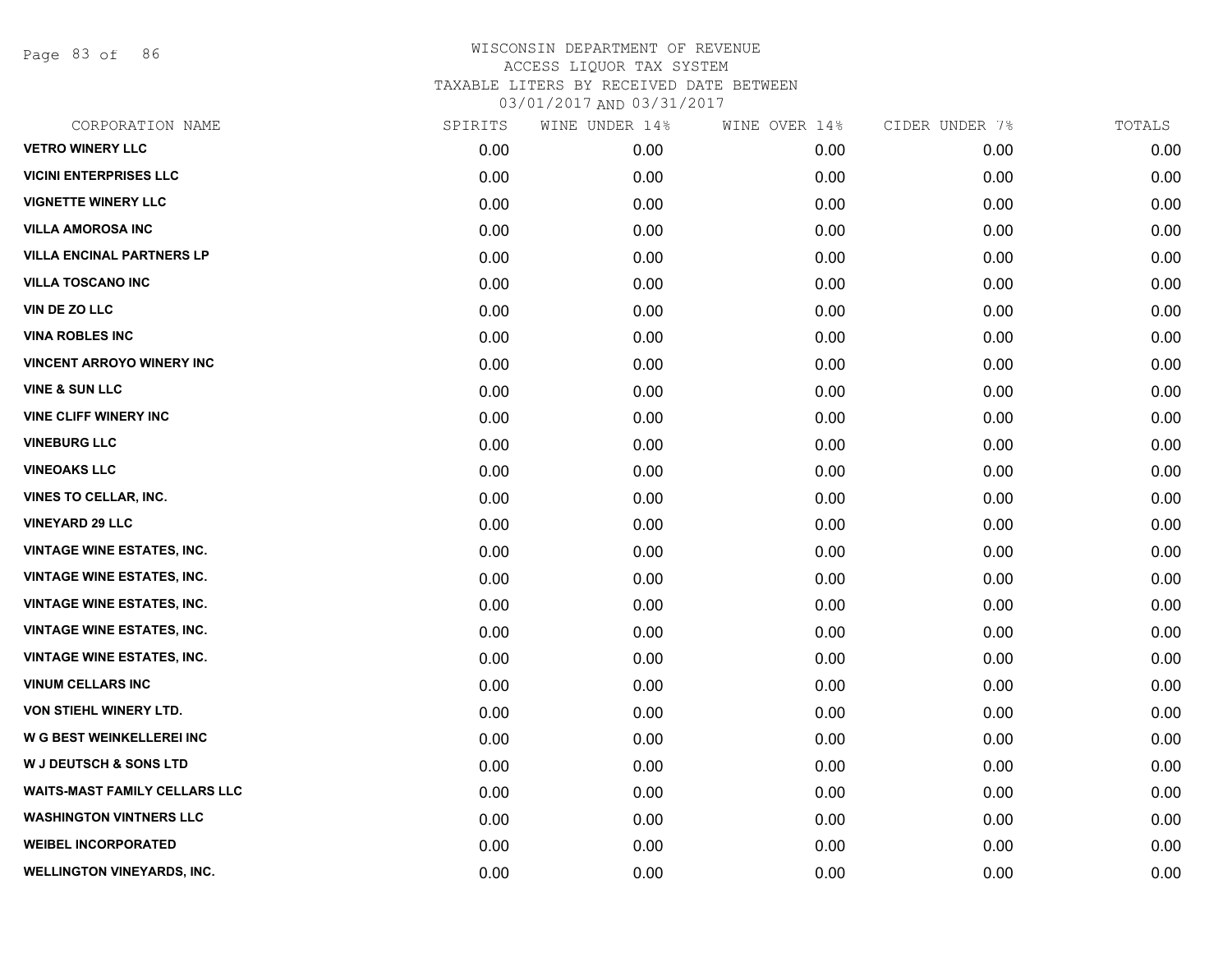WISCONSIN DEPARTMENT OF REVENUE
ACCESS LIQUOR TAX SYSTEM
TAXABLE LITERS BY RECEIVED DATE BETWEEN
03/01/2017 AND 03/31/2017

| CORPORATION NAME | SPIRITS | WINE UNDER 14% | WINE OVER 14% | CIDER UNDER 7% | TOTALS |
|---|---|---|---|---|---|
| VETRO WINERY LLC | 0.00 | 0.00 | 0.00 | 0.00 | 0.00 |
| VICINI ENTERPRISES LLC | 0.00 | 0.00 | 0.00 | 0.00 | 0.00 |
| VIGNETTE WINERY LLC | 0.00 | 0.00 | 0.00 | 0.00 | 0.00 |
| VILLA AMOROSA INC | 0.00 | 0.00 | 0.00 | 0.00 | 0.00 |
| VILLA ENCINAL PARTNERS LP | 0.00 | 0.00 | 0.00 | 0.00 | 0.00 |
| VILLA TOSCANO INC | 0.00 | 0.00 | 0.00 | 0.00 | 0.00 |
| VIN DE ZO LLC | 0.00 | 0.00 | 0.00 | 0.00 | 0.00 |
| VINA ROBLES INC | 0.00 | 0.00 | 0.00 | 0.00 | 0.00 |
| VINCENT ARROYO WINERY INC | 0.00 | 0.00 | 0.00 | 0.00 | 0.00 |
| VINE & SUN LLC | 0.00 | 0.00 | 0.00 | 0.00 | 0.00 |
| VINE CLIFF WINERY INC | 0.00 | 0.00 | 0.00 | 0.00 | 0.00 |
| VINEBURG LLC | 0.00 | 0.00 | 0.00 | 0.00 | 0.00 |
| VINEOAKS LLC | 0.00 | 0.00 | 0.00 | 0.00 | 0.00 |
| VINES TO CELLAR, INC. | 0.00 | 0.00 | 0.00 | 0.00 | 0.00 |
| VINEYARD 29 LLC | 0.00 | 0.00 | 0.00 | 0.00 | 0.00 |
| VINTAGE WINE ESTATES, INC. | 0.00 | 0.00 | 0.00 | 0.00 | 0.00 |
| VINTAGE WINE ESTATES, INC. | 0.00 | 0.00 | 0.00 | 0.00 | 0.00 |
| VINTAGE WINE ESTATES, INC. | 0.00 | 0.00 | 0.00 | 0.00 | 0.00 |
| VINTAGE WINE ESTATES, INC. | 0.00 | 0.00 | 0.00 | 0.00 | 0.00 |
| VINTAGE WINE ESTATES, INC. | 0.00 | 0.00 | 0.00 | 0.00 | 0.00 |
| VINUM CELLARS INC | 0.00 | 0.00 | 0.00 | 0.00 | 0.00 |
| VON STIEHL WINERY LTD. | 0.00 | 0.00 | 0.00 | 0.00 | 0.00 |
| W G BEST WEINKELLEREI INC | 0.00 | 0.00 | 0.00 | 0.00 | 0.00 |
| W J DEUTSCH & SONS LTD | 0.00 | 0.00 | 0.00 | 0.00 | 0.00 |
| WAITS-MAST FAMILY CELLARS LLC | 0.00 | 0.00 | 0.00 | 0.00 | 0.00 |
| WASHINGTON VINTNERS LLC | 0.00 | 0.00 | 0.00 | 0.00 | 0.00 |
| WEIBEL INCORPORATED | 0.00 | 0.00 | 0.00 | 0.00 | 0.00 |
| WELLINGTON VINEYARDS, INC. | 0.00 | 0.00 | 0.00 | 0.00 | 0.00 |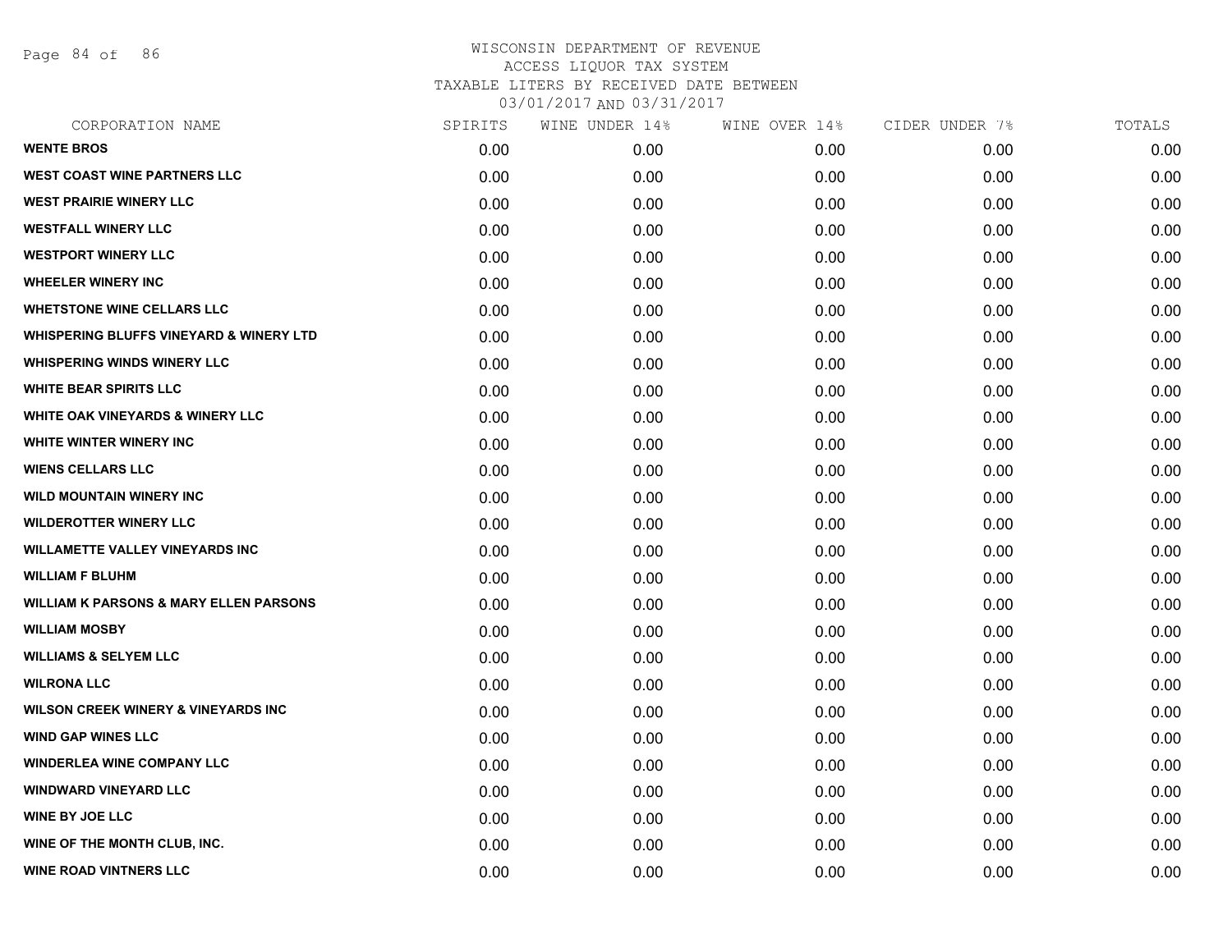# WISCONSIN DEPARTMENT OF REVENUE
## ACCESS LIQUOR TAX SYSTEM
### TAXABLE LITERS BY RECEIVED DATE BETWEEN 03/01/2017 AND 03/31/2017

| CORPORATION NAME | SPIRITS | WINE UNDER 14% | WINE OVER 14% | CIDER UNDER 7% | TOTALS |
|---|---|---|---|---|---|
| WENTE BROS | 0.00 | 0.00 | 0.00 | 0.00 | 0.00 |
| WEST COAST WINE PARTNERS LLC | 0.00 | 0.00 | 0.00 | 0.00 | 0.00 |
| WEST PRAIRIE WINERY LLC | 0.00 | 0.00 | 0.00 | 0.00 | 0.00 |
| WESTFALL WINERY LLC | 0.00 | 0.00 | 0.00 | 0.00 | 0.00 |
| WESTPORT WINERY LLC | 0.00 | 0.00 | 0.00 | 0.00 | 0.00 |
| WHEELER WINERY INC | 0.00 | 0.00 | 0.00 | 0.00 | 0.00 |
| WHETSTONE WINE CELLARS LLC | 0.00 | 0.00 | 0.00 | 0.00 | 0.00 |
| WHISPERING BLUFFS VINEYARD & WINERY LTD | 0.00 | 0.00 | 0.00 | 0.00 | 0.00 |
| WHISPERING WINDS WINERY LLC | 0.00 | 0.00 | 0.00 | 0.00 | 0.00 |
| WHITE BEAR SPIRITS LLC | 0.00 | 0.00 | 0.00 | 0.00 | 0.00 |
| WHITE OAK VINEYARDS & WINERY LLC | 0.00 | 0.00 | 0.00 | 0.00 | 0.00 |
| WHITE WINTER WINERY INC | 0.00 | 0.00 | 0.00 | 0.00 | 0.00 |
| WIENS CELLARS LLC | 0.00 | 0.00 | 0.00 | 0.00 | 0.00 |
| WILD MOUNTAIN WINERY INC | 0.00 | 0.00 | 0.00 | 0.00 | 0.00 |
| WILDEROTTER WINERY LLC | 0.00 | 0.00 | 0.00 | 0.00 | 0.00 |
| WILLAMETTE VALLEY VINEYARDS INC | 0.00 | 0.00 | 0.00 | 0.00 | 0.00 |
| WILLIAM F BLUHM | 0.00 | 0.00 | 0.00 | 0.00 | 0.00 |
| WILLIAM K PARSONS & MARY ELLEN PARSONS | 0.00 | 0.00 | 0.00 | 0.00 | 0.00 |
| WILLIAM MOSBY | 0.00 | 0.00 | 0.00 | 0.00 | 0.00 |
| WILLIAMS & SELYEM LLC | 0.00 | 0.00 | 0.00 | 0.00 | 0.00 |
| WILRONA LLC | 0.00 | 0.00 | 0.00 | 0.00 | 0.00 |
| WILSON CREEK WINERY & VINEYARDS INC | 0.00 | 0.00 | 0.00 | 0.00 | 0.00 |
| WIND GAP WINES LLC | 0.00 | 0.00 | 0.00 | 0.00 | 0.00 |
| WINDERLEA WINE COMPANY LLC | 0.00 | 0.00 | 0.00 | 0.00 | 0.00 |
| WINDWARD VINEYARD LLC | 0.00 | 0.00 | 0.00 | 0.00 | 0.00 |
| WINE BY JOE LLC | 0.00 | 0.00 | 0.00 | 0.00 | 0.00 |
| WINE OF THE MONTH CLUB, INC. | 0.00 | 0.00 | 0.00 | 0.00 | 0.00 |
| WINE ROAD VINTNERS LLC | 0.00 | 0.00 | 0.00 | 0.00 | 0.00 |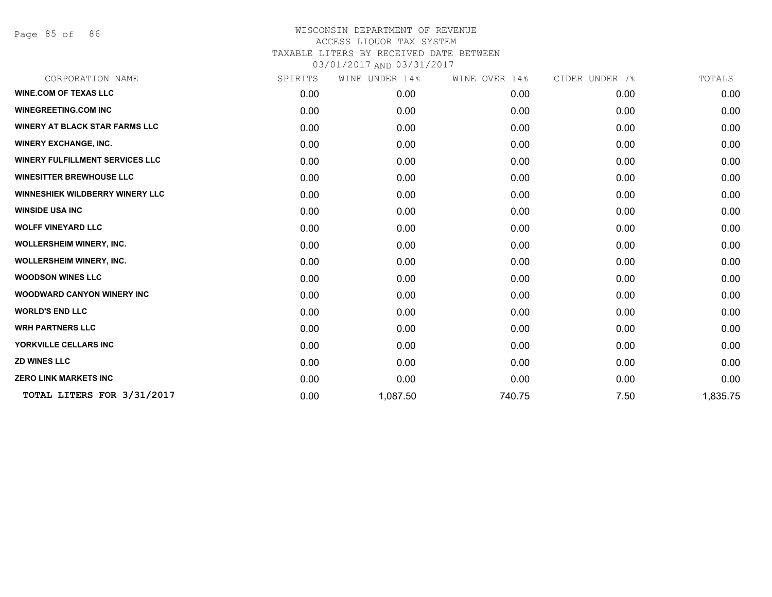# WISCONSIN DEPARTMENT OF REVENUE
ACCESS LIQUOR TAX SYSTEM
TAXABLE LITERS BY RECEIVED DATE BETWEEN
03/01/2017 AND 03/31/2017

| CORPORATION NAME | SPIRITS | WINE UNDER 14% | WINE OVER 14% | CIDER UNDER 7% | TOTALS |
|---|---|---|---|---|---|
| **WINE.COM OF TEXAS LLC** | 0.00 | 0.00 | 0.00 | 0.00 | 0.00 |
| **WINEGREETING.COM INC** | 0.00 | 0.00 | 0.00 | 0.00 | 0.00 |
| **WINERY AT BLACK STAR FARMS LLC** | 0.00 | 0.00 | 0.00 | 0.00 | 0.00 |
| **WINERY EXCHANGE, INC.** | 0.00 | 0.00 | 0.00 | 0.00 | 0.00 |
| **WINERY FULFILLMENT SERVICES LLC** | 0.00 | 0.00 | 0.00 | 0.00 | 0.00 |
| **WINESITTER BREWHOUSE LLC** | 0.00 | 0.00 | 0.00 | 0.00 | 0.00 |
| **WINNESHIEK WILDBERRY WINERY LLC** | 0.00 | 0.00 | 0.00 | 0.00 | 0.00 |
| **WINSIDE USA INC** | 0.00 | 0.00 | 0.00 | 0.00 | 0.00 |
| **WOLFF VINEYARD LLC** | 0.00 | 0.00 | 0.00 | 0.00 | 0.00 |
| **WOLLERSHEIM WINERY, INC.** | 0.00 | 0.00 | 0.00 | 0.00 | 0.00 |
| **WOLLERSHEIM WINERY, INC.** | 0.00 | 0.00 | 0.00 | 0.00 | 0.00 |
| **WOODSON WINES LLC** | 0.00 | 0.00 | 0.00 | 0.00 | 0.00 |
| **WOODWARD CANYON WINERY INC** | 0.00 | 0.00 | 0.00 | 0.00 | 0.00 |
| **WORLD'S END LLC** | 0.00 | 0.00 | 0.00 | 0.00 | 0.00 |
| **WRH PARTNERS LLC** | 0.00 | 0.00 | 0.00 | 0.00 | 0.00 |
| **YORKVILLE CELLARS INC** | 0.00 | 0.00 | 0.00 | 0.00 | 0.00 |
| **ZD WINES LLC** | 0.00 | 0.00 | 0.00 | 0.00 | 0.00 |
| **ZERO LINK MARKETS INC** | 0.00 | 0.00 | 0.00 | 0.00 | 0.00 |
| **TOTAL LITERS FOR 3/31/2017** | 0.00 | 1,087.50 | 740.75 | 7.50 | 1,835.75 |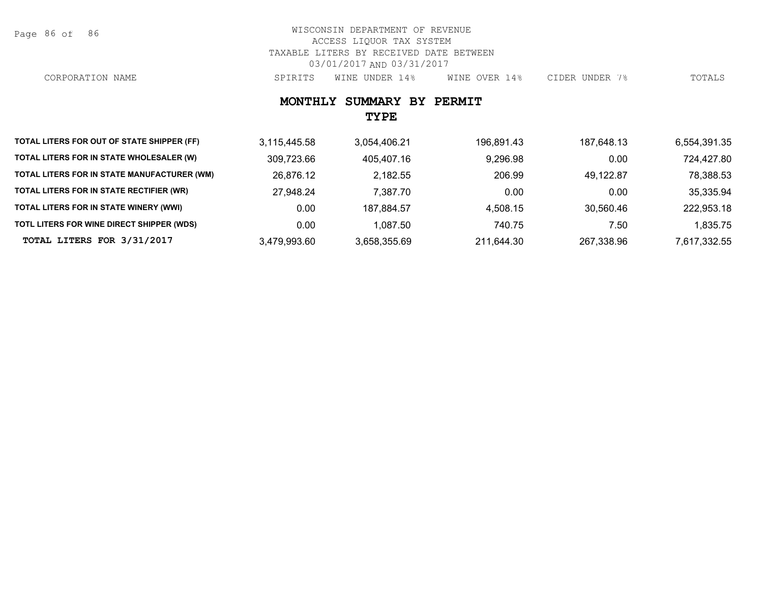WISCONSIN DEPARTMENT OF REVENUE
ACCESS LIQUOR TAX SYSTEM
TAXABLE LITERS BY RECEIVED DATE BETWEEN
03/01/2017 AND 03/31/2017

## MONTHLY SUMMARY BY PERMIT TYPE

| CORPORATION NAME | SPIRITS | WINE UNDER 14% | WINE OVER 14% | CIDER UNDER 7% | TOTALS |
|---|---|---|---|---|---|
| TOTAL LITERS FOR OUT OF STATE SHIPPER (FF) | 3,115,445.58 | 3,054,406.21 | 196,891.43 | 187,648.13 | 6,554,391.35 |
| TOTAL LITERS FOR IN STATE WHOLESALER (W) | 309,723.66 | 405,407.16 | 9,296.98 | 0.00 | 724,427.80 |
| TOTAL LITERS FOR IN STATE MANUFACTURER (WM) | 26,876.12 | 2,182.55 | 206.99 | 49,122.87 | 78,388.53 |
| TOTAL LITERS FOR IN STATE RECTIFIER (WR) | 27,948.24 | 7,387.70 | 0.00 | 0.00 | 35,335.94 |
| TOTAL LITERS FOR IN STATE WINERY (WWI) | 0.00 | 187,884.57 | 4,508.15 | 30,560.46 | 222,953.18 |
| TOTL LITERS FOR WINE DIRECT SHIPPER (WDS) | 0.00 | 1,087.50 | 740.75 | 7.50 | 1,835.75 |
| **TOTAL LITERS FOR 3/31/2017** | 3,479,993.60 | 3,658,355.69 | 211,644.30 | 267,338.96 | 7,617,332.55 |